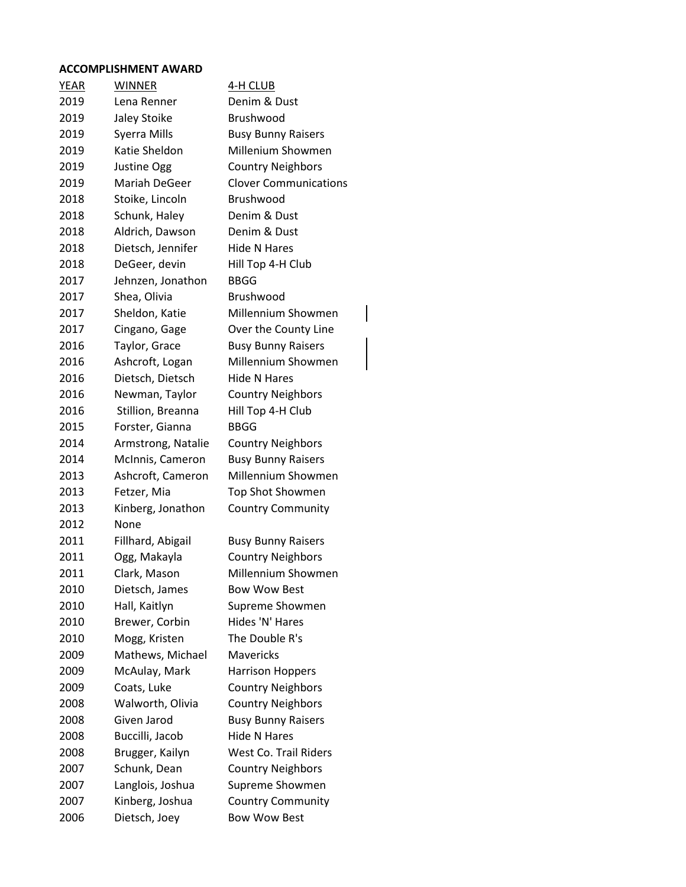**ACCOMPLISHMENT AWARD**

| YEAR | WINNER | 4-H CLUB |
|---|---|---|
| 2019 | Lena Renner | Denim & Dust |
| 2019 | Jaley Stoike | Brushwood |
| 2019 | Syerra Mills | Busy Bunny Raisers |
| 2019 | Katie Sheldon | Millenium Showmen |
| 2019 | Justine Ogg | Country Neighbors |
| 2019 | Mariah DeGeer | Clover Communications |
| 2018 | Stoike, Lincoln | Brushwood |
| 2018 | Schunk, Haley | Denim & Dust |
| 2018 | Aldrich, Dawson | Denim & Dust |
| 2018 | Dietsch, Jennifer | Hide N Hares |
| 2018 | DeGeer, devin | Hill Top 4-H Club |
| 2017 | Jehnzen, Jonathon | BBGG |
| 2017 | Shea, Olivia | Brushwood |
| 2017 | Sheldon, Katie | Millennium Showmen |
| 2017 | Cingano, Gage | Over the County Line |
| 2016 | Taylor, Grace | Busy Bunny Raisers |
| 2016 | Ashcroft, Logan | Millennium Showmen |
| 2016 | Dietsch, Dietsch | Hide N Hares |
| 2016 | Newman, Taylor | Country Neighbors |
| 2016 | Stillion, Breanna | Hill Top 4-H Club |
| 2015 | Forster, Gianna | BBGG |
| 2014 | Armstrong, Natalie | Country Neighbors |
| 2014 | McInnis, Cameron | Busy Bunny Raisers |
| 2013 | Ashcroft, Cameron | Millennium Showmen |
| 2013 | Fetzer, Mia | Top Shot Showmen |
| 2013 | Kinberg, Jonathon | Country Community |
| 2012 | None | |
| 2011 | Fillhard, Abigail | Busy Bunny Raisers |
| 2011 | Ogg, Makayla | Country Neighbors |
| 2011 | Clark, Mason | Millennium Showmen |
| 2010 | Dietsch, James | Bow Wow Best |
| 2010 | Hall, Kaitlyn | Supreme Showmen |
| 2010 | Brewer, Corbin | Hides 'N' Hares |
| 2010 | Mogg, Kristen | The Double R's |
| 2009 | Mathews, Michael | Mavericks |
| 2009 | McAulay, Mark | Harrison Hoppers |
| 2009 | Coats, Luke | Country Neighbors |
| 2008 | Walworth, Olivia | Country Neighbors |
| 2008 | Given Jarod | Busy Bunny Raisers |
| 2008 | Buccilli, Jacob | Hide N Hares |
| 2008 | Brugger, Kailyn | West Co. Trail Riders |
| 2007 | Schunk, Dean | Country Neighbors |
| 2007 | Langlois, Joshua | Supreme Showmen |
| 2007 | Kinberg, Joshua | Country Community |
| 2006 | Dietsch, Joey | Bow Wow Best |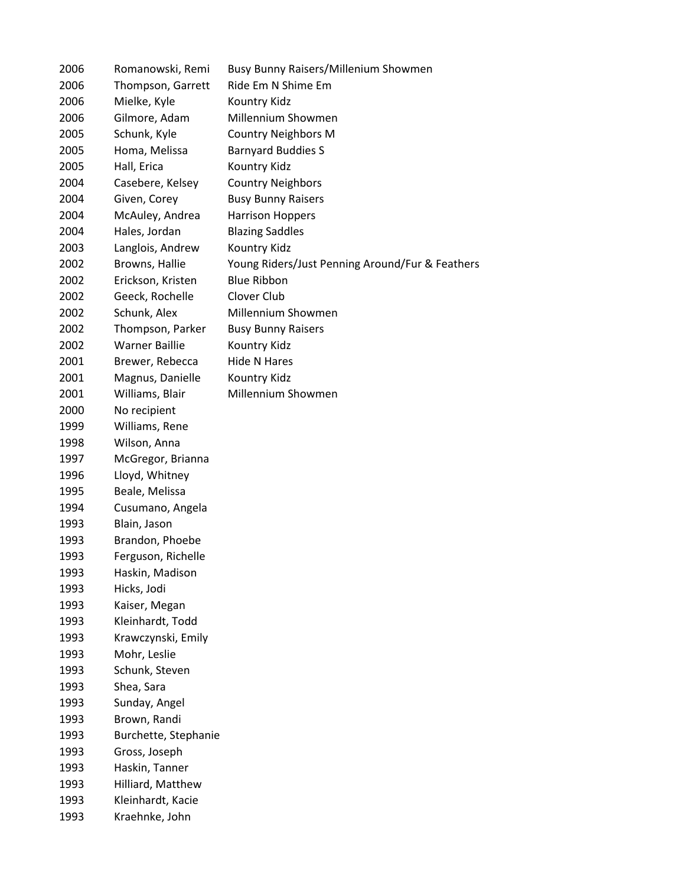| | | |
|---|---|---|
| 2006 | Romanowski, Remi | Busy Bunny Raisers/Millenium Showmen |
| 2006 | Thompson, Garrett | Ride Em N Shime Em |
| 2006 | Mielke, Kyle | Kountry Kidz |
| 2006 | Gilmore, Adam | Millennium Showmen |
| 2005 | Schunk, Kyle | Country Neighbors M |
| 2005 | Homa, Melissa | Barnyard Buddies S |
| 2005 | Hall, Erica | Kountry Kidz |
| 2004 | Casebere, Kelsey | Country Neighbors |
| 2004 | Given, Corey | Busy Bunny Raisers |
| 2004 | McAuley, Andrea | Harrison Hoppers |
| 2004 | Hales, Jordan | Blazing Saddles |
| 2003 | Langlois, Andrew | Kountry Kidz |
| 2002 | Browns, Hallie | Young Riders/Just Penning Around/Fur & Feathers |
| 2002 | Erickson, Kristen | Blue Ribbon |
| 2002 | Geeck, Rochelle | Clover Club |
| 2002 | Schunk, Alex | Millennium Showmen |
| 2002 | Thompson, Parker | Busy Bunny Raisers |
| 2002 | Warner Baillie | Kountry Kidz |
| 2001 | Brewer, Rebecca | Hide N Hares |
| 2001 | Magnus, Danielle | Kountry Kidz |
| 2001 | Williams, Blair | Millennium Showmen |
| 2000 | No recipient | |
| 1999 | Williams, Rene | |
| 1998 | Wilson, Anna | |
| 1997 | McGregor, Brianna | |
| 1996 | Lloyd, Whitney | |
| 1995 | Beale, Melissa | |
| 1994 | Cusumano, Angela | |
| 1993 | Blain, Jason | |
| 1993 | Brandon, Phoebe | |
| 1993 | Ferguson, Richelle | |
| 1993 | Haskin, Madison | |
| 1993 | Hicks, Jodi | |
| 1993 | Kaiser, Megan | |
| 1993 | Kleinhardt, Todd | |
| 1993 | Krawczynski, Emily | |
| 1993 | Mohr, Leslie | |
| 1993 | Schunk, Steven | |
| 1993 | Shea, Sara | |
| 1993 | Sunday, Angel | |
| 1993 | Brown, Randi | |
| 1993 | Burchette, Stephanie | |
| 1993 | Gross, Joseph | |
| 1993 | Haskin, Tanner | |
| 1993 | Hilliard, Matthew | |
| 1993 | Kleinhardt, Kacie | |
| 1993 | Kraehnke, John | |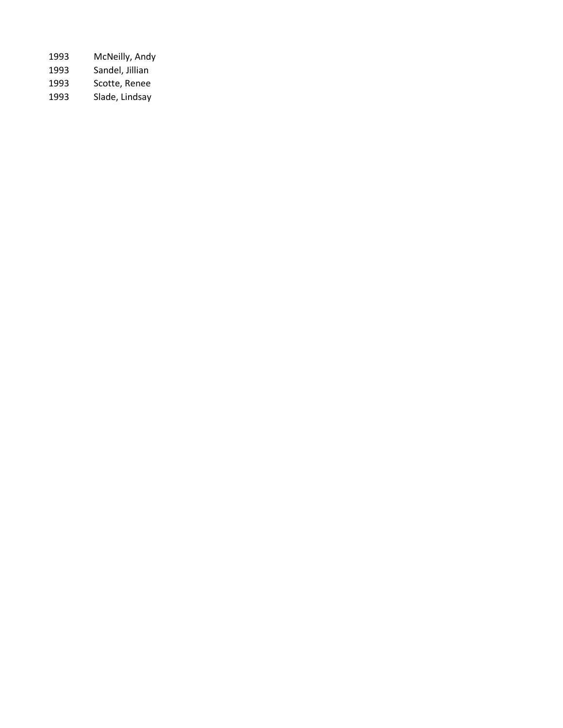| | |
|---|---|
| 1993 | McNeilly, Andy |
| 1993 | Sandel, Jillian |
| 1993 | Scotte, Renee |
| 1993 | Slade, Lindsay |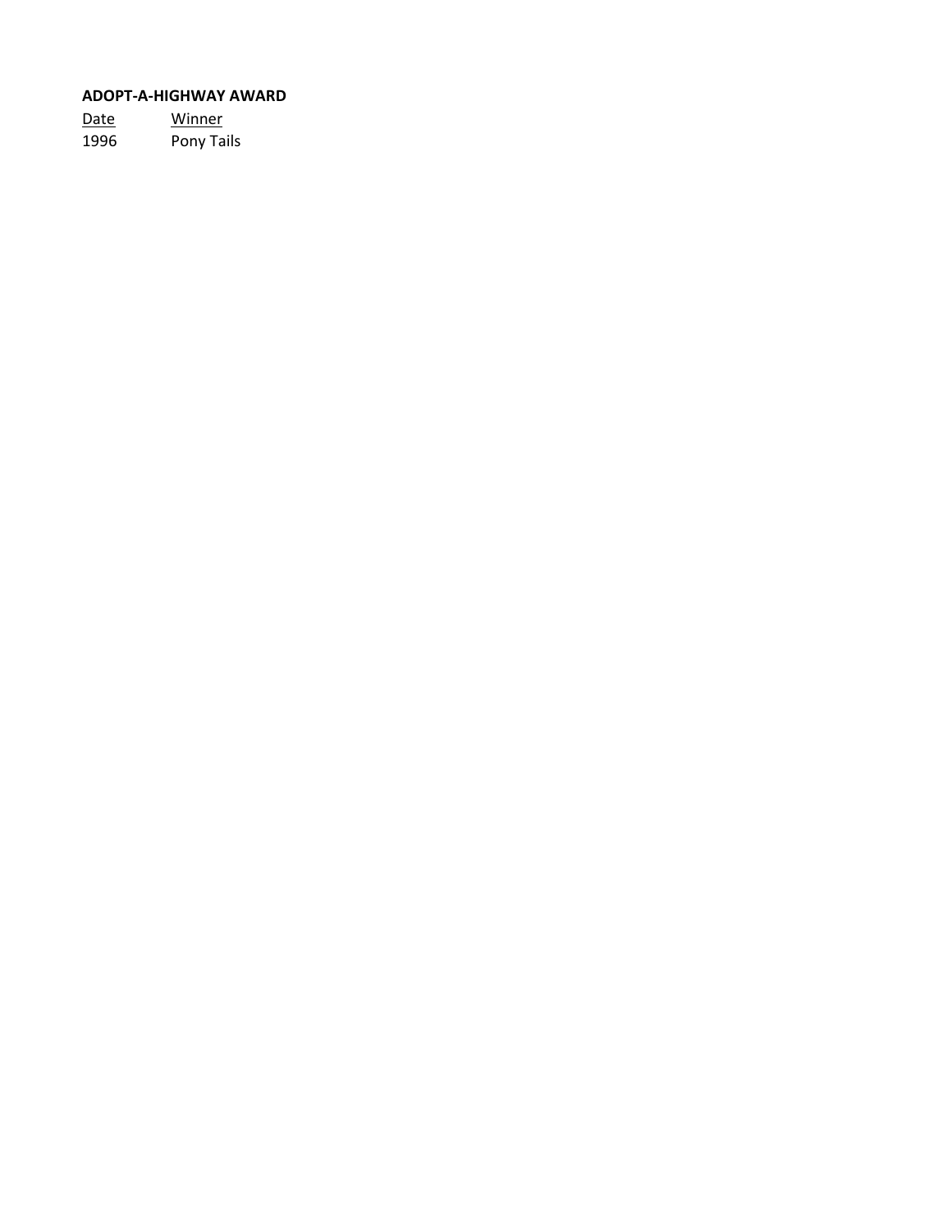**ADOPT-A-HIGHWAY AWARD**

| Date | Winner |
|---|---|
| 1996 | Pony Tails |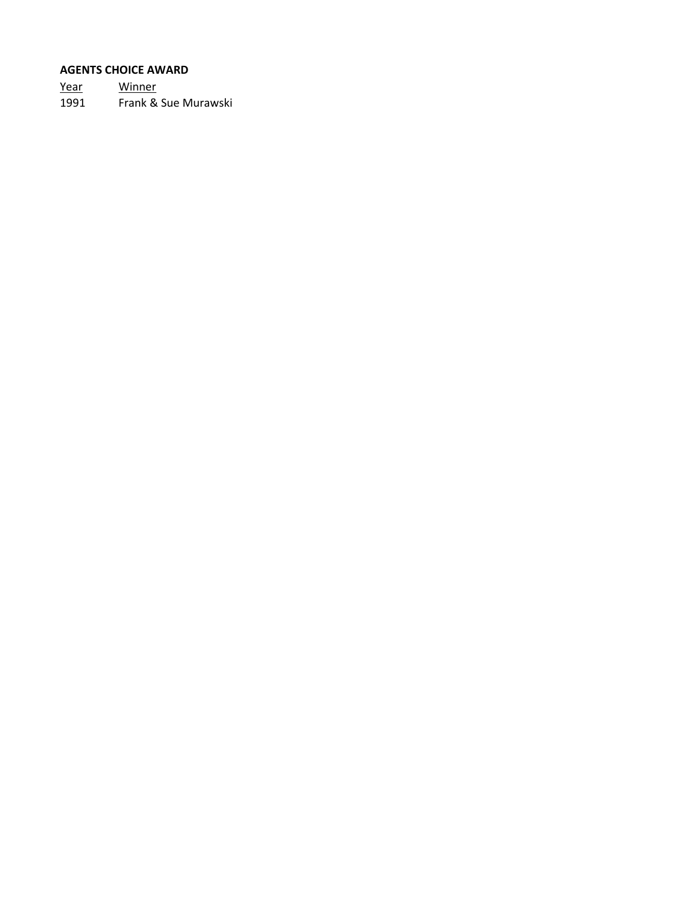**AGENTS CHOICE AWARD**

| Year | Winner |
| --- | --- |
| 1991 | Frank & Sue Murawski |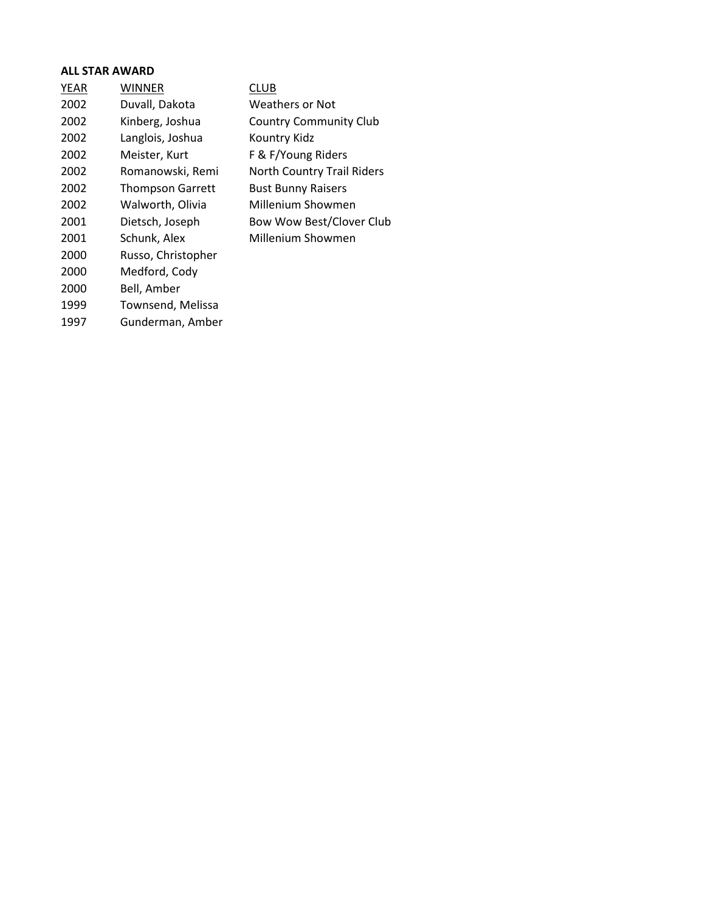**ALL STAR AWARD**

| YEAR | WINNER | CLUB |
|---|---|---|
| 2002 | Duvall, Dakota | Weathers or Not |
| 2002 | Kinberg, Joshua | Country Community Club |
| 2002 | Langlois, Joshua | Kountry Kidz |
| 2002 | Meister, Kurt | F & F/Young Riders |
| 2002 | Romanowski, Remi | North Country Trail Riders |
| 2002 | Thompson Garrett | Bust Bunny Raisers |
| 2002 | Walworth, Olivia | Millenium Showmen |
| 2001 | Dietsch, Joseph | Bow Wow Best/Clover Club |
| 2001 | Schunk, Alex | Millenium Showmen |
| 2000 | Russo, Christopher | |
| 2000 | Medford, Cody | |
| 2000 | Bell, Amber | |
| 1999 | Townsend, Melissa | |
| 1997 | Gunderman, Amber | |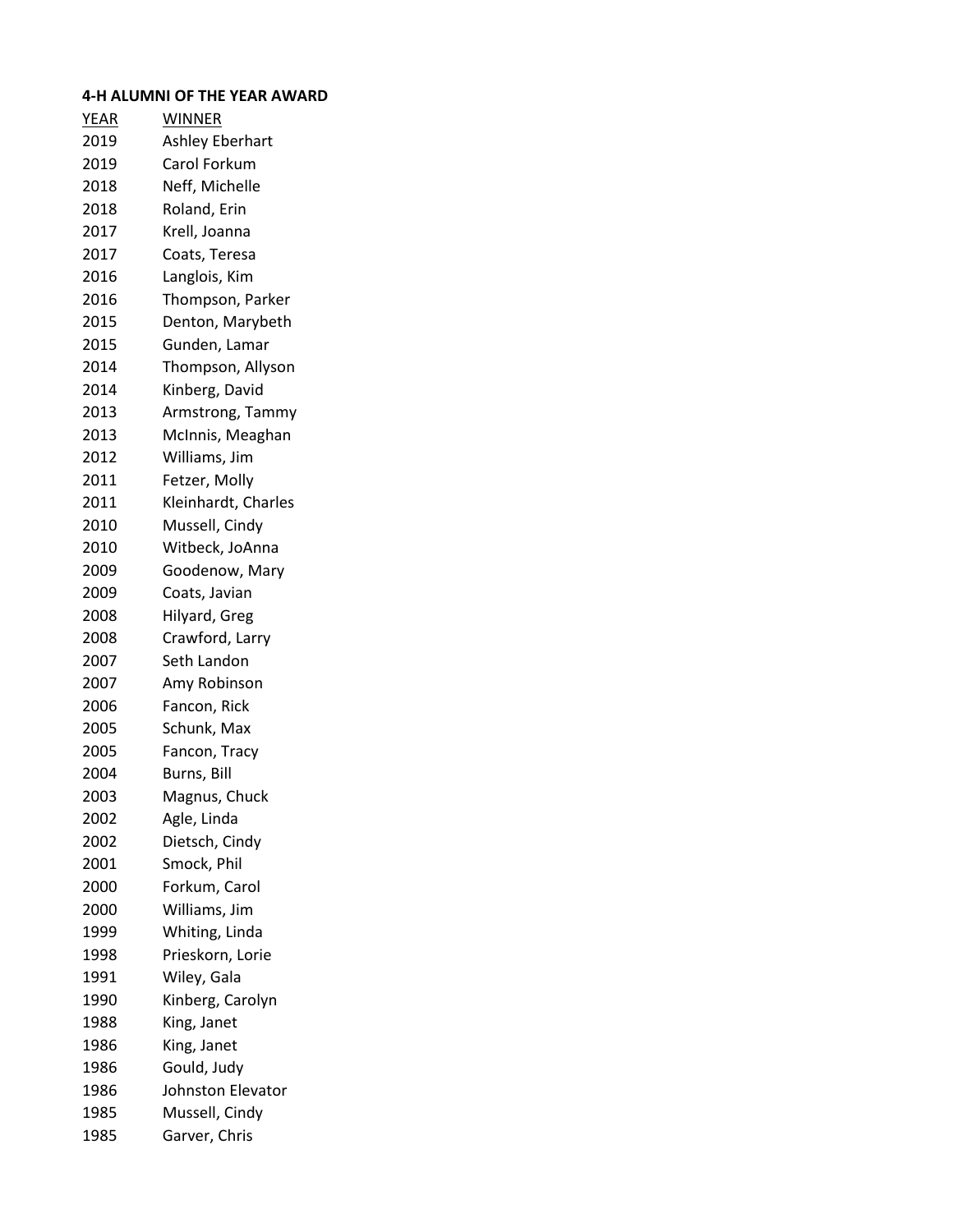**4-H ALUMNI OF THE YEAR AWARD**

| YEAR | WINNER |
|---|---|
| 2019 | Ashley Eberhart |
| 2019 | Carol Forkum |
| 2018 | Neff, Michelle |
| 2018 | Roland, Erin |
| 2017 | Krell, Joanna |
| 2017 | Coats, Teresa |
| 2016 | Langlois, Kim |
| 2016 | Thompson, Parker |
| 2015 | Denton, Marybeth |
| 2015 | Gunden, Lamar |
| 2014 | Thompson, Allyson |
| 2014 | Kinberg, David |
| 2013 | Armstrong, Tammy |
| 2013 | McInnis, Meaghan |
| 2012 | Williams, Jim |
| 2011 | Fetzer, Molly |
| 2011 | Kleinhardt, Charles |
| 2010 | Mussell, Cindy |
| 2010 | Witbeck, JoAnna |
| 2009 | Goodenow, Mary |
| 2009 | Coats, Javian |
| 2008 | Hilyard, Greg |
| 2008 | Crawford, Larry |
| 2007 | Seth Landon |
| 2007 | Amy Robinson |
| 2006 | Fancon, Rick |
| 2005 | Schunk, Max |
| 2005 | Fancon, Tracy |
| 2004 | Burns, Bill |
| 2003 | Magnus, Chuck |
| 2002 | Agle, Linda |
| 2002 | Dietsch, Cindy |
| 2001 | Smock, Phil |
| 2000 | Forkum, Carol |
| 2000 | Williams, Jim |
| 1999 | Whiting, Linda |
| 1998 | Prieskorn, Lorie |
| 1991 | Wiley, Gala |
| 1990 | Kinberg, Carolyn |
| 1988 | King, Janet |
| 1986 | King, Janet |
| 1986 | Gould, Judy |
| 1986 | Johnston Elevator |
| 1985 | Mussell, Cindy |
| 1985 | Garver, Chris |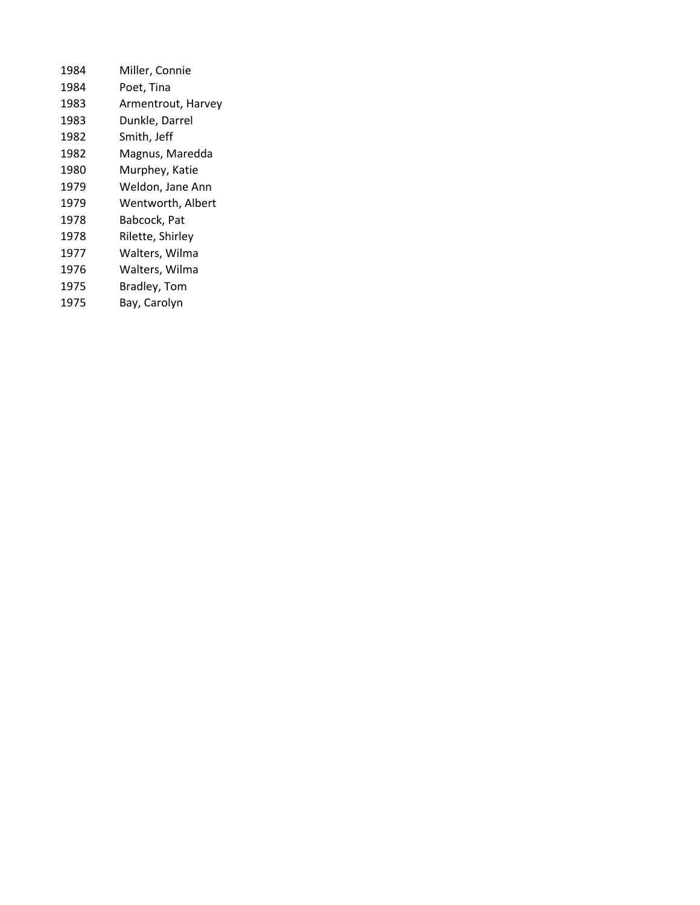| | |
|---|---|
| 1984 | Miller, Connie |
| 1984 | Poet, Tina |
| 1983 | Armentrout, Harvey |
| 1983 | Dunkle, Darrel |
| 1982 | Smith, Jeff |
| 1982 | Magnus, Maredda |
| 1980 | Murphey, Katie |
| 1979 | Weldon, Jane Ann |
| 1979 | Wentworth, Albert |
| 1978 | Babcock, Pat |
| 1978 | Rilette, Shirley |
| 1977 | Walters, Wilma |
| 1976 | Walters, Wilma |
| 1975 | Bradley, Tom |
| 1975 | Bay, Carolyn |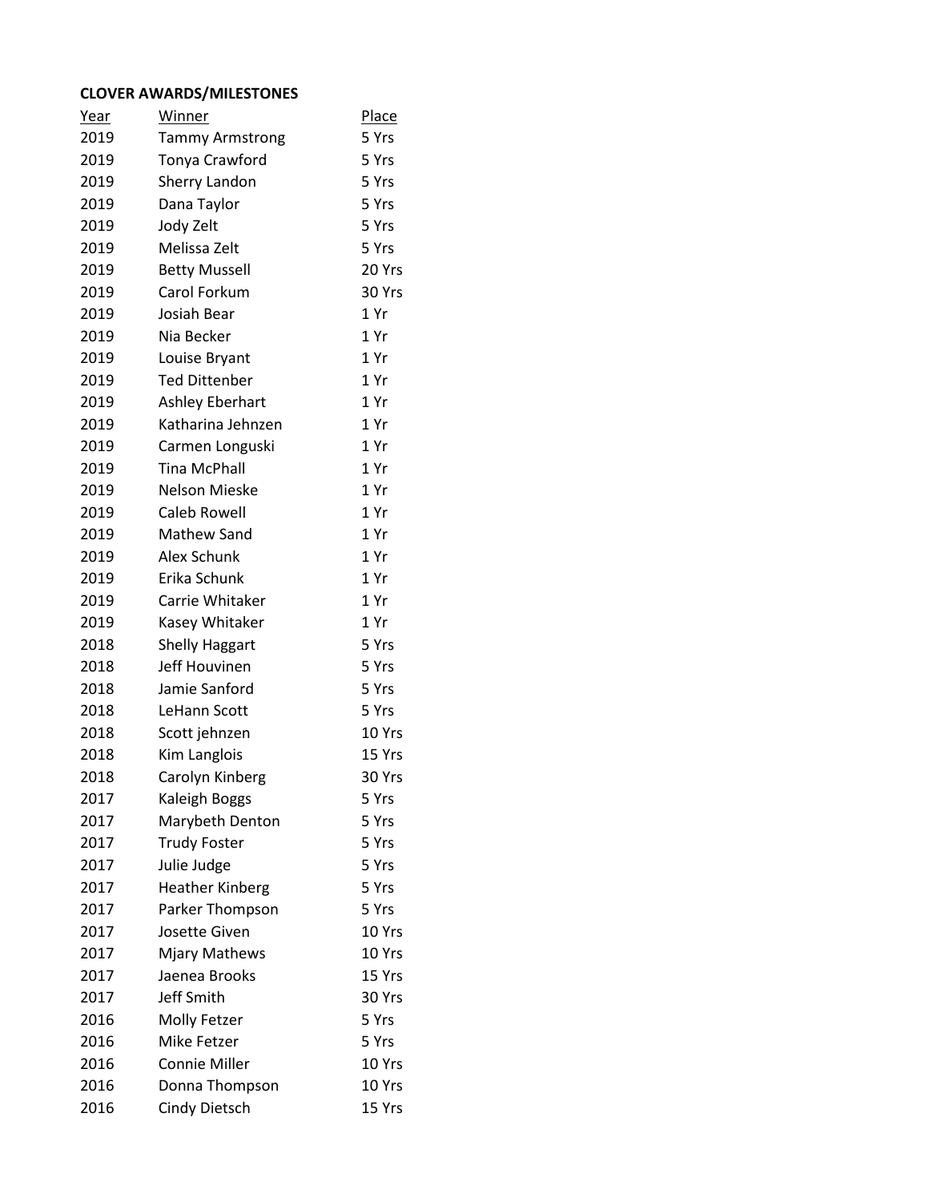**CLOVER AWARDS/MILESTONES**

| Year | Winner | Place |
|---|---|---|
| 2019 | Tammy Armstrong | 5 Yrs |
| 2019 | Tonya Crawford | 5 Yrs |
| 2019 | Sherry Landon | 5 Yrs |
| 2019 | Dana Taylor | 5 Yrs |
| 2019 | Jody Zelt | 5 Yrs |
| 2019 | Melissa Zelt | 5 Yrs |
| 2019 | Betty Mussell | 20 Yrs |
| 2019 | Carol Forkum | 30 Yrs |
| 2019 | Josiah Bear | 1 Yr |
| 2019 | Nia Becker | 1 Yr |
| 2019 | Louise Bryant | 1 Yr |
| 2019 | Ted Dittenber | 1 Yr |
| 2019 | Ashley Eberhart | 1 Yr |
| 2019 | Katharina Jehnzen | 1 Yr |
| 2019 | Carmen Longuski | 1 Yr |
| 2019 | Tina McPhall | 1 Yr |
| 2019 | Nelson Mieske | 1 Yr |
| 2019 | Caleb Rowell | 1 Yr |
| 2019 | Mathew Sand | 1 Yr |
| 2019 | Alex Schunk | 1 Yr |
| 2019 | Erika Schunk | 1 Yr |
| 2019 | Carrie Whitaker | 1 Yr |
| 2019 | Kasey Whitaker | 1 Yr |
| 2018 | Shelly Haggart | 5 Yrs |
| 2018 | Jeff Houvinen | 5 Yrs |
| 2018 | Jamie Sanford | 5 Yrs |
| 2018 | LeHann Scott | 5 Yrs |
| 2018 | Scott jehnzen | 10 Yrs |
| 2018 | Kim Langlois | 15 Yrs |
| 2018 | Carolyn Kinberg | 30 Yrs |
| 2017 | Kaleigh Boggs | 5 Yrs |
| 2017 | Marybeth Denton | 5 Yrs |
| 2017 | Trudy Foster | 5 Yrs |
| 2017 | Julie Judge | 5 Yrs |
| 2017 | Heather Kinberg | 5 Yrs |
| 2017 | Parker Thompson | 5 Yrs |
| 2017 | Josette Given | 10 Yrs |
| 2017 | Mjary Mathews | 10 Yrs |
| 2017 | Jaenea Brooks | 15 Yrs |
| 2017 | Jeff Smith | 30 Yrs |
| 2016 | Molly Fetzer | 5 Yrs |
| 2016 | Mike Fetzer | 5 Yrs |
| 2016 | Connie Miller | 10 Yrs |
| 2016 | Donna Thompson | 10 Yrs |
| 2016 | Cindy Dietsch | 15 Yrs |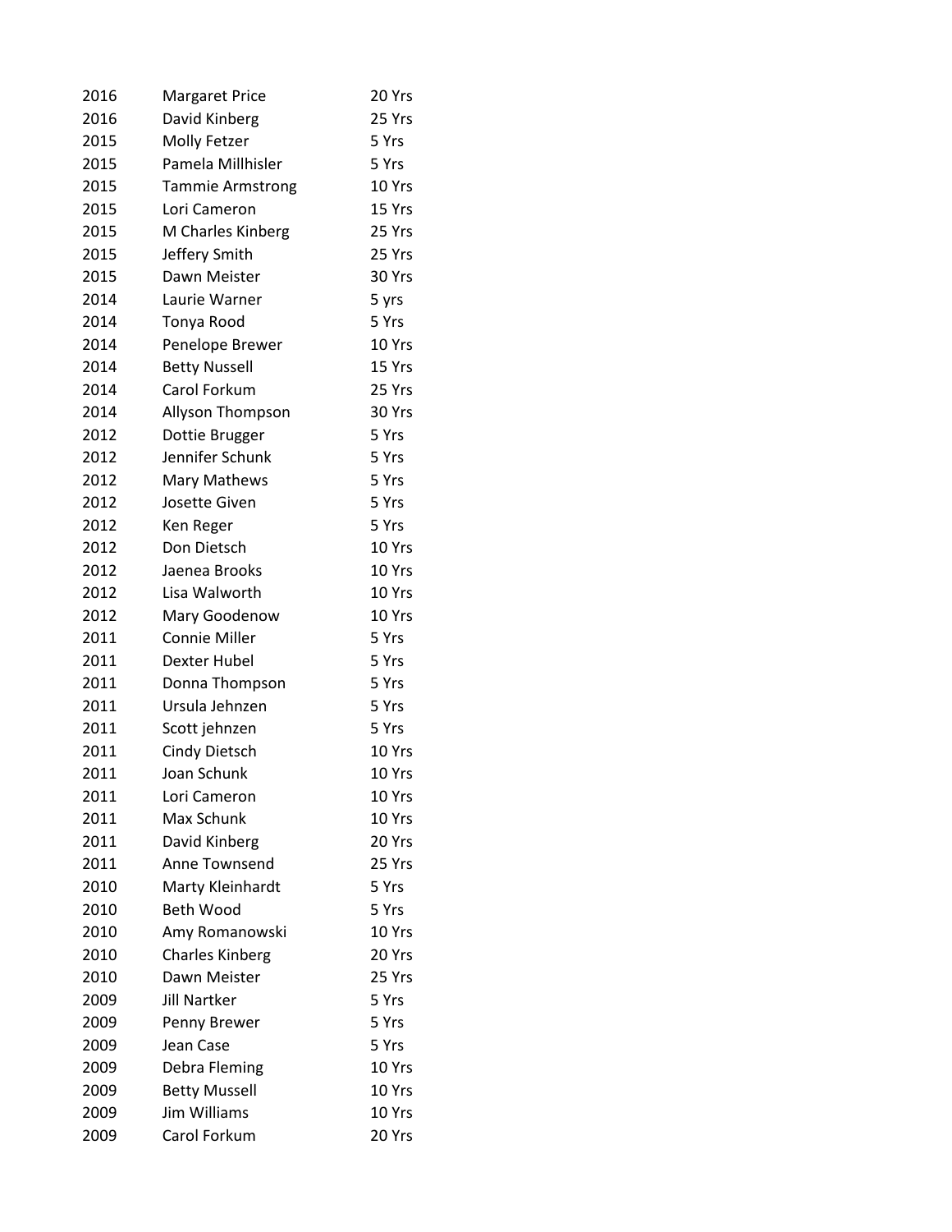| | | |
|---|---|---|
| 2016 | Margaret Price | 20 Yrs |
| 2016 | David Kinberg | 25 Yrs |
| 2015 | Molly Fetzer | 5 Yrs |
| 2015 | Pamela Millhisler | 5 Yrs |
| 2015 | Tammie Armstrong | 10 Yrs |
| 2015 | Lori Cameron | 15 Yrs |
| 2015 | M Charles Kinberg | 25 Yrs |
| 2015 | Jeffery Smith | 25 Yrs |
| 2015 | Dawn Meister | 30 Yrs |
| 2014 | Laurie Warner | 5 yrs |
| 2014 | Tonya Rood | 5 Yrs |
| 2014 | Penelope Brewer | 10 Yrs |
| 2014 | Betty Nussell | 15 Yrs |
| 2014 | Carol Forkum | 25 Yrs |
| 2014 | Allyson Thompson | 30 Yrs |
| 2012 | Dottie Brugger | 5 Yrs |
| 2012 | Jennifer Schunk | 5 Yrs |
| 2012 | Mary Mathews | 5 Yrs |
| 2012 | Josette Given | 5 Yrs |
| 2012 | Ken Reger | 5 Yrs |
| 2012 | Don Dietsch | 10 Yrs |
| 2012 | Jaenea Brooks | 10 Yrs |
| 2012 | Lisa Walworth | 10 Yrs |
| 2012 | Mary Goodenow | 10 Yrs |
| 2011 | Connie Miller | 5 Yrs |
| 2011 | Dexter Hubel | 5 Yrs |
| 2011 | Donna Thompson | 5 Yrs |
| 2011 | Ursula Jehnzen | 5 Yrs |
| 2011 | Scott jehnzen | 5 Yrs |
| 2011 | Cindy Dietsch | 10 Yrs |
| 2011 | Joan Schunk | 10 Yrs |
| 2011 | Lori Cameron | 10 Yrs |
| 2011 | Max Schunk | 10 Yrs |
| 2011 | David Kinberg | 20 Yrs |
| 2011 | Anne Townsend | 25 Yrs |
| 2010 | Marty Kleinhardt | 5 Yrs |
| 2010 | Beth Wood | 5 Yrs |
| 2010 | Amy Romanowski | 10 Yrs |
| 2010 | Charles Kinberg | 20 Yrs |
| 2010 | Dawn Meister | 25 Yrs |
| 2009 | Jill Nartker | 5 Yrs |
| 2009 | Penny Brewer | 5 Yrs |
| 2009 | Jean Case | 5 Yrs |
| 2009 | Debra Fleming | 10 Yrs |
| 2009 | Betty Mussell | 10 Yrs |
| 2009 | Jim Williams | 10 Yrs |
| 2009 | Carol Forkum | 20 Yrs |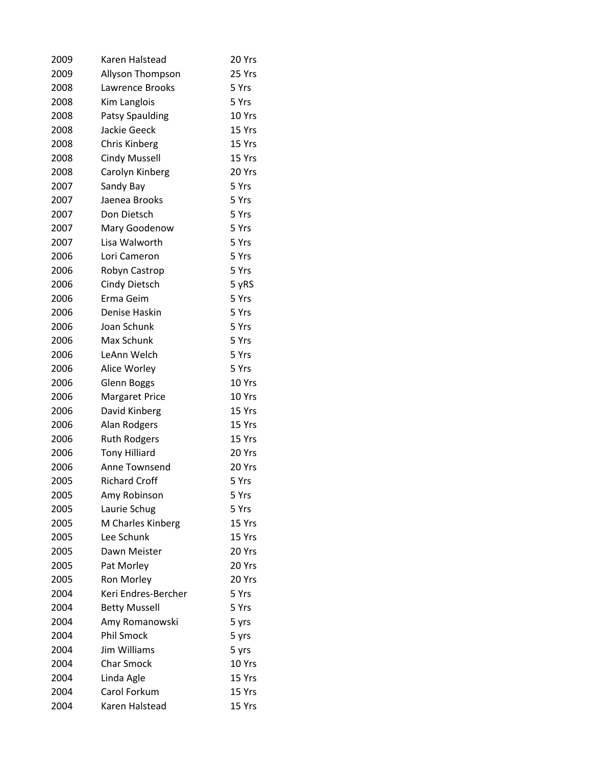| | | |
|---|---|---|
| 2009 | Karen Halstead | 20 Yrs |
| 2009 | Allyson Thompson | 25 Yrs |
| 2008 | Lawrence Brooks | 5 Yrs |
| 2008 | Kim Langlois | 5 Yrs |
| 2008 | Patsy Spaulding | 10 Yrs |
| 2008 | Jackie Geeck | 15 Yrs |
| 2008 | Chris Kinberg | 15 Yrs |
| 2008 | Cindy Mussell | 15 Yrs |
| 2008 | Carolyn Kinberg | 20 Yrs |
| 2007 | Sandy Bay | 5 Yrs |
| 2007 | Jaenea Brooks | 5 Yrs |
| 2007 | Don Dietsch | 5 Yrs |
| 2007 | Mary Goodenow | 5 Yrs |
| 2007 | Lisa Walworth | 5 Yrs |
| 2006 | Lori Cameron | 5 Yrs |
| 2006 | Robyn Castrop | 5 Yrs |
| 2006 | Cindy Dietsch | 5 yRS |
| 2006 | Erma Geim | 5 Yrs |
| 2006 | Denise Haskin | 5 Yrs |
| 2006 | Joan Schunk | 5 Yrs |
| 2006 | Max Schunk | 5 Yrs |
| 2006 | LeAnn Welch | 5 Yrs |
| 2006 | Alice Worley | 5 Yrs |
| 2006 | Glenn Boggs | 10 Yrs |
| 2006 | Margaret Price | 10 Yrs |
| 2006 | David Kinberg | 15 Yrs |
| 2006 | Alan Rodgers | 15 Yrs |
| 2006 | Ruth Rodgers | 15 Yrs |
| 2006 | Tony Hilliard | 20 Yrs |
| 2006 | Anne Townsend | 20 Yrs |
| 2005 | Richard Croff | 5 Yrs |
| 2005 | Amy Robinson | 5 Yrs |
| 2005 | Laurie Schug | 5 Yrs |
| 2005 | M Charles Kinberg | 15 Yrs |
| 2005 | Lee Schunk | 15 Yrs |
| 2005 | Dawn Meister | 20 Yrs |
| 2005 | Pat Morley | 20 Yrs |
| 2005 | Ron Morley | 20 Yrs |
| 2004 | Keri Endres-Bercher | 5 Yrs |
| 2004 | Betty Mussell | 5 Yrs |
| 2004 | Amy Romanowski | 5 yrs |
| 2004 | Phil Smock | 5 yrs |
| 2004 | Jim Williams | 5 yrs |
| 2004 | Char Smock | 10 Yrs |
| 2004 | Linda Agle | 15 Yrs |
| 2004 | Carol Forkum | 15 Yrs |
| 2004 | Karen Halstead | 15 Yrs |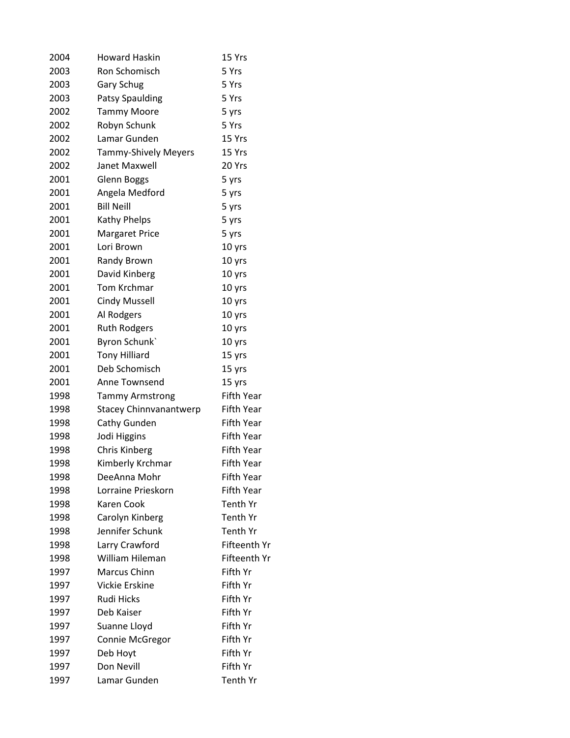| | | |
|---|---|---|
| 2004 | Howard Haskin | 15 Yrs |
| 2003 | Ron Schomisch | 5 Yrs |
| 2003 | Gary Schug | 5 Yrs |
| 2003 | Patsy Spaulding | 5 Yrs |
| 2002 | Tammy Moore | 5 yrs |
| 2002 | Robyn Schunk | 5 Yrs |
| 2002 | Lamar Gunden | 15 Yrs |
| 2002 | Tammy-Shively Meyers | 15 Yrs |
| 2002 | Janet Maxwell | 20 Yrs |
| 2001 | Glenn Boggs | 5 yrs |
| 2001 | Angela Medford | 5 yrs |
| 2001 | Bill Neill | 5 yrs |
| 2001 | Kathy Phelps | 5 yrs |
| 2001 | Margaret Price | 5 yrs |
| 2001 | Lori Brown | 10 yrs |
| 2001 | Randy Brown | 10 yrs |
| 2001 | David Kinberg | 10 yrs |
| 2001 | Tom Krchmar | 10 yrs |
| 2001 | Cindy Mussell | 10 yrs |
| 2001 | Al Rodgers | 10 yrs |
| 2001 | Ruth Rodgers | 10 yrs |
| 2001 | Byron Schunk` | 10 yrs |
| 2001 | Tony Hilliard | 15 yrs |
| 2001 | Deb Schomisch | 15 yrs |
| 2001 | Anne Townsend | 15 yrs |
| 1998 | Tammy Armstrong | Fifth Year |
| 1998 | Stacey Chinnvanantwerp | Fifth Year |
| 1998 | Cathy Gunden | Fifth Year |
| 1998 | Jodi Higgins | Fifth Year |
| 1998 | Chris Kinberg | Fifth Year |
| 1998 | Kimberly Krchmar | Fifth Year |
| 1998 | DeeAnna Mohr | Fifth Year |
| 1998 | Lorraine Prieskorn | Fifth Year |
| 1998 | Karen Cook | Tenth Yr |
| 1998 | Carolyn Kinberg | Tenth Yr |
| 1998 | Jennifer Schunk | Tenth Yr |
| 1998 | Larry Crawford | Fifteenth Yr |
| 1998 | William Hileman | Fifteenth Yr |
| 1997 | Marcus Chinn | Fifth Yr |
| 1997 | Vickie Erskine | Fifth Yr |
| 1997 | Rudi Hicks | Fifth Yr |
| 1997 | Deb Kaiser | Fifth Yr |
| 1997 | Suanne Lloyd | Fifth Yr |
| 1997 | Connie McGregor | Fifth Yr |
| 1997 | Deb Hoyt | Fifth Yr |
| 1997 | Don Nevill | Fifth Yr |
| 1997 | Lamar Gunden | Tenth Yr |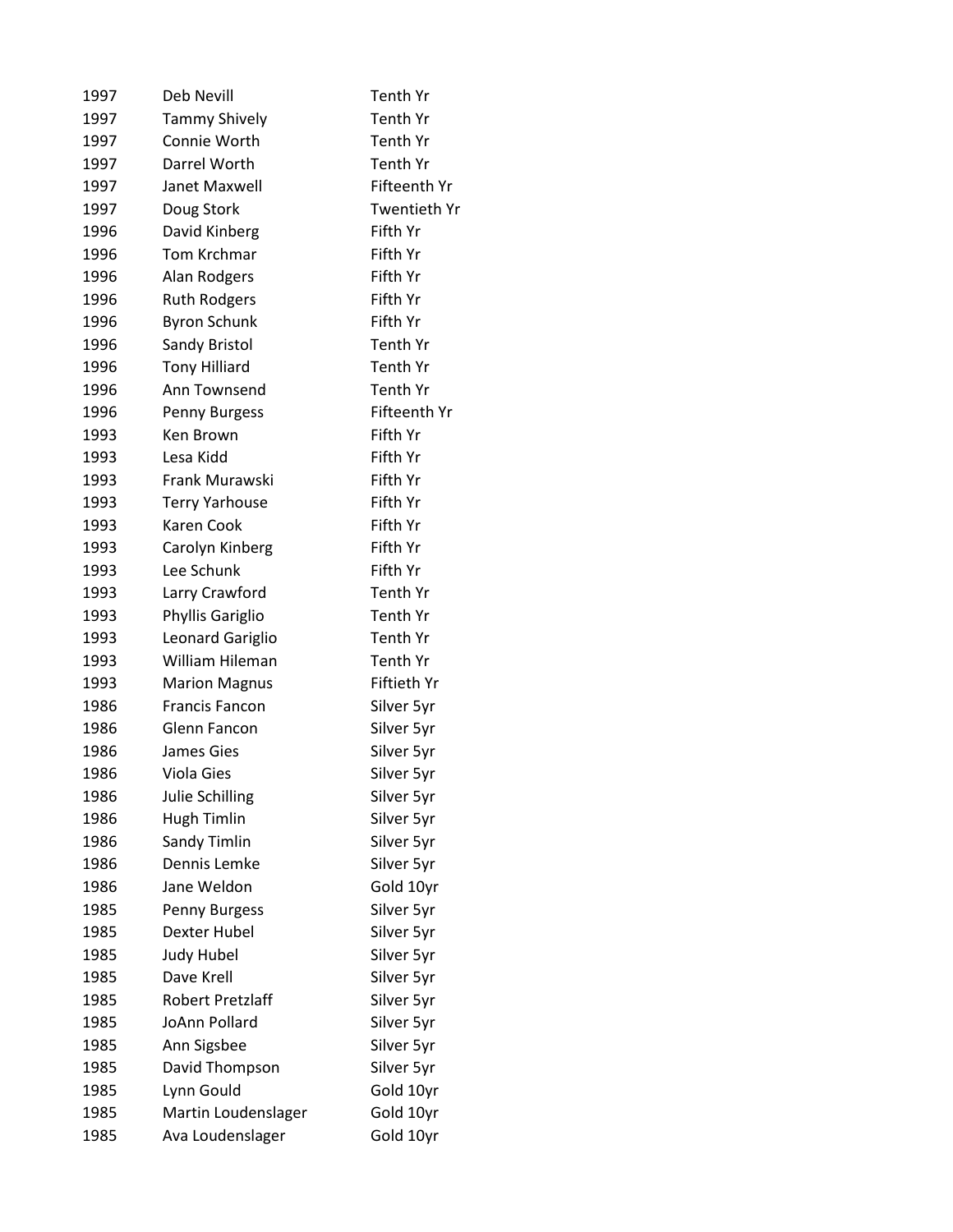| | | |
|---|---|---|
| 1997 | Deb Nevill | Tenth Yr |
| 1997 | Tammy Shively | Tenth Yr |
| 1997 | Connie Worth | Tenth Yr |
| 1997 | Darrel Worth | Tenth Yr |
| 1997 | Janet Maxwell | Fifteenth Yr |
| 1997 | Doug Stork | Twentieth Yr |
| 1996 | David Kinberg | Fifth Yr |
| 1996 | Tom Krchmar | Fifth Yr |
| 1996 | Alan Rodgers | Fifth Yr |
| 1996 | Ruth Rodgers | Fifth Yr |
| 1996 | Byron Schunk | Fifth Yr |
| 1996 | Sandy Bristol | Tenth Yr |
| 1996 | Tony Hilliard | Tenth Yr |
| 1996 | Ann Townsend | Tenth Yr |
| 1996 | Penny Burgess | Fifteenth Yr |
| 1993 | Ken Brown | Fifth Yr |
| 1993 | Lesa Kidd | Fifth Yr |
| 1993 | Frank Murawski | Fifth Yr |
| 1993 | Terry Yarhouse | Fifth Yr |
| 1993 | Karen Cook | Fifth Yr |
| 1993 | Carolyn Kinberg | Fifth Yr |
| 1993 | Lee Schunk | Fifth Yr |
| 1993 | Larry Crawford | Tenth Yr |
| 1993 | Phyllis Gariglio | Tenth Yr |
| 1993 | Leonard Gariglio | Tenth Yr |
| 1993 | William Hileman | Tenth Yr |
| 1993 | Marion Magnus | Fiftieth Yr |
| 1986 | Francis Fancon | Silver 5yr |
| 1986 | Glenn Fancon | Silver 5yr |
| 1986 | James Gies | Silver 5yr |
| 1986 | Viola Gies | Silver 5yr |
| 1986 | Julie Schilling | Silver 5yr |
| 1986 | Hugh Timlin | Silver 5yr |
| 1986 | Sandy Timlin | Silver 5yr |
| 1986 | Dennis Lemke | Silver 5yr |
| 1986 | Jane Weldon | Gold 10yr |
| 1985 | Penny Burgess | Silver 5yr |
| 1985 | Dexter Hubel | Silver 5yr |
| 1985 | Judy Hubel | Silver 5yr |
| 1985 | Dave Krell | Silver 5yr |
| 1985 | Robert Pretzlaff | Silver 5yr |
| 1985 | JoAnn Pollard | Silver 5yr |
| 1985 | Ann Sigsbee | Silver 5yr |
| 1985 | David Thompson | Silver 5yr |
| 1985 | Lynn Gould | Gold 10yr |
| 1985 | Martin Loudenslager | Gold 10yr |
| 1985 | Ava Loudenslager | Gold 10yr |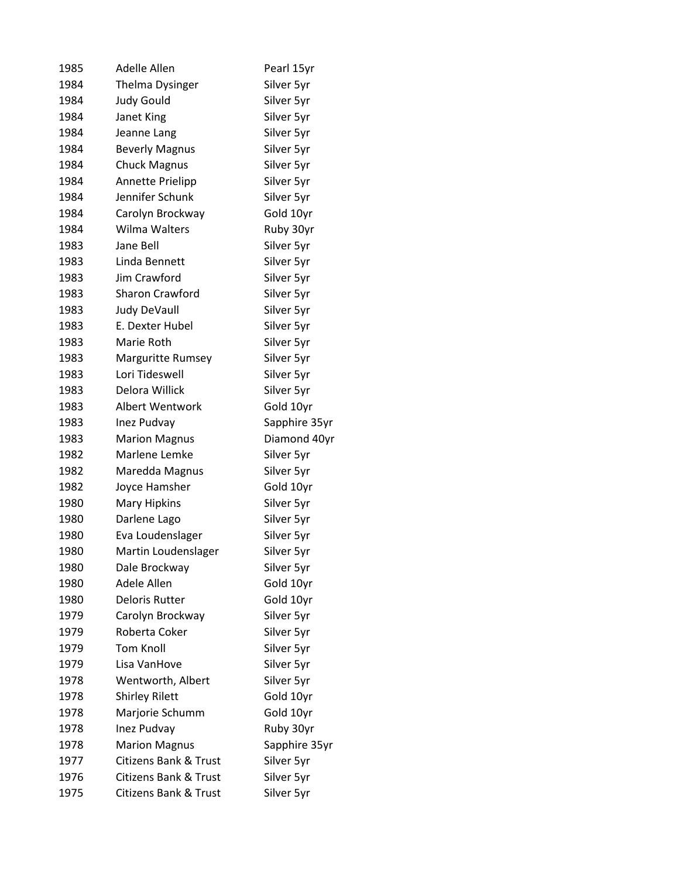| | | |
|---|---|---|
| 1985 | Adelle Allen | Pearl 15yr |
| 1984 | Thelma Dysinger | Silver 5yr |
| 1984 | Judy Gould | Silver 5yr |
| 1984 | Janet King | Silver 5yr |
| 1984 | Jeanne Lang | Silver 5yr |
| 1984 | Beverly Magnus | Silver 5yr |
| 1984 | Chuck Magnus | Silver 5yr |
| 1984 | Annette Prielipp | Silver 5yr |
| 1984 | Jennifer Schunk | Silver 5yr |
| 1984 | Carolyn Brockway | Gold 10yr |
| 1984 | Wilma Walters | Ruby 30yr |
| 1983 | Jane Bell | Silver 5yr |
| 1983 | Linda Bennett | Silver 5yr |
| 1983 | Jim Crawford | Silver 5yr |
| 1983 | Sharon Crawford | Silver 5yr |
| 1983 | Judy DeVaull | Silver 5yr |
| 1983 | E. Dexter Hubel | Silver 5yr |
| 1983 | Marie Roth | Silver 5yr |
| 1983 | Marguritte Rumsey | Silver 5yr |
| 1983 | Lori Tideswell | Silver 5yr |
| 1983 | Delora Willick | Silver 5yr |
| 1983 | Albert Wentwork | Gold 10yr |
| 1983 | Inez Pudvay | Sapphire 35yr |
| 1983 | Marion Magnus | Diamond 40yr |
| 1982 | Marlene Lemke | Silver 5yr |
| 1982 | Maredda Magnus | Silver 5yr |
| 1982 | Joyce Hamsher | Gold 10yr |
| 1980 | Mary Hipkins | Silver 5yr |
| 1980 | Darlene Lago | Silver 5yr |
| 1980 | Eva Loudenslager | Silver 5yr |
| 1980 | Martin Loudenslager | Silver 5yr |
| 1980 | Dale Brockway | Silver 5yr |
| 1980 | Adele Allen | Gold 10yr |
| 1980 | Deloris Rutter | Gold 10yr |
| 1979 | Carolyn Brockway | Silver 5yr |
| 1979 | Roberta Coker | Silver 5yr |
| 1979 | Tom Knoll | Silver 5yr |
| 1979 | Lisa VanHove | Silver 5yr |
| 1978 | Wentworth, Albert | Silver 5yr |
| 1978 | Shirley Rilett | Gold 10yr |
| 1978 | Marjorie Schumm | Gold 10yr |
| 1978 | Inez Pudvay | Ruby 30yr |
| 1978 | Marion Magnus | Sapphire 35yr |
| 1977 | Citizens Bank & Trust | Silver 5yr |
| 1976 | Citizens Bank & Trust | Silver 5yr |
| 1975 | Citizens Bank & Trust | Silver 5yr |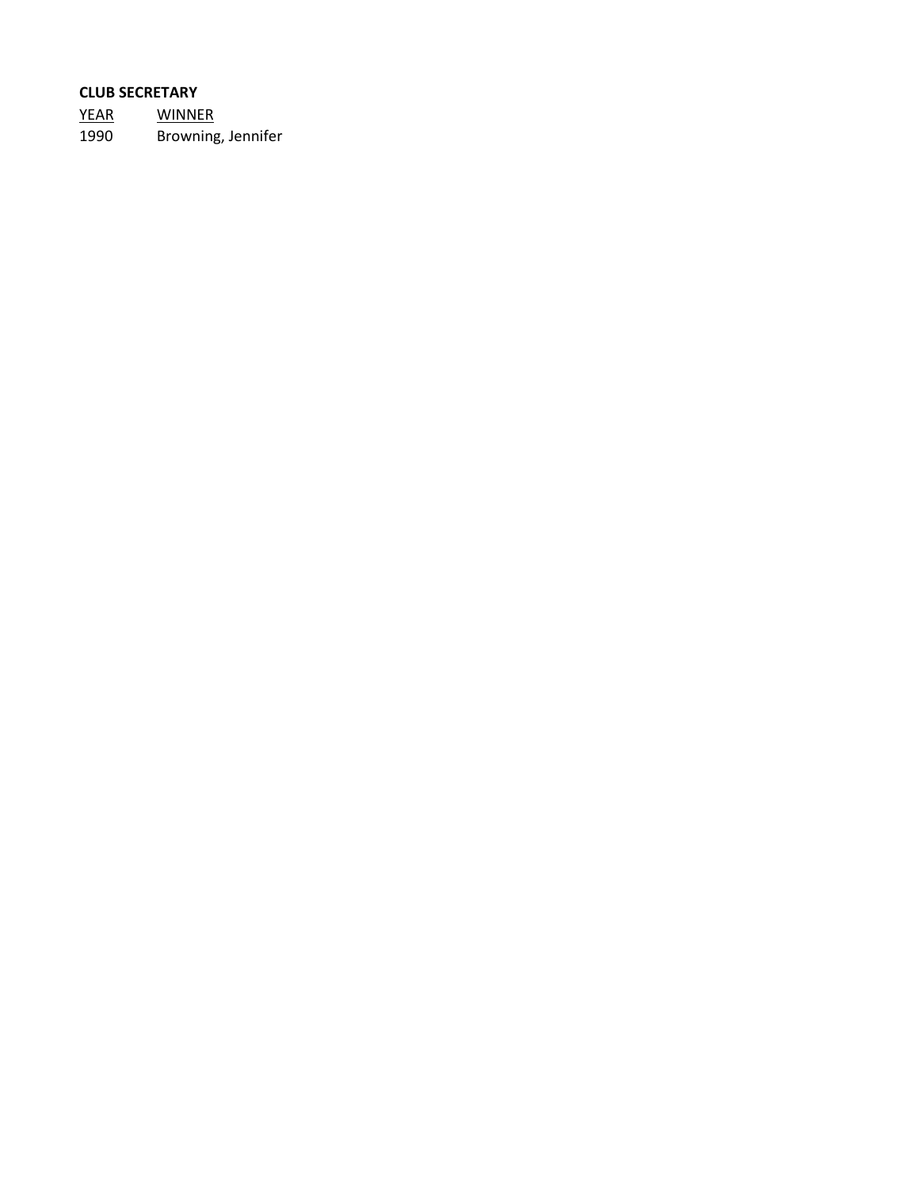**CLUB SECRETARY**

| YEAR | WINNER |
| --- | --- |
| 1990 | Browning, Jennifer |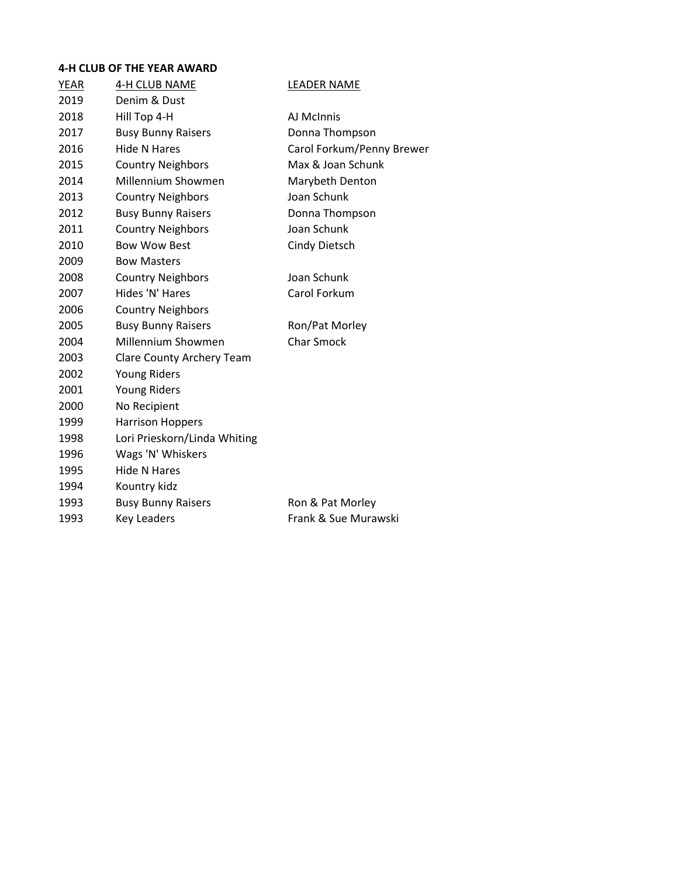**4-H CLUB OF THE YEAR AWARD**

| YEAR | 4-H CLUB NAME | LEADER NAME |
|---|---|---|
| 2019 | Denim & Dust | |
| 2018 | Hill Top 4-H | AJ McInnis |
| 2017 | Busy Bunny Raisers | Donna Thompson |
| 2016 | Hide N Hares | Carol Forkum/Penny Brewer |
| 2015 | Country Neighbors | Max & Joan Schunk |
| 2014 | Millennium Showmen | Marybeth Denton |
| 2013 | Country Neighbors | Joan Schunk |
| 2012 | Busy Bunny Raisers | Donna Thompson |
| 2011 | Country Neighbors | Joan Schunk |
| 2010 | Bow Wow Best | Cindy Dietsch |
| 2009 | Bow Masters | |
| 2008 | Country Neighbors | Joan Schunk |
| 2007 | Hides 'N' Hares | Carol Forkum |
| 2006 | Country Neighbors | |
| 2005 | Busy Bunny Raisers | Ron/Pat Morley |
| 2004 | Millennium Showmen | Char Smock |
| 2003 | Clare County Archery Team | |
| 2002 | Young Riders | |
| 2001 | Young Riders | |
| 2000 | No Recipient | |
| 1999 | Harrison Hoppers | |
| 1998 | Lori Prieskorn/Linda Whiting | |
| 1996 | Wags 'N' Whiskers | |
| 1995 | Hide N Hares | |
| 1994 | Kountry kidz | |
| 1993 | Busy Bunny Raisers | Ron & Pat Morley |
| 1993 | Key Leaders | Frank & Sue Murawski |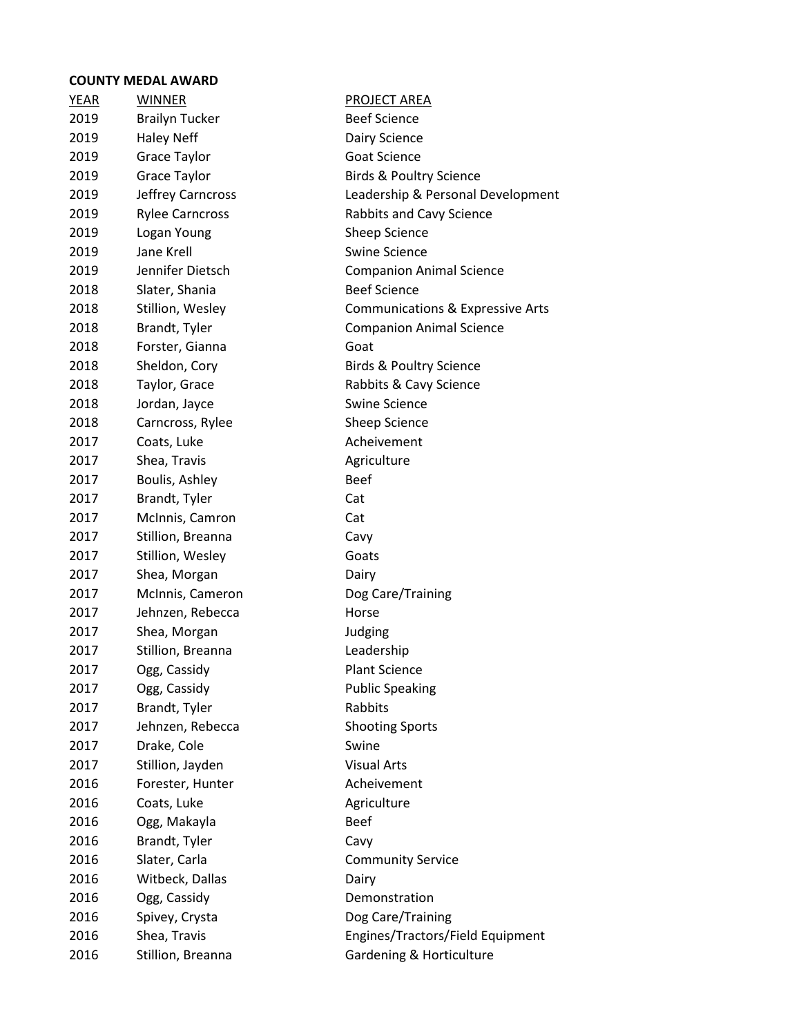**COUNTY MEDAL AWARD**

| YEAR | WINNER | PROJECT AREA |
|---|---|---|
| 2019 | Brailyn Tucker | Beef Science |
| 2019 | Haley Neff | Dairy Science |
| 2019 | Grace Taylor | Goat Science |
| 2019 | Grace Taylor | Birds & Poultry Science |
| 2019 | Jeffrey Carncross | Leadership & Personal Development |
| 2019 | Rylee Carncross | Rabbits and Cavy Science |
| 2019 | Logan Young | Sheep Science |
| 2019 | Jane Krell | Swine Science |
| 2019 | Jennifer Dietsch | Companion Animal Science |
| 2018 | Slater, Shania | Beef Science |
| 2018 | Stillion, Wesley | Communications & Expressive Arts |
| 2018 | Brandt, Tyler | Companion Animal Science |
| 2018 | Forster, Gianna | Goat |
| 2018 | Sheldon, Cory | Birds & Poultry Science |
| 2018 | Taylor, Grace | Rabbits & Cavy Science |
| 2018 | Jordan, Jayce | Swine Science |
| 2018 | Carncross, Rylee | Sheep Science |
| 2017 | Coats, Luke | Acheivement |
| 2017 | Shea, Travis | Agriculture |
| 2017 | Boulis, Ashley | Beef |
| 2017 | Brandt, Tyler | Cat |
| 2017 | McInnis, Camron | Cat |
| 2017 | Stillion, Breanna | Cavy |
| 2017 | Stillion, Wesley | Goats |
| 2017 | Shea, Morgan | Dairy |
| 2017 | McInnis, Cameron | Dog Care/Training |
| 2017 | Jehnzen, Rebecca | Horse |
| 2017 | Shea, Morgan | Judging |
| 2017 | Stillion, Breanna | Leadership |
| 2017 | Ogg, Cassidy | Plant Science |
| 2017 | Ogg, Cassidy | Public Speaking |
| 2017 | Brandt, Tyler | Rabbits |
| 2017 | Jehnzen, Rebecca | Shooting Sports |
| 2017 | Drake, Cole | Swine |
| 2017 | Stillion, Jayden | Visual Arts |
| 2016 | Forester, Hunter | Acheivement |
| 2016 | Coats, Luke | Agriculture |
| 2016 | Ogg, Makayla | Beef |
| 2016 | Brandt, Tyler | Cavy |
| 2016 | Slater, Carla | Community Service |
| 2016 | Witbeck, Dallas | Dairy |
| 2016 | Ogg, Cassidy | Demonstration |
| 2016 | Spivey, Crysta | Dog Care/Training |
| 2016 | Shea, Travis | Engines/Tractors/Field Equipment |
| 2016 | Stillion, Breanna | Gardening & Horticulture |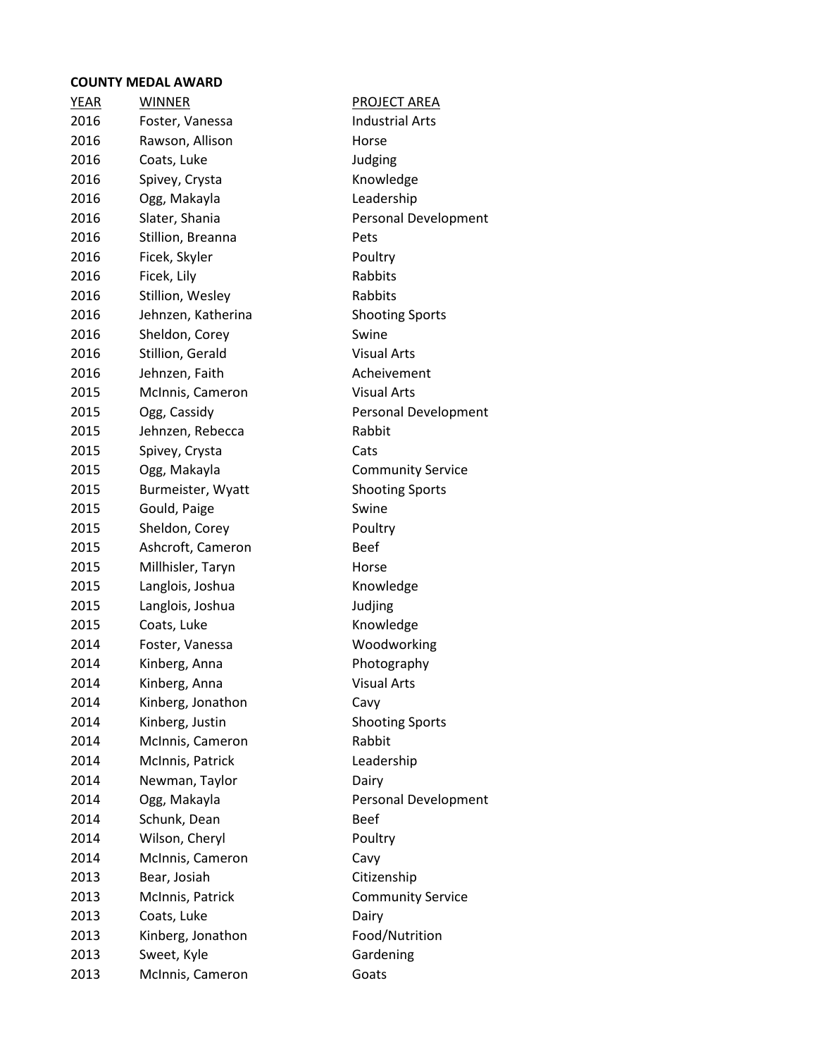**COUNTY MEDAL AWARD**

| YEAR | WINNER | PROJECT AREA |
|---|---|---|
| 2016 | Foster, Vanessa | Industrial Arts |
| 2016 | Rawson, Allison | Horse |
| 2016 | Coats, Luke | Judging |
| 2016 | Spivey, Crysta | Knowledge |
| 2016 | Ogg, Makayla | Leadership |
| 2016 | Slater, Shania | Personal Development |
| 2016 | Stillion, Breanna | Pets |
| 2016 | Ficek, Skyler | Poultry |
| 2016 | Ficek, Lily | Rabbits |
| 2016 | Stillion, Wesley | Rabbits |
| 2016 | Jehnzen, Katherina | Shooting Sports |
| 2016 | Sheldon, Corey | Swine |
| 2016 | Stillion, Gerald | Visual Arts |
| 2016 | Jehnzen, Faith | Acheivement |
| 2015 | McInnis, Cameron | Visual Arts |
| 2015 | Ogg, Cassidy | Personal Development |
| 2015 | Jehnzen, Rebecca | Rabbit |
| 2015 | Spivey, Crysta | Cats |
| 2015 | Ogg, Makayla | Community Service |
| 2015 | Burmeister, Wyatt | Shooting Sports |
| 2015 | Gould, Paige | Swine |
| 2015 | Sheldon, Corey | Poultry |
| 2015 | Ashcroft, Cameron | Beef |
| 2015 | Millhisler, Taryn | Horse |
| 2015 | Langlois, Joshua | Knowledge |
| 2015 | Langlois, Joshua | Judjing |
| 2015 | Coats, Luke | Knowledge |
| 2014 | Foster, Vanessa | Woodworking |
| 2014 | Kinberg, Anna | Photography |
| 2014 | Kinberg, Anna | Visual Arts |
| 2014 | Kinberg, Jonathon | Cavy |
| 2014 | Kinberg, Justin | Shooting Sports |
| 2014 | McInnis, Cameron | Rabbit |
| 2014 | McInnis, Patrick | Leadership |
| 2014 | Newman, Taylor | Dairy |
| 2014 | Ogg, Makayla | Personal Development |
| 2014 | Schunk, Dean | Beef |
| 2014 | Wilson, Cheryl | Poultry |
| 2014 | McInnis, Cameron | Cavy |
| 2013 | Bear, Josiah | Citizenship |
| 2013 | McInnis, Patrick | Community Service |
| 2013 | Coats, Luke | Dairy |
| 2013 | Kinberg, Jonathon | Food/Nutrition |
| 2013 | Sweet, Kyle | Gardening |
| 2013 | McInnis, Cameron | Goats |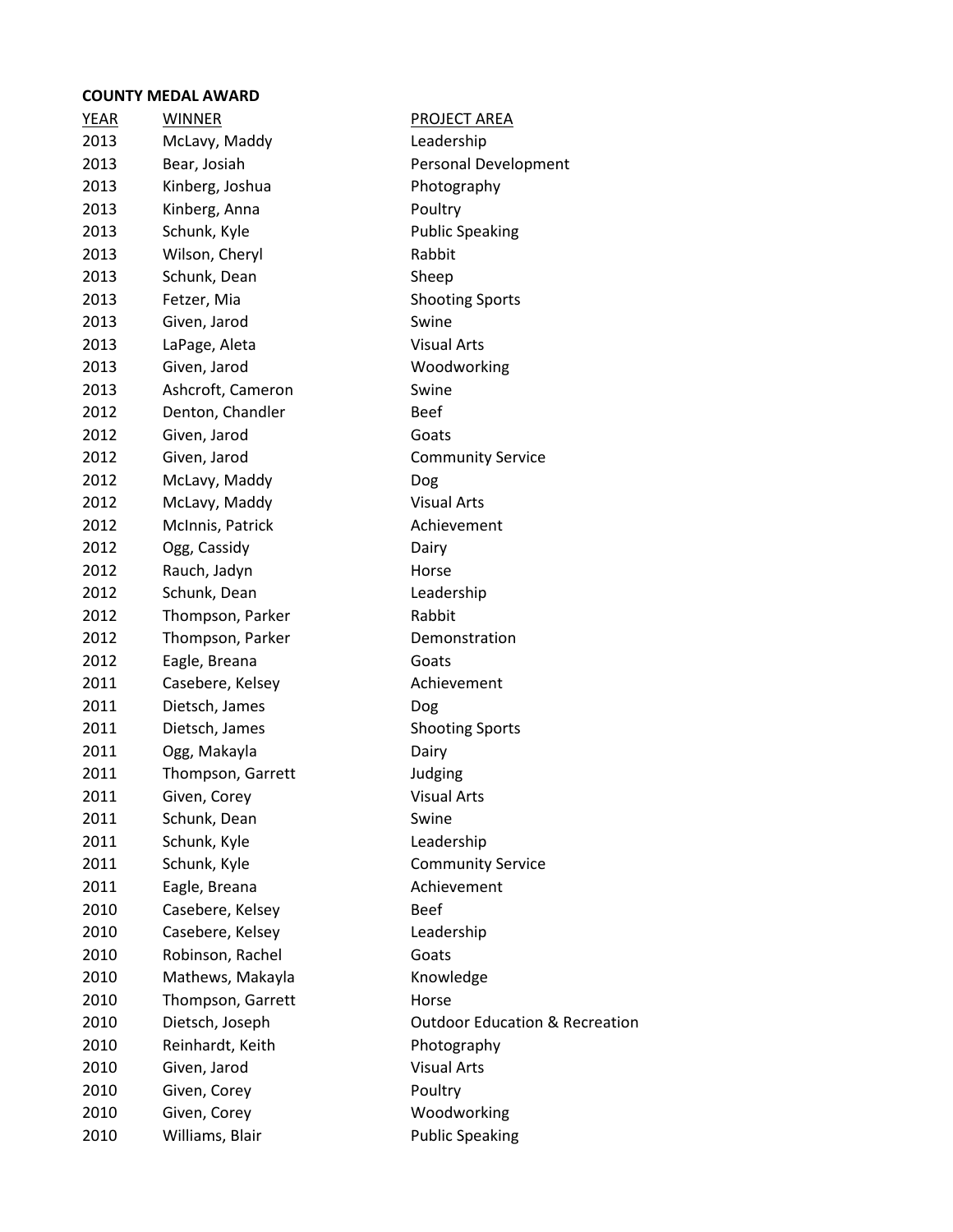**COUNTY MEDAL AWARD**

| YEAR | WINNER | PROJECT AREA |
| --- | --- | --- |
| 2013 | McLavy, Maddy | Leadership |
| 2013 | Bear, Josiah | Personal Development |
| 2013 | Kinberg, Joshua | Photography |
| 2013 | Kinberg, Anna | Poultry |
| 2013 | Schunk, Kyle | Public Speaking |
| 2013 | Wilson, Cheryl | Rabbit |
| 2013 | Schunk, Dean | Sheep |
| 2013 | Fetzer, Mia | Shooting Sports |
| 2013 | Given, Jarod | Swine |
| 2013 | LaPage, Aleta | Visual Arts |
| 2013 | Given, Jarod | Woodworking |
| 2013 | Ashcroft, Cameron | Swine |
| 2012 | Denton, Chandler | Beef |
| 2012 | Given, Jarod | Goats |
| 2012 | Given, Jarod | Community Service |
| 2012 | McLavy, Maddy | Dog |
| 2012 | McLavy, Maddy | Visual Arts |
| 2012 | McInnis, Patrick | Achievement |
| 2012 | Ogg, Cassidy | Dairy |
| 2012 | Rauch, Jadyn | Horse |
| 2012 | Schunk, Dean | Leadership |
| 2012 | Thompson, Parker | Rabbit |
| 2012 | Thompson, Parker | Demonstration |
| 2012 | Eagle, Breana | Goats |
| 2011 | Casebere, Kelsey | Achievement |
| 2011 | Dietsch, James | Dog |
| 2011 | Dietsch, James | Shooting Sports |
| 2011 | Ogg, Makayla | Dairy |
| 2011 | Thompson, Garrett | Judging |
| 2011 | Given, Corey | Visual Arts |
| 2011 | Schunk, Dean | Swine |
| 2011 | Schunk, Kyle | Leadership |
| 2011 | Schunk, Kyle | Community Service |
| 2011 | Eagle, Breana | Achievement |
| 2010 | Casebere, Kelsey | Beef |
| 2010 | Casebere, Kelsey | Leadership |
| 2010 | Robinson, Rachel | Goats |
| 2010 | Mathews, Makayla | Knowledge |
| 2010 | Thompson, Garrett | Horse |
| 2010 | Dietsch, Joseph | Outdoor Education & Recreation |
| 2010 | Reinhardt, Keith | Photography |
| 2010 | Given, Jarod | Visual Arts |
| 2010 | Given, Corey | Poultry |
| 2010 | Given, Corey | Woodworking |
| 2010 | Williams, Blair | Public Speaking |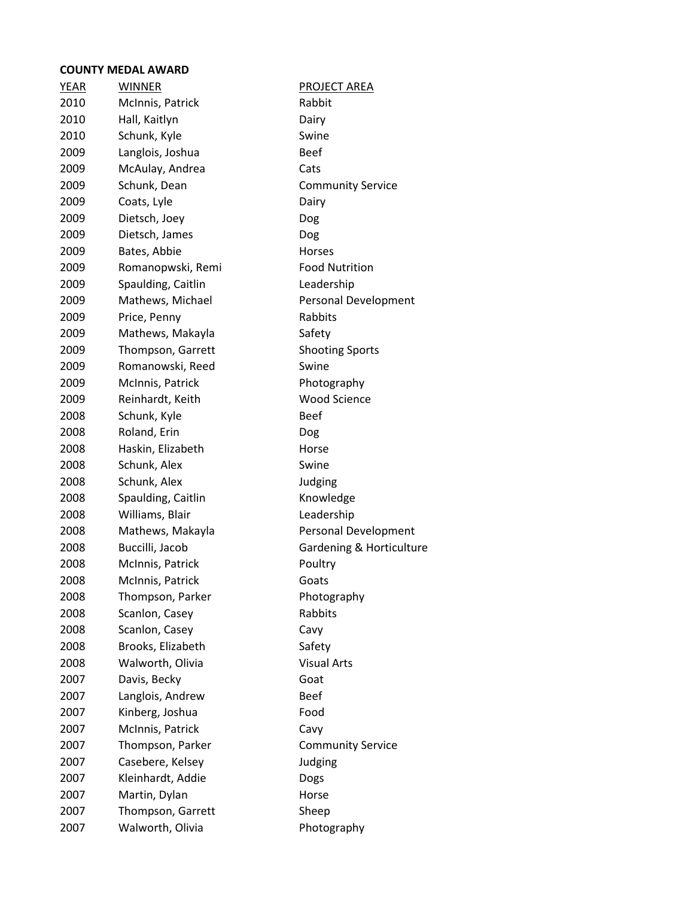**COUNTY MEDAL AWARD**

| YEAR | WINNER | PROJECT AREA |
|---|---|---|
| 2010 | McInnis, Patrick | Rabbit |
| 2010 | Hall, Kaitlyn | Dairy |
| 2010 | Schunk, Kyle | Swine |
| 2009 | Langlois, Joshua | Beef |
| 2009 | McAulay, Andrea | Cats |
| 2009 | Schunk, Dean | Community Service |
| 2009 | Coats, Lyle | Dairy |
| 2009 | Dietsch, Joey | Dog |
| 2009 | Dietsch, James | Dog |
| 2009 | Bates, Abbie | Horses |
| 2009 | Romanopwski, Remi | Food Nutrition |
| 2009 | Spaulding, Caitlin | Leadership |
| 2009 | Mathews, Michael | Personal Development |
| 2009 | Price, Penny | Rabbits |
| 2009 | Mathews, Makayla | Safety |
| 2009 | Thompson, Garrett | Shooting Sports |
| 2009 | Romanowski, Reed | Swine |
| 2009 | McInnis, Patrick | Photography |
| 2009 | Reinhardt, Keith | Wood Science |
| 2008 | Schunk, Kyle | Beef |
| 2008 | Roland, Erin | Dog |
| 2008 | Haskin, Elizabeth | Horse |
| 2008 | Schunk, Alex | Swine |
| 2008 | Schunk, Alex | Judging |
| 2008 | Spaulding, Caitlin | Knowledge |
| 2008 | Williams, Blair | Leadership |
| 2008 | Mathews, Makayla | Personal Development |
| 2008 | Buccilli, Jacob | Gardening & Horticulture |
| 2008 | McInnis, Patrick | Poultry |
| 2008 | McInnis, Patrick | Goats |
| 2008 | Thompson, Parker | Photography |
| 2008 | Scanlon, Casey | Rabbits |
| 2008 | Scanlon, Casey | Cavy |
| 2008 | Brooks, Elizabeth | Safety |
| 2008 | Walworth, Olivia | Visual Arts |
| 2007 | Davis, Becky | Goat |
| 2007 | Langlois, Andrew | Beef |
| 2007 | Kinberg, Joshua | Food |
| 2007 | McInnis, Patrick | Cavy |
| 2007 | Thompson, Parker | Community Service |
| 2007 | Casebere, Kelsey | Judging |
| 2007 | Kleinhardt, Addie | Dogs |
| 2007 | Martin, Dylan | Horse |
| 2007 | Thompson, Garrett | Sheep |
| 2007 | Walworth, Olivia | Photography |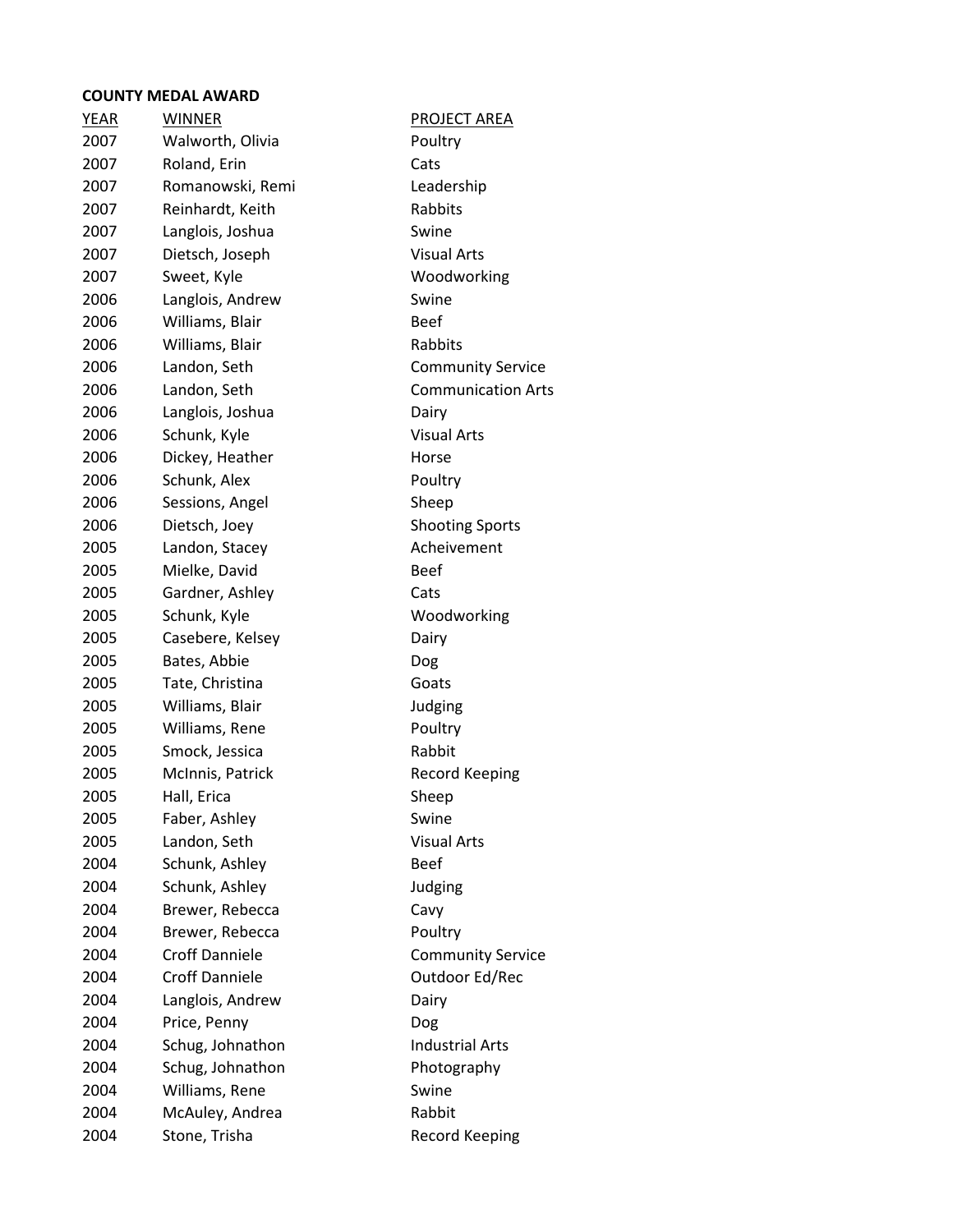**COUNTY MEDAL AWARD**

| YEAR | WINNER | PROJECT AREA |
|---|---|---|
| 2007 | Walworth, Olivia | Poultry |
| 2007 | Roland, Erin | Cats |
| 2007 | Romanowski, Remi | Leadership |
| 2007 | Reinhardt, Keith | Rabbits |
| 2007 | Langlois, Joshua | Swine |
| 2007 | Dietsch, Joseph | Visual Arts |
| 2007 | Sweet, Kyle | Woodworking |
| 2006 | Langlois, Andrew | Swine |
| 2006 | Williams, Blair | Beef |
| 2006 | Williams, Blair | Rabbits |
| 2006 | Landon, Seth | Community Service |
| 2006 | Landon, Seth | Communication Arts |
| 2006 | Langlois, Joshua | Dairy |
| 2006 | Schunk, Kyle | Visual Arts |
| 2006 | Dickey, Heather | Horse |
| 2006 | Schunk, Alex | Poultry |
| 2006 | Sessions, Angel | Sheep |
| 2006 | Dietsch, Joey | Shooting Sports |
| 2005 | Landon, Stacey | Acheivement |
| 2005 | Mielke, David | Beef |
| 2005 | Gardner, Ashley | Cats |
| 2005 | Schunk, Kyle | Woodworking |
| 2005 | Casebere, Kelsey | Dairy |
| 2005 | Bates, Abbie | Dog |
| 2005 | Tate, Christina | Goats |
| 2005 | Williams, Blair | Judging |
| 2005 | Williams, Rene | Poultry |
| 2005 | Smock, Jessica | Rabbit |
| 2005 | McInnis, Patrick | Record Keeping |
| 2005 | Hall, Erica | Sheep |
| 2005 | Faber, Ashley | Swine |
| 2005 | Landon, Seth | Visual Arts |
| 2004 | Schunk, Ashley | Beef |
| 2004 | Schunk, Ashley | Judging |
| 2004 | Brewer, Rebecca | Cavy |
| 2004 | Brewer, Rebecca | Poultry |
| 2004 | Croff Danniele | Community Service |
| 2004 | Croff Danniele | Outdoor Ed/Rec |
| 2004 | Langlois, Andrew | Dairy |
| 2004 | Price, Penny | Dog |
| 2004 | Schug, Johnathon | Industrial Arts |
| 2004 | Schug, Johnathon | Photography |
| 2004 | Williams, Rene | Swine |
| 2004 | McAuley, Andrea | Rabbit |
| 2004 | Stone, Trisha | Record Keeping |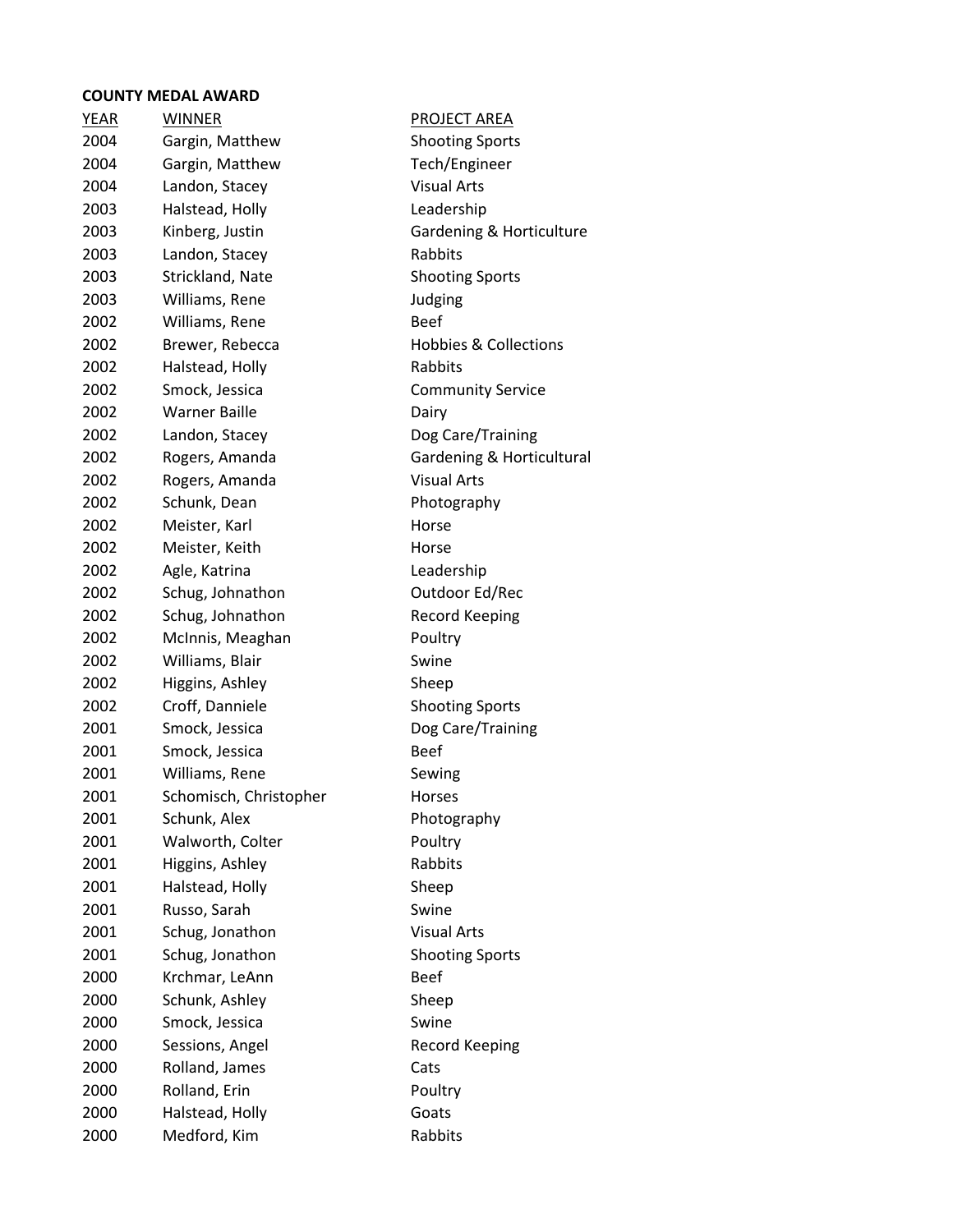**COUNTY MEDAL AWARD**

| YEAR | WINNER | PROJECT AREA |
|---|---|---|
| 2004 | Gargin, Matthew | Shooting Sports |
| 2004 | Gargin, Matthew | Tech/Engineer |
| 2004 | Landon, Stacey | Visual Arts |
| 2003 | Halstead, Holly | Leadership |
| 2003 | Kinberg, Justin | Gardening & Horticulture |
| 2003 | Landon, Stacey | Rabbits |
| 2003 | Strickland, Nate | Shooting Sports |
| 2003 | Williams, Rene | Judging |
| 2002 | Williams, Rene | Beef |
| 2002 | Brewer, Rebecca | Hobbies & Collections |
| 2002 | Halstead, Holly | Rabbits |
| 2002 | Smock, Jessica | Community Service |
| 2002 | Warner Baille | Dairy |
| 2002 | Landon, Stacey | Dog Care/Training |
| 2002 | Rogers, Amanda | Gardening & Horticultural |
| 2002 | Rogers, Amanda | Visual Arts |
| 2002 | Schunk, Dean | Photography |
| 2002 | Meister, Karl | Horse |
| 2002 | Meister, Keith | Horse |
| 2002 | Agle, Katrina | Leadership |
| 2002 | Schug, Johnathon | Outdoor Ed/Rec |
| 2002 | Schug, Johnathon | Record Keeping |
| 2002 | McInnis, Meaghan | Poultry |
| 2002 | Williams, Blair | Swine |
| 2002 | Higgins, Ashley | Sheep |
| 2002 | Croff, Danniele | Shooting Sports |
| 2001 | Smock, Jessica | Dog Care/Training |
| 2001 | Smock, Jessica | Beef |
| 2001 | Williams, Rene | Sewing |
| 2001 | Schomisch, Christopher | Horses |
| 2001 | Schunk, Alex | Photography |
| 2001 | Walworth, Colter | Poultry |
| 2001 | Higgins, Ashley | Rabbits |
| 2001 | Halstead, Holly | Sheep |
| 2001 | Russo, Sarah | Swine |
| 2001 | Schug, Jonathon | Visual Arts |
| 2001 | Schug, Jonathon | Shooting Sports |
| 2000 | Krchmar, LeAnn | Beef |
| 2000 | Schunk, Ashley | Sheep |
| 2000 | Smock, Jessica | Swine |
| 2000 | Sessions, Angel | Record Keeping |
| 2000 | Rolland, James | Cats |
| 2000 | Rolland, Erin | Poultry |
| 2000 | Halstead, Holly | Goats |
| 2000 | Medford, Kim | Rabbits |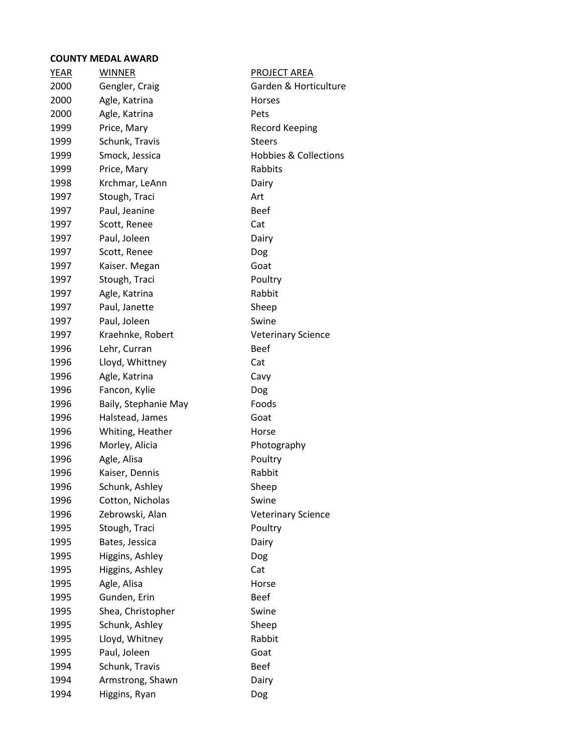**COUNTY MEDAL AWARD**

| YEAR | WINNER | PROJECT AREA |
|---|---|---|
| 2000 | Gengler, Craig | Garden & Horticulture |
| 2000 | Agle, Katrina | Horses |
| 2000 | Agle, Katrina | Pets |
| 1999 | Price, Mary | Record Keeping |
| 1999 | Schunk, Travis | Steers |
| 1999 | Smock, Jessica | Hobbies & Collections |
| 1999 | Price, Mary | Rabbits |
| 1998 | Krchmar, LeAnn | Dairy |
| 1997 | Stough, Traci | Art |
| 1997 | Paul, Jeanine | Beef |
| 1997 | Scott, Renee | Cat |
| 1997 | Paul, Joleen | Dairy |
| 1997 | Scott, Renee | Dog |
| 1997 | Kaiser. Megan | Goat |
| 1997 | Stough, Traci | Poultry |
| 1997 | Agle, Katrina | Rabbit |
| 1997 | Paul, Janette | Sheep |
| 1997 | Paul, Joleen | Swine |
| 1997 | Kraehnke, Robert | Veterinary Science |
| 1996 | Lehr, Curran | Beef |
| 1996 | Lloyd, Whittney | Cat |
| 1996 | Agle, Katrina | Cavy |
| 1996 | Fancon, Kylie | Dog |
| 1996 | Baily, Stephanie May | Foods |
| 1996 | Halstead, James | Goat |
| 1996 | Whiting, Heather | Horse |
| 1996 | Morley, Alicia | Photography |
| 1996 | Agle, Alisa | Poultry |
| 1996 | Kaiser, Dennis | Rabbit |
| 1996 | Schunk, Ashley | Sheep |
| 1996 | Cotton, Nicholas | Swine |
| 1996 | Zebrowski, Alan | Veterinary Science |
| 1995 | Stough, Traci | Poultry |
| 1995 | Bates, Jessica | Dairy |
| 1995 | Higgins, Ashley | Dog |
| 1995 | Higgins, Ashley | Cat |
| 1995 | Agle, Alisa | Horse |
| 1995 | Gunden, Erin | Beef |
| 1995 | Shea, Christopher | Swine |
| 1995 | Schunk, Ashley | Sheep |
| 1995 | Lloyd, Whitney | Rabbit |
| 1995 | Paul, Joleen | Goat |
| 1994 | Schunk, Travis | Beef |
| 1994 | Armstrong, Shawn | Dairy |
| 1994 | Higgins, Ryan | Dog |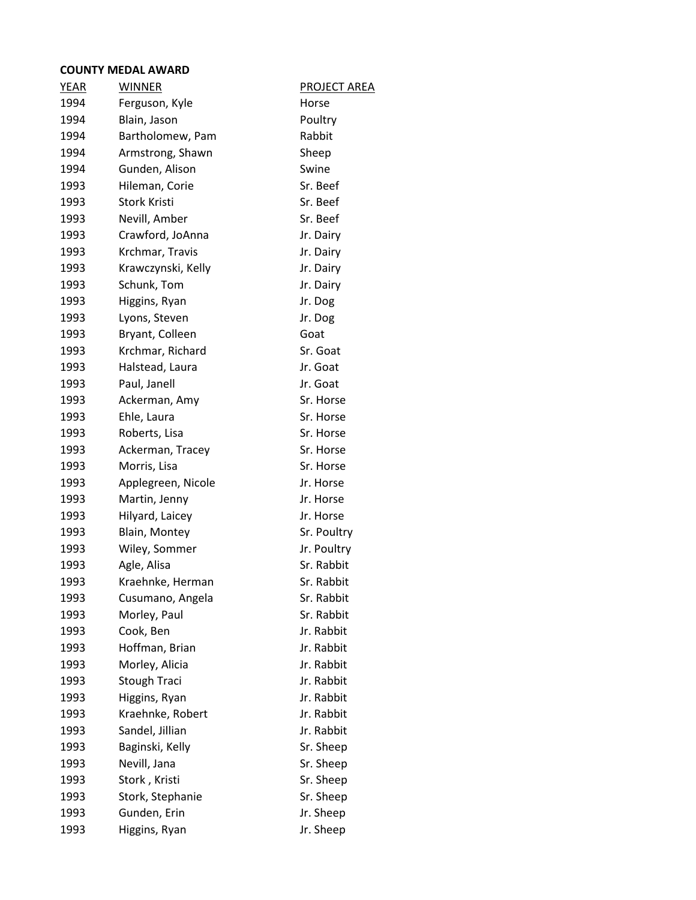**COUNTY MEDAL AWARD**

| YEAR | WINNER | PROJECT AREA |
|---|---|---|
| 1994 | Ferguson, Kyle | Horse |
| 1994 | Blain, Jason | Poultry |
| 1994 | Bartholomew, Pam | Rabbit |
| 1994 | Armstrong, Shawn | Sheep |
| 1994 | Gunden, Alison | Swine |
| 1993 | Hileman, Corie | Sr. Beef |
| 1993 | Stork Kristi | Sr. Beef |
| 1993 | Nevill, Amber | Sr. Beef |
| 1993 | Crawford, JoAnna | Jr. Dairy |
| 1993 | Krchmar, Travis | Jr. Dairy |
| 1993 | Krawczynski, Kelly | Jr. Dairy |
| 1993 | Schunk, Tom | Jr. Dairy |
| 1993 | Higgins, Ryan | Jr. Dog |
| 1993 | Lyons, Steven | Jr. Dog |
| 1993 | Bryant, Colleen | Goat |
| 1993 | Krchmar, Richard | Sr. Goat |
| 1993 | Halstead, Laura | Jr. Goat |
| 1993 | Paul, Janell | Jr. Goat |
| 1993 | Ackerman, Amy | Sr. Horse |
| 1993 | Ehle, Laura | Sr. Horse |
| 1993 | Roberts, Lisa | Sr. Horse |
| 1993 | Ackerman, Tracey | Sr. Horse |
| 1993 | Morris, Lisa | Sr. Horse |
| 1993 | Applegreen, Nicole | Jr. Horse |
| 1993 | Martin, Jenny | Jr. Horse |
| 1993 | Hilyard, Laicey | Jr. Horse |
| 1993 | Blain, Montey | Sr. Poultry |
| 1993 | Wiley, Sommer | Jr. Poultry |
| 1993 | Agle, Alisa | Sr. Rabbit |
| 1993 | Kraehnke, Herman | Sr. Rabbit |
| 1993 | Cusumano, Angela | Sr. Rabbit |
| 1993 | Morley, Paul | Sr. Rabbit |
| 1993 | Cook, Ben | Jr. Rabbit |
| 1993 | Hoffman, Brian | Jr. Rabbit |
| 1993 | Morley, Alicia | Jr. Rabbit |
| 1993 | Stough Traci | Jr. Rabbit |
| 1993 | Higgins, Ryan | Jr. Rabbit |
| 1993 | Kraehnke, Robert | Jr. Rabbit |
| 1993 | Sandel, Jillian | Jr. Rabbit |
| 1993 | Baginski, Kelly | Sr. Sheep |
| 1993 | Nevill, Jana | Sr. Sheep |
| 1993 | Stork , Kristi | Sr. Sheep |
| 1993 | Stork, Stephanie | Sr. Sheep |
| 1993 | Gunden, Erin | Jr. Sheep |
| 1993 | Higgins, Ryan | Jr. Sheep |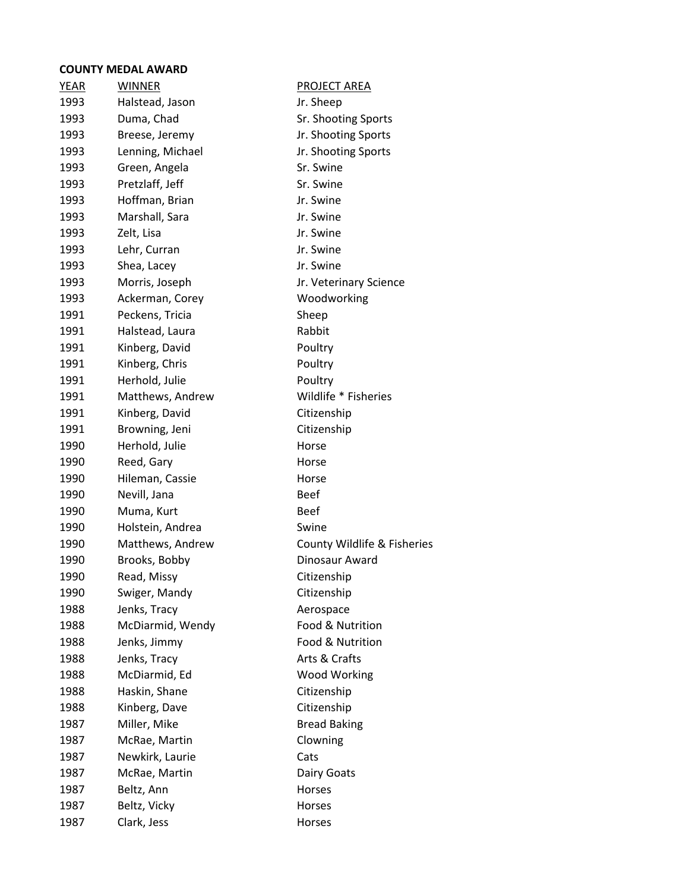**COUNTY MEDAL AWARD**

| YEAR | WINNER | PROJECT AREA |
|---|---|---|
| 1993 | Halstead, Jason | Jr. Sheep |
| 1993 | Duma, Chad | Sr. Shooting Sports |
| 1993 | Breese, Jeremy | Jr. Shooting Sports |
| 1993 | Lenning, Michael | Jr. Shooting Sports |
| 1993 | Green, Angela | Sr. Swine |
| 1993 | Pretzlaff, Jeff | Sr. Swine |
| 1993 | Hoffman, Brian | Jr. Swine |
| 1993 | Marshall, Sara | Jr. Swine |
| 1993 | Zelt, Lisa | Jr. Swine |
| 1993 | Lehr, Curran | Jr. Swine |
| 1993 | Shea, Lacey | Jr. Swine |
| 1993 | Morris, Joseph | Jr. Veterinary Science |
| 1993 | Ackerman, Corey | Woodworking |
| 1991 | Peckens, Tricia | Sheep |
| 1991 | Halstead, Laura | Rabbit |
| 1991 | Kinberg, David | Poultry |
| 1991 | Kinberg, Chris | Poultry |
| 1991 | Herhold, Julie | Poultry |
| 1991 | Matthews, Andrew | Wildlife * Fisheries |
| 1991 | Kinberg, David | Citizenship |
| 1991 | Browning, Jeni | Citizenship |
| 1990 | Herhold, Julie | Horse |
| 1990 | Reed, Gary | Horse |
| 1990 | Hileman, Cassie | Horse |
| 1990 | Nevill, Jana | Beef |
| 1990 | Muma, Kurt | Beef |
| 1990 | Holstein, Andrea | Swine |
| 1990 | Matthews, Andrew | County Wildlife & Fisheries |
| 1990 | Brooks, Bobby | Dinosaur Award |
| 1990 | Read, Missy | Citizenship |
| 1990 | Swiger, Mandy | Citizenship |
| 1988 | Jenks, Tracy | Aerospace |
| 1988 | McDiarmid, Wendy | Food & Nutrition |
| 1988 | Jenks, Jimmy | Food & Nutrition |
| 1988 | Jenks, Tracy | Arts & Crafts |
| 1988 | McDiarmid, Ed | Wood Working |
| 1988 | Haskin, Shane | Citizenship |
| 1988 | Kinberg, Dave | Citizenship |
| 1987 | Miller, Mike | Bread Baking |
| 1987 | McRae, Martin | Clowning |
| 1987 | Newkirk, Laurie | Cats |
| 1987 | McRae, Martin | Dairy Goats |
| 1987 | Beltz, Ann | Horses |
| 1987 | Beltz, Vicky | Horses |
| 1987 | Clark, Jess | Horses |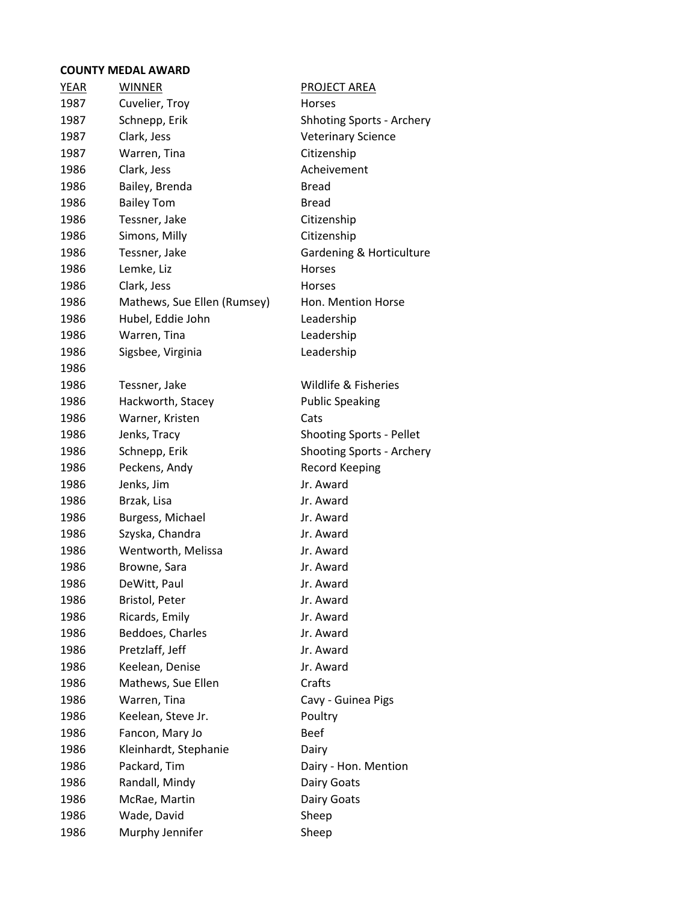**COUNTY MEDAL AWARD**

| YEAR | WINNER | PROJECT AREA |
|---|---|---|
| 1987 | Cuvelier, Troy | Horses |
| 1987 | Schnepp, Erik | Shhoting Sports - Archery |
| 1987 | Clark, Jess | Veterinary Science |
| 1987 | Warren, Tina | Citizenship |
| 1986 | Clark, Jess | Acheivement |
| 1986 | Bailey, Brenda | Bread |
| 1986 | Bailey Tom | Bread |
| 1986 | Tessner, Jake | Citizenship |
| 1986 | Simons, Milly | Citizenship |
| 1986 | Tessner, Jake | Gardening & Horticulture |
| 1986 | Lemke, Liz | Horses |
| 1986 | Clark, Jess | Horses |
| 1986 | Mathews, Sue Ellen (Rumsey) | Hon. Mention Horse |
| 1986 | Hubel, Eddie John | Leadership |
| 1986 | Warren, Tina | Leadership |
| 1986 | Sigsbee, Virginia | Leadership |
| 1986 | | |
| 1986 | Tessner, Jake | Wildlife & Fisheries |
| 1986 | Hackworth, Stacey | Public Speaking |
| 1986 | Warner, Kristen | Cats |
| 1986 | Jenks, Tracy | Shooting Sports - Pellet |
| 1986 | Schnepp, Erik | Shooting Sports - Archery |
| 1986 | Peckens, Andy | Record Keeping |
| 1986 | Jenks, Jim | Jr. Award |
| 1986 | Brzak, Lisa | Jr. Award |
| 1986 | Burgess, Michael | Jr. Award |
| 1986 | Szyska, Chandra | Jr. Award |
| 1986 | Wentworth, Melissa | Jr. Award |
| 1986 | Browne, Sara | Jr. Award |
| 1986 | DeWitt, Paul | Jr. Award |
| 1986 | Bristol, Peter | Jr. Award |
| 1986 | Ricards, Emily | Jr. Award |
| 1986 | Beddoes, Charles | Jr. Award |
| 1986 | Pretzlaff, Jeff | Jr. Award |
| 1986 | Keelean, Denise | Jr. Award |
| 1986 | Mathews, Sue Ellen | Crafts |
| 1986 | Warren, Tina | Cavy - Guinea Pigs |
| 1986 | Keelean, Steve Jr. | Poultry |
| 1986 | Fancon, Mary Jo | Beef |
| 1986 | Kleinhardt, Stephanie | Dairy |
| 1986 | Packard, Tim | Dairy - Hon. Mention |
| 1986 | Randall, Mindy | Dairy Goats |
| 1986 | McRae, Martin | Dairy Goats |
| 1986 | Wade, David | Sheep |
| 1986 | Murphy Jennifer | Sheep |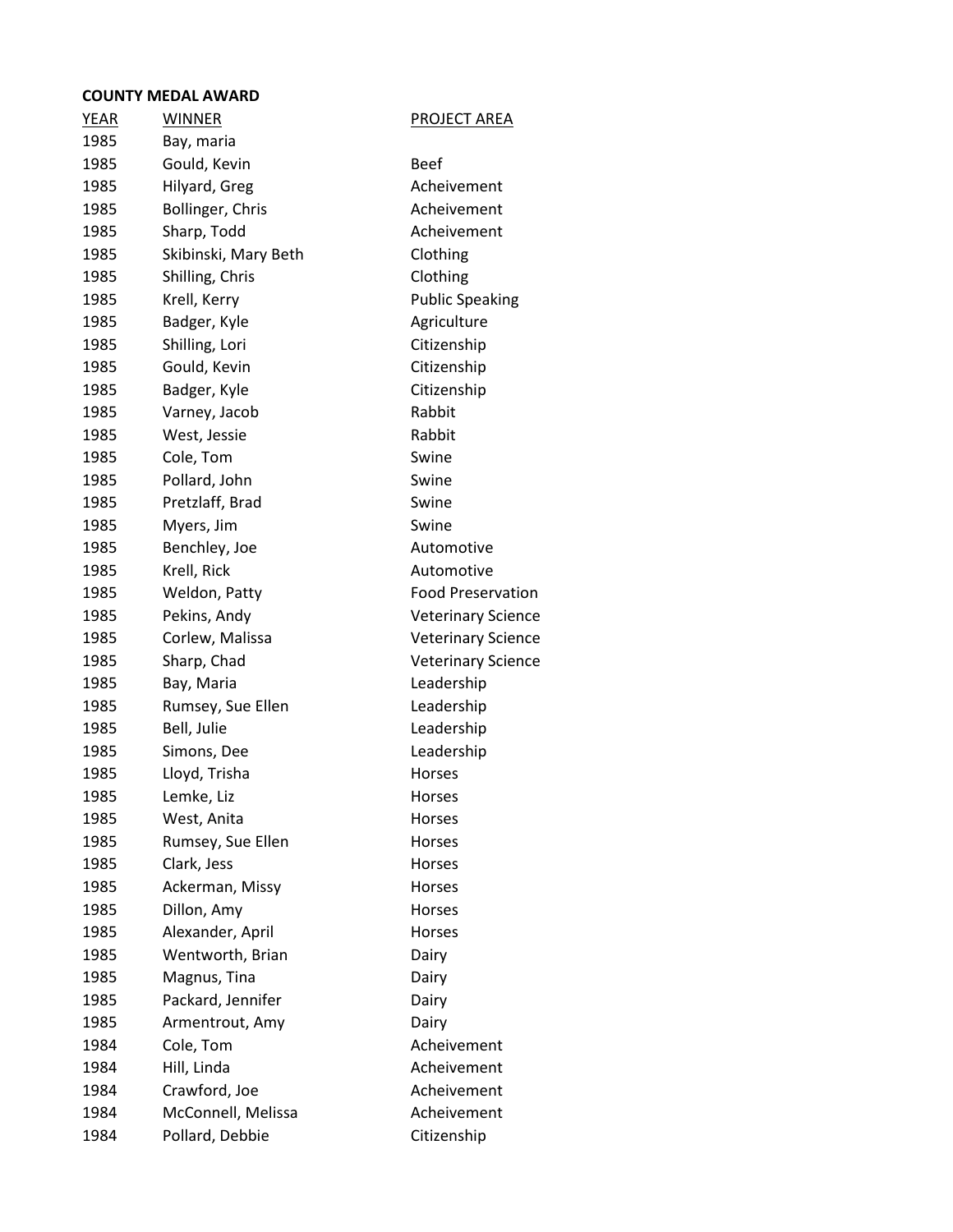**COUNTY MEDAL AWARD**

| YEAR | WINNER | PROJECT AREA |
|---|---|---|
| 1985 | Bay, maria | |
| 1985 | Gould, Kevin | Beef |
| 1985 | Hilyard, Greg | Acheivement |
| 1985 | Bollinger, Chris | Acheivement |
| 1985 | Sharp, Todd | Acheivement |
| 1985 | Skibinski, Mary Beth | Clothing |
| 1985 | Shilling, Chris | Clothing |
| 1985 | Krell, Kerry | Public Speaking |
| 1985 | Badger, Kyle | Agriculture |
| 1985 | Shilling, Lori | Citizenship |
| 1985 | Gould, Kevin | Citizenship |
| 1985 | Badger, Kyle | Citizenship |
| 1985 | Varney, Jacob | Rabbit |
| 1985 | West, Jessie | Rabbit |
| 1985 | Cole, Tom | Swine |
| 1985 | Pollard, John | Swine |
| 1985 | Pretzlaff, Brad | Swine |
| 1985 | Myers, Jim | Swine |
| 1985 | Benchley, Joe | Automotive |
| 1985 | Krell, Rick | Automotive |
| 1985 | Weldon, Patty | Food Preservation |
| 1985 | Pekins, Andy | Veterinary Science |
| 1985 | Corlew, Malissa | Veterinary Science |
| 1985 | Sharp, Chad | Veterinary Science |
| 1985 | Bay, Maria | Leadership |
| 1985 | Rumsey, Sue Ellen | Leadership |
| 1985 | Bell, Julie | Leadership |
| 1985 | Simons, Dee | Leadership |
| 1985 | Lloyd, Trisha | Horses |
| 1985 | Lemke, Liz | Horses |
| 1985 | West, Anita | Horses |
| 1985 | Rumsey, Sue Ellen | Horses |
| 1985 | Clark, Jess | Horses |
| 1985 | Ackerman, Missy | Horses |
| 1985 | Dillon, Amy | Horses |
| 1985 | Alexander, April | Horses |
| 1985 | Wentworth, Brian | Dairy |
| 1985 | Magnus, Tina | Dairy |
| 1985 | Packard, Jennifer | Dairy |
| 1985 | Armentrout, Amy | Dairy |
| 1984 | Cole, Tom | Acheivement |
| 1984 | Hill, Linda | Acheivement |
| 1984 | Crawford, Joe | Acheivement |
| 1984 | McConnell, Melissa | Acheivement |
| 1984 | Pollard, Debbie | Citizenship |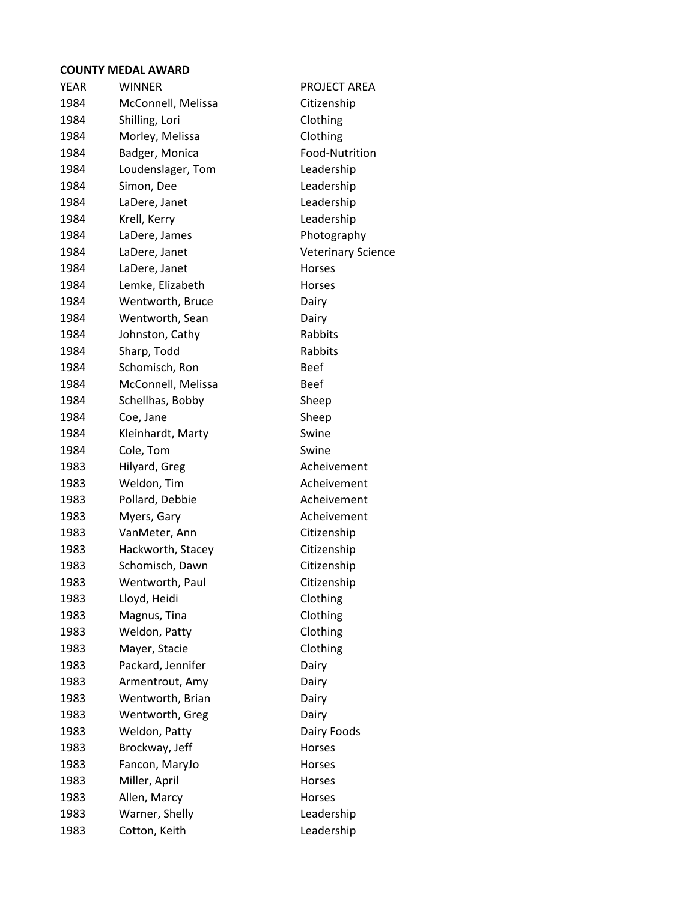**COUNTY MEDAL AWARD**

| YEAR | WINNER | PROJECT AREA |
|---|---|---|
| 1984 | McConnell, Melissa | Citizenship |
| 1984 | Shilling, Lori | Clothing |
| 1984 | Morley, Melissa | Clothing |
| 1984 | Badger, Monica | Food-Nutrition |
| 1984 | Loudenslager, Tom | Leadership |
| 1984 | Simon, Dee | Leadership |
| 1984 | LaDere, Janet | Leadership |
| 1984 | Krell, Kerry | Leadership |
| 1984 | LaDere, James | Photography |
| 1984 | LaDere, Janet | Veterinary Science |
| 1984 | LaDere, Janet | Horses |
| 1984 | Lemke, Elizabeth | Horses |
| 1984 | Wentworth, Bruce | Dairy |
| 1984 | Wentworth, Sean | Dairy |
| 1984 | Johnston, Cathy | Rabbits |
| 1984 | Sharp, Todd | Rabbits |
| 1984 | Schomisch, Ron | Beef |
| 1984 | McConnell, Melissa | Beef |
| 1984 | Schellhas, Bobby | Sheep |
| 1984 | Coe, Jane | Sheep |
| 1984 | Kleinhardt, Marty | Swine |
| 1984 | Cole, Tom | Swine |
| 1983 | Hilyard, Greg | Acheivement |
| 1983 | Weldon, Tim | Acheivement |
| 1983 | Pollard, Debbie | Acheivement |
| 1983 | Myers, Gary | Acheivement |
| 1983 | VanMeter, Ann | Citizenship |
| 1983 | Hackworth, Stacey | Citizenship |
| 1983 | Schomisch, Dawn | Citizenship |
| 1983 | Wentworth, Paul | Citizenship |
| 1983 | Lloyd, Heidi | Clothing |
| 1983 | Magnus, Tina | Clothing |
| 1983 | Weldon, Patty | Clothing |
| 1983 | Mayer, Stacie | Clothing |
| 1983 | Packard, Jennifer | Dairy |
| 1983 | Armentrout, Amy | Dairy |
| 1983 | Wentworth, Brian | Dairy |
| 1983 | Wentworth, Greg | Dairy |
| 1983 | Weldon, Patty | Dairy Foods |
| 1983 | Brockway, Jeff | Horses |
| 1983 | Fancon, MaryJo | Horses |
| 1983 | Miller, April | Horses |
| 1983 | Allen, Marcy | Horses |
| 1983 | Warner, Shelly | Leadership |
| 1983 | Cotton, Keith | Leadership |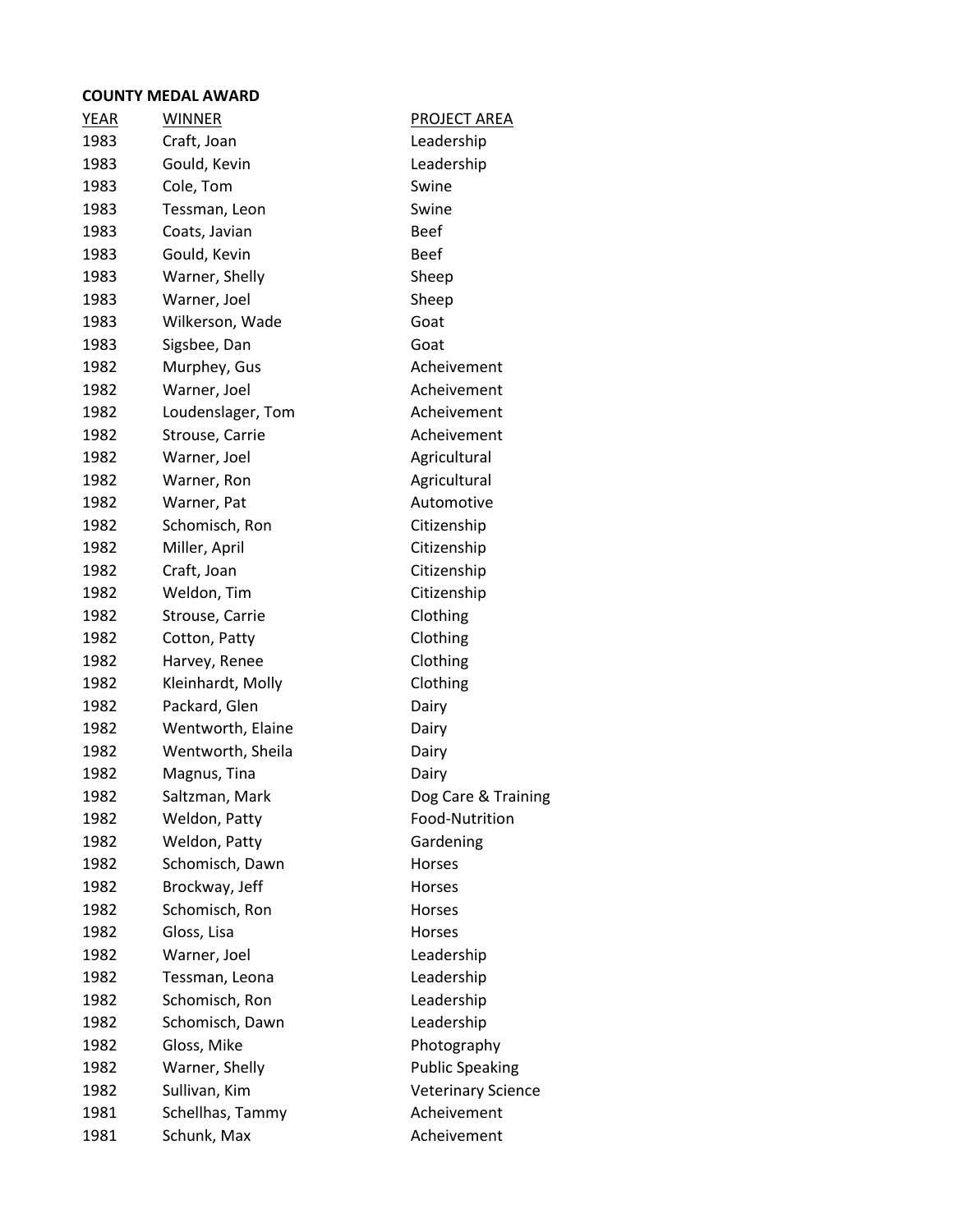**COUNTY MEDAL AWARD**

| YEAR | WINNER | PROJECT AREA |
|---|---|---|
| 1983 | Craft, Joan | Leadership |
| 1983 | Gould, Kevin | Leadership |
| 1983 | Cole, Tom | Swine |
| 1983 | Tessman, Leon | Swine |
| 1983 | Coats, Javian | Beef |
| 1983 | Gould, Kevin | Beef |
| 1983 | Warner, Shelly | Sheep |
| 1983 | Warner, Joel | Sheep |
| 1983 | Wilkerson, Wade | Goat |
| 1983 | Sigsbee, Dan | Goat |
| 1982 | Murphey, Gus | Acheivement |
| 1982 | Warner, Joel | Acheivement |
| 1982 | Loudenslager, Tom | Acheivement |
| 1982 | Strouse, Carrie | Acheivement |
| 1982 | Warner, Joel | Agricultural |
| 1982 | Warner, Ron | Agricultural |
| 1982 | Warner, Pat | Automotive |
| 1982 | Schomisch, Ron | Citizenship |
| 1982 | Miller, April | Citizenship |
| 1982 | Craft, Joan | Citizenship |
| 1982 | Weldon, Tim | Citizenship |
| 1982 | Strouse, Carrie | Clothing |
| 1982 | Cotton, Patty | Clothing |
| 1982 | Harvey, Renee | Clothing |
| 1982 | Kleinhardt, Molly | Clothing |
| 1982 | Packard, Glen | Dairy |
| 1982 | Wentworth, Elaine | Dairy |
| 1982 | Wentworth, Sheila | Dairy |
| 1982 | Magnus, Tina | Dairy |
| 1982 | Saltzman, Mark | Dog Care & Training |
| 1982 | Weldon, Patty | Food-Nutrition |
| 1982 | Weldon, Patty | Gardening |
| 1982 | Schomisch, Dawn | Horses |
| 1982 | Brockway, Jeff | Horses |
| 1982 | Schomisch, Ron | Horses |
| 1982 | Gloss, Lisa | Horses |
| 1982 | Warner, Joel | Leadership |
| 1982 | Tessman, Leona | Leadership |
| 1982 | Schomisch, Ron | Leadership |
| 1982 | Schomisch, Dawn | Leadership |
| 1982 | Gloss, Mike | Photography |
| 1982 | Warner, Shelly | Public Speaking |
| 1982 | Sullivan, Kim | Veterinary Science |
| 1981 | Schellhas, Tammy | Acheivement |
| 1981 | Schunk, Max | Acheivement |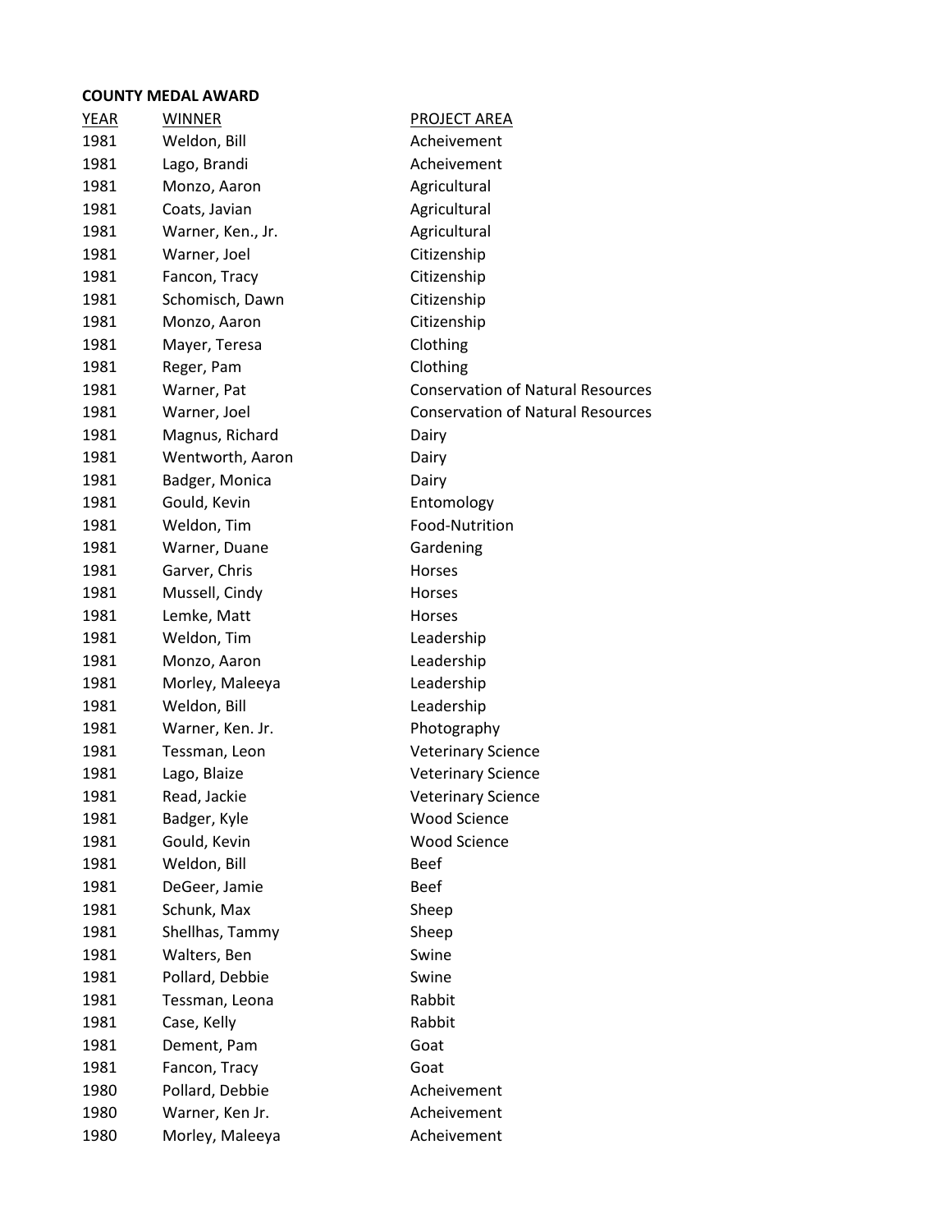**COUNTY MEDAL AWARD**

| YEAR | WINNER | PROJECT AREA |
|---|---|---|
| 1981 | Weldon, Bill | Acheivement |
| 1981 | Lago, Brandi | Acheivement |
| 1981 | Monzo, Aaron | Agricultural |
| 1981 | Coats, Javian | Agricultural |
| 1981 | Warner, Ken., Jr. | Agricultural |
| 1981 | Warner, Joel | Citizenship |
| 1981 | Fancon, Tracy | Citizenship |
| 1981 | Schomisch, Dawn | Citizenship |
| 1981 | Monzo, Aaron | Citizenship |
| 1981 | Mayer, Teresa | Clothing |
| 1981 | Reger, Pam | Clothing |
| 1981 | Warner, Pat | Conservation of Natural Resources |
| 1981 | Warner, Joel | Conservation of Natural Resources |
| 1981 | Magnus, Richard | Dairy |
| 1981 | Wentworth, Aaron | Dairy |
| 1981 | Badger, Monica | Dairy |
| 1981 | Gould, Kevin | Entomology |
| 1981 | Weldon, Tim | Food-Nutrition |
| 1981 | Warner, Duane | Gardening |
| 1981 | Garver, Chris | Horses |
| 1981 | Mussell, Cindy | Horses |
| 1981 | Lemke, Matt | Horses |
| 1981 | Weldon, Tim | Leadership |
| 1981 | Monzo, Aaron | Leadership |
| 1981 | Morley, Maleeya | Leadership |
| 1981 | Weldon, Bill | Leadership |
| 1981 | Warner, Ken. Jr. | Photography |
| 1981 | Tessman, Leon | Veterinary Science |
| 1981 | Lago, Blaize | Veterinary Science |
| 1981 | Read, Jackie | Veterinary Science |
| 1981 | Badger, Kyle | Wood Science |
| 1981 | Gould, Kevin | Wood Science |
| 1981 | Weldon, Bill | Beef |
| 1981 | DeGeer, Jamie | Beef |
| 1981 | Schunk, Max | Sheep |
| 1981 | Shellhas, Tammy | Sheep |
| 1981 | Walters, Ben | Swine |
| 1981 | Pollard, Debbie | Swine |
| 1981 | Tessman, Leona | Rabbit |
| 1981 | Case, Kelly | Rabbit |
| 1981 | Dement, Pam | Goat |
| 1981 | Fancon, Tracy | Goat |
| 1980 | Pollard, Debbie | Acheivement |
| 1980 | Warner, Ken Jr. | Acheivement |
| 1980 | Morley, Maleeya | Acheivement |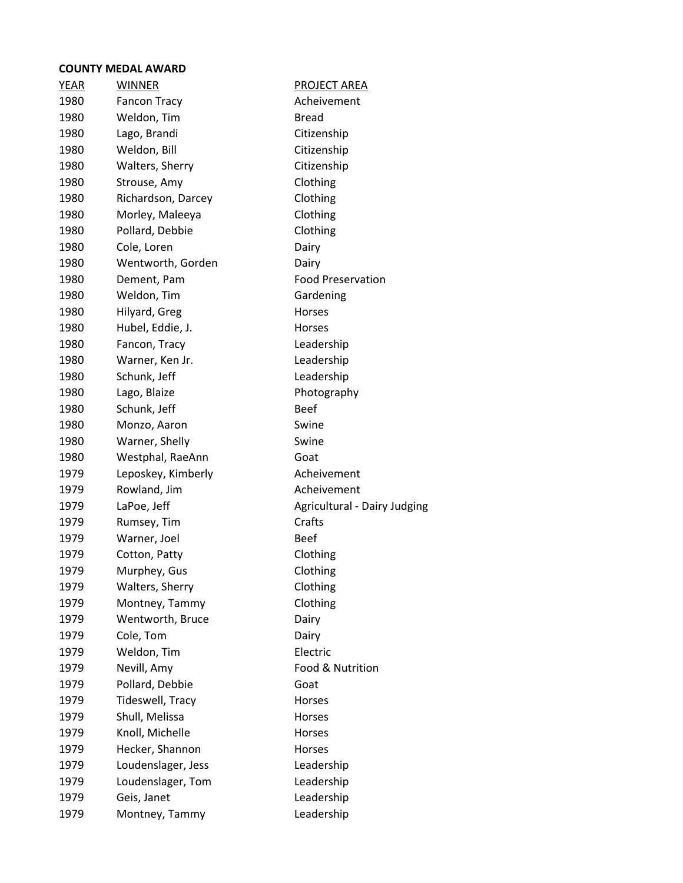**COUNTY MEDAL AWARD**

| YEAR | WINNER | PROJECT AREA |
|---|---|---|
| 1980 | Fancon Tracy | Acheivement |
| 1980 | Weldon, Tim | Bread |
| 1980 | Lago, Brandi | Citizenship |
| 1980 | Weldon, Bill | Citizenship |
| 1980 | Walters, Sherry | Citizenship |
| 1980 | Strouse, Amy | Clothing |
| 1980 | Richardson, Darcey | Clothing |
| 1980 | Morley, Maleeya | Clothing |
| 1980 | Pollard, Debbie | Clothing |
| 1980 | Cole, Loren | Dairy |
| 1980 | Wentworth, Gorden | Dairy |
| 1980 | Dement, Pam | Food Preservation |
| 1980 | Weldon, Tim | Gardening |
| 1980 | Hilyard, Greg | Horses |
| 1980 | Hubel, Eddie, J. | Horses |
| 1980 | Fancon, Tracy | Leadership |
| 1980 | Warner, Ken Jr. | Leadership |
| 1980 | Schunk, Jeff | Leadership |
| 1980 | Lago, Blaize | Photography |
| 1980 | Schunk, Jeff | Beef |
| 1980 | Monzo, Aaron | Swine |
| 1980 | Warner, Shelly | Swine |
| 1980 | Westphal, RaeAnn | Goat |
| 1979 | Leposkey, Kimberly | Acheivement |
| 1979 | Rowland, Jim | Acheivement |
| 1979 | LaPoe, Jeff | Agricultural - Dairy Judging |
| 1979 | Rumsey, Tim | Crafts |
| 1979 | Warner, Joel | Beef |
| 1979 | Cotton, Patty | Clothing |
| 1979 | Murphey, Gus | Clothing |
| 1979 | Walters, Sherry | Clothing |
| 1979 | Montney, Tammy | Clothing |
| 1979 | Wentworth, Bruce | Dairy |
| 1979 | Cole, Tom | Dairy |
| 1979 | Weldon, Tim | Electric |
| 1979 | Nevill, Amy | Food & Nutrition |
| 1979 | Pollard, Debbie | Goat |
| 1979 | Tideswell, Tracy | Horses |
| 1979 | Shull, Melissa | Horses |
| 1979 | Knoll, Michelle | Horses |
| 1979 | Hecker, Shannon | Horses |
| 1979 | Loudenslager, Jess | Leadership |
| 1979 | Loudenslager, Tom | Leadership |
| 1979 | Geis, Janet | Leadership |
| 1979 | Montney, Tammy | Leadership |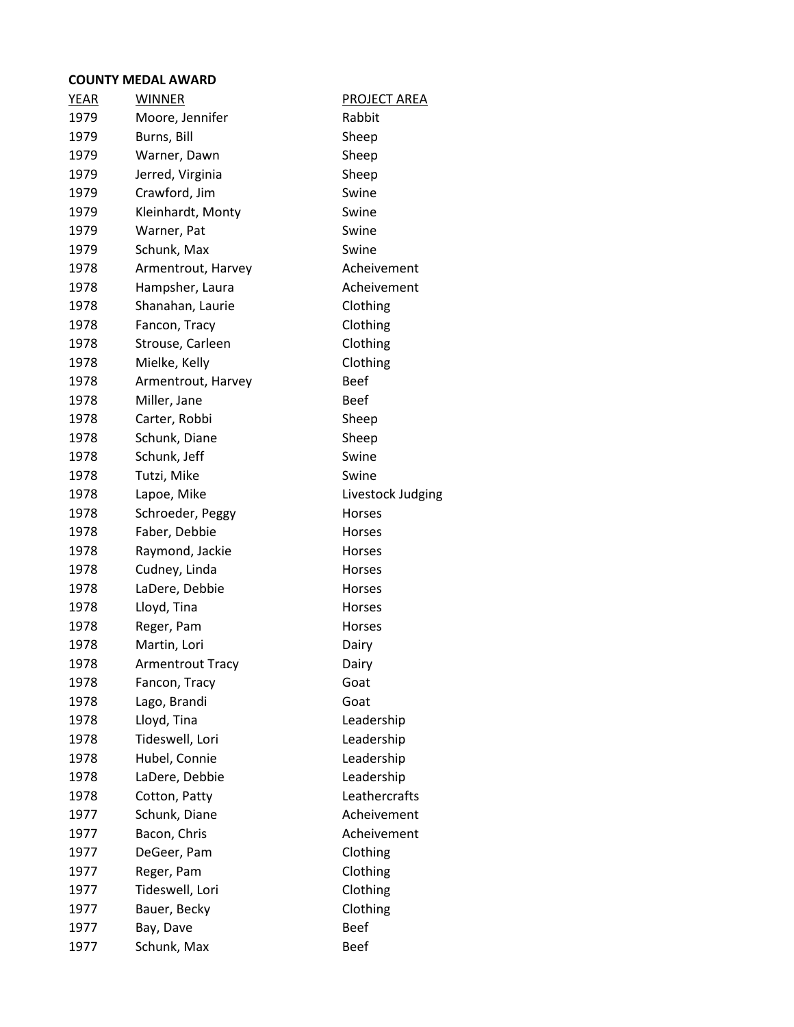**COUNTY MEDAL AWARD**

| YEAR | WINNER | PROJECT AREA |
|---|---|---|
| 1979 | Moore, Jennifer | Rabbit |
| 1979 | Burns, Bill | Sheep |
| 1979 | Warner, Dawn | Sheep |
| 1979 | Jerred, Virginia | Sheep |
| 1979 | Crawford, Jim | Swine |
| 1979 | Kleinhardt, Monty | Swine |
| 1979 | Warner, Pat | Swine |
| 1979 | Schunk, Max | Swine |
| 1978 | Armentrout, Harvey | Acheivement |
| 1978 | Hampsher, Laura | Acheivement |
| 1978 | Shanahan, Laurie | Clothing |
| 1978 | Fancon, Tracy | Clothing |
| 1978 | Strouse, Carleen | Clothing |
| 1978 | Mielke, Kelly | Clothing |
| 1978 | Armentrout, Harvey | Beef |
| 1978 | Miller, Jane | Beef |
| 1978 | Carter, Robbi | Sheep |
| 1978 | Schunk, Diane | Sheep |
| 1978 | Schunk, Jeff | Swine |
| 1978 | Tutzi, Mike | Swine |
| 1978 | Lapoe, Mike | Livestock Judging |
| 1978 | Schroeder, Peggy | Horses |
| 1978 | Faber, Debbie | Horses |
| 1978 | Raymond, Jackie | Horses |
| 1978 | Cudney, Linda | Horses |
| 1978 | LaDere, Debbie | Horses |
| 1978 | Lloyd, Tina | Horses |
| 1978 | Reger, Pam | Horses |
| 1978 | Martin, Lori | Dairy |
| 1978 | Armentrout Tracy | Dairy |
| 1978 | Fancon, Tracy | Goat |
| 1978 | Lago, Brandi | Goat |
| 1978 | Lloyd, Tina | Leadership |
| 1978 | Tideswell, Lori | Leadership |
| 1978 | Hubel, Connie | Leadership |
| 1978 | LaDere, Debbie | Leadership |
| 1978 | Cotton, Patty | Leathercrafts |
| 1977 | Schunk, Diane | Acheivement |
| 1977 | Bacon, Chris | Acheivement |
| 1977 | DeGeer, Pam | Clothing |
| 1977 | Reger, Pam | Clothing |
| 1977 | Tideswell, Lori | Clothing |
| 1977 | Bauer, Becky | Clothing |
| 1977 | Bay, Dave | Beef |
| 1977 | Schunk, Max | Beef |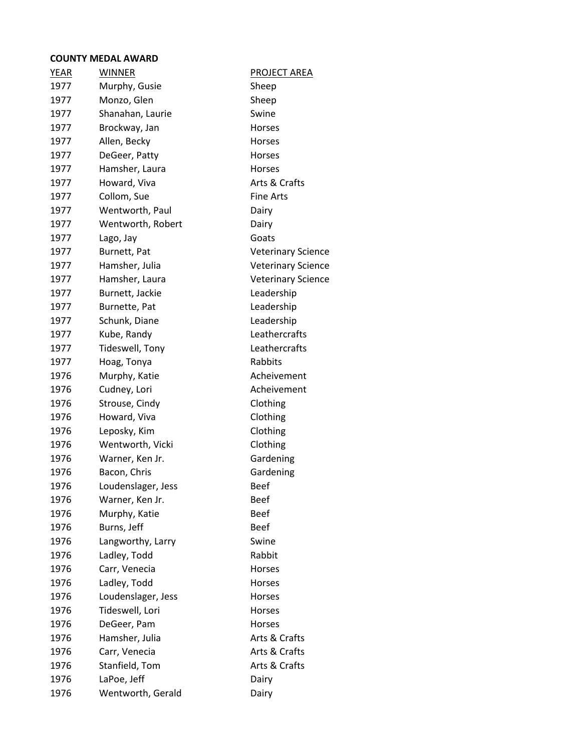**COUNTY MEDAL AWARD**

| YEAR | WINNER | PROJECT AREA |
|---|---|---|
| 1977 | Murphy, Gusie | Sheep |
| 1977 | Monzo, Glen | Sheep |
| 1977 | Shanahan, Laurie | Swine |
| 1977 | Brockway, Jan | Horses |
| 1977 | Allen, Becky | Horses |
| 1977 | DeGeer, Patty | Horses |
| 1977 | Hamsher, Laura | Horses |
| 1977 | Howard, Viva | Arts & Crafts |
| 1977 | Collom, Sue | Fine Arts |
| 1977 | Wentworth, Paul | Dairy |
| 1977 | Wentworth, Robert | Dairy |
| 1977 | Lago, Jay | Goats |
| 1977 | Burnett, Pat | Veterinary Science |
| 1977 | Hamsher, Julia | Veterinary Science |
| 1977 | Hamsher, Laura | Veterinary Science |
| 1977 | Burnett, Jackie | Leadership |
| 1977 | Burnette, Pat | Leadership |
| 1977 | Schunk, Diane | Leadership |
| 1977 | Kube, Randy | Leathercrafts |
| 1977 | Tideswell, Tony | Leathercrafts |
| 1977 | Hoag, Tonya | Rabbits |
| 1976 | Murphy, Katie | Acheivement |
| 1976 | Cudney, Lori | Acheivement |
| 1976 | Strouse, Cindy | Clothing |
| 1976 | Howard, Viva | Clothing |
| 1976 | Leposky, Kim | Clothing |
| 1976 | Wentworth, Vicki | Clothing |
| 1976 | Warner, Ken Jr. | Gardening |
| 1976 | Bacon, Chris | Gardening |
| 1976 | Loudenslager, Jess | Beef |
| 1976 | Warner, Ken Jr. | Beef |
| 1976 | Murphy, Katie | Beef |
| 1976 | Burns, Jeff | Beef |
| 1976 | Langworthy, Larry | Swine |
| 1976 | Ladley, Todd | Rabbit |
| 1976 | Carr, Venecia | Horses |
| 1976 | Ladley, Todd | Horses |
| 1976 | Loudenslager, Jess | Horses |
| 1976 | Tideswell, Lori | Horses |
| 1976 | DeGeer, Pam | Horses |
| 1976 | Hamsher, Julia | Arts & Crafts |
| 1976 | Carr, Venecia | Arts & Crafts |
| 1976 | Stanfield, Tom | Arts & Crafts |
| 1976 | LaPoe, Jeff | Dairy |
| 1976 | Wentworth, Gerald | Dairy |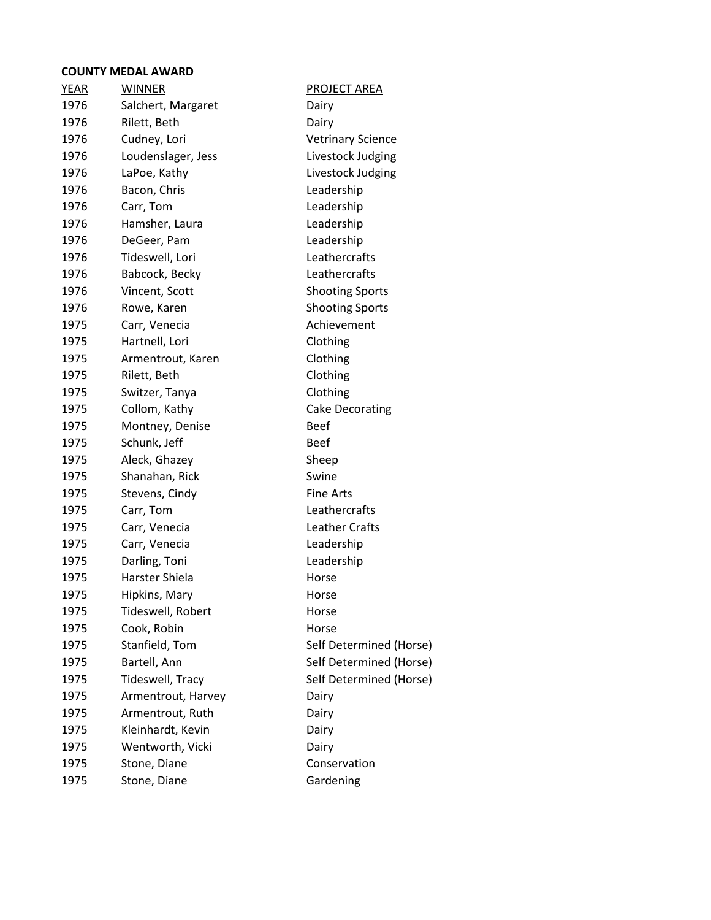**COUNTY MEDAL AWARD**

| YEAR | WINNER | PROJECT AREA |
|---|---|---|
| 1976 | Salchert, Margaret | Dairy |
| 1976 | Rilett, Beth | Dairy |
| 1976 | Cudney, Lori | Vetrinary Science |
| 1976 | Loudenslager, Jess | Livestock Judging |
| 1976 | LaPoe, Kathy | Livestock Judging |
| 1976 | Bacon, Chris | Leadership |
| 1976 | Carr, Tom | Leadership |
| 1976 | Hamsher, Laura | Leadership |
| 1976 | DeGeer, Pam | Leadership |
| 1976 | Tideswell, Lori | Leathercrafts |
| 1976 | Babcock, Becky | Leathercrafts |
| 1976 | Vincent, Scott | Shooting Sports |
| 1976 | Rowe, Karen | Shooting Sports |
| 1975 | Carr, Venecia | Achievement |
| 1975 | Hartnell, Lori | Clothing |
| 1975 | Armentrout, Karen | Clothing |
| 1975 | Rilett, Beth | Clothing |
| 1975 | Switzer, Tanya | Clothing |
| 1975 | Collom, Kathy | Cake Decorating |
| 1975 | Montney, Denise | Beef |
| 1975 | Schunk, Jeff | Beef |
| 1975 | Aleck, Ghazey | Sheep |
| 1975 | Shanahan, Rick | Swine |
| 1975 | Stevens, Cindy | Fine Arts |
| 1975 | Carr, Tom | Leathercrafts |
| 1975 | Carr, Venecia | Leather Crafts |
| 1975 | Carr, Venecia | Leadership |
| 1975 | Darling, Toni | Leadership |
| 1975 | Harster Shiela | Horse |
| 1975 | Hipkins, Mary | Horse |
| 1975 | Tideswell, Robert | Horse |
| 1975 | Cook, Robin | Horse |
| 1975 | Stanfield, Tom | Self Determined (Horse) |
| 1975 | Bartell, Ann | Self Determined (Horse) |
| 1975 | Tideswell, Tracy | Self Determined (Horse) |
| 1975 | Armentrout, Harvey | Dairy |
| 1975 | Armentrout, Ruth | Dairy |
| 1975 | Kleinhardt, Kevin | Dairy |
| 1975 | Wentworth, Vicki | Dairy |
| 1975 | Stone, Diane | Conservation |
| 1975 | Stone, Diane | Gardening |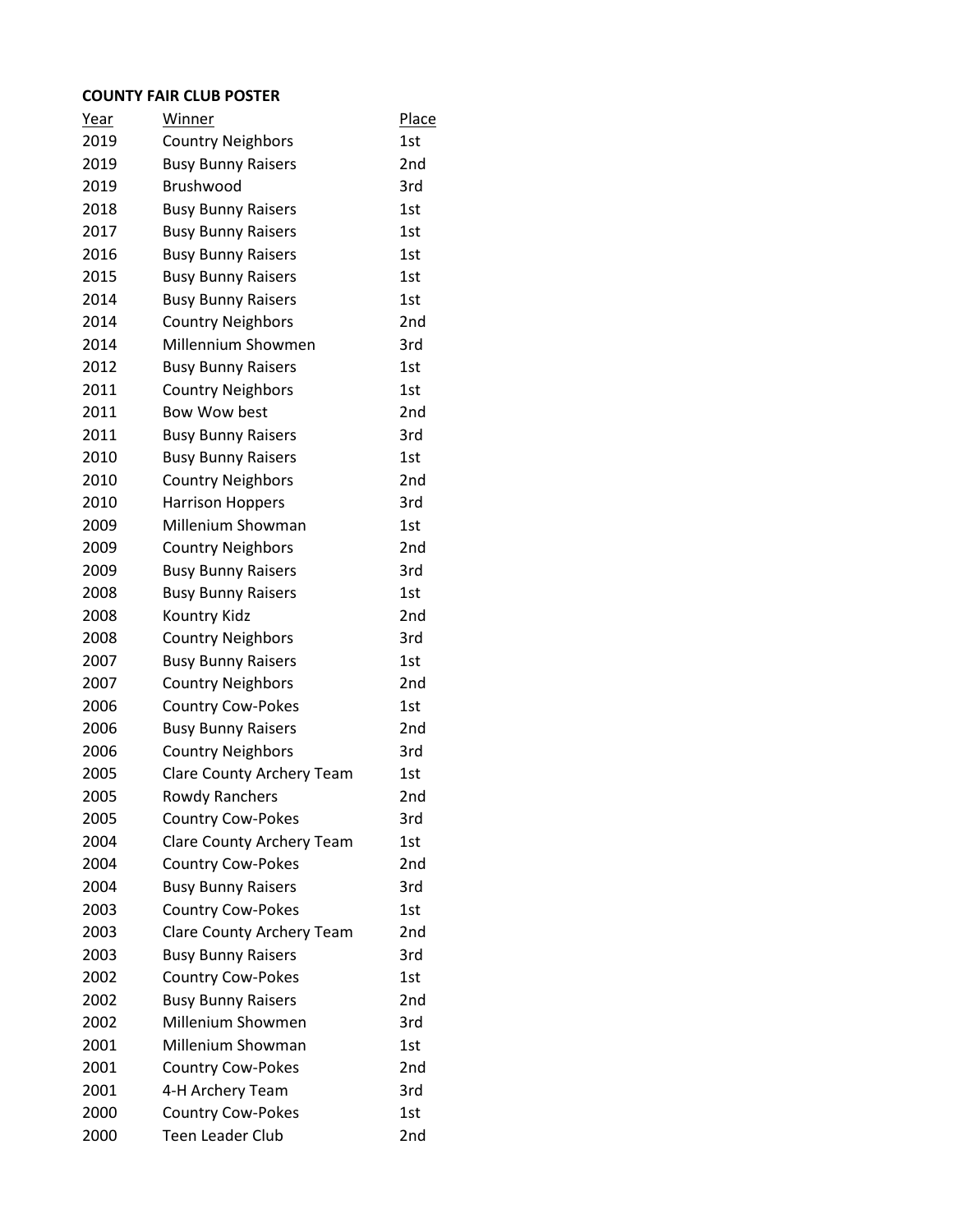**COUNTY FAIR CLUB POSTER**

| Year | Winner | Place |
|---|---|---|
| 2019 | Country Neighbors | 1st |
| 2019 | Busy Bunny Raisers | 2nd |
| 2019 | Brushwood | 3rd |
| 2018 | Busy Bunny Raisers | 1st |
| 2017 | Busy Bunny Raisers | 1st |
| 2016 | Busy Bunny Raisers | 1st |
| 2015 | Busy Bunny Raisers | 1st |
| 2014 | Busy Bunny Raisers | 1st |
| 2014 | Country Neighbors | 2nd |
| 2014 | Millennium Showmen | 3rd |
| 2012 | Busy Bunny Raisers | 1st |
| 2011 | Country Neighbors | 1st |
| 2011 | Bow Wow best | 2nd |
| 2011 | Busy Bunny Raisers | 3rd |
| 2010 | Busy Bunny Raisers | 1st |
| 2010 | Country Neighbors | 2nd |
| 2010 | Harrison Hoppers | 3rd |
| 2009 | Millenium Showman | 1st |
| 2009 | Country Neighbors | 2nd |
| 2009 | Busy Bunny Raisers | 3rd |
| 2008 | Busy Bunny Raisers | 1st |
| 2008 | Kountry Kidz | 2nd |
| 2008 | Country Neighbors | 3rd |
| 2007 | Busy Bunny Raisers | 1st |
| 2007 | Country Neighbors | 2nd |
| 2006 | Country Cow-Pokes | 1st |
| 2006 | Busy Bunny Raisers | 2nd |
| 2006 | Country Neighbors | 3rd |
| 2005 | Clare County Archery Team | 1st |
| 2005 | Rowdy Ranchers | 2nd |
| 2005 | Country Cow-Pokes | 3rd |
| 2004 | Clare County Archery Team | 1st |
| 2004 | Country Cow-Pokes | 2nd |
| 2004 | Busy Bunny Raisers | 3rd |
| 2003 | Country Cow-Pokes | 1st |
| 2003 | Clare County Archery Team | 2nd |
| 2003 | Busy Bunny Raisers | 3rd |
| 2002 | Country Cow-Pokes | 1st |
| 2002 | Busy Bunny Raisers | 2nd |
| 2002 | Millenium Showmen | 3rd |
| 2001 | Millenium Showman | 1st |
| 2001 | Country Cow-Pokes | 2nd |
| 2001 | 4-H Archery Team | 3rd |
| 2000 | Country Cow-Pokes | 1st |
| 2000 | Teen Leader Club | 2nd |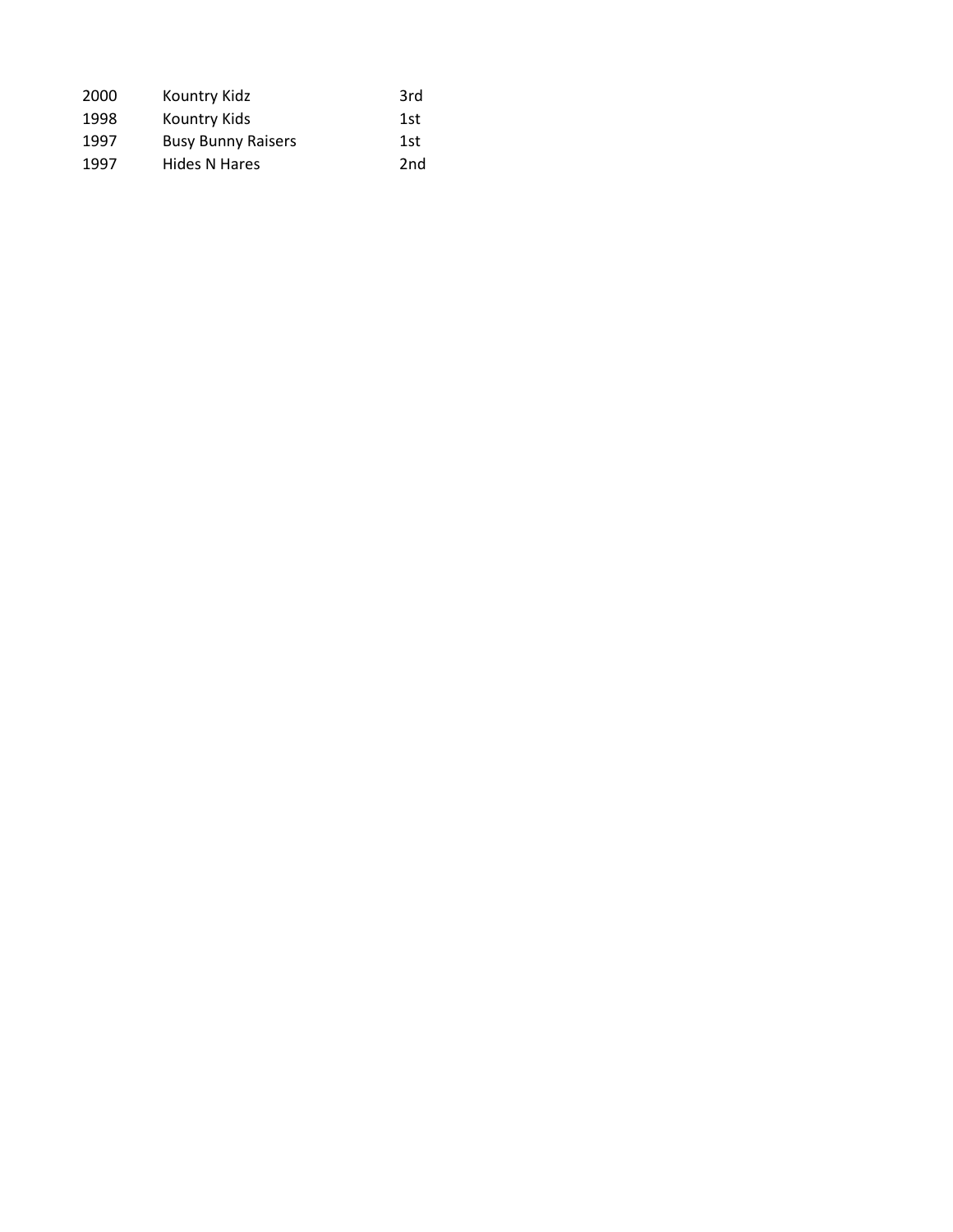| | | |
|---|---|---|
| 2000 | Kountry Kidz | 3rd |
| 1998 | Kountry Kids | 1st |
| 1997 | Busy Bunny Raisers | 1st |
| 1997 | Hides N Hares | 2nd |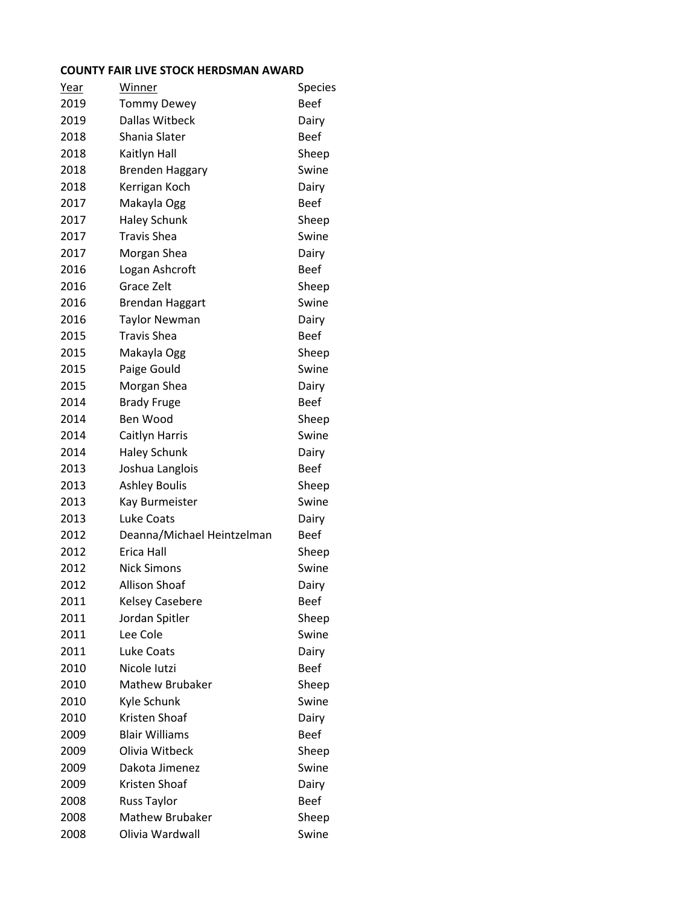**COUNTY FAIR LIVE STOCK HERDSMAN AWARD**

| Year | Winner | Species |
|---|---|---|
| 2019 | Tommy Dewey | Beef |
| 2019 | Dallas Witbeck | Dairy |
| 2018 | Shania Slater | Beef |
| 2018 | Kaitlyn Hall | Sheep |
| 2018 | Brenden Haggary | Swine |
| 2018 | Kerrigan Koch | Dairy |
| 2017 | Makayla Ogg | Beef |
| 2017 | Haley Schunk | Sheep |
| 2017 | Travis Shea | Swine |
| 2017 | Morgan Shea | Dairy |
| 2016 | Logan Ashcroft | Beef |
| 2016 | Grace Zelt | Sheep |
| 2016 | Brendan Haggart | Swine |
| 2016 | Taylor Newman | Dairy |
| 2015 | Travis Shea | Beef |
| 2015 | Makayla Ogg | Sheep |
| 2015 | Paige Gould | Swine |
| 2015 | Morgan Shea | Dairy |
| 2014 | Brady Fruge | Beef |
| 2014 | Ben Wood | Sheep |
| 2014 | Caitlyn Harris | Swine |
| 2014 | Haley Schunk | Dairy |
| 2013 | Joshua Langlois | Beef |
| 2013 | Ashley Boulis | Sheep |
| 2013 | Kay Burmeister | Swine |
| 2013 | Luke Coats | Dairy |
| 2012 | Deanna/Michael Heintzelman | Beef |
| 2012 | Erica Hall | Sheep |
| 2012 | Nick Simons | Swine |
| 2012 | Allison Shoaf | Dairy |
| 2011 | Kelsey Casebere | Beef |
| 2011 | Jordan Spitler | Sheep |
| 2011 | Lee Cole | Swine |
| 2011 | Luke Coats | Dairy |
| 2010 | Nicole Iutzi | Beef |
| 2010 | Mathew Brubaker | Sheep |
| 2010 | Kyle Schunk | Swine |
| 2010 | Kristen Shoaf | Dairy |
| 2009 | Blair Williams | Beef |
| 2009 | Olivia Witbeck | Sheep |
| 2009 | Dakota Jimenez | Swine |
| 2009 | Kristen Shoaf | Dairy |
| 2008 | Russ Taylor | Beef |
| 2008 | Mathew Brubaker | Sheep |
| 2008 | Olivia Wardwall | Swine |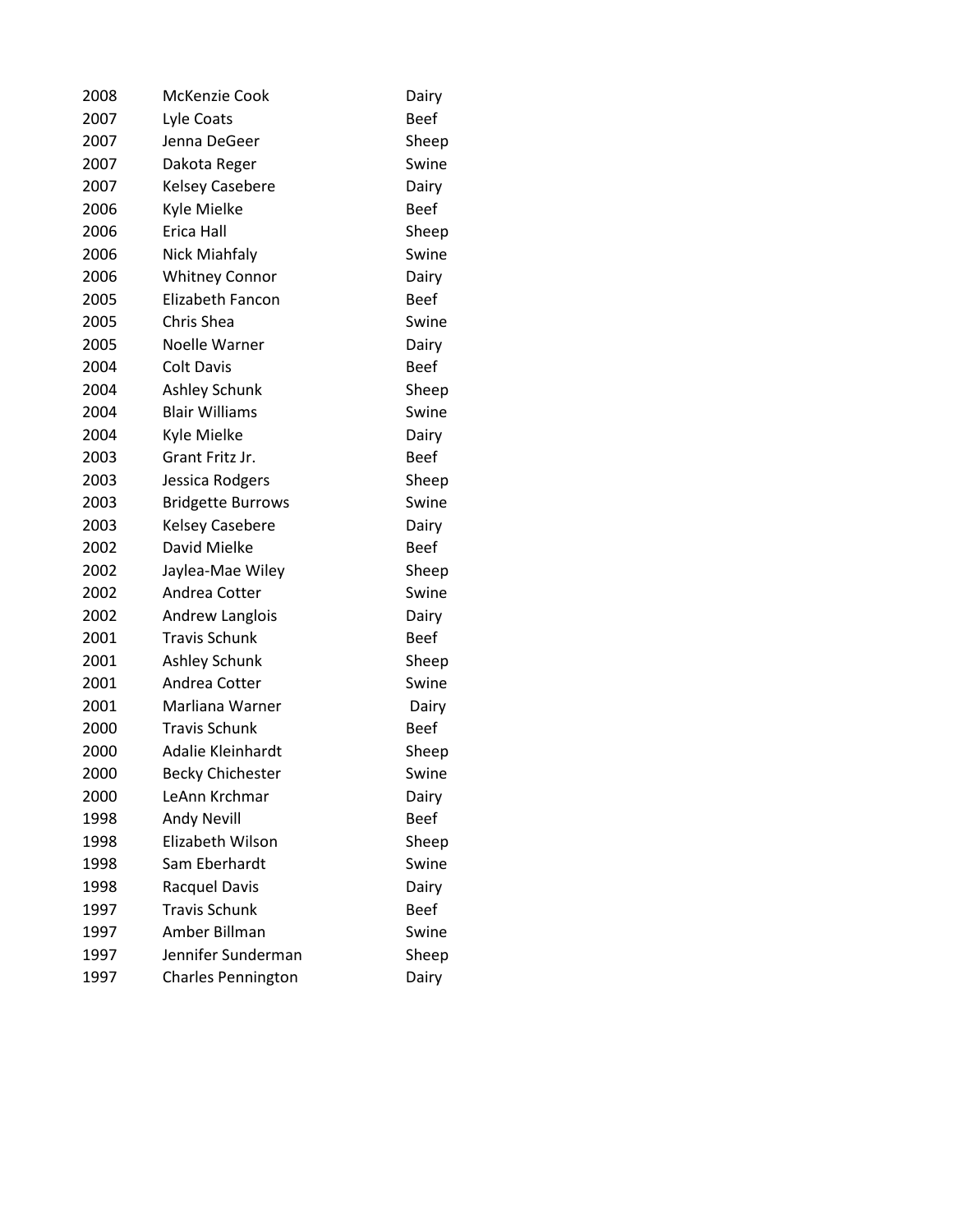| | | |
|---|---|---|
| 2008 | McKenzie Cook | Dairy |
| 2007 | Lyle Coats | Beef |
| 2007 | Jenna DeGeer | Sheep |
| 2007 | Dakota Reger | Swine |
| 2007 | Kelsey Casebere | Dairy |
| 2006 | Kyle Mielke | Beef |
| 2006 | Erica Hall | Sheep |
| 2006 | Nick Miahfaly | Swine |
| 2006 | Whitney Connor | Dairy |
| 2005 | Elizabeth Fancon | Beef |
| 2005 | Chris Shea | Swine |
| 2005 | Noelle Warner | Dairy |
| 2004 | Colt Davis | Beef |
| 2004 | Ashley Schunk | Sheep |
| 2004 | Blair Williams | Swine |
| 2004 | Kyle Mielke | Dairy |
| 2003 | Grant Fritz Jr. | Beef |
| 2003 | Jessica Rodgers | Sheep |
| 2003 | Bridgette Burrows | Swine |
| 2003 | Kelsey Casebere | Dairy |
| 2002 | David Mielke | Beef |
| 2002 | Jaylea-Mae Wiley | Sheep |
| 2002 | Andrea Cotter | Swine |
| 2002 | Andrew Langlois | Dairy |
| 2001 | Travis Schunk | Beef |
| 2001 | Ashley Schunk | Sheep |
| 2001 | Andrea Cotter | Swine |
| 2001 | Marliana Warner | Dairy |
| 2000 | Travis Schunk | Beef |
| 2000 | Adalie Kleinhardt | Sheep |
| 2000 | Becky Chichester | Swine |
| 2000 | LeAnn Krchmar | Dairy |
| 1998 | Andy Nevill | Beef |
| 1998 | Elizabeth Wilson | Sheep |
| 1998 | Sam Eberhardt | Swine |
| 1998 | Racquel Davis | Dairy |
| 1997 | Travis Schunk | Beef |
| 1997 | Amber Billman | Swine |
| 1997 | Jennifer Sunderman | Sheep |
| 1997 | Charles Pennington | Dairy |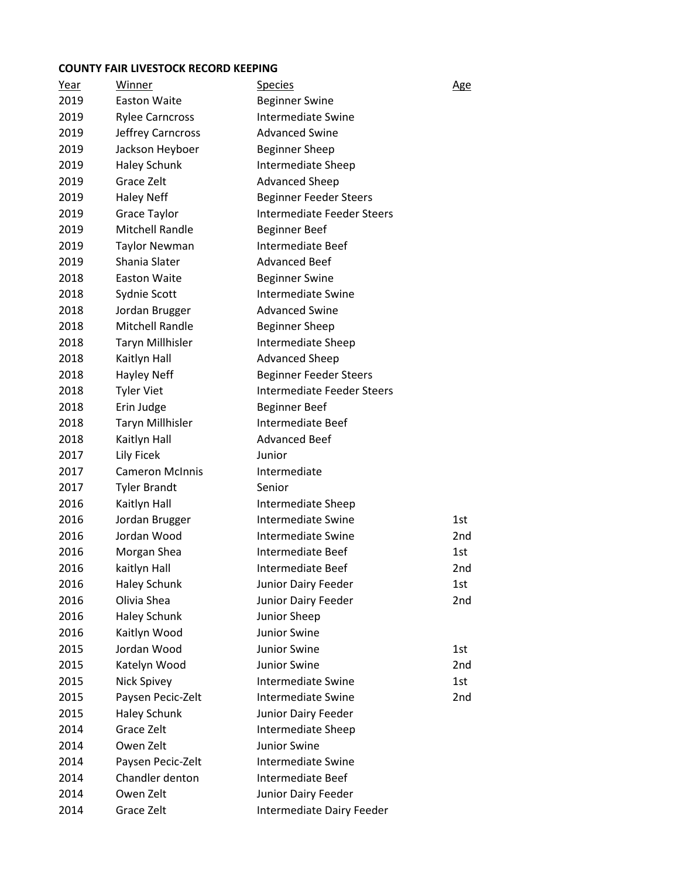**COUNTY FAIR LIVESTOCK RECORD KEEPING**

| Year | Winner | Species | Age |
|---|---|---|---|
| 2019 | Easton Waite | Beginner Swine | |
| 2019 | Rylee Carncross | Intermediate Swine | |
| 2019 | Jeffrey Carncross | Advanced Swine | |
| 2019 | Jackson Heyboer | Beginner Sheep | |
| 2019 | Haley Schunk | Intermediate Sheep | |
| 2019 | Grace Zelt | Advanced Sheep | |
| 2019 | Haley Neff | Beginner Feeder Steers | |
| 2019 | Grace Taylor | Intermediate Feeder Steers | |
| 2019 | Mitchell Randle | Beginner Beef | |
| 2019 | Taylor Newman | Intermediate Beef | |
| 2019 | Shania Slater | Advanced Beef | |
| 2018 | Easton Waite | Beginner Swine | |
| 2018 | Sydnie Scott | Intermediate Swine | |
| 2018 | Jordan Brugger | Advanced Swine | |
| 2018 | Mitchell Randle | Beginner Sheep | |
| 2018 | Taryn Millhisler | Intermediate Sheep | |
| 2018 | Kaitlyn Hall | Advanced Sheep | |
| 2018 | Hayley Neff | Beginner Feeder Steers | |
| 2018 | Tyler Viet | Intermediate Feeder Steers | |
| 2018 | Erin Judge | Beginner Beef | |
| 2018 | Taryn Millhisler | Intermediate Beef | |
| 2018 | Kaitlyn Hall | Advanced Beef | |
| 2017 | Lily Ficek | Junior | |
| 2017 | Cameron McInnis | Intermediate | |
| 2017 | Tyler Brandt | Senior | |
| 2016 | Kaitlyn Hall | Intermediate Sheep | |
| 2016 | Jordan Brugger | Intermediate Swine | 1st |
| 2016 | Jordan Wood | Intermediate Swine | 2nd |
| 2016 | Morgan Shea | Intermediate Beef | 1st |
| 2016 | kaitlyn Hall | Intermediate Beef | 2nd |
| 2016 | Haley Schunk | Junior Dairy Feeder | 1st |
| 2016 | Olivia Shea | Junior Dairy Feeder | 2nd |
| 2016 | Haley Schunk | Junior Sheep | |
| 2016 | Kaitlyn Wood | Junior Swine | |
| 2015 | Jordan Wood | Junior Swine | 1st |
| 2015 | Katelyn Wood | Junior Swine | 2nd |
| 2015 | Nick Spivey | Intermediate Swine | 1st |
| 2015 | Paysen Pecic-Zelt | Intermediate Swine | 2nd |
| 2015 | Haley Schunk | Junior Dairy Feeder | |
| 2014 | Grace Zelt | Intermediate Sheep | |
| 2014 | Owen Zelt | Junior Swine | |
| 2014 | Paysen Pecic-Zelt | Intermediate Swine | |
| 2014 | Chandler denton | Intermediate Beef | |
| 2014 | Owen Zelt | Junior Dairy Feeder | |
| 2014 | Grace Zelt | Intermediate Dairy Feeder | |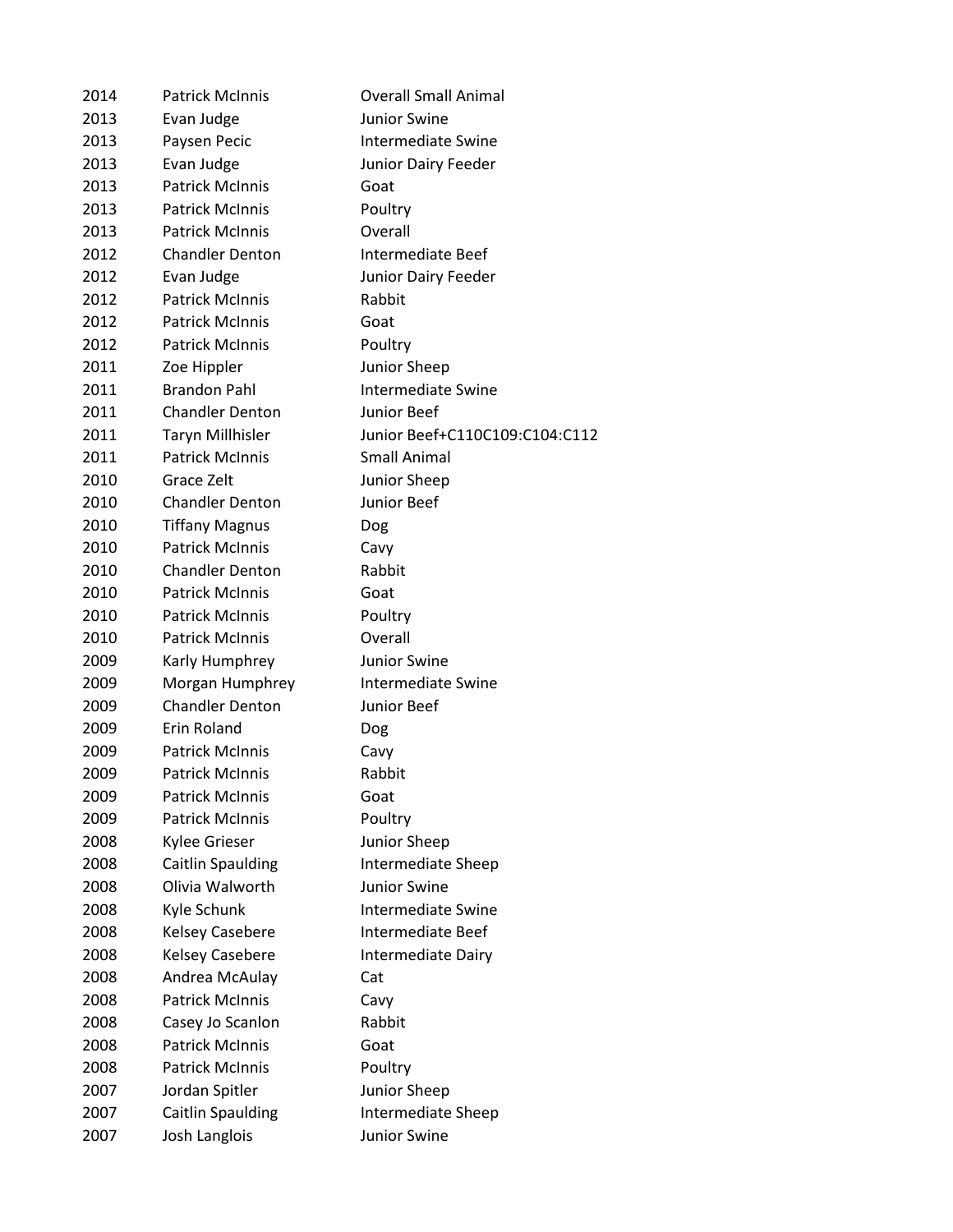| | | |
|---|---|---|
| 2014 | Patrick McInnis | Overall Small Animal |
| 2013 | Evan Judge | Junior Swine |
| 2013 | Paysen Pecic | Intermediate Swine |
| 2013 | Evan Judge | Junior Dairy Feeder |
| 2013 | Patrick McInnis | Goat |
| 2013 | Patrick McInnis | Poultry |
| 2013 | Patrick McInnis | Overall |
| 2012 | Chandler Denton | Intermediate Beef |
| 2012 | Evan Judge | Junior Dairy Feeder |
| 2012 | Patrick McInnis | Rabbit |
| 2012 | Patrick McInnis | Goat |
| 2012 | Patrick McInnis | Poultry |
| 2011 | Zoe Hippler | Junior Sheep |
| 2011 | Brandon Pahl | Intermediate Swine |
| 2011 | Chandler Denton | Junior Beef |
| 2011 | Taryn Millhisler | Junior Beef+C110C109:C104:C112 |
| 2011 | Patrick McInnis | Small Animal |
| 2010 | Grace Zelt | Junior Sheep |
| 2010 | Chandler Denton | Junior Beef |
| 2010 | Tiffany Magnus | Dog |
| 2010 | Patrick McInnis | Cavy |
| 2010 | Chandler Denton | Rabbit |
| 2010 | Patrick McInnis | Goat |
| 2010 | Patrick McInnis | Poultry |
| 2010 | Patrick McInnis | Overall |
| 2009 | Karly Humphrey | Junior Swine |
| 2009 | Morgan Humphrey | Intermediate Swine |
| 2009 | Chandler Denton | Junior Beef |
| 2009 | Erin Roland | Dog |
| 2009 | Patrick McInnis | Cavy |
| 2009 | Patrick McInnis | Rabbit |
| 2009 | Patrick McInnis | Goat |
| 2009 | Patrick McInnis | Poultry |
| 2008 | Kylee Grieser | Junior Sheep |
| 2008 | Caitlin Spaulding | Intermediate Sheep |
| 2008 | Olivia Walworth | Junior Swine |
| 2008 | Kyle Schunk | Intermediate Swine |
| 2008 | Kelsey Casebere | Intermediate Beef |
| 2008 | Kelsey Casebere | Intermediate Dairy |
| 2008 | Andrea McAulay | Cat |
| 2008 | Patrick McInnis | Cavy |
| 2008 | Casey Jo Scanlon | Rabbit |
| 2008 | Patrick McInnis | Goat |
| 2008 | Patrick McInnis | Poultry |
| 2007 | Jordan Spitler | Junior Sheep |
| 2007 | Caitlin Spaulding | Intermediate Sheep |
| 2007 | Josh Langlois | Junior Swine |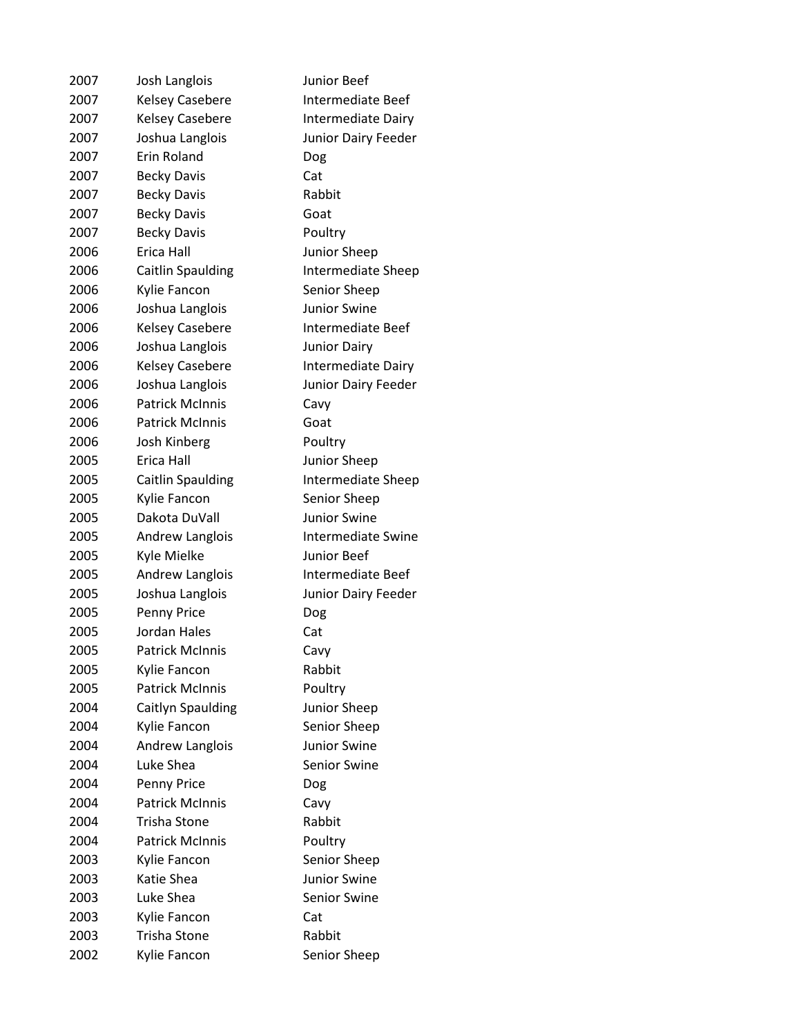| | | |
|---|---|---|
| 2007 | Josh Langlois | Junior Beef |
| 2007 | Kelsey Casebere | Intermediate Beef |
| 2007 | Kelsey Casebere | Intermediate Dairy |
| 2007 | Joshua Langlois | Junior Dairy Feeder |
| 2007 | Erin Roland | Dog |
| 2007 | Becky Davis | Cat |
| 2007 | Becky Davis | Rabbit |
| 2007 | Becky Davis | Goat |
| 2007 | Becky Davis | Poultry |
| 2006 | Erica Hall | Junior Sheep |
| 2006 | Caitlin Spaulding | Intermediate Sheep |
| 2006 | Kylie Fancon | Senior Sheep |
| 2006 | Joshua Langlois | Junior Swine |
| 2006 | Kelsey Casebere | Intermediate Beef |
| 2006 | Joshua Langlois | Junior Dairy |
| 2006 | Kelsey Casebere | Intermediate Dairy |
| 2006 | Joshua Langlois | Junior Dairy Feeder |
| 2006 | Patrick McInnis | Cavy |
| 2006 | Patrick McInnis | Goat |
| 2006 | Josh Kinberg | Poultry |
| 2005 | Erica Hall | Junior Sheep |
| 2005 | Caitlin Spaulding | Intermediate Sheep |
| 2005 | Kylie Fancon | Senior Sheep |
| 2005 | Dakota DuVall | Junior Swine |
| 2005 | Andrew Langlois | Intermediate Swine |
| 2005 | Kyle Mielke | Junior Beef |
| 2005 | Andrew Langlois | Intermediate Beef |
| 2005 | Joshua Langlois | Junior Dairy Feeder |
| 2005 | Penny Price | Dog |
| 2005 | Jordan Hales | Cat |
| 2005 | Patrick McInnis | Cavy |
| 2005 | Kylie Fancon | Rabbit |
| 2005 | Patrick McInnis | Poultry |
| 2004 | Caitlyn Spaulding | Junior Sheep |
| 2004 | Kylie Fancon | Senior Sheep |
| 2004 | Andrew Langlois | Junior Swine |
| 2004 | Luke Shea | Senior Swine |
| 2004 | Penny Price | Dog |
| 2004 | Patrick McInnis | Cavy |
| 2004 | Trisha Stone | Rabbit |
| 2004 | Patrick McInnis | Poultry |
| 2003 | Kylie Fancon | Senior Sheep |
| 2003 | Katie Shea | Junior Swine |
| 2003 | Luke Shea | Senior Swine |
| 2003 | Kylie Fancon | Cat |
| 2003 | Trisha Stone | Rabbit |
| 2002 | Kylie Fancon | Senior Sheep |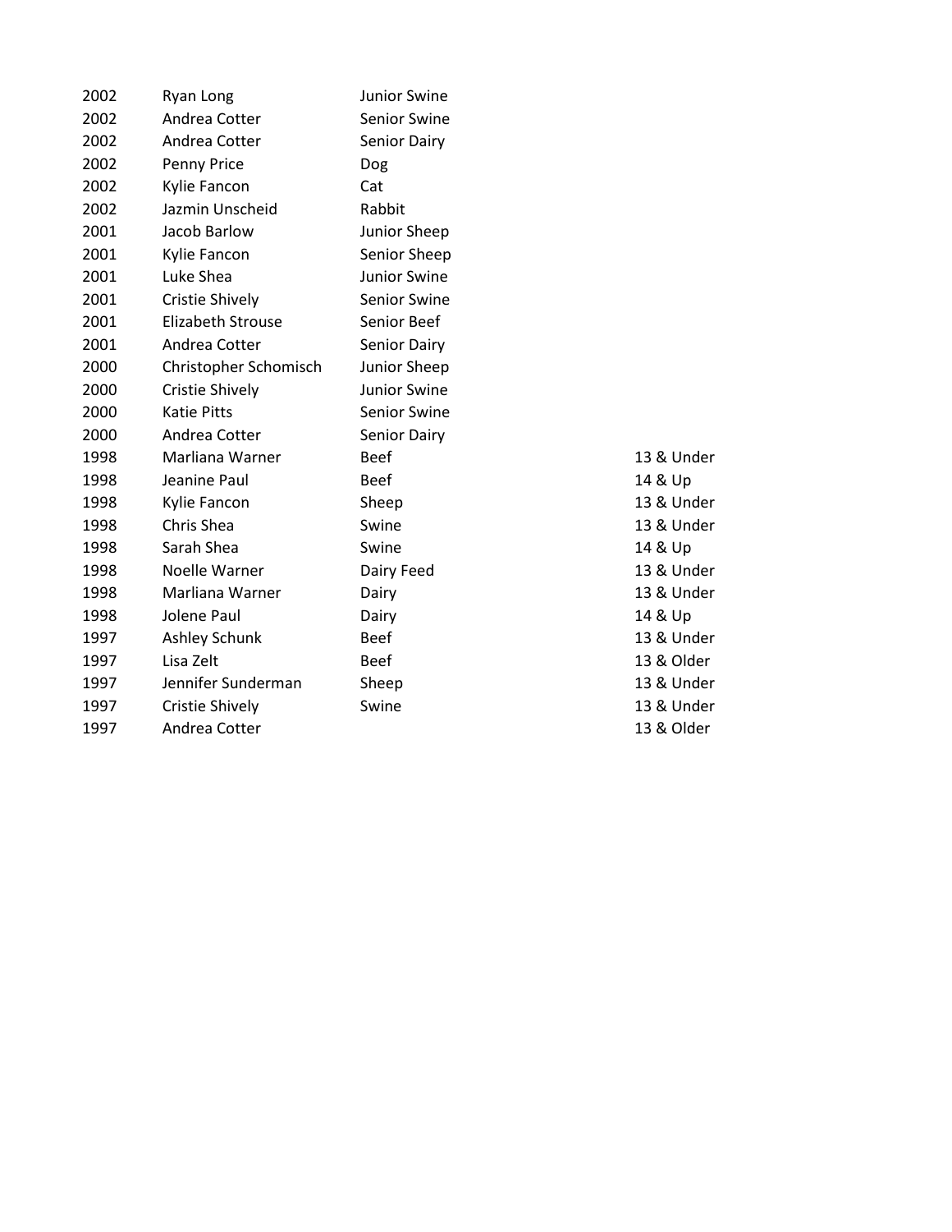| | | | |
|---|---|---|---|
| 2002 | Ryan Long | Junior Swine | |
| 2002 | Andrea Cotter | Senior Swine | |
| 2002 | Andrea Cotter | Senior Dairy | |
| 2002 | Penny Price | Dog | |
| 2002 | Kylie Fancon | Cat | |
| 2002 | Jazmin Unscheid | Rabbit | |
| 2001 | Jacob Barlow | Junior Sheep | |
| 2001 | Kylie Fancon | Senior Sheep | |
| 2001 | Luke Shea | Junior Swine | |
| 2001 | Cristie Shively | Senior Swine | |
| 2001 | Elizabeth Strouse | Senior Beef | |
| 2001 | Andrea Cotter | Senior Dairy | |
| 2000 | Christopher Schomisch | Junior Sheep | |
| 2000 | Cristie Shively | Junior Swine | |
| 2000 | Katie Pitts | Senior Swine | |
| 2000 | Andrea Cotter | Senior Dairy | |
| 1998 | Marliana Warner | Beef | 13 & Under |
| 1998 | Jeanine Paul | Beef | 14 & Up |
| 1998 | Kylie Fancon | Sheep | 13 & Under |
| 1998 | Chris Shea | Swine | 13 & Under |
| 1998 | Sarah Shea | Swine | 14 & Up |
| 1998 | Noelle Warner | Dairy Feed | 13 & Under |
| 1998 | Marliana Warner | Dairy | 13 & Under |
| 1998 | Jolene Paul | Dairy | 14 & Up |
| 1997 | Ashley Schunk | Beef | 13 & Under |
| 1997 | Lisa Zelt | Beef | 13 & Older |
| 1997 | Jennifer Sunderman | Sheep | 13 & Under |
| 1997 | Cristie Shively | Swine | 13 & Under |
| 1997 | Andrea Cotter | | 13 & Older |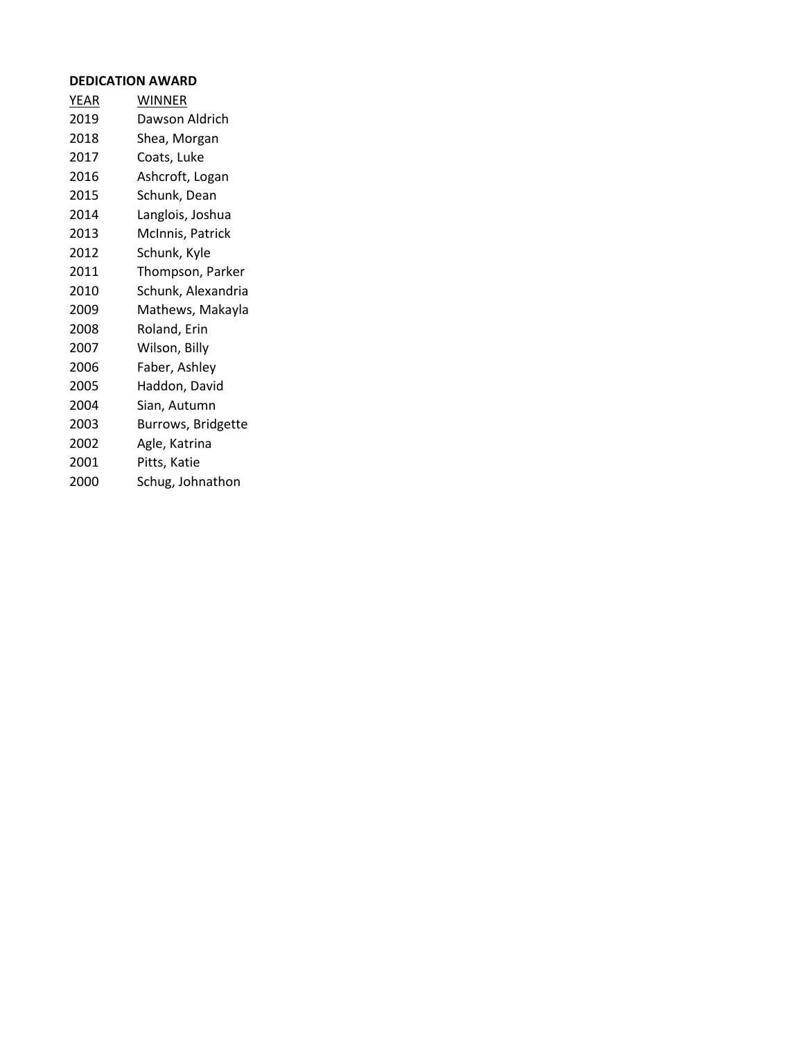**DEDICATION AWARD**

| YEAR | WINNER |
|---|---|
| 2019 | Dawson Aldrich |
| 2018 | Shea, Morgan |
| 2017 | Coats, Luke |
| 2016 | Ashcroft, Logan |
| 2015 | Schunk, Dean |
| 2014 | Langlois, Joshua |
| 2013 | McInnis, Patrick |
| 2012 | Schunk, Kyle |
| 2011 | Thompson, Parker |
| 2010 | Schunk, Alexandria |
| 2009 | Mathews, Makayla |
| 2008 | Roland, Erin |
| 2007 | Wilson, Billy |
| 2006 | Faber, Ashley |
| 2005 | Haddon, David |
| 2004 | Sian, Autumn |
| 2003 | Burrows, Bridgette |
| 2002 | Agle, Katrina |
| 2001 | Pitts, Katie |
| 2000 | Schug, Johnathon |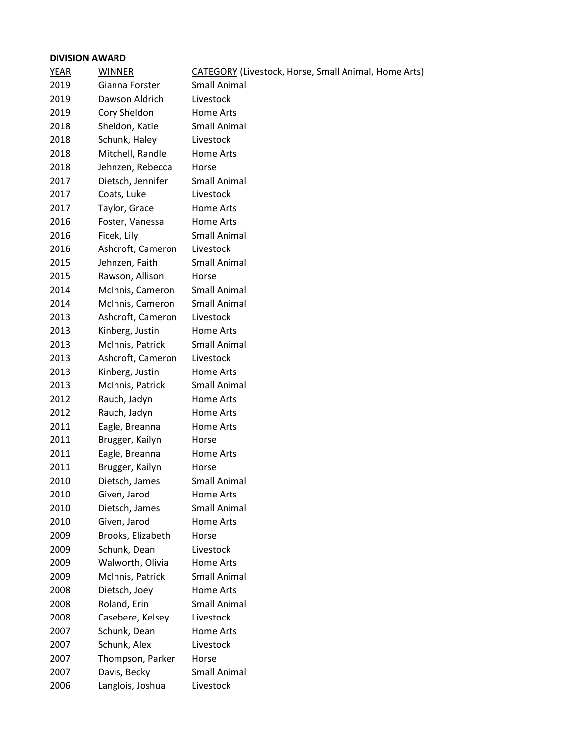**DIVISION AWARD**

| YEAR | WINNER | CATEGORY (Livestock, Horse, Small Animal, Home Arts) |
|---|---|---|
| 2019 | Gianna Forster | Small Animal |
| 2019 | Dawson Aldrich | Livestock |
| 2019 | Cory Sheldon | Home Arts |
| 2018 | Sheldon, Katie | Small Animal |
| 2018 | Schunk, Haley | Livestock |
| 2018 | Mitchell, Randle | Home Arts |
| 2018 | Jehnzen, Rebecca | Horse |
| 2017 | Dietsch, Jennifer | Small Animal |
| 2017 | Coats, Luke | Livestock |
| 2017 | Taylor, Grace | Home Arts |
| 2016 | Foster, Vanessa | Home Arts |
| 2016 | Ficek, Lily | Small Animal |
| 2016 | Ashcroft, Cameron | Livestock |
| 2015 | Jehnzen, Faith | Small Animal |
| 2015 | Rawson, Allison | Horse |
| 2014 | McInnis, Cameron | Small Animal |
| 2014 | McInnis, Cameron | Small Animal |
| 2013 | Ashcroft, Cameron | Livestock |
| 2013 | Kinberg, Justin | Home Arts |
| 2013 | McInnis, Patrick | Small Animal |
| 2013 | Ashcroft, Cameron | Livestock |
| 2013 | Kinberg, Justin | Home Arts |
| 2013 | McInnis, Patrick | Small Animal |
| 2012 | Rauch, Jadyn | Home Arts |
| 2012 | Rauch, Jadyn | Home Arts |
| 2011 | Eagle, Breanna | Home Arts |
| 2011 | Brugger, Kailyn | Horse |
| 2011 | Eagle, Breanna | Home Arts |
| 2011 | Brugger, Kailyn | Horse |
| 2010 | Dietsch, James | Small Animal |
| 2010 | Given, Jarod | Home Arts |
| 2010 | Dietsch, James | Small Animal |
| 2010 | Given, Jarod | Home Arts |
| 2009 | Brooks, Elizabeth | Horse |
| 2009 | Schunk, Dean | Livestock |
| 2009 | Walworth, Olivia | Home Arts |
| 2009 | McInnis, Patrick | Small Animal |
| 2008 | Dietsch, Joey | Home Arts |
| 2008 | Roland, Erin | Small Animal |
| 2008 | Casebere, Kelsey | Livestock |
| 2007 | Schunk, Dean | Home Arts |
| 2007 | Schunk, Alex | Livestock |
| 2007 | Thompson, Parker | Horse |
| 2007 | Davis, Becky | Small Animal |
| 2006 | Langlois, Joshua | Livestock |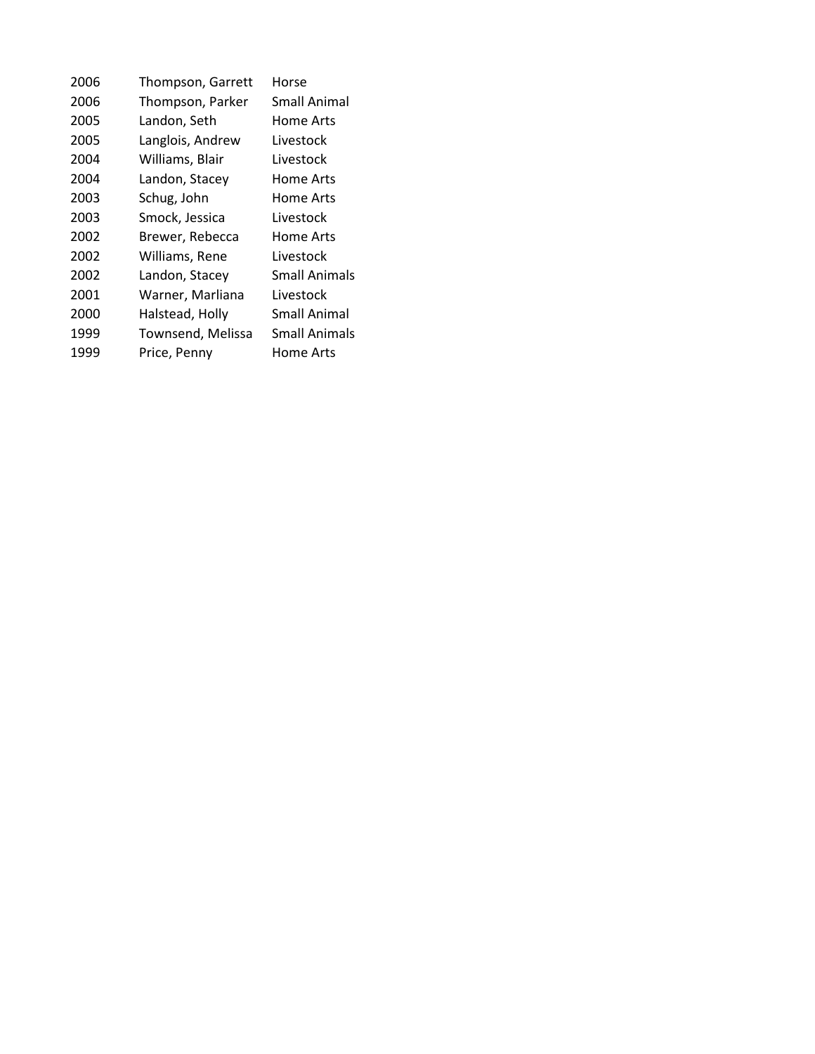| | | |
|---|---|---|
| 2006 | Thompson, Garrett | Horse |
| 2006 | Thompson, Parker | Small Animal |
| 2005 | Landon, Seth | Home Arts |
| 2005 | Langlois, Andrew | Livestock |
| 2004 | Williams, Blair | Livestock |
| 2004 | Landon, Stacey | Home Arts |
| 2003 | Schug, John | Home Arts |
| 2003 | Smock, Jessica | Livestock |
| 2002 | Brewer, Rebecca | Home Arts |
| 2002 | Williams, Rene | Livestock |
| 2002 | Landon, Stacey | Small Animals |
| 2001 | Warner, Marliana | Livestock |
| 2000 | Halstead, Holly | Small Animal |
| 1999 | Townsend, Melissa | Small Animals |
| 1999 | Price, Penny | Home Arts |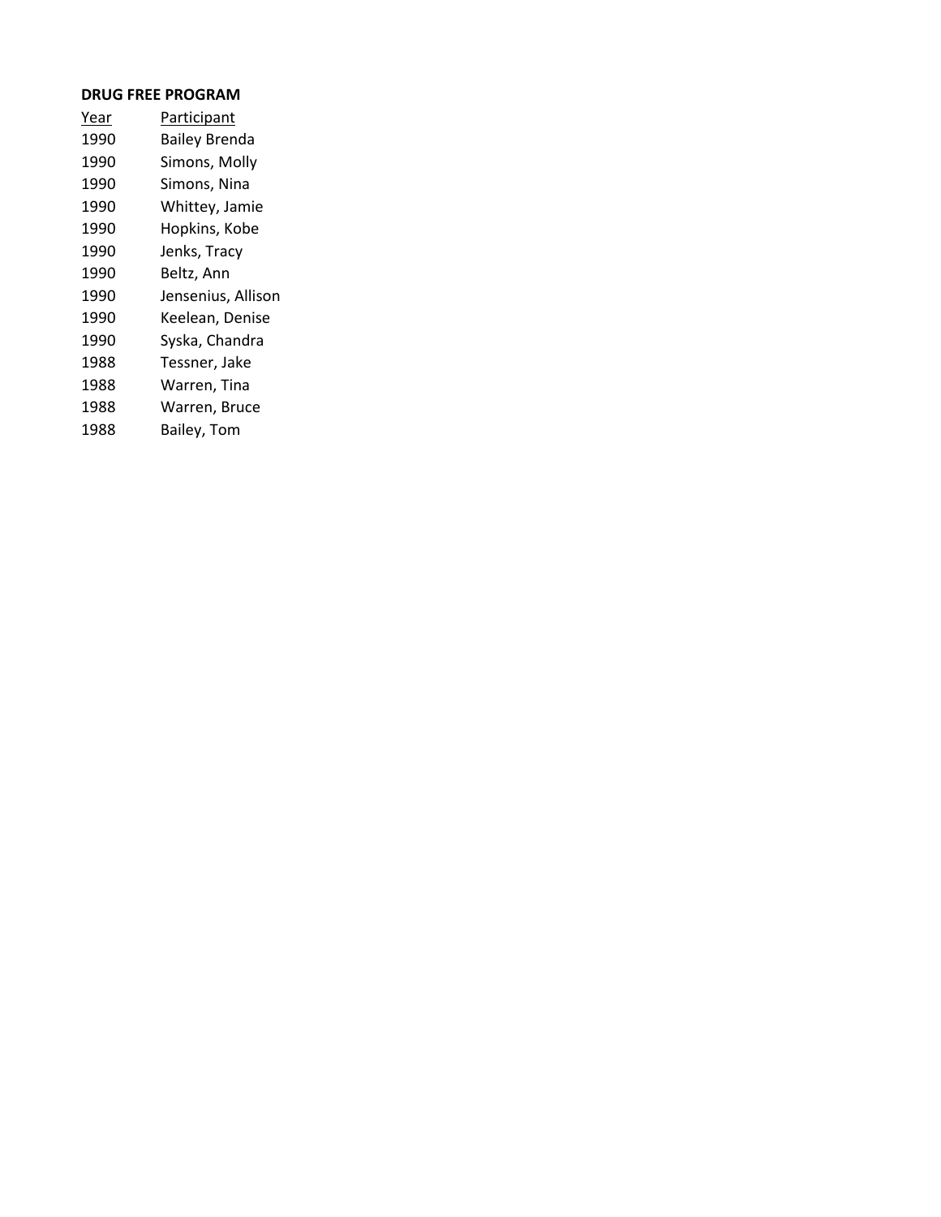**DRUG FREE PROGRAM**

| Year | Participant |
|---|---|
| 1990 | Bailey Brenda |
| 1990 | Simons, Molly |
| 1990 | Simons, Nina |
| 1990 | Whittey, Jamie |
| 1990 | Hopkins, Kobe |
| 1990 | Jenks, Tracy |
| 1990 | Beltz, Ann |
| 1990 | Jensenius, Allison |
| 1990 | Keelean, Denise |
| 1990 | Syska, Chandra |
| 1988 | Tessner, Jake |
| 1988 | Warren, Tina |
| 1988 | Warren, Bruce |
| 1988 | Bailey, Tom |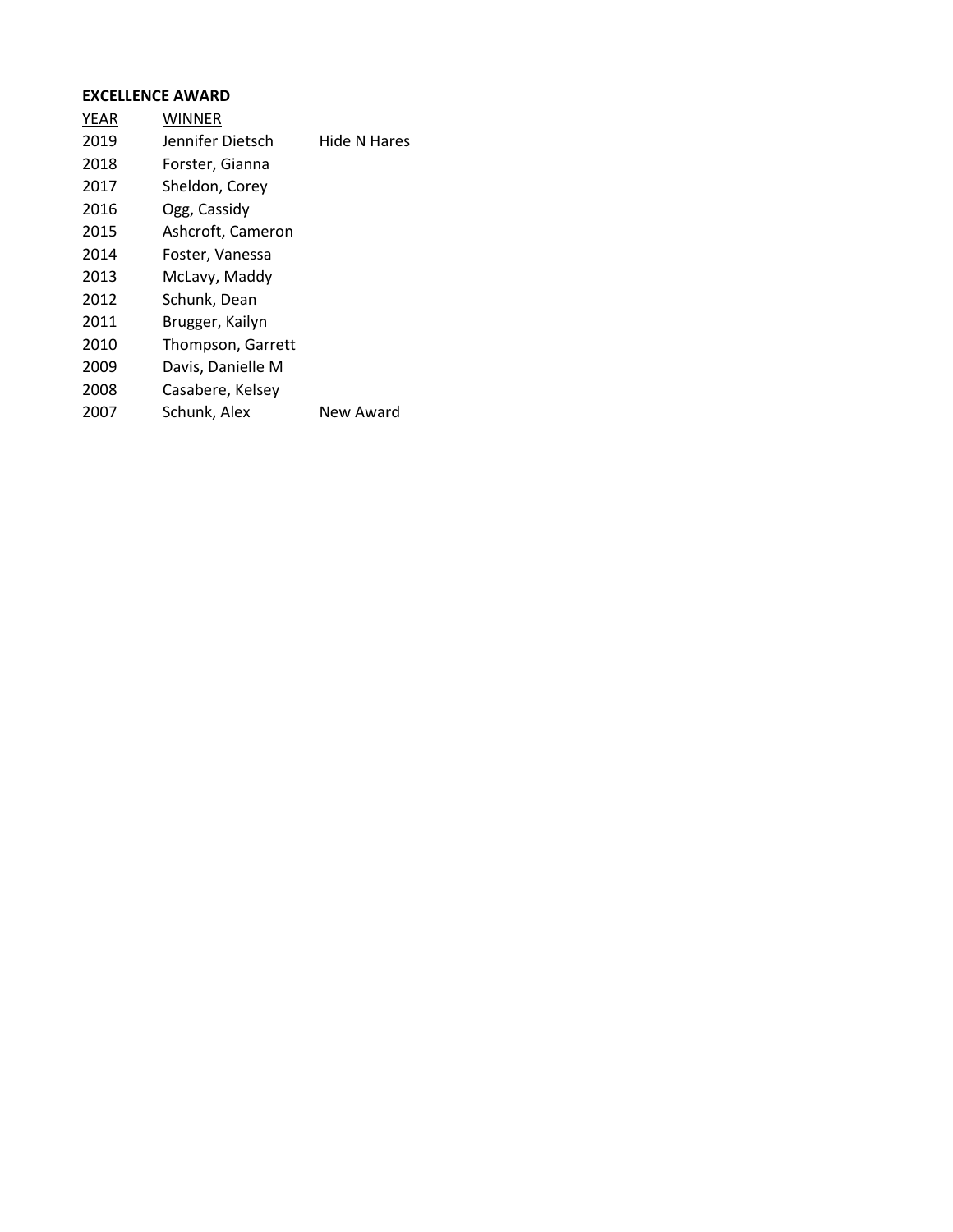**EXCELLENCE AWARD**

| YEAR | WINNER | |
|---|---|---|
| 2019 | Jennifer Dietsch | Hide N Hares |
| 2018 | Forster, Gianna | |
| 2017 | Sheldon, Corey | |
| 2016 | Ogg, Cassidy | |
| 2015 | Ashcroft, Cameron | |
| 2014 | Foster, Vanessa | |
| 2013 | McLavy, Maddy | |
| 2012 | Schunk, Dean | |
| 2011 | Brugger, Kailyn | |
| 2010 | Thompson, Garrett | |
| 2009 | Davis, Danielle M | |
| 2008 | Casabere, Kelsey | |
| 2007 | Schunk, Alex | New Award |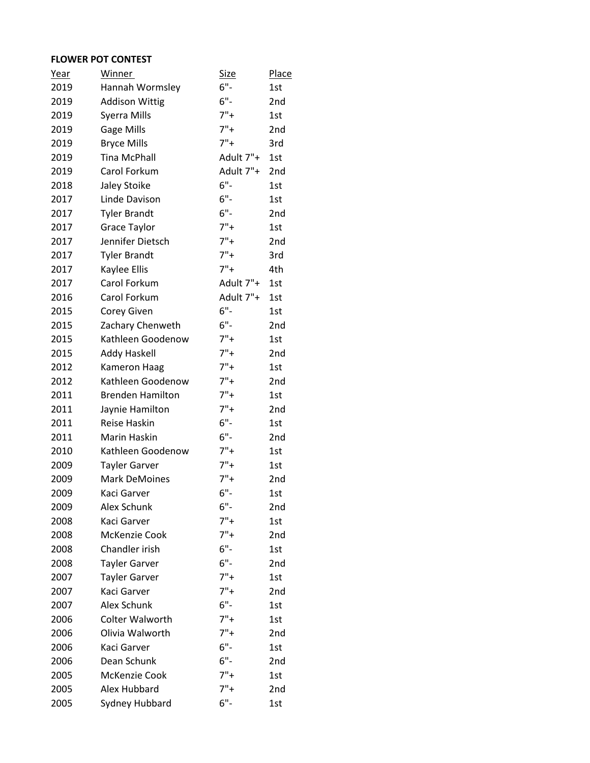**FLOWER POT CONTEST**

| Year | Winner | Size | Place |
|---|---|---|---|
| 2019 | Hannah Wormsley | 6"- | 1st |
| 2019 | Addison Wittig | 6"- | 2nd |
| 2019 | Syerra Mills | 7"+ | 1st |
| 2019 | Gage Mills | 7"+ | 2nd |
| 2019 | Bryce Mills | 7"+ | 3rd |
| 2019 | Tina McPhall | Adult 7"+ | 1st |
| 2019 | Carol Forkum | Adult 7"+ | 2nd |
| 2018 | Jaley Stoike | 6"- | 1st |
| 2017 | Linde Davison | 6"- | 1st |
| 2017 | Tyler Brandt | 6"- | 2nd |
| 2017 | Grace Taylor | 7"+ | 1st |
| 2017 | Jennifer Dietsch | 7"+ | 2nd |
| 2017 | Tyler Brandt | 7"+ | 3rd |
| 2017 | Kaylee Ellis | 7"+ | 4th |
| 2017 | Carol Forkum | Adult 7"+ | 1st |
| 2016 | Carol Forkum | Adult 7"+ | 1st |
| 2015 | Corey Given | 6"- | 1st |
| 2015 | Zachary Chenweth | 6"- | 2nd |
| 2015 | Kathleen Goodenow | 7"+ | 1st |
| 2015 | Addy Haskell | 7"+ | 2nd |
| 2012 | Kameron Haag | 7"+ | 1st |
| 2012 | Kathleen Goodenow | 7"+ | 2nd |
| 2011 | Brenden Hamilton | 7"+ | 1st |
| 2011 | Jaynie Hamilton | 7"+ | 2nd |
| 2011 | Reise Haskin | 6"- | 1st |
| 2011 | Marin Haskin | 6"- | 2nd |
| 2010 | Kathleen Goodenow | 7"+ | 1st |
| 2009 | Tayler Garver | 7"+ | 1st |
| 2009 | Mark DeMoines | 7"+ | 2nd |
| 2009 | Kaci Garver | 6"- | 1st |
| 2009 | Alex Schunk | 6"- | 2nd |
| 2008 | Kaci Garver | 7"+ | 1st |
| 2008 | McKenzie Cook | 7"+ | 2nd |
| 2008 | Chandler irish | 6"- | 1st |
| 2008 | Tayler Garver | 6"- | 2nd |
| 2007 | Tayler Garver | 7"+ | 1st |
| 2007 | Kaci Garver | 7"+ | 2nd |
| 2007 | Alex Schunk | 6"- | 1st |
| 2006 | Colter Walworth | 7"+ | 1st |
| 2006 | Olivia Walworth | 7"+ | 2nd |
| 2006 | Kaci Garver | 6"- | 1st |
| 2006 | Dean Schunk | 6"- | 2nd |
| 2005 | McKenzie Cook | 7"+ | 1st |
| 2005 | Alex Hubbard | 7"+ | 2nd |
| 2005 | Sydney Hubbard | 6"- | 1st |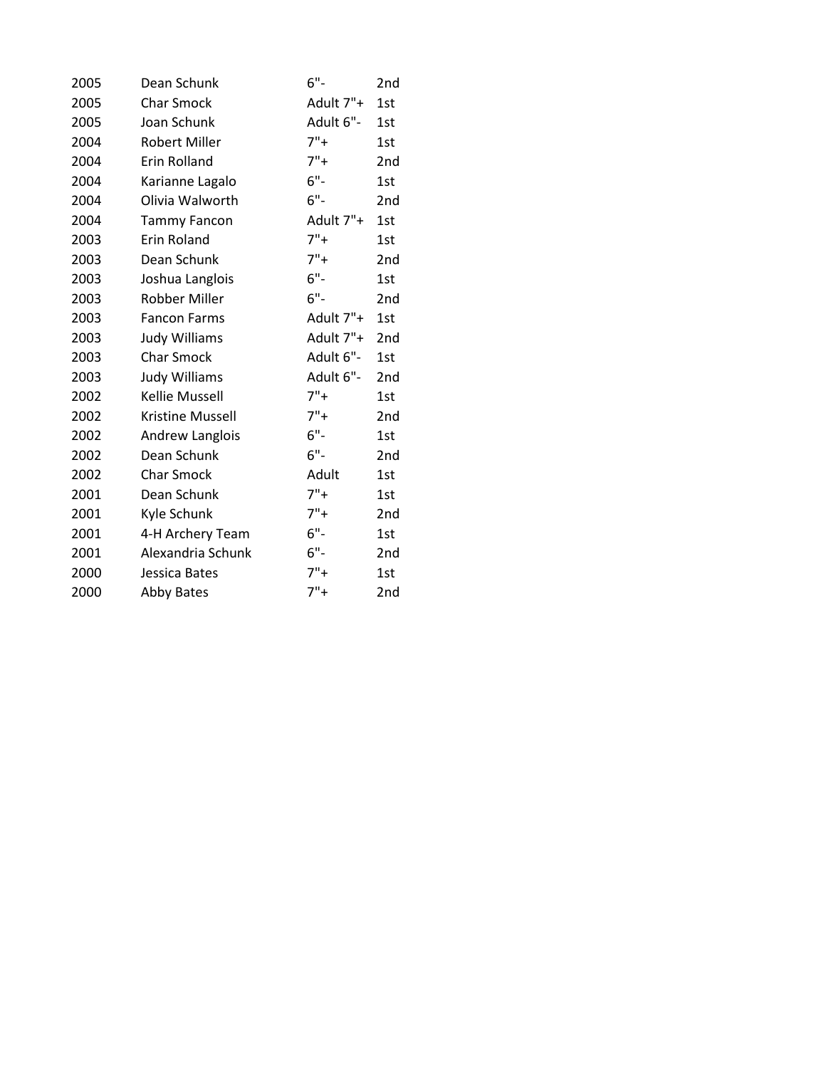| | | | |
|---|---|---|---|
| 2005 | Dean Schunk | 6"- | 2nd |
| 2005 | Char Smock | Adult 7"+ | 1st |
| 2005 | Joan Schunk | Adult 6"- | 1st |
| 2004 | Robert Miller | 7"+ | 1st |
| 2004 | Erin Rolland | 7"+ | 2nd |
| 2004 | Karianne Lagalo | 6"- | 1st |
| 2004 | Olivia Walworth | 6"- | 2nd |
| 2004 | Tammy Fancon | Adult 7"+ | 1st |
| 2003 | Erin Roland | 7"+ | 1st |
| 2003 | Dean Schunk | 7"+ | 2nd |
| 2003 | Joshua Langlois | 6"- | 1st |
| 2003 | Robber Miller | 6"- | 2nd |
| 2003 | Fancon Farms | Adult 7"+ | 1st |
| 2003 | Judy Williams | Adult 7"+ | 2nd |
| 2003 | Char Smock | Adult 6"- | 1st |
| 2003 | Judy Williams | Adult 6"- | 2nd |
| 2002 | Kellie Mussell | 7"+ | 1st |
| 2002 | Kristine Mussell | 7"+ | 2nd |
| 2002 | Andrew Langlois | 6"- | 1st |
| 2002 | Dean Schunk | 6"- | 2nd |
| 2002 | Char Smock | Adult | 1st |
| 2001 | Dean Schunk | 7"+ | 1st |
| 2001 | Kyle Schunk | 7"+ | 2nd |
| 2001 | 4-H Archery Team | 6"- | 1st |
| 2001 | Alexandria Schunk | 6"- | 2nd |
| 2000 | Jessica Bates | 7"+ | 1st |
| 2000 | Abby Bates | 7"+ | 2nd |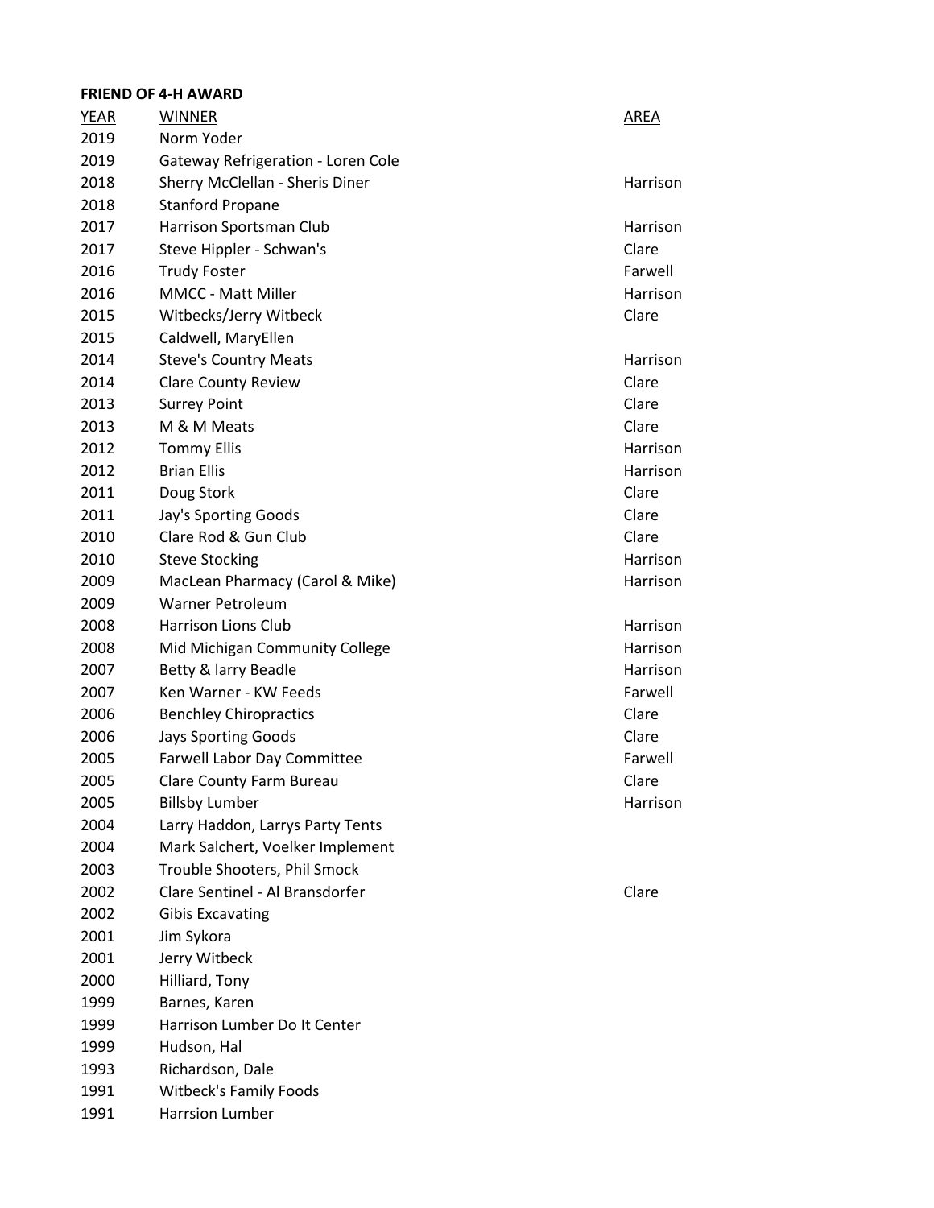**FRIEND OF 4-H AWARD**

| YEAR | WINNER | AREA |
|---|---|---|
| 2019 | Norm Yoder | |
| 2019 | Gateway Refrigeration - Loren Cole | |
| 2018 | Sherry McClellan - Sheris Diner | Harrison |
| 2018 | Stanford Propane | |
| 2017 | Harrison Sportsman Club | Harrison |
| 2017 | Steve Hippler - Schwan's | Clare |
| 2016 | Trudy Foster | Farwell |
| 2016 | MMCC - Matt Miller | Harrison |
| 2015 | Witbecks/Jerry Witbeck | Clare |
| 2015 | Caldwell, MaryEllen | |
| 2014 | Steve's Country Meats | Harrison |
| 2014 | Clare County Review | Clare |
| 2013 | Surrey Point | Clare |
| 2013 | M & M Meats | Clare |
| 2012 | Tommy Ellis | Harrison |
| 2012 | Brian Ellis | Harrison |
| 2011 | Doug Stork | Clare |
| 2011 | Jay's Sporting Goods | Clare |
| 2010 | Clare Rod & Gun Club | Clare |
| 2010 | Steve Stocking | Harrison |
| 2009 | MacLean Pharmacy (Carol & Mike) | Harrison |
| 2009 | Warner Petroleum | |
| 2008 | Harrison Lions Club | Harrison |
| 2008 | Mid Michigan Community College | Harrison |
| 2007 | Betty & larry Beadle | Harrison |
| 2007 | Ken Warner - KW Feeds | Farwell |
| 2006 | Benchley Chiropractics | Clare |
| 2006 | Jays Sporting Goods | Clare |
| 2005 | Farwell Labor Day Committee | Farwell |
| 2005 | Clare County Farm Bureau | Clare |
| 2005 | Billsby Lumber | Harrison |
| 2004 | Larry Haddon, Larrys Party Tents | |
| 2004 | Mark Salchert, Voelker Implement | |
| 2003 | Trouble Shooters, Phil Smock | |
| 2002 | Clare Sentinel - Al Bransdorfer | Clare |
| 2002 | Gibis Excavating | |
| 2001 | Jim Sykora | |
| 2001 | Jerry Witbeck | |
| 2000 | Hilliard, Tony | |
| 1999 | Barnes, Karen | |
| 1999 | Harrison Lumber Do It Center | |
| 1999 | Hudson, Hal | |
| 1993 | Richardson, Dale | |
| 1991 | Witbeck's Family Foods | |
| 1991 | Harrsion Lumber | |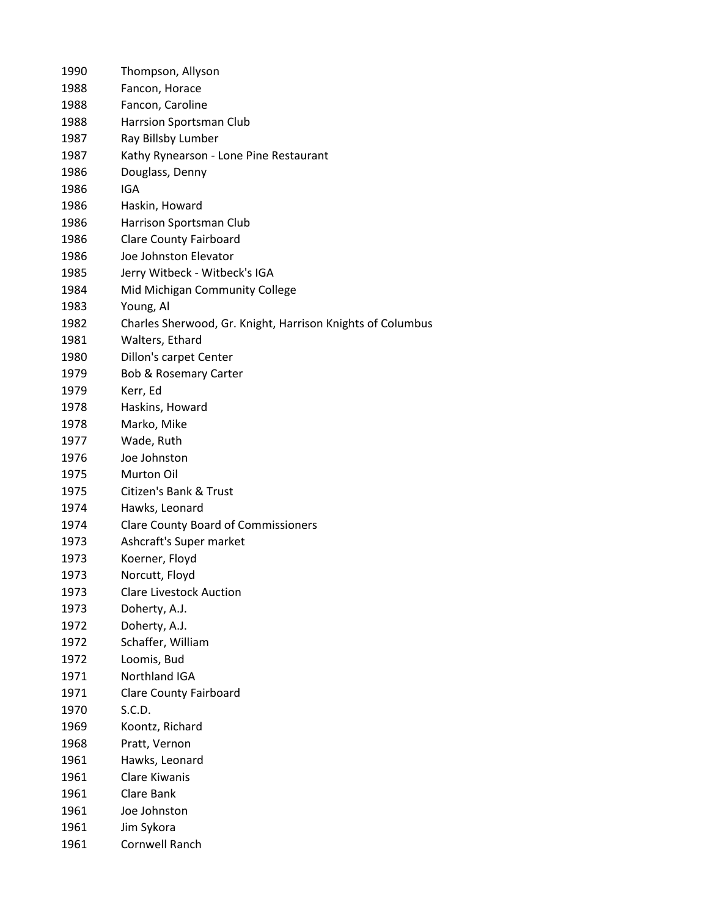| | |
|---|---|
| 1990 | Thompson, Allyson |
| 1988 | Fancon, Horace |
| 1988 | Fancon, Caroline |
| 1988 | Harrsion Sportsman Club |
| 1987 | Ray Billsby Lumber |
| 1987 | Kathy Rynearson - Lone Pine Restaurant |
| 1986 | Douglass, Denny |
| 1986 | IGA |
| 1986 | Haskin, Howard |
| 1986 | Harrison Sportsman Club |
| 1986 | Clare County Fairboard |
| 1986 | Joe Johnston Elevator |
| 1985 | Jerry Witbeck - Witbeck's IGA |
| 1984 | Mid Michigan Community College |
| 1983 | Young, Al |
| 1982 | Charles Sherwood, Gr. Knight, Harrison Knights of Columbus |
| 1981 | Walters, Ethard |
| 1980 | Dillon's carpet Center |
| 1979 | Bob & Rosemary Carter |
| 1979 | Kerr, Ed |
| 1978 | Haskins, Howard |
| 1978 | Marko, Mike |
| 1977 | Wade, Ruth |
| 1976 | Joe Johnston |
| 1975 | Murton Oil |
| 1975 | Citizen's Bank & Trust |
| 1974 | Hawks, Leonard |
| 1974 | Clare County Board of Commissioners |
| 1973 | Ashcraft's Super market |
| 1973 | Koerner, Floyd |
| 1973 | Norcutt, Floyd |
| 1973 | Clare Livestock Auction |
| 1973 | Doherty, A.J. |
| 1972 | Doherty, A.J. |
| 1972 | Schaffer, William |
| 1972 | Loomis, Bud |
| 1971 | Northland IGA |
| 1971 | Clare County Fairboard |
| 1970 | S.C.D. |
| 1969 | Koontz, Richard |
| 1968 | Pratt, Vernon |
| 1961 | Hawks, Leonard |
| 1961 | Clare Kiwanis |
| 1961 | Clare Bank |
| 1961 | Joe Johnston |
| 1961 | Jim Sykora |
| 1961 | Cornwell Ranch |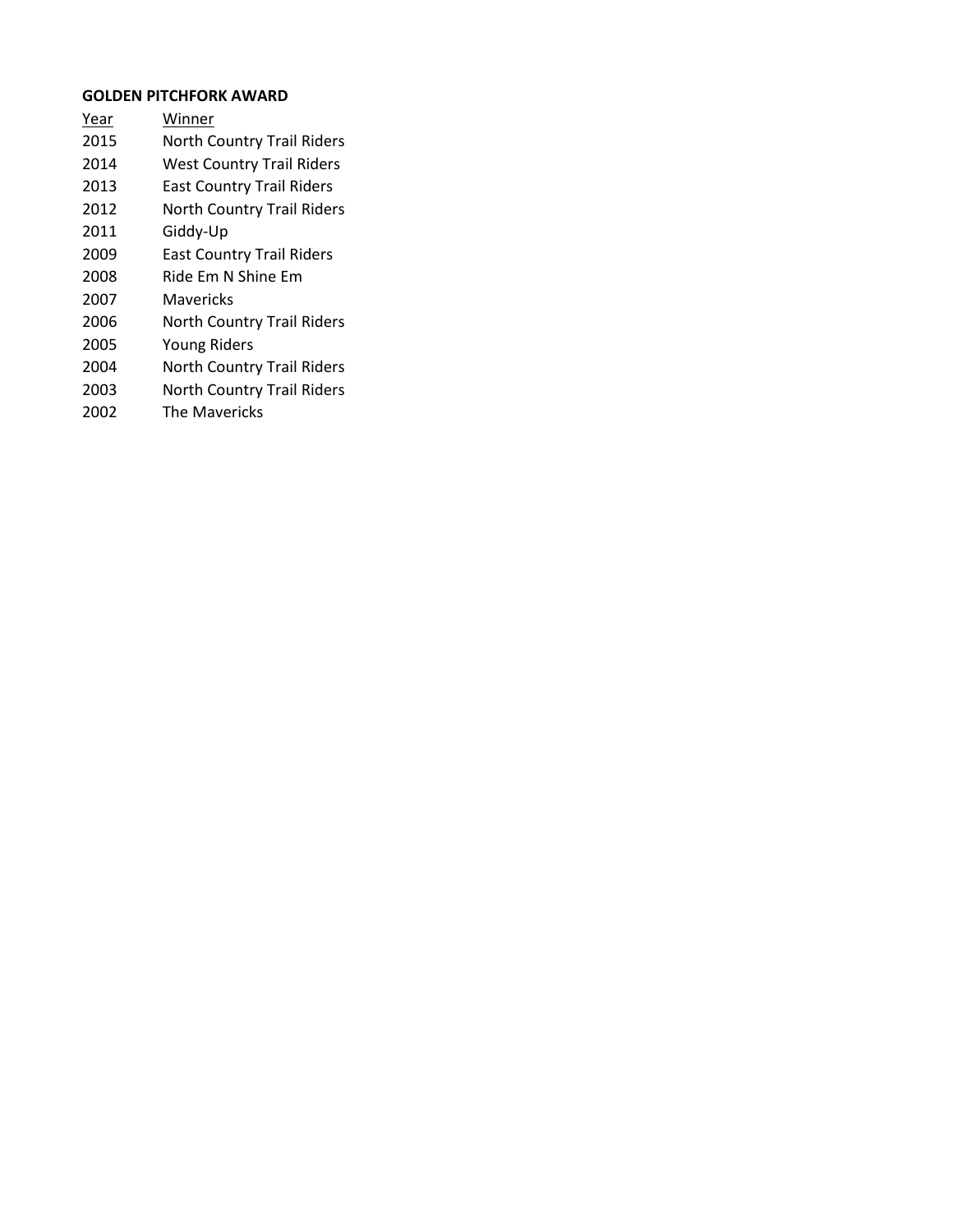**GOLDEN PITCHFORK AWARD**

| Year | Winner |
| --- | --- |
| 2015 | North Country Trail Riders |
| 2014 | West Country Trail Riders |
| 2013 | East Country Trail Riders |
| 2012 | North Country Trail Riders |
| 2011 | Giddy-Up |
| 2009 | East Country Trail Riders |
| 2008 | Ride Em N Shine Em |
| 2007 | Mavericks |
| 2006 | North Country Trail Riders |
| 2005 | Young Riders |
| 2004 | North Country Trail Riders |
| 2003 | North Country Trail Riders |
| 2002 | The Mavericks |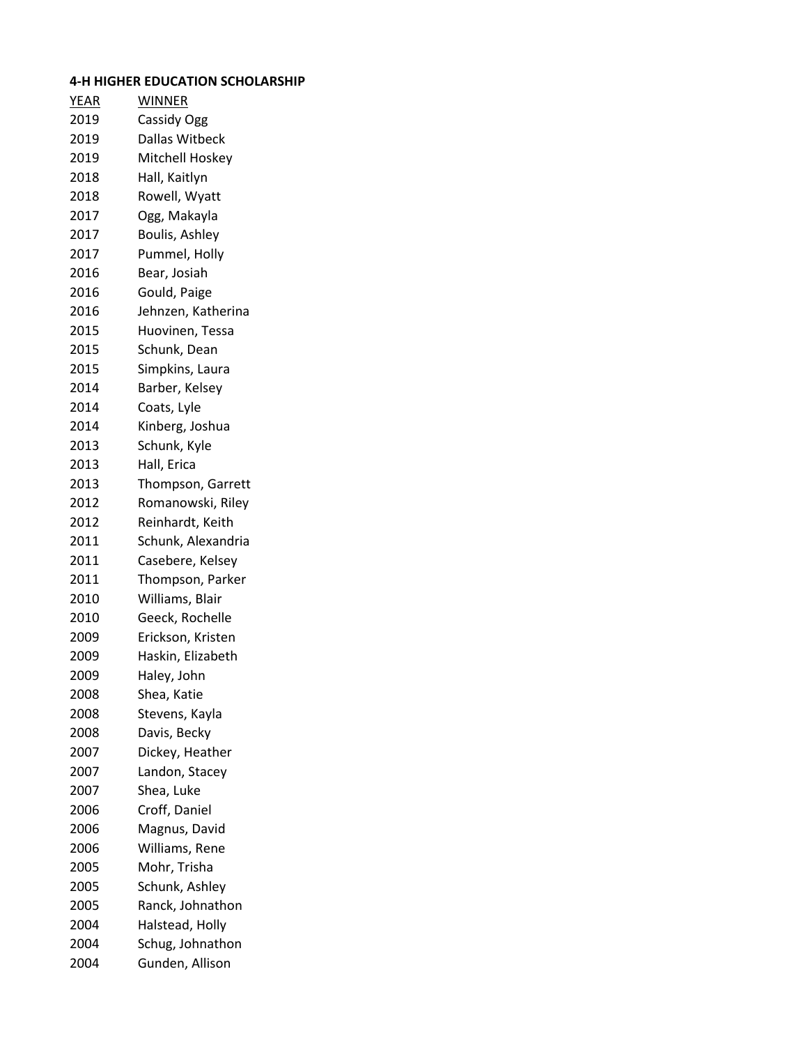**4-H HIGHER EDUCATION SCHOLARSHIP**

| YEAR | WINNER |
|---|---|
| 2019 | Cassidy Ogg |
| 2019 | Dallas Witbeck |
| 2019 | Mitchell Hoskey |
| 2018 | Hall, Kaitlyn |
| 2018 | Rowell, Wyatt |
| 2017 | Ogg, Makayla |
| 2017 | Boulis, Ashley |
| 2017 | Pummel, Holly |
| 2016 | Bear, Josiah |
| 2016 | Gould, Paige |
| 2016 | Jehnzen, Katherina |
| 2015 | Huovinen, Tessa |
| 2015 | Schunk, Dean |
| 2015 | Simpkins, Laura |
| 2014 | Barber, Kelsey |
| 2014 | Coats, Lyle |
| 2014 | Kinberg, Joshua |
| 2013 | Schunk, Kyle |
| 2013 | Hall, Erica |
| 2013 | Thompson, Garrett |
| 2012 | Romanowski, Riley |
| 2012 | Reinhardt, Keith |
| 2011 | Schunk, Alexandria |
| 2011 | Casebere, Kelsey |
| 2011 | Thompson, Parker |
| 2010 | Williams, Blair |
| 2010 | Geeck, Rochelle |
| 2009 | Erickson, Kristen |
| 2009 | Haskin, Elizabeth |
| 2009 | Haley, John |
| 2008 | Shea, Katie |
| 2008 | Stevens, Kayla |
| 2008 | Davis, Becky |
| 2007 | Dickey, Heather |
| 2007 | Landon, Stacey |
| 2007 | Shea, Luke |
| 2006 | Croff, Daniel |
| 2006 | Magnus, David |
| 2006 | Williams, Rene |
| 2005 | Mohr, Trisha |
| 2005 | Schunk, Ashley |
| 2005 | Ranck, Johnathon |
| 2004 | Halstead, Holly |
| 2004 | Schug, Johnathon |
| 2004 | Gunden, Allison |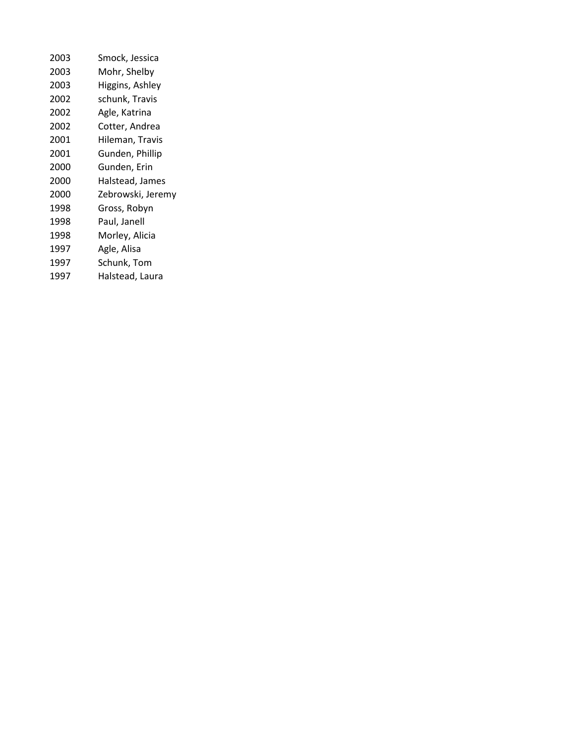| | |
|---|---|
| 2003 | Smock, Jessica |
| 2003 | Mohr, Shelby |
| 2003 | Higgins, Ashley |
| 2002 | schunk, Travis |
| 2002 | Agle, Katrina |
| 2002 | Cotter, Andrea |
| 2001 | Hileman, Travis |
| 2001 | Gunden, Phillip |
| 2000 | Gunden, Erin |
| 2000 | Halstead, James |
| 2000 | Zebrowski, Jeremy |
| 1998 | Gross, Robyn |
| 1998 | Paul, Janell |
| 1998 | Morley, Alicia |
| 1997 | Agle, Alisa |
| 1997 | Schunk, Tom |
| 1997 | Halstead, Laura |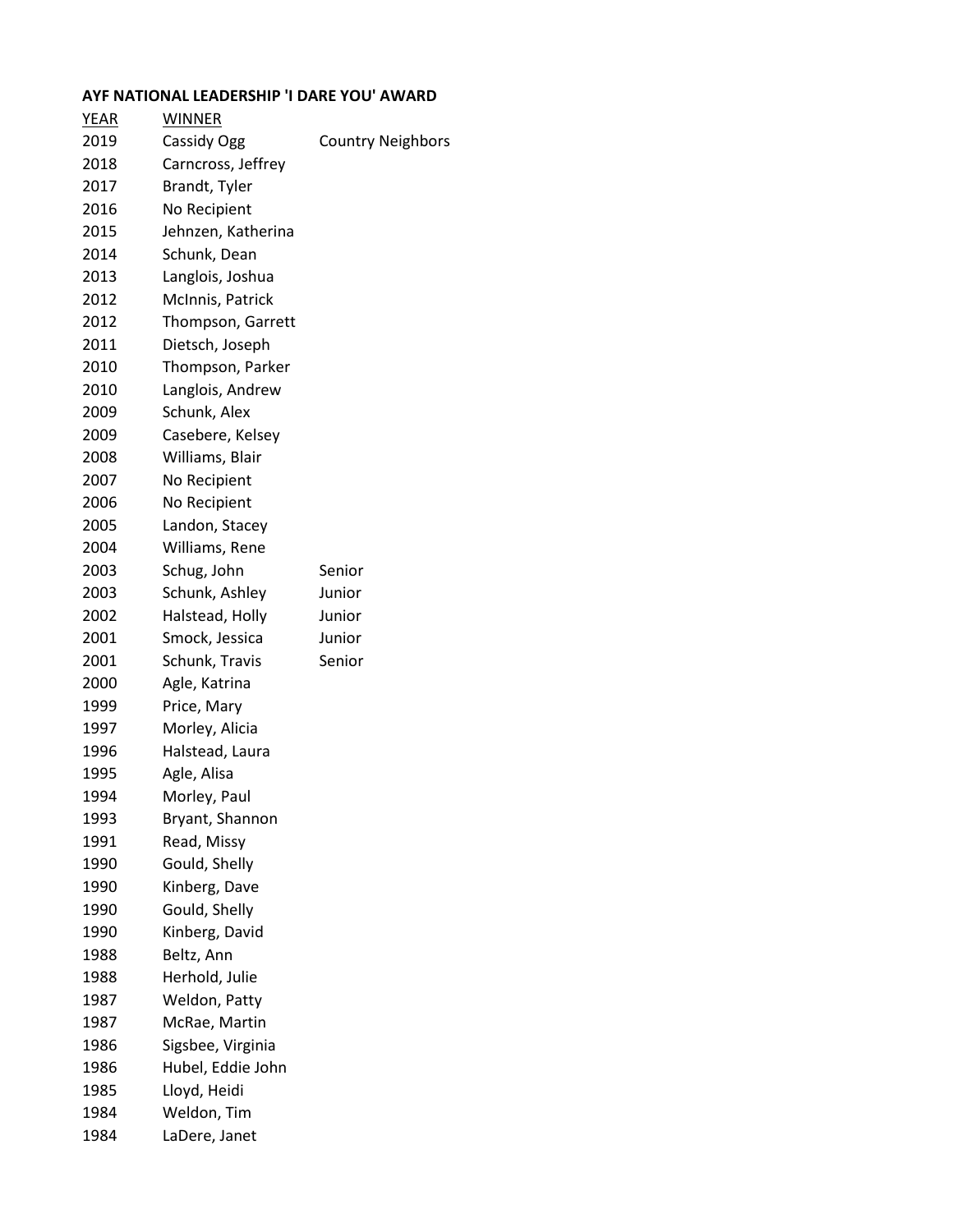**AYF NATIONAL LEADERSHIP 'I DARE YOU' AWARD**

| YEAR | WINNER | |
|---|---|---|
| 2019 | Cassidy Ogg | Country Neighbors |
| 2018 | Carncross, Jeffrey | |
| 2017 | Brandt, Tyler | |
| 2016 | No Recipient | |
| 2015 | Jehnzen, Katherina | |
| 2014 | Schunk, Dean | |
| 2013 | Langlois, Joshua | |
| 2012 | McInnis, Patrick | |
| 2012 | Thompson, Garrett | |
| 2011 | Dietsch, Joseph | |
| 2010 | Thompson, Parker | |
| 2010 | Langlois, Andrew | |
| 2009 | Schunk, Alex | |
| 2009 | Casebere, Kelsey | |
| 2008 | Williams, Blair | |
| 2007 | No Recipient | |
| 2006 | No Recipient | |
| 2005 | Landon, Stacey | |
| 2004 | Williams, Rene | |
| 2003 | Schug, John | Senior |
| 2003 | Schunk, Ashley | Junior |
| 2002 | Halstead, Holly | Junior |
| 2001 | Smock, Jessica | Junior |
| 2001 | Schunk, Travis | Senior |
| 2000 | Agle, Katrina | |
| 1999 | Price, Mary | |
| 1997 | Morley, Alicia | |
| 1996 | Halstead, Laura | |
| 1995 | Agle, Alisa | |
| 1994 | Morley, Paul | |
| 1993 | Bryant, Shannon | |
| 1991 | Read, Missy | |
| 1990 | Gould, Shelly | |
| 1990 | Kinberg, Dave | |
| 1990 | Gould, Shelly | |
| 1990 | Kinberg, David | |
| 1988 | Beltz, Ann | |
| 1988 | Herhold, Julie | |
| 1987 | Weldon, Patty | |
| 1987 | McRae, Martin | |
| 1986 | Sigsbee, Virginia | |
| 1986 | Hubel, Eddie John | |
| 1985 | Lloyd, Heidi | |
| 1984 | Weldon, Tim | |
| 1984 | LaDere, Janet | |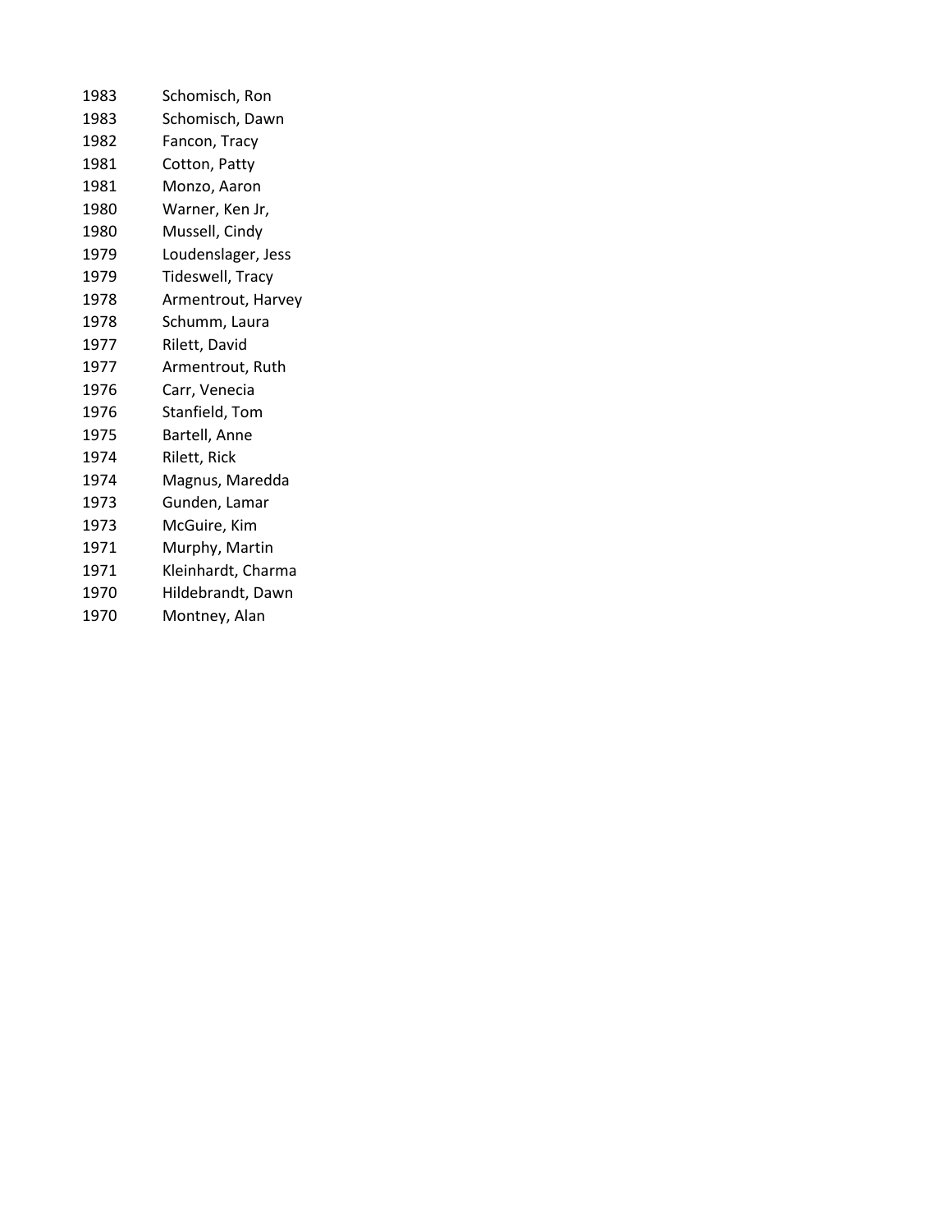| | |
|---|---|
| 1983 | Schomisch, Ron |
| 1983 | Schomisch, Dawn |
| 1982 | Fancon, Tracy |
| 1981 | Cotton, Patty |
| 1981 | Monzo, Aaron |
| 1980 | Warner, Ken Jr, |
| 1980 | Mussell, Cindy |
| 1979 | Loudenslager, Jess |
| 1979 | Tideswell, Tracy |
| 1978 | Armentrout, Harvey |
| 1978 | Schumm, Laura |
| 1977 | Rilett, David |
| 1977 | Armentrout, Ruth |
| 1976 | Carr, Venecia |
| 1976 | Stanfield, Tom |
| 1975 | Bartell, Anne |
| 1974 | Rilett, Rick |
| 1974 | Magnus, Maredda |
| 1973 | Gunden, Lamar |
| 1973 | McGuire, Kim |
| 1971 | Murphy, Martin |
| 1971 | Kleinhardt, Charma |
| 1970 | Hildebrandt, Dawn |
| 1970 | Montney, Alan |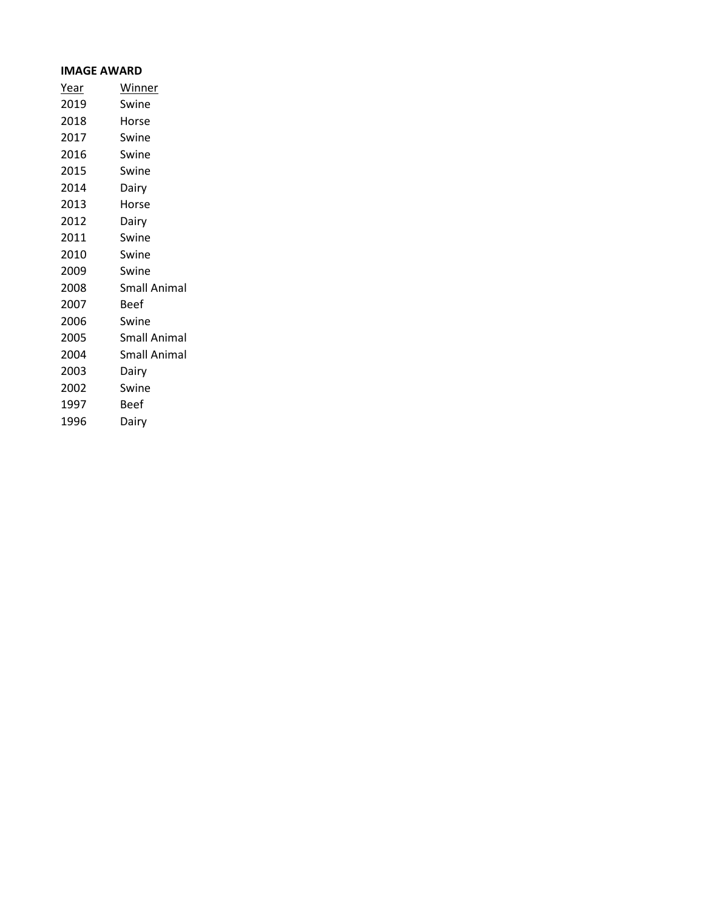**IMAGE AWARD**

| Year | Winner |
| --- | --- |
| 2019 | Swine |
| 2018 | Horse |
| 2017 | Swine |
| 2016 | Swine |
| 2015 | Swine |
| 2014 | Dairy |
| 2013 | Horse |
| 2012 | Dairy |
| 2011 | Swine |
| 2010 | Swine |
| 2009 | Swine |
| 2008 | Small Animal |
| 2007 | Beef |
| 2006 | Swine |
| 2005 | Small Animal |
| 2004 | Small Animal |
| 2003 | Dairy |
| 2002 | Swine |
| 1997 | Beef |
| 1996 | Dairy |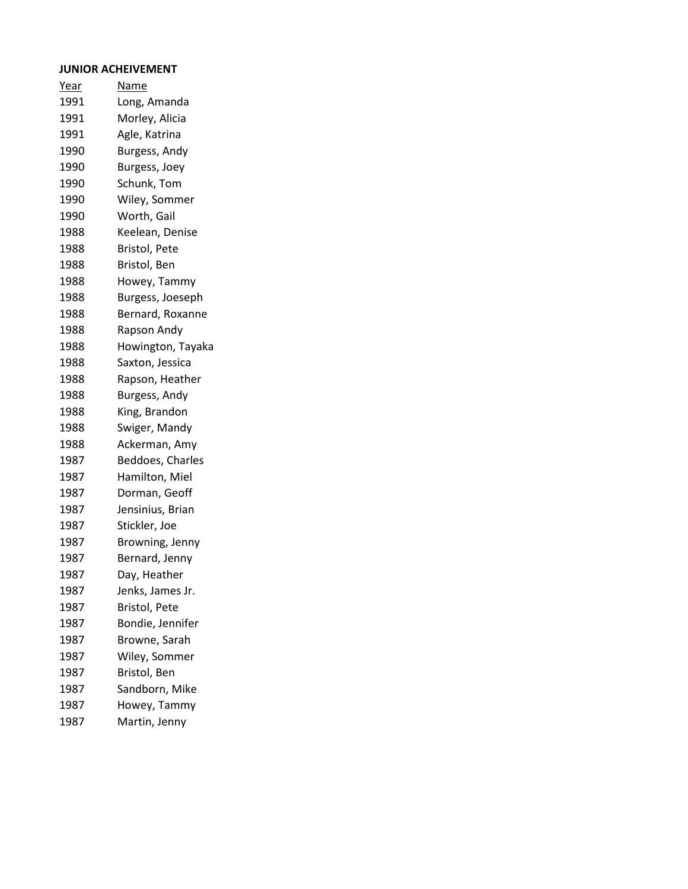**JUNIOR ACHEIVEMENT**

| Year | Name |
|---|---|
| 1991 | Long, Amanda |
| 1991 | Morley, Alicia |
| 1991 | Agle, Katrina |
| 1990 | Burgess, Andy |
| 1990 | Burgess, Joey |
| 1990 | Schunk, Tom |
| 1990 | Wiley, Sommer |
| 1990 | Worth, Gail |
| 1988 | Keelean, Denise |
| 1988 | Bristol, Pete |
| 1988 | Bristol, Ben |
| 1988 | Howey, Tammy |
| 1988 | Burgess, Joeseph |
| 1988 | Bernard, Roxanne |
| 1988 | Rapson Andy |
| 1988 | Howington, Tayaka |
| 1988 | Saxton, Jessica |
| 1988 | Rapson, Heather |
| 1988 | Burgess, Andy |
| 1988 | King, Brandon |
| 1988 | Swiger, Mandy |
| 1988 | Ackerman, Amy |
| 1987 | Beddoes, Charles |
| 1987 | Hamilton, Miel |
| 1987 | Dorman, Geoff |
| 1987 | Jensinius, Brian |
| 1987 | Stickler, Joe |
| 1987 | Browning, Jenny |
| 1987 | Bernard, Jenny |
| 1987 | Day, Heather |
| 1987 | Jenks, James Jr. |
| 1987 | Bristol, Pete |
| 1987 | Bondie, Jennifer |
| 1987 | Browne, Sarah |
| 1987 | Wiley, Sommer |
| 1987 | Bristol, Ben |
| 1987 | Sandborn, Mike |
| 1987 | Howey, Tammy |
| 1987 | Martin, Jenny |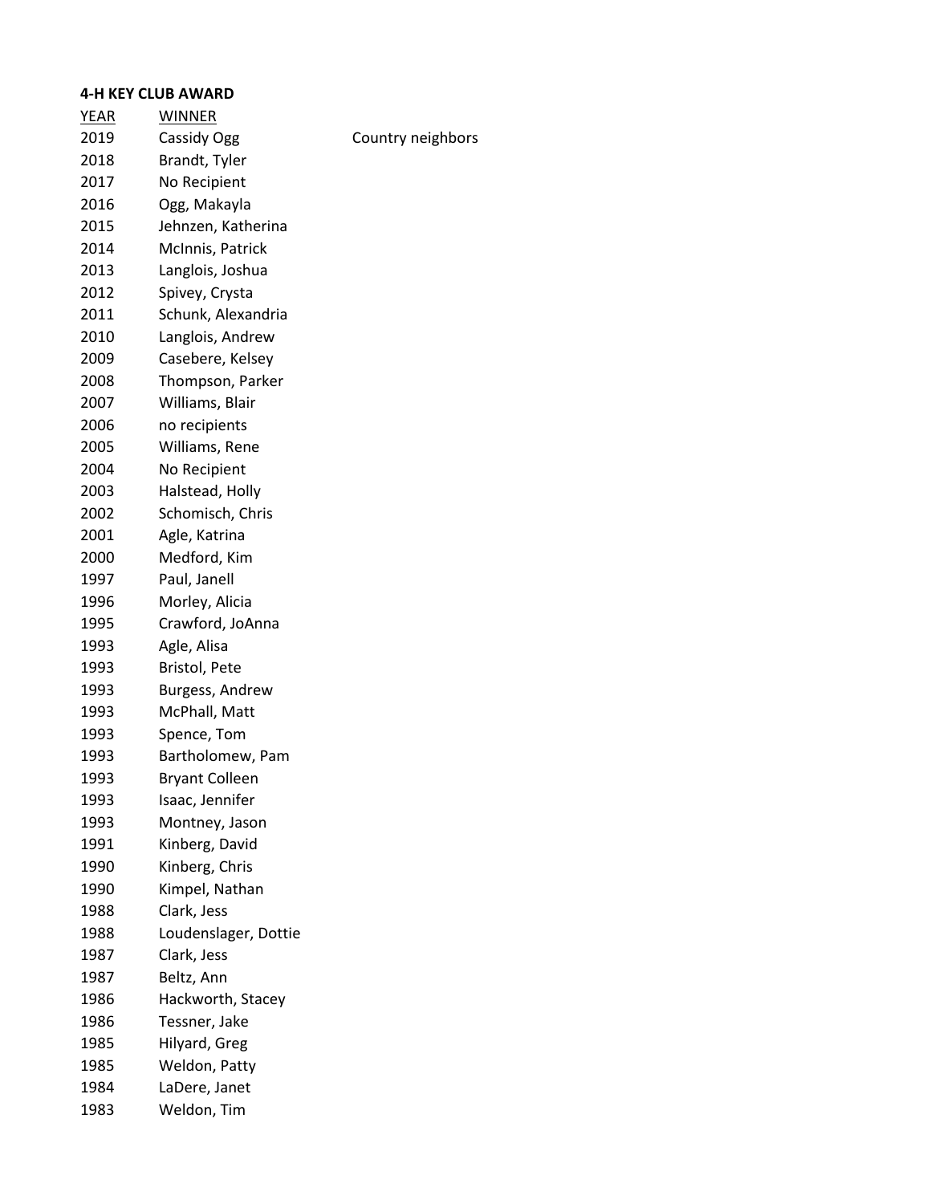**4-H KEY CLUB AWARD**

| YEAR | WINNER | |
|---|---|---|
| 2019 | Cassidy Ogg | Country neighbors |
| 2018 | Brandt, Tyler | |
| 2017 | No Recipient | |
| 2016 | Ogg, Makayla | |
| 2015 | Jehnzen, Katherina | |
| 2014 | McInnis, Patrick | |
| 2013 | Langlois, Joshua | |
| 2012 | Spivey, Crysta | |
| 2011 | Schunk, Alexandria | |
| 2010 | Langlois, Andrew | |
| 2009 | Casebere, Kelsey | |
| 2008 | Thompson, Parker | |
| 2007 | Williams, Blair | |
| 2006 | no recipients | |
| 2005 | Williams, Rene | |
| 2004 | No Recipient | |
| 2003 | Halstead, Holly | |
| 2002 | Schomisch, Chris | |
| 2001 | Agle, Katrina | |
| 2000 | Medford, Kim | |
| 1997 | Paul, Janell | |
| 1996 | Morley, Alicia | |
| 1995 | Crawford, JoAnna | |
| 1993 | Agle, Alisa | |
| 1993 | Bristol, Pete | |
| 1993 | Burgess, Andrew | |
| 1993 | McPhall, Matt | |
| 1993 | Spence, Tom | |
| 1993 | Bartholomew, Pam | |
| 1993 | Bryant Colleen | |
| 1993 | Isaac, Jennifer | |
| 1993 | Montney, Jason | |
| 1991 | Kinberg, David | |
| 1990 | Kinberg, Chris | |
| 1990 | Kimpel, Nathan | |
| 1988 | Clark, Jess | |
| 1988 | Loudenslager, Dottie | |
| 1987 | Clark, Jess | |
| 1987 | Beltz, Ann | |
| 1986 | Hackworth, Stacey | |
| 1986 | Tessner, Jake | |
| 1985 | Hilyard, Greg | |
| 1985 | Weldon, Patty | |
| 1984 | LaDere, Janet | |
| 1983 | Weldon, Tim | |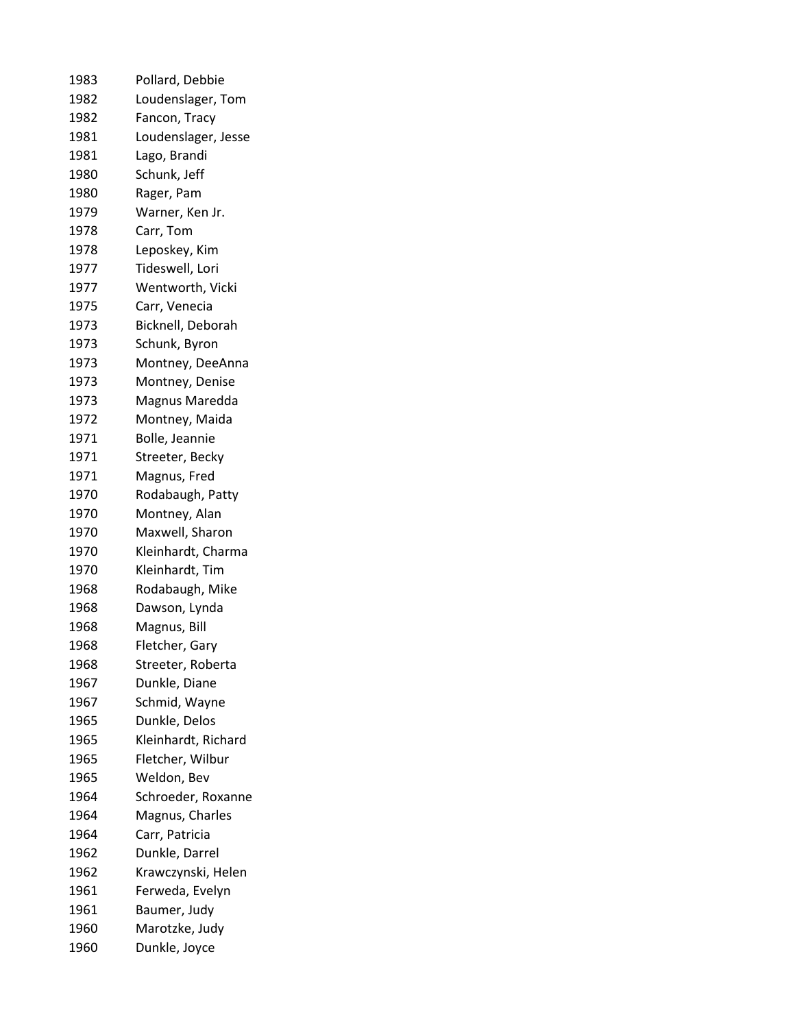| | |
|---|---|
| 1983 | Pollard, Debbie |
| 1982 | Loudenslager, Tom |
| 1982 | Fancon, Tracy |
| 1981 | Loudenslager, Jesse |
| 1981 | Lago, Brandi |
| 1980 | Schunk, Jeff |
| 1980 | Rager, Pam |
| 1979 | Warner, Ken Jr. |
| 1978 | Carr, Tom |
| 1978 | Leposkey, Kim |
| 1977 | Tideswell, Lori |
| 1977 | Wentworth, Vicki |
| 1975 | Carr, Venecia |
| 1973 | Bicknell, Deborah |
| 1973 | Schunk, Byron |
| 1973 | Montney, DeeAnna |
| 1973 | Montney, Denise |
| 1973 | Magnus Maredda |
| 1972 | Montney, Maida |
| 1971 | Bolle, Jeannie |
| 1971 | Streeter, Becky |
| 1971 | Magnus, Fred |
| 1970 | Rodabaugh, Patty |
| 1970 | Montney, Alan |
| 1970 | Maxwell, Sharon |
| 1970 | Kleinhardt, Charma |
| 1970 | Kleinhardt, Tim |
| 1968 | Rodabaugh, Mike |
| 1968 | Dawson, Lynda |
| 1968 | Magnus, Bill |
| 1968 | Fletcher, Gary |
| 1968 | Streeter, Roberta |
| 1967 | Dunkle, Diane |
| 1967 | Schmid, Wayne |
| 1965 | Dunkle, Delos |
| 1965 | Kleinhardt, Richard |
| 1965 | Fletcher, Wilbur |
| 1965 | Weldon, Bev |
| 1964 | Schroeder, Roxanne |
| 1964 | Magnus, Charles |
| 1964 | Carr, Patricia |
| 1962 | Dunkle, Darrel |
| 1962 | Krawczynski, Helen |
| 1961 | Ferweda, Evelyn |
| 1961 | Baumer, Judy |
| 1960 | Marotzke, Judy |
| 1960 | Dunkle, Joyce |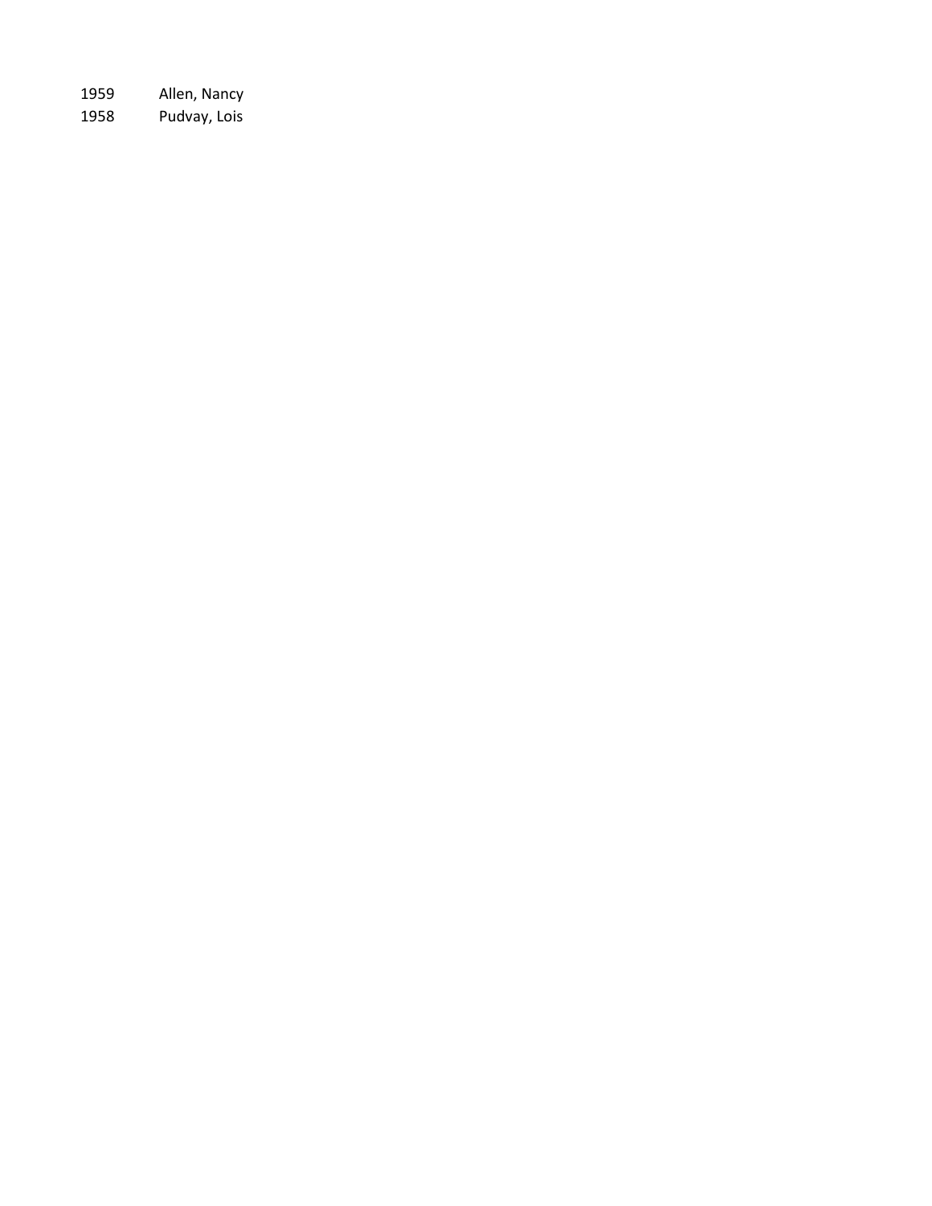| | |
|---|---|
| 1959 | Allen, Nancy |
| 1958 | Pudvay, Lois |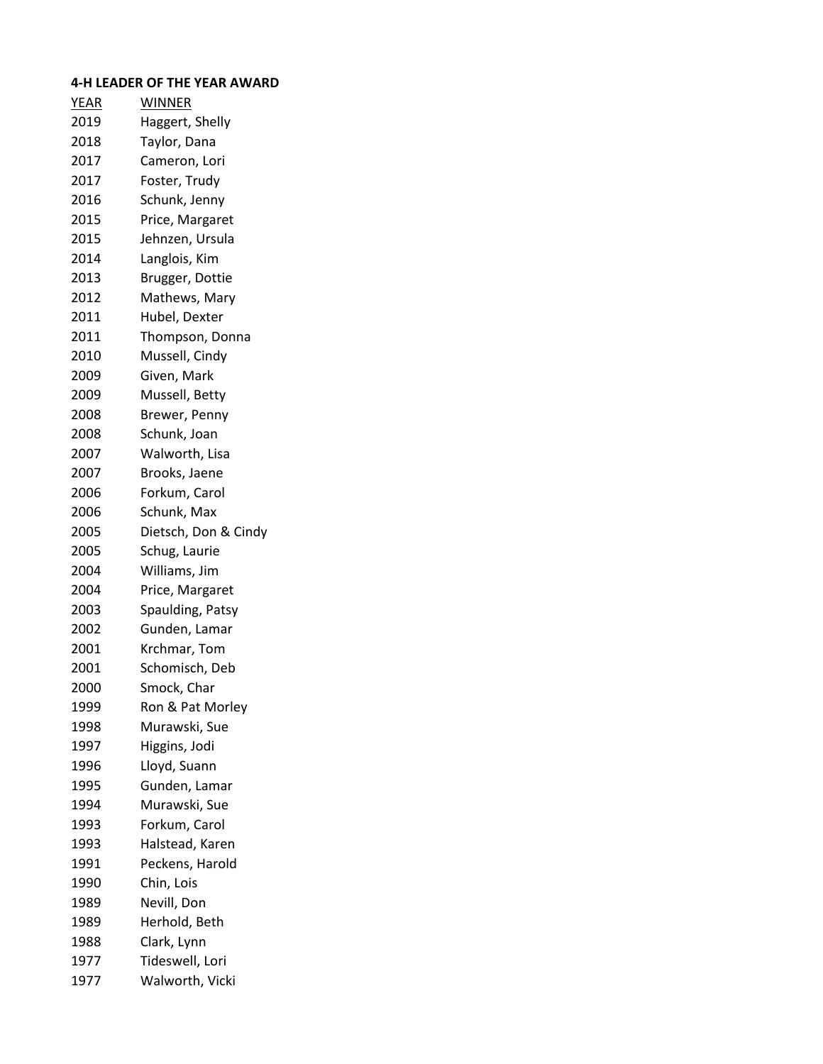**4-H LEADER OF THE YEAR AWARD**

| YEAR | WINNER |
|---|---|
| 2019 | Haggert, Shelly |
| 2018 | Taylor, Dana |
| 2017 | Cameron, Lori |
| 2017 | Foster, Trudy |
| 2016 | Schunk, Jenny |
| 2015 | Price, Margaret |
| 2015 | Jehnzen, Ursula |
| 2014 | Langlois, Kim |
| 2013 | Brugger, Dottie |
| 2012 | Mathews, Mary |
| 2011 | Hubel, Dexter |
| 2011 | Thompson, Donna |
| 2010 | Mussell, Cindy |
| 2009 | Given, Mark |
| 2009 | Mussell, Betty |
| 2008 | Brewer, Penny |
| 2008 | Schunk, Joan |
| 2007 | Walworth, Lisa |
| 2007 | Brooks, Jaene |
| 2006 | Forkum, Carol |
| 2006 | Schunk, Max |
| 2005 | Dietsch, Don & Cindy |
| 2005 | Schug, Laurie |
| 2004 | Williams, Jim |
| 2004 | Price, Margaret |
| 2003 | Spaulding, Patsy |
| 2002 | Gunden, Lamar |
| 2001 | Krchmar, Tom |
| 2001 | Schomisch, Deb |
| 2000 | Smock, Char |
| 1999 | Ron & Pat Morley |
| 1998 | Murawski, Sue |
| 1997 | Higgins, Jodi |
| 1996 | Lloyd, Suann |
| 1995 | Gunden, Lamar |
| 1994 | Murawski, Sue |
| 1993 | Forkum, Carol |
| 1993 | Halstead, Karen |
| 1991 | Peckens, Harold |
| 1990 | Chin, Lois |
| 1989 | Nevill, Don |
| 1989 | Herhold, Beth |
| 1988 | Clark, Lynn |
| 1977 | Tideswell, Lori |
| 1977 | Walworth, Vicki |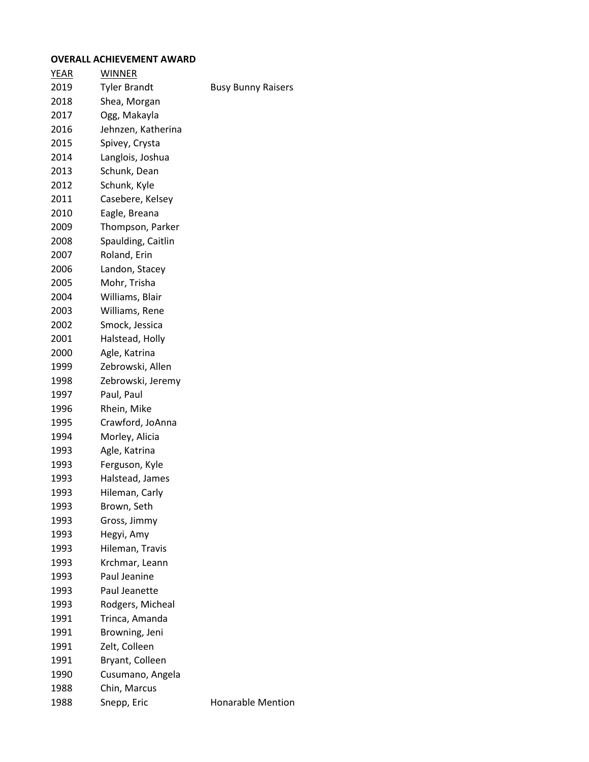**OVERALL ACHIEVEMENT AWARD**

| YEAR | WINNER | |
|---|---|---|
| 2019 | Tyler Brandt | Busy Bunny Raisers |
| 2018 | Shea, Morgan | |
| 2017 | Ogg, Makayla | |
| 2016 | Jehnzen, Katherina | |
| 2015 | Spivey, Crysta | |
| 2014 | Langlois, Joshua | |
| 2013 | Schunk, Dean | |
| 2012 | Schunk, Kyle | |
| 2011 | Casebere, Kelsey | |
| 2010 | Eagle, Breana | |
| 2009 | Thompson, Parker | |
| 2008 | Spaulding, Caitlin | |
| 2007 | Roland, Erin | |
| 2006 | Landon, Stacey | |
| 2005 | Mohr, Trisha | |
| 2004 | Williams, Blair | |
| 2003 | Williams, Rene | |
| 2002 | Smock, Jessica | |
| 2001 | Halstead, Holly | |
| 2000 | Agle, Katrina | |
| 1999 | Zebrowski, Allen | |
| 1998 | Zebrowski, Jeremy | |
| 1997 | Paul, Paul | |
| 1996 | Rhein, Mike | |
| 1995 | Crawford, JoAnna | |
| 1994 | Morley, Alicia | |
| 1993 | Agle, Katrina | |
| 1993 | Ferguson, Kyle | |
| 1993 | Halstead, James | |
| 1993 | Hileman, Carly | |
| 1993 | Brown, Seth | |
| 1993 | Gross, Jimmy | |
| 1993 | Hegyi, Amy | |
| 1993 | Hileman, Travis | |
| 1993 | Krchmar, Leann | |
| 1993 | Paul Jeanine | |
| 1993 | Paul Jeanette | |
| 1993 | Rodgers, Micheal | |
| 1991 | Trinca, Amanda | |
| 1991 | Browning, Jeni | |
| 1991 | Zelt, Colleen | |
| 1991 | Bryant, Colleen | |
| 1990 | Cusumano, Angela | |
| 1988 | Chin, Marcus | |
| 1988 | Snepp, Eric | Honarable Mention |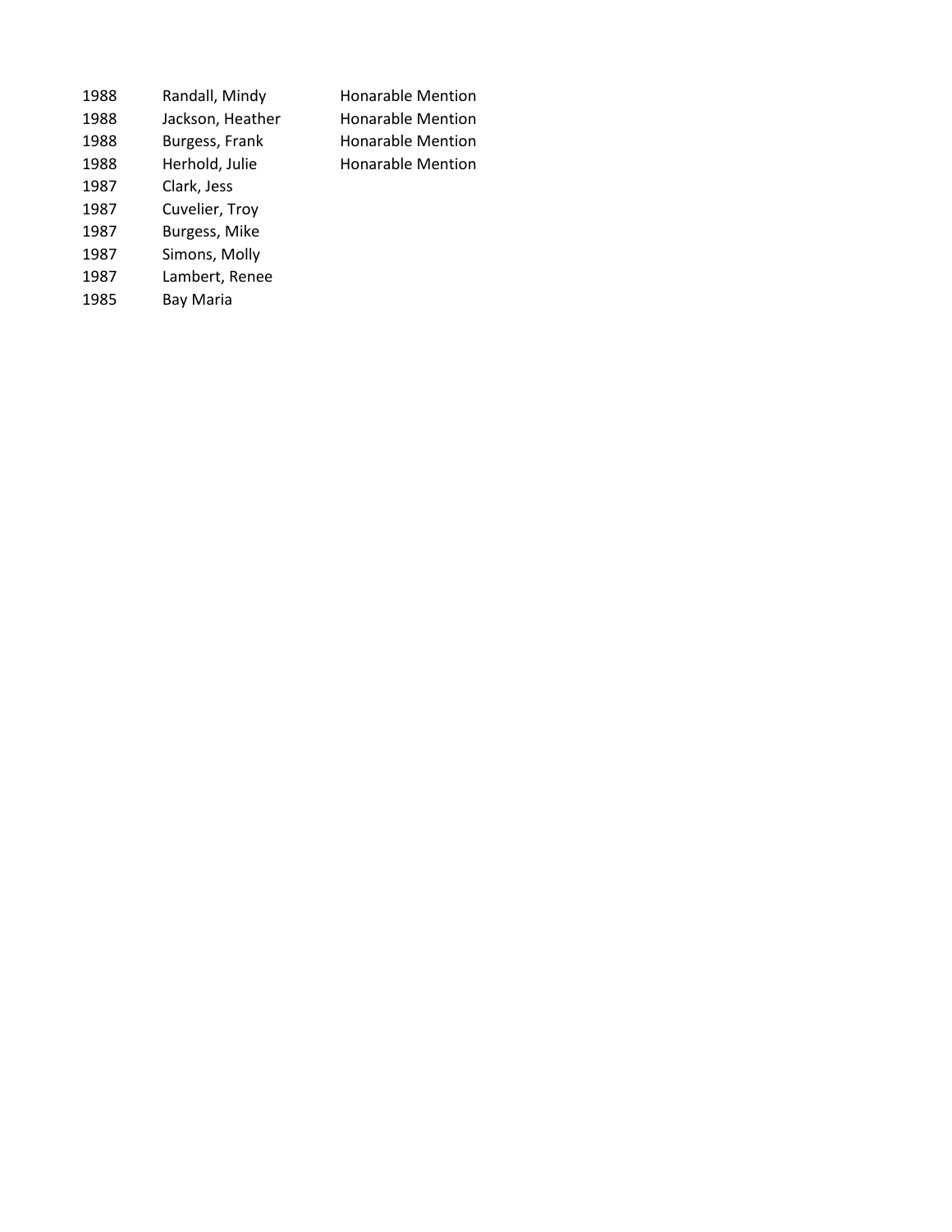| | | |
|---|---|---|
| 1988 | Randall, Mindy | Honarable Mention |
| 1988 | Jackson, Heather | Honarable Mention |
| 1988 | Burgess, Frank | Honarable Mention |
| 1988 | Herhold, Julie | Honarable Mention |
| 1987 | Clark, Jess | |
| 1987 | Cuvelier, Troy | |
| 1987 | Burgess, Mike | |
| 1987 | Simons, Molly | |
| 1987 | Lambert, Renee | |
| 1985 | Bay Maria | |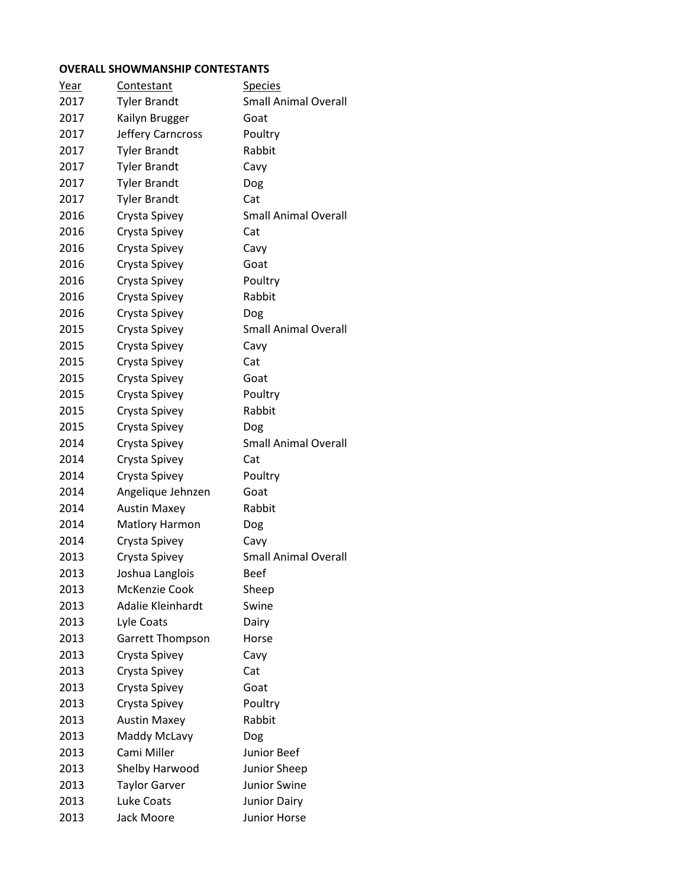**OVERALL SHOWMANSHIP CONTESTANTS**

| Year | Contestant | Species |
|---|---|---|
| 2017 | Tyler Brandt | Small Animal Overall |
| 2017 | Kailyn Brugger | Goat |
| 2017 | Jeffery Carncross | Poultry |
| 2017 | Tyler Brandt | Rabbit |
| 2017 | Tyler Brandt | Cavy |
| 2017 | Tyler Brandt | Dog |
| 2017 | Tyler Brandt | Cat |
| 2016 | Crysta Spivey | Small Animal Overall |
| 2016 | Crysta Spivey | Cat |
| 2016 | Crysta Spivey | Cavy |
| 2016 | Crysta Spivey | Goat |
| 2016 | Crysta Spivey | Poultry |
| 2016 | Crysta Spivey | Rabbit |
| 2016 | Crysta Spivey | Dog |
| 2015 | Crysta Spivey | Small Animal Overall |
| 2015 | Crysta Spivey | Cavy |
| 2015 | Crysta Spivey | Cat |
| 2015 | Crysta Spivey | Goat |
| 2015 | Crysta Spivey | Poultry |
| 2015 | Crysta Spivey | Rabbit |
| 2015 | Crysta Spivey | Dog |
| 2014 | Crysta Spivey | Small Animal Overall |
| 2014 | Crysta Spivey | Cat |
| 2014 | Crysta Spivey | Poultry |
| 2014 | Angelique Jehnzen | Goat |
| 2014 | Austin Maxey | Rabbit |
| 2014 | Matlory Harmon | Dog |
| 2014 | Crysta Spivey | Cavy |
| 2013 | Crysta Spivey | Small Animal Overall |
| 2013 | Joshua Langlois | Beef |
| 2013 | McKenzie Cook | Sheep |
| 2013 | Adalie Kleinhardt | Swine |
| 2013 | Lyle Coats | Dairy |
| 2013 | Garrett Thompson | Horse |
| 2013 | Crysta Spivey | Cavy |
| 2013 | Crysta Spivey | Cat |
| 2013 | Crysta Spivey | Goat |
| 2013 | Crysta Spivey | Poultry |
| 2013 | Austin Maxey | Rabbit |
| 2013 | Maddy McLavy | Dog |
| 2013 | Cami Miller | Junior Beef |
| 2013 | Shelby Harwood | Junior Sheep |
| 2013 | Taylor Garver | Junior Swine |
| 2013 | Luke Coats | Junior Dairy |
| 2013 | Jack Moore | Junior Horse |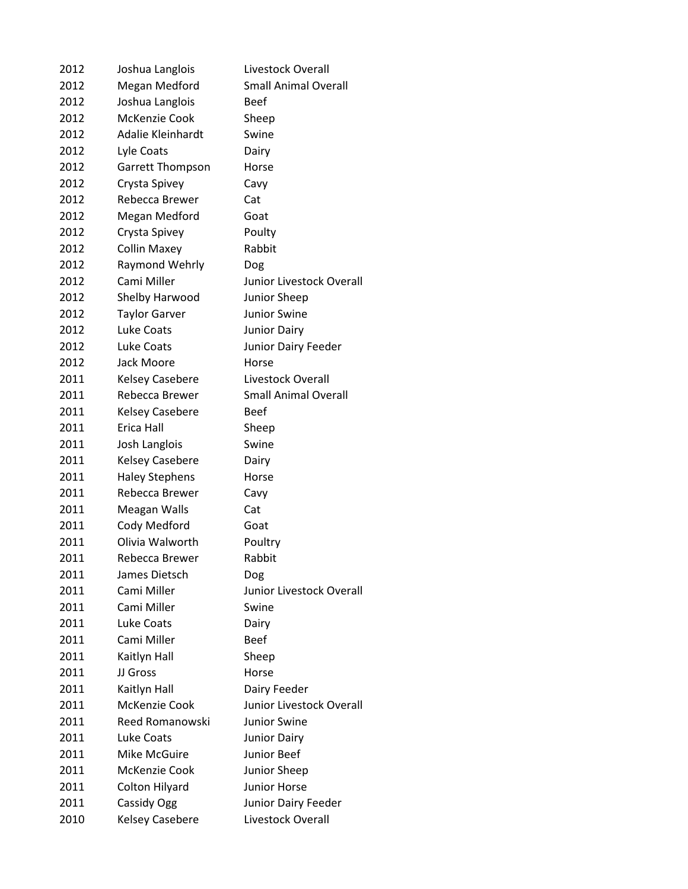| | | |
|---|---|---|
| 2012 | Joshua Langlois | Livestock Overall |
| 2012 | Megan Medford | Small Animal Overall |
| 2012 | Joshua Langlois | Beef |
| 2012 | McKenzie Cook | Sheep |
| 2012 | Adalie Kleinhardt | Swine |
| 2012 | Lyle Coats | Dairy |
| 2012 | Garrett Thompson | Horse |
| 2012 | Crysta Spivey | Cavy |
| 2012 | Rebecca Brewer | Cat |
| 2012 | Megan Medford | Goat |
| 2012 | Crysta Spivey | Poulty |
| 2012 | Collin Maxey | Rabbit |
| 2012 | Raymond Wehrly | Dog |
| 2012 | Cami Miller | Junior Livestock Overall |
| 2012 | Shelby Harwood | Junior Sheep |
| 2012 | Taylor Garver | Junior Swine |
| 2012 | Luke Coats | Junior Dairy |
| 2012 | Luke Coats | Junior Dairy Feeder |
| 2012 | Jack Moore | Horse |
| 2011 | Kelsey Casebere | Livestock Overall |
| 2011 | Rebecca Brewer | Small Animal Overall |
| 2011 | Kelsey Casebere | Beef |
| 2011 | Erica Hall | Sheep |
| 2011 | Josh Langlois | Swine |
| 2011 | Kelsey Casebere | Dairy |
| 2011 | Haley Stephens | Horse |
| 2011 | Rebecca Brewer | Cavy |
| 2011 | Meagan Walls | Cat |
| 2011 | Cody Medford | Goat |
| 2011 | Olivia Walworth | Poultry |
| 2011 | Rebecca Brewer | Rabbit |
| 2011 | James Dietsch | Dog |
| 2011 | Cami Miller | Junior Livestock Overall |
| 2011 | Cami Miller | Swine |
| 2011 | Luke Coats | Dairy |
| 2011 | Cami Miller | Beef |
| 2011 | Kaitlyn Hall | Sheep |
| 2011 | JJ Gross | Horse |
| 2011 | Kaitlyn Hall | Dairy Feeder |
| 2011 | McKenzie Cook | Junior Livestock Overall |
| 2011 | Reed Romanowski | Junior Swine |
| 2011 | Luke Coats | Junior Dairy |
| 2011 | Mike McGuire | Junior Beef |
| 2011 | McKenzie Cook | Junior Sheep |
| 2011 | Colton Hilyard | Junior Horse |
| 2011 | Cassidy Ogg | Junior Dairy Feeder |
| 2010 | Kelsey Casebere | Livestock Overall |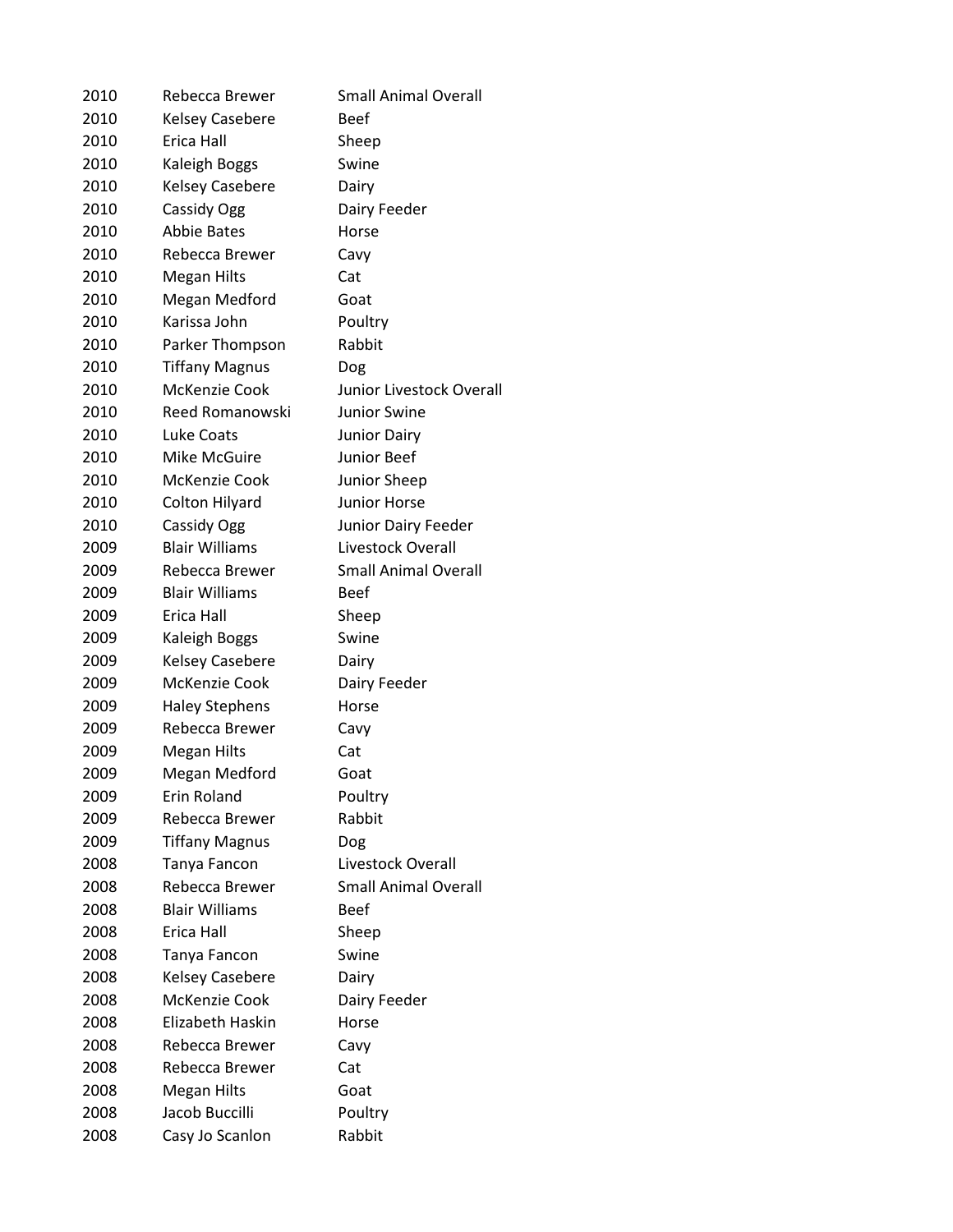| | | |
|---|---|---|
| 2010 | Rebecca Brewer | Small Animal Overall |
| 2010 | Kelsey Casebere | Beef |
| 2010 | Erica Hall | Sheep |
| 2010 | Kaleigh Boggs | Swine |
| 2010 | Kelsey Casebere | Dairy |
| 2010 | Cassidy Ogg | Dairy Feeder |
| 2010 | Abbie Bates | Horse |
| 2010 | Rebecca Brewer | Cavy |
| 2010 | Megan Hilts | Cat |
| 2010 | Megan Medford | Goat |
| 2010 | Karissa John | Poultry |
| 2010 | Parker Thompson | Rabbit |
| 2010 | Tiffany Magnus | Dog |
| 2010 | McKenzie Cook | Junior Livestock Overall |
| 2010 | Reed Romanowski | Junior Swine |
| 2010 | Luke Coats | Junior Dairy |
| 2010 | Mike McGuire | Junior Beef |
| 2010 | McKenzie Cook | Junior Sheep |
| 2010 | Colton Hilyard | Junior Horse |
| 2010 | Cassidy Ogg | Junior Dairy Feeder |
| 2009 | Blair Williams | Livestock Overall |
| 2009 | Rebecca Brewer | Small Animal Overall |
| 2009 | Blair Williams | Beef |
| 2009 | Erica Hall | Sheep |
| 2009 | Kaleigh Boggs | Swine |
| 2009 | Kelsey Casebere | Dairy |
| 2009 | McKenzie Cook | Dairy Feeder |
| 2009 | Haley Stephens | Horse |
| 2009 | Rebecca Brewer | Cavy |
| 2009 | Megan Hilts | Cat |
| 2009 | Megan Medford | Goat |
| 2009 | Erin Roland | Poultry |
| 2009 | Rebecca Brewer | Rabbit |
| 2009 | Tiffany Magnus | Dog |
| 2008 | Tanya Fancon | Livestock Overall |
| 2008 | Rebecca Brewer | Small Animal Overall |
| 2008 | Blair Williams | Beef |
| 2008 | Erica Hall | Sheep |
| 2008 | Tanya Fancon | Swine |
| 2008 | Kelsey Casebere | Dairy |
| 2008 | McKenzie Cook | Dairy Feeder |
| 2008 | Elizabeth Haskin | Horse |
| 2008 | Rebecca Brewer | Cavy |
| 2008 | Rebecca Brewer | Cat |
| 2008 | Megan Hilts | Goat |
| 2008 | Jacob Buccilli | Poultry |
| 2008 | Casy Jo Scanlon | Rabbit |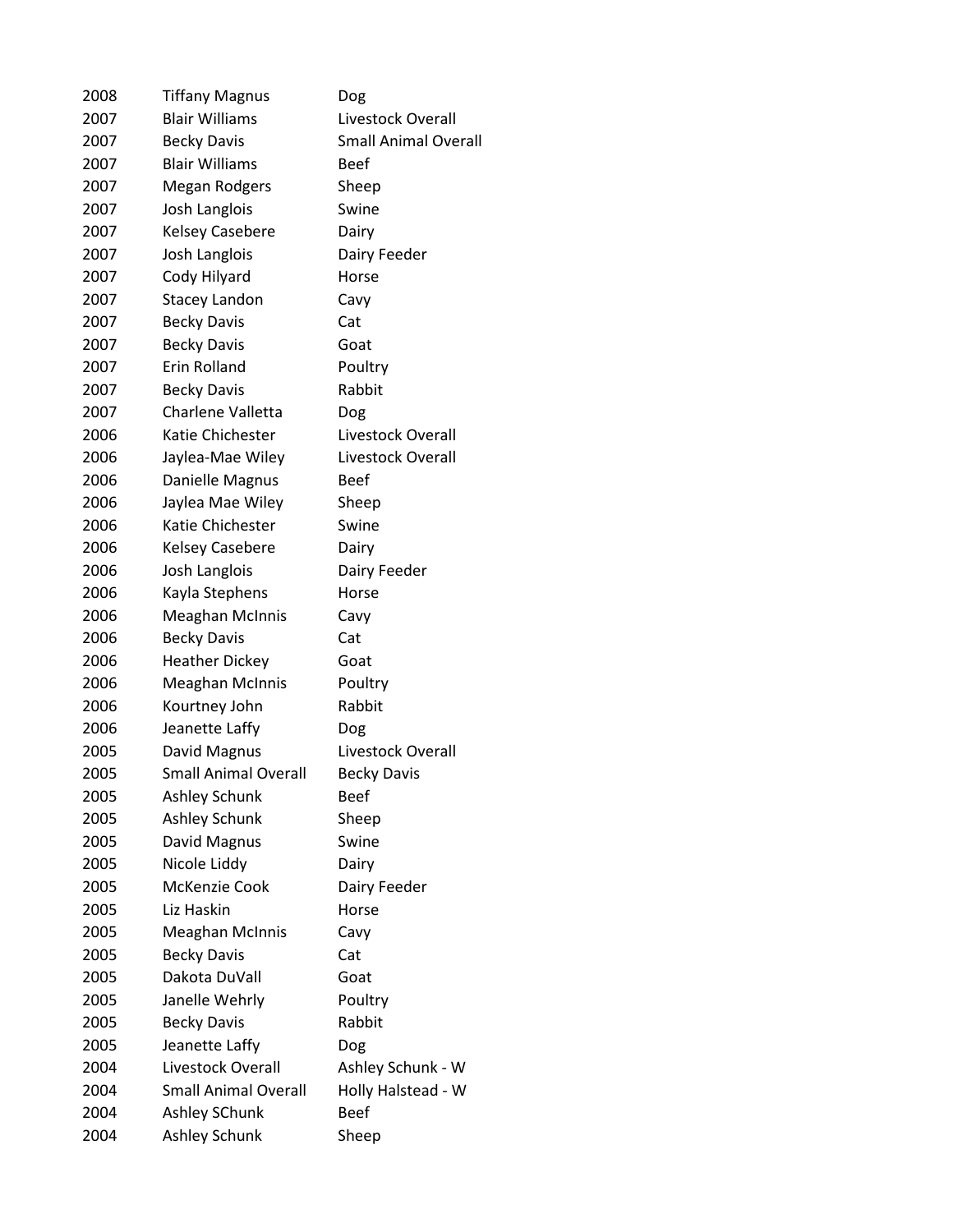| | | |
|---|---|---|
| 2008 | Tiffany Magnus | Dog |
| 2007 | Blair Williams | Livestock Overall |
| 2007 | Becky Davis | Small Animal Overall |
| 2007 | Blair Williams | Beef |
| 2007 | Megan Rodgers | Sheep |
| 2007 | Josh Langlois | Swine |
| 2007 | Kelsey Casebere | Dairy |
| 2007 | Josh Langlois | Dairy Feeder |
| 2007 | Cody Hilyard | Horse |
| 2007 | Stacey Landon | Cavy |
| 2007 | Becky Davis | Cat |
| 2007 | Becky Davis | Goat |
| 2007 | Erin Rolland | Poultry |
| 2007 | Becky Davis | Rabbit |
| 2007 | Charlene Valletta | Dog |
| 2006 | Katie Chichester | Livestock Overall |
| 2006 | Jaylea-Mae Wiley | Livestock Overall |
| 2006 | Danielle Magnus | Beef |
| 2006 | Jaylea Mae Wiley | Sheep |
| 2006 | Katie Chichester | Swine |
| 2006 | Kelsey Casebere | Dairy |
| 2006 | Josh Langlois | Dairy Feeder |
| 2006 | Kayla Stephens | Horse |
| 2006 | Meaghan McInnis | Cavy |
| 2006 | Becky Davis | Cat |
| 2006 | Heather Dickey | Goat |
| 2006 | Meaghan McInnis | Poultry |
| 2006 | Kourtney John | Rabbit |
| 2006 | Jeanette Laffy | Dog |
| 2005 | David Magnus | Livestock Overall |
| 2005 | Small Animal Overall | Becky Davis |
| 2005 | Ashley Schunk | Beef |
| 2005 | Ashley Schunk | Sheep |
| 2005 | David Magnus | Swine |
| 2005 | Nicole Liddy | Dairy |
| 2005 | McKenzie Cook | Dairy Feeder |
| 2005 | Liz Haskin | Horse |
| 2005 | Meaghan McInnis | Cavy |
| 2005 | Becky Davis | Cat |
| 2005 | Dakota DuVall | Goat |
| 2005 | Janelle Wehrly | Poultry |
| 2005 | Becky Davis | Rabbit |
| 2005 | Jeanette Laffy | Dog |
| 2004 | Livestock Overall | Ashley Schunk - W |
| 2004 | Small Animal Overall | Holly Halstead - W |
| 2004 | Ashley SChunk | Beef |
| 2004 | Ashley Schunk | Sheep |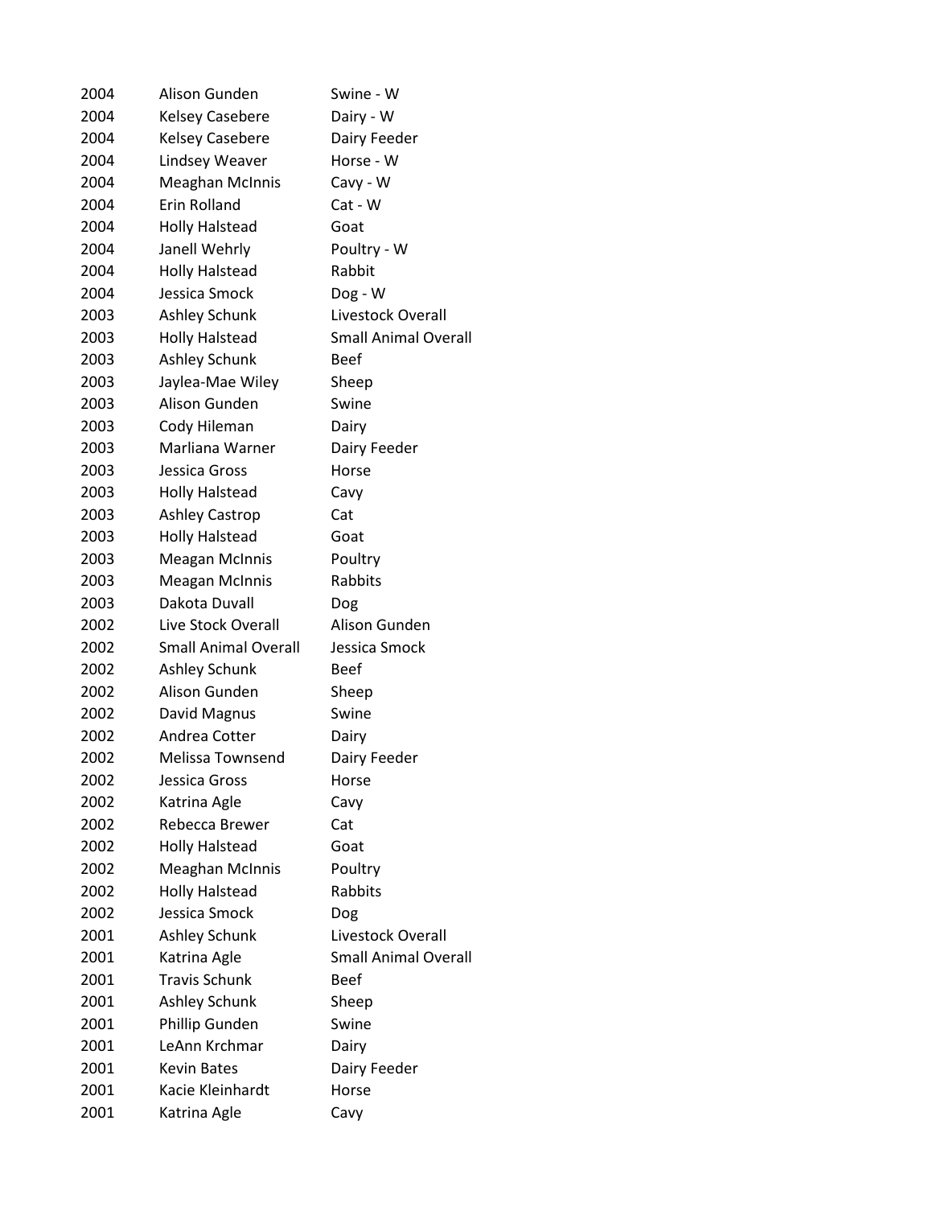| | | |
|---|---|---|
| 2004 | Alison Gunden | Swine - W |
| 2004 | Kelsey Casebere | Dairy - W |
| 2004 | Kelsey Casebere | Dairy Feeder |
| 2004 | Lindsey Weaver | Horse - W |
| 2004 | Meaghan McInnis | Cavy - W |
| 2004 | Erin Rolland | Cat - W |
| 2004 | Holly Halstead | Goat |
| 2004 | Janell Wehrly | Poultry - W |
| 2004 | Holly Halstead | Rabbit |
| 2004 | Jessica Smock | Dog - W |
| 2003 | Ashley Schunk | Livestock Overall |
| 2003 | Holly Halstead | Small Animal Overall |
| 2003 | Ashley Schunk | Beef |
| 2003 | Jaylea-Mae Wiley | Sheep |
| 2003 | Alison Gunden | Swine |
| 2003 | Cody Hileman | Dairy |
| 2003 | Marliana Warner | Dairy Feeder |
| 2003 | Jessica Gross | Horse |
| 2003 | Holly Halstead | Cavy |
| 2003 | Ashley Castrop | Cat |
| 2003 | Holly Halstead | Goat |
| 2003 | Meagan McInnis | Poultry |
| 2003 | Meagan McInnis | Rabbits |
| 2003 | Dakota Duvall | Dog |
| 2002 | Live Stock Overall | Alison Gunden |
| 2002 | Small Animal Overall | Jessica Smock |
| 2002 | Ashley Schunk | Beef |
| 2002 | Alison Gunden | Sheep |
| 2002 | David Magnus | Swine |
| 2002 | Andrea Cotter | Dairy |
| 2002 | Melissa Townsend | Dairy Feeder |
| 2002 | Jessica Gross | Horse |
| 2002 | Katrina Agle | Cavy |
| 2002 | Rebecca Brewer | Cat |
| 2002 | Holly Halstead | Goat |
| 2002 | Meaghan McInnis | Poultry |
| 2002 | Holly Halstead | Rabbits |
| 2002 | Jessica Smock | Dog |
| 2001 | Ashley Schunk | Livestock Overall |
| 2001 | Katrina Agle | Small Animal Overall |
| 2001 | Travis Schunk | Beef |
| 2001 | Ashley Schunk | Sheep |
| 2001 | Phillip Gunden | Swine |
| 2001 | LeAnn Krchmar | Dairy |
| 2001 | Kevin Bates | Dairy Feeder |
| 2001 | Kacie Kleinhardt | Horse |
| 2001 | Katrina Agle | Cavy |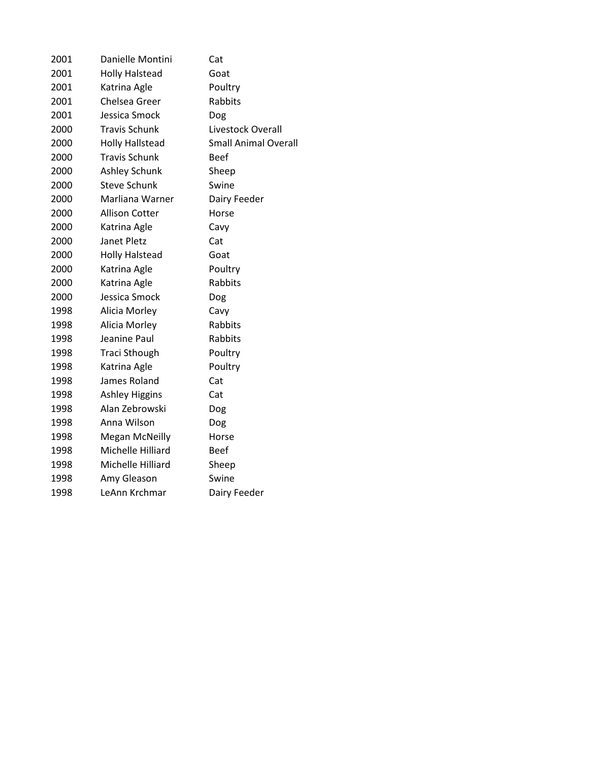| | | |
|---|---|---|
| 2001 | Danielle Montini | Cat |
| 2001 | Holly Halstead | Goat |
| 2001 | Katrina Agle | Poultry |
| 2001 | Chelsea Greer | Rabbits |
| 2001 | Jessica Smock | Dog |
| 2000 | Travis Schunk | Livestock Overall |
| 2000 | Holly Hallstead | Small Animal Overall |
| 2000 | Travis Schunk | Beef |
| 2000 | Ashley Schunk | Sheep |
| 2000 | Steve Schunk | Swine |
| 2000 | Marliana Warner | Dairy Feeder |
| 2000 | Allison Cotter | Horse |
| 2000 | Katrina Agle | Cavy |
| 2000 | Janet Pletz | Cat |
| 2000 | Holly Halstead | Goat |
| 2000 | Katrina Agle | Poultry |
| 2000 | Katrina Agle | Rabbits |
| 2000 | Jessica Smock | Dog |
| 1998 | Alicia Morley | Cavy |
| 1998 | Alicia Morley | Rabbits |
| 1998 | Jeanine Paul | Rabbits |
| 1998 | Traci Sthough | Poultry |
| 1998 | Katrina Agle | Poultry |
| 1998 | James Roland | Cat |
| 1998 | Ashley Higgins | Cat |
| 1998 | Alan Zebrowski | Dog |
| 1998 | Anna Wilson | Dog |
| 1998 | Megan McNeilly | Horse |
| 1998 | Michelle Hilliard | Beef |
| 1998 | Michelle Hilliard | Sheep |
| 1998 | Amy Gleason | Swine |
| 1998 | LeAnn Krchmar | Dairy Feeder |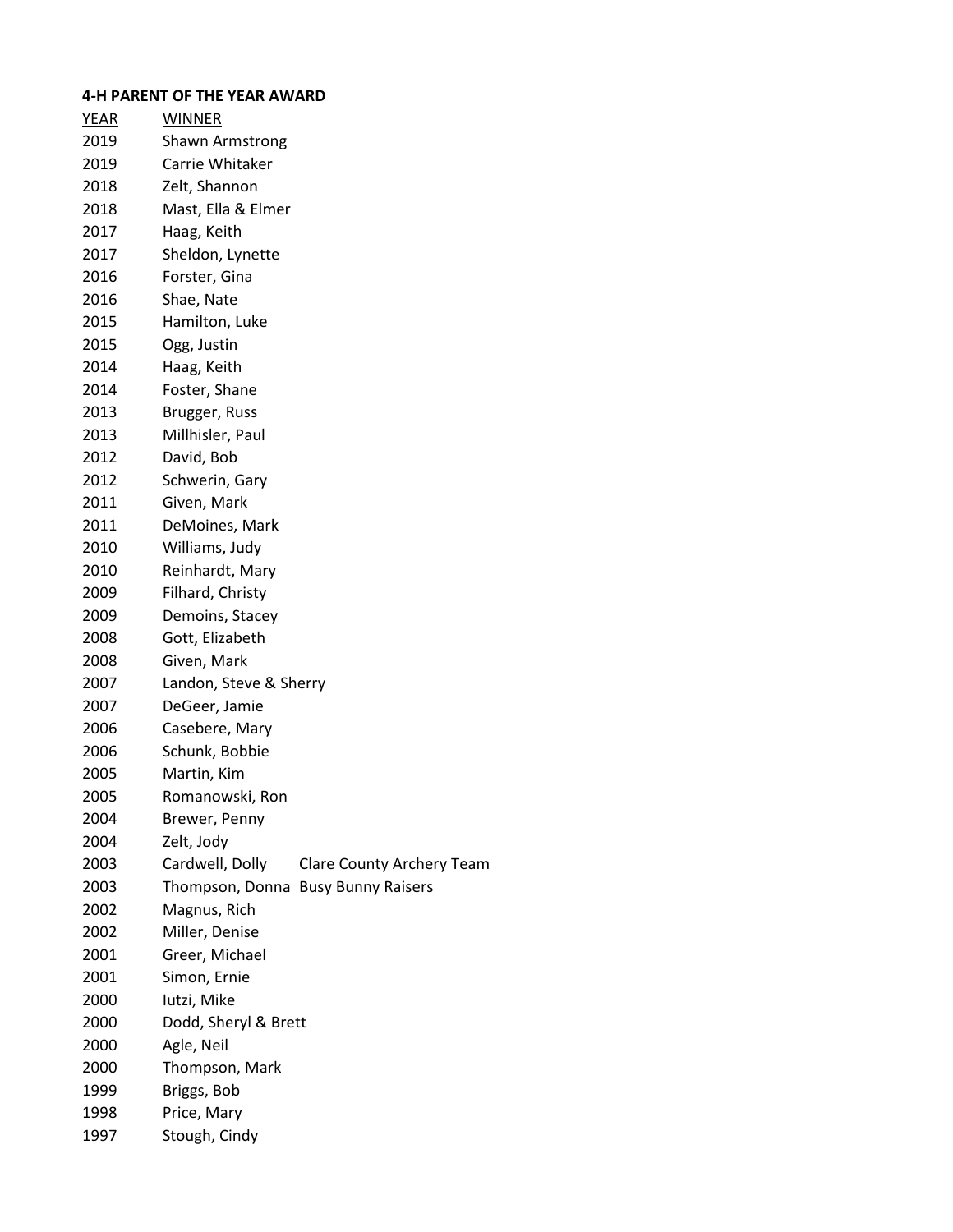**4-H PARENT OF THE YEAR AWARD**

| YEAR | WINNER | |
|---|---|---|
| 2019 | Shawn Armstrong | |
| 2019 | Carrie Whitaker | |
| 2018 | Zelt, Shannon | |
| 2018 | Mast, Ella & Elmer | |
| 2017 | Haag, Keith | |
| 2017 | Sheldon, Lynette | |
| 2016 | Forster, Gina | |
| 2016 | Shae, Nate | |
| 2015 | Hamilton, Luke | |
| 2015 | Ogg, Justin | |
| 2014 | Haag, Keith | |
| 2014 | Foster, Shane | |
| 2013 | Brugger, Russ | |
| 2013 | Millhisler, Paul | |
| 2012 | David, Bob | |
| 2012 | Schwerin, Gary | |
| 2011 | Given, Mark | |
| 2011 | DeMoines, Mark | |
| 2010 | Williams, Judy | |
| 2010 | Reinhardt, Mary | |
| 2009 | Filhard, Christy | |
| 2009 | Demoins, Stacey | |
| 2008 | Gott, Elizabeth | |
| 2008 | Given, Mark | |
| 2007 | Landon, Steve & Sherry | |
| 2007 | DeGeer, Jamie | |
| 2006 | Casebere, Mary | |
| 2006 | Schunk, Bobbie | |
| 2005 | Martin, Kim | |
| 2005 | Romanowski, Ron | |
| 2004 | Brewer, Penny | |
| 2004 | Zelt, Jody | |
| 2003 | Cardwell, Dolly | Clare County Archery Team |
| 2003 | Thompson, Donna | Busy Bunny Raisers |
| 2002 | Magnus, Rich | |
| 2002 | Miller, Denise | |
| 2001 | Greer, Michael | |
| 2001 | Simon, Ernie | |
| 2000 | Iutzi, Mike | |
| 2000 | Dodd, Sheryl & Brett | |
| 2000 | Agle, Neil | |
| 2000 | Thompson, Mark | |
| 1999 | Briggs, Bob | |
| 1998 | Price, Mary | |
| 1997 | Stough, Cindy | |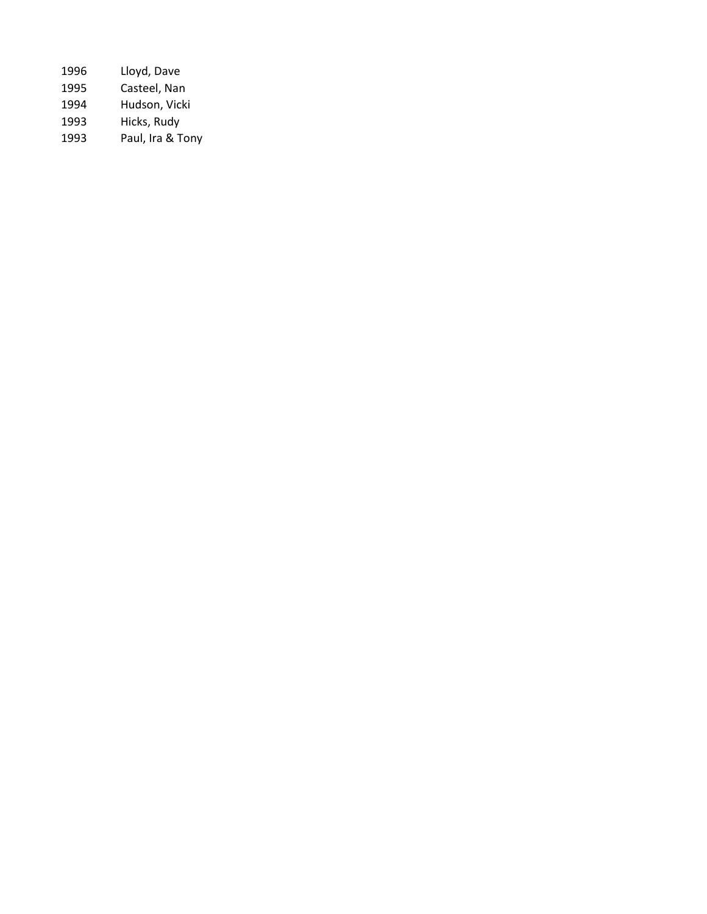| | |
|---|---|
| 1996 | Lloyd, Dave |
| 1995 | Casteel, Nan |
| 1994 | Hudson, Vicki |
| 1993 | Hicks, Rudy |
| 1993 | Paul, Ira & Tony |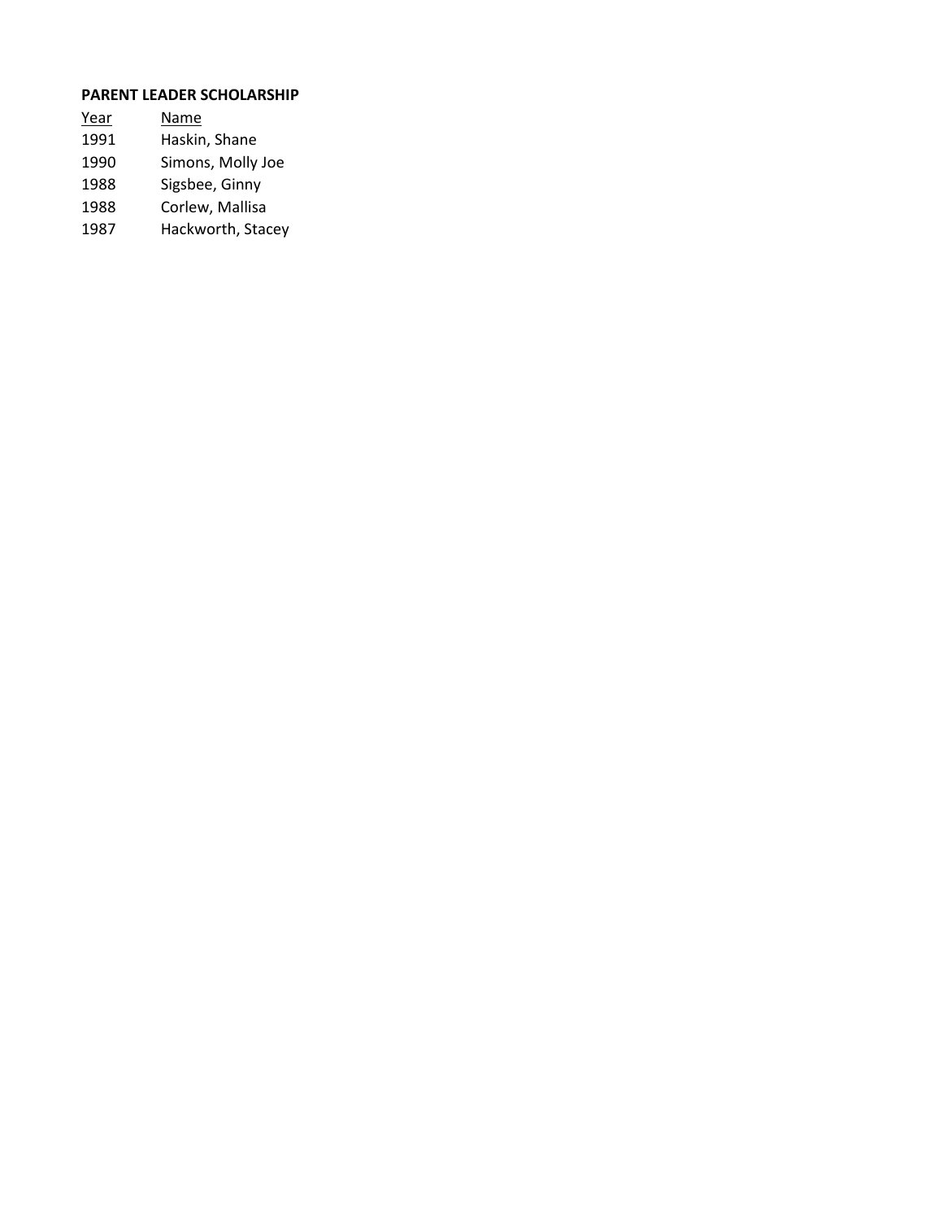**PARENT LEADER SCHOLARSHIP**

| Year | Name |
|---|---|
| 1991 | Haskin, Shane |
| 1990 | Simons, Molly Joe |
| 1988 | Sigsbee, Ginny |
| 1988 | Corlew, Mallisa |
| 1987 | Hackworth, Stacey |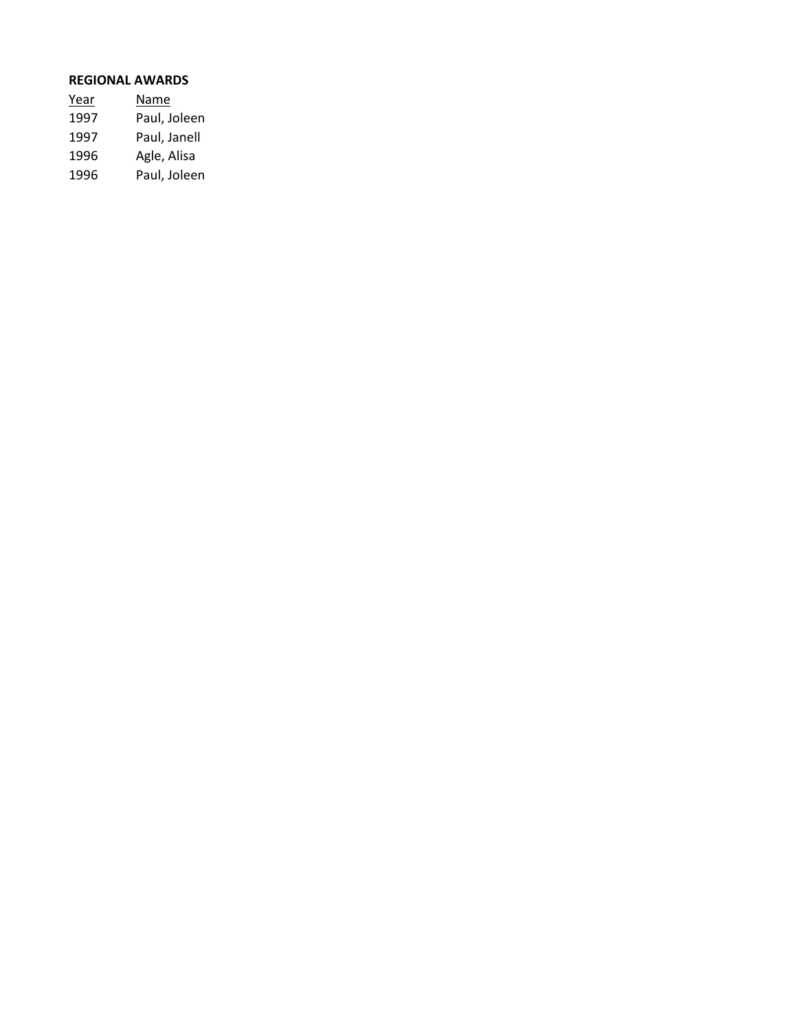**REGIONAL AWARDS**

| Year | Name |
| --- | --- |
| 1997 | Paul, Joleen |
| 1997 | Paul, Janell |
| 1996 | Agle, Alisa |
| 1996 | Paul, Joleen |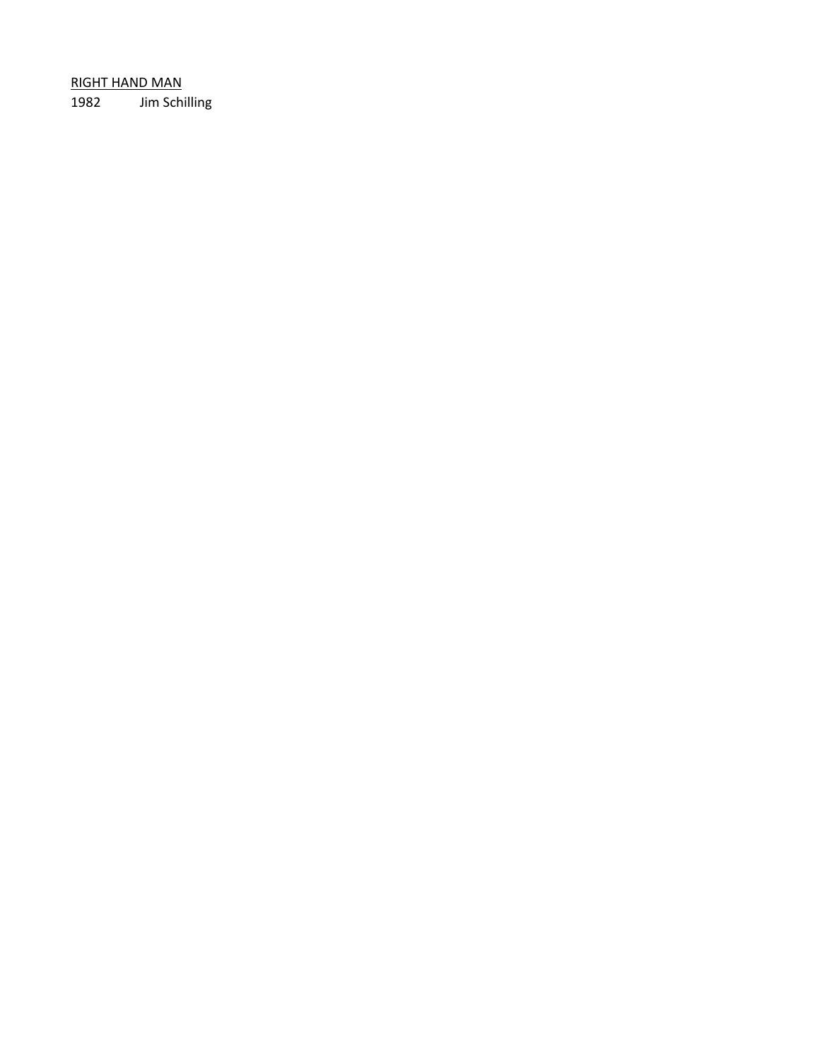RIGHT HAND MAN

1982 Jim Schilling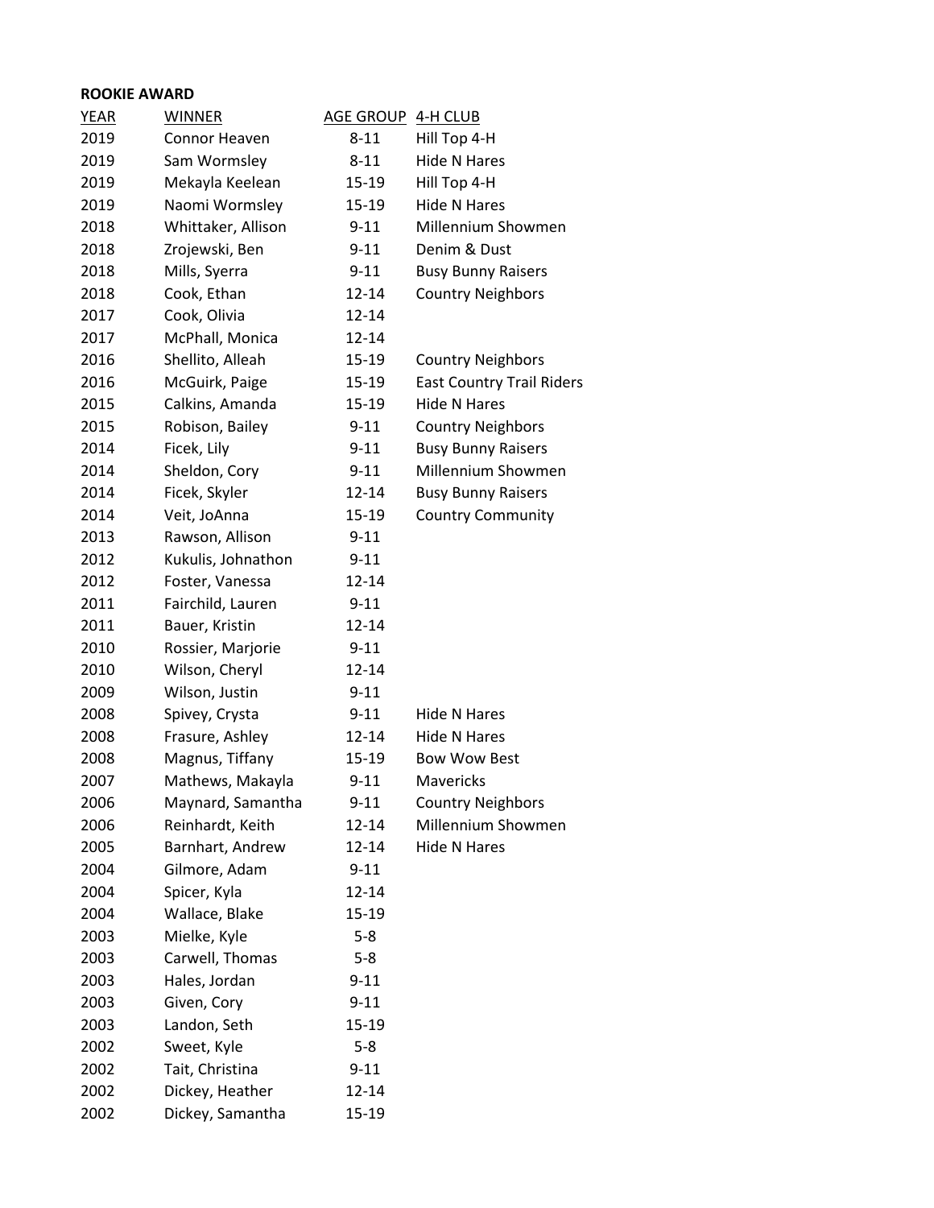**ROOKIE AWARD**

| YEAR | WINNER | AGE GROUP | 4-H CLUB |
|---|---|---|---|
| 2019 | Connor Heaven | 8-11 | Hill Top 4-H |
| 2019 | Sam Wormsley | 8-11 | Hide N Hares |
| 2019 | Mekayla Keelean | 15-19 | Hill Top 4-H |
| 2019 | Naomi Wormsley | 15-19 | Hide N Hares |
| 2018 | Whittaker, Allison | 9-11 | Millennium Showmen |
| 2018 | Zrojewski, Ben | 9-11 | Denim & Dust |
| 2018 | Mills, Syerra | 9-11 | Busy Bunny Raisers |
| 2018 | Cook, Ethan | 12-14 | Country Neighbors |
| 2017 | Cook, Olivia | 12-14 | |
| 2017 | McPhall, Monica | 12-14 | |
| 2016 | Shellito, Alleah | 15-19 | Country Neighbors |
| 2016 | McGuirk, Paige | 15-19 | East Country Trail Riders |
| 2015 | Calkins, Amanda | 15-19 | Hide N Hares |
| 2015 | Robison, Bailey | 9-11 | Country Neighbors |
| 2014 | Ficek, Lily | 9-11 | Busy Bunny Raisers |
| 2014 | Sheldon, Cory | 9-11 | Millennium Showmen |
| 2014 | Ficek, Skyler | 12-14 | Busy Bunny Raisers |
| 2014 | Veit, JoAnna | 15-19 | Country Community |
| 2013 | Rawson, Allison | 9-11 | |
| 2012 | Kukulis, Johnathon | 9-11 | |
| 2012 | Foster, Vanessa | 12-14 | |
| 2011 | Fairchild, Lauren | 9-11 | |
| 2011 | Bauer, Kristin | 12-14 | |
| 2010 | Rossier, Marjorie | 9-11 | |
| 2010 | Wilson, Cheryl | 12-14 | |
| 2009 | Wilson, Justin | 9-11 | |
| 2008 | Spivey, Crysta | 9-11 | Hide N Hares |
| 2008 | Frasure, Ashley | 12-14 | Hide N Hares |
| 2008 | Magnus, Tiffany | 15-19 | Bow Wow Best |
| 2007 | Mathews, Makayla | 9-11 | Mavericks |
| 2006 | Maynard, Samantha | 9-11 | Country Neighbors |
| 2006 | Reinhardt, Keith | 12-14 | Millennium Showmen |
| 2005 | Barnhart, Andrew | 12-14 | Hide N Hares |
| 2004 | Gilmore, Adam | 9-11 | |
| 2004 | Spicer, Kyla | 12-14 | |
| 2004 | Wallace, Blake | 15-19 | |
| 2003 | Mielke, Kyle | 5-8 | |
| 2003 | Carwell, Thomas | 5-8 | |
| 2003 | Hales, Jordan | 9-11 | |
| 2003 | Given, Cory | 9-11 | |
| 2003 | Landon, Seth | 15-19 | |
| 2002 | Sweet, Kyle | 5-8 | |
| 2002 | Tait, Christina | 9-11 | |
| 2002 | Dickey, Heather | 12-14 | |
| 2002 | Dickey, Samantha | 15-19 | |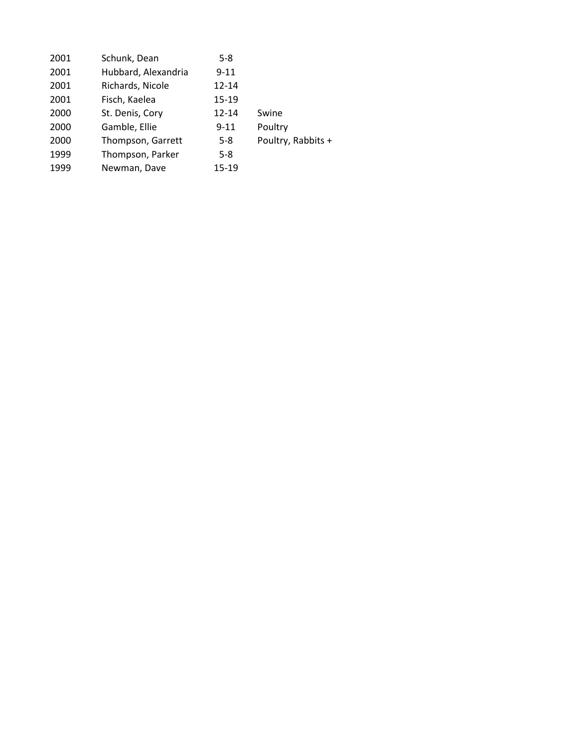| | | | |
|---|---|---|---|
| 2001 | Schunk, Dean | 5-8 | |
| 2001 | Hubbard, Alexandria | 9-11 | |
| 2001 | Richards, Nicole | 12-14 | |
| 2001 | Fisch, Kaelea | 15-19 | |
| 2000 | St. Denis, Cory | 12-14 | Swine |
| 2000 | Gamble, Ellie | 9-11 | Poultry |
| 2000 | Thompson, Garrett | 5-8 | Poultry, Rabbits + |
| 1999 | Thompson, Parker | 5-8 | |
| 1999 | Newman, Dave | 15-19 | |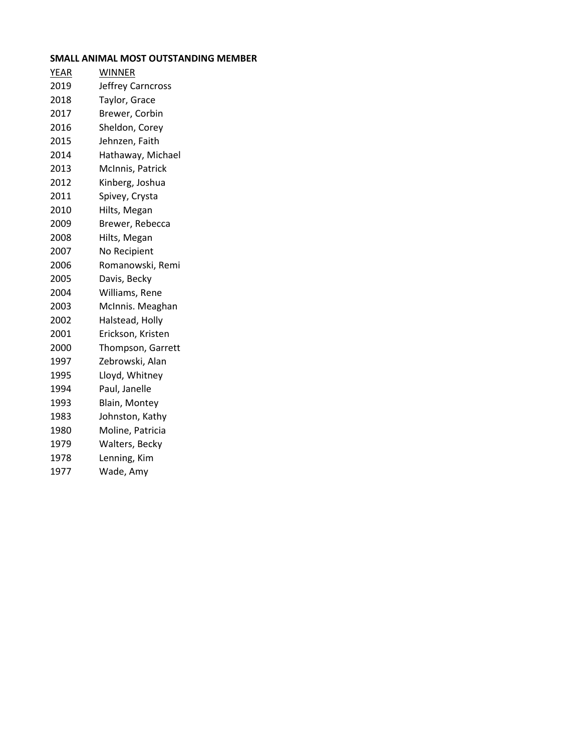**SMALL ANIMAL MOST OUTSTANDING MEMBER**

| YEAR | WINNER |
|---|---|
| 2019 | Jeffrey Carncross |
| 2018 | Taylor, Grace |
| 2017 | Brewer, Corbin |
| 2016 | Sheldon, Corey |
| 2015 | Jehnzen, Faith |
| 2014 | Hathaway, Michael |
| 2013 | McInnis, Patrick |
| 2012 | Kinberg, Joshua |
| 2011 | Spivey, Crysta |
| 2010 | Hilts, Megan |
| 2009 | Brewer, Rebecca |
| 2008 | Hilts, Megan |
| 2007 | No Recipient |
| 2006 | Romanowski, Remi |
| 2005 | Davis, Becky |
| 2004 | Williams, Rene |
| 2003 | McInnis. Meaghan |
| 2002 | Halstead, Holly |
| 2001 | Erickson, Kristen |
| 2000 | Thompson, Garrett |
| 1997 | Zebrowski, Alan |
| 1995 | Lloyd, Whitney |
| 1994 | Paul, Janelle |
| 1993 | Blain, Montey |
| 1983 | Johnston, Kathy |
| 1980 | Moline, Patricia |
| 1979 | Walters, Becky |
| 1978 | Lenning, Kim |
| 1977 | Wade, Amy |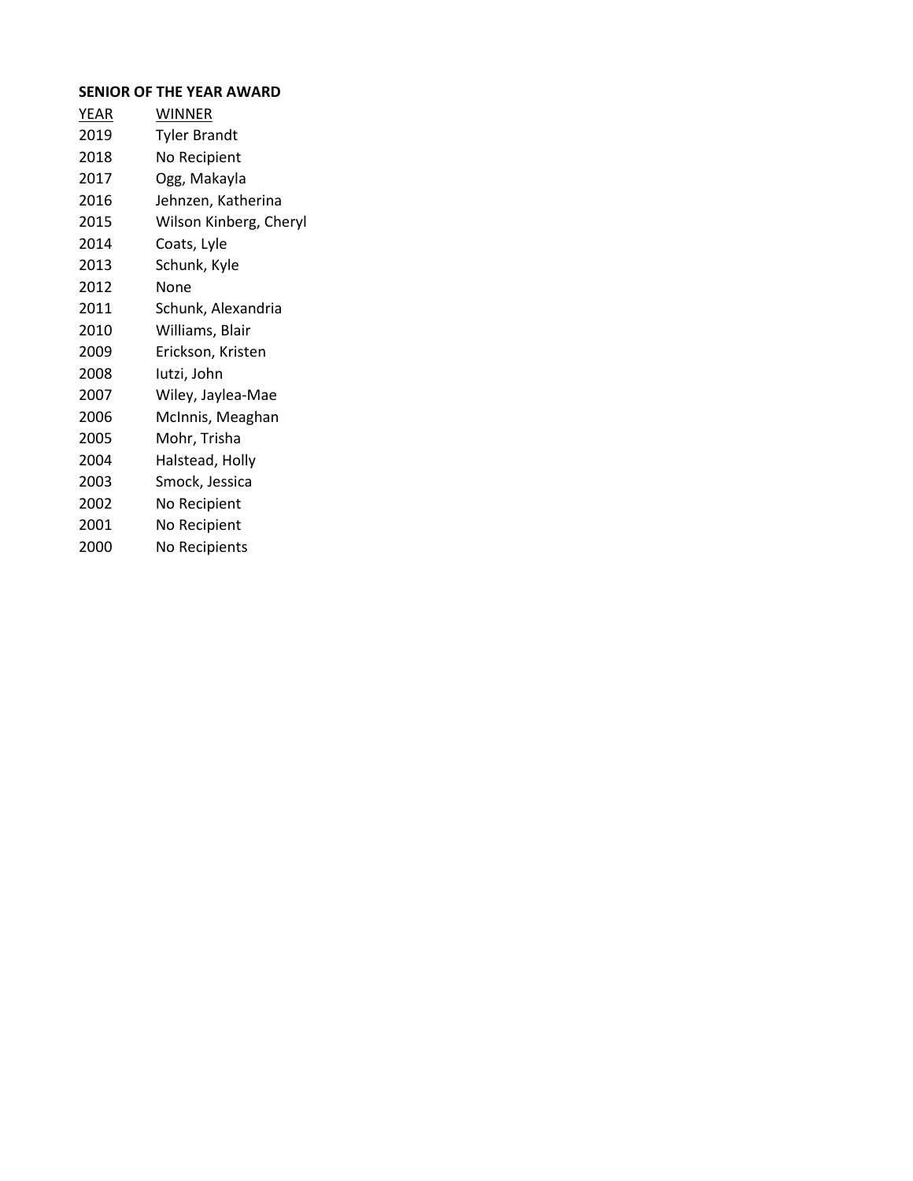**SENIOR OF THE YEAR AWARD**

| YEAR | WINNER |
|---|---|
| 2019 | Tyler Brandt |
| 2018 | No Recipient |
| 2017 | Ogg, Makayla |
| 2016 | Jehnzen, Katherina |
| 2015 | Wilson Kinberg, Cheryl |
| 2014 | Coats, Lyle |
| 2013 | Schunk, Kyle |
| 2012 | None |
| 2011 | Schunk, Alexandria |
| 2010 | Williams, Blair |
| 2009 | Erickson, Kristen |
| 2008 | Iutzi, John |
| 2007 | Wiley, Jaylea-Mae |
| 2006 | McInnis, Meaghan |
| 2005 | Mohr, Trisha |
| 2004 | Halstead, Holly |
| 2003 | Smock, Jessica |
| 2002 | No Recipient |
| 2001 | No Recipient |
| 2000 | No Recipients |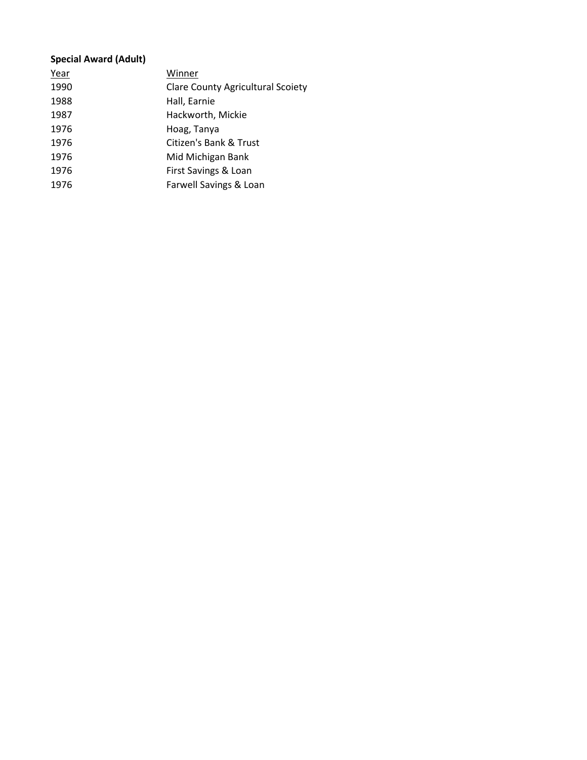**Special Award (Adult)**

| Year | Winner |
| --- | --- |
| 1990 | Clare County Agricultural Scoiety |
| 1988 | Hall, Earnie |
| 1987 | Hackworth, Mickie |
| 1976 | Hoag, Tanya |
| 1976 | Citizen's Bank & Trust |
| 1976 | Mid Michigan Bank |
| 1976 | First Savings & Loan |
| 1976 | Farwell Savings & Loan |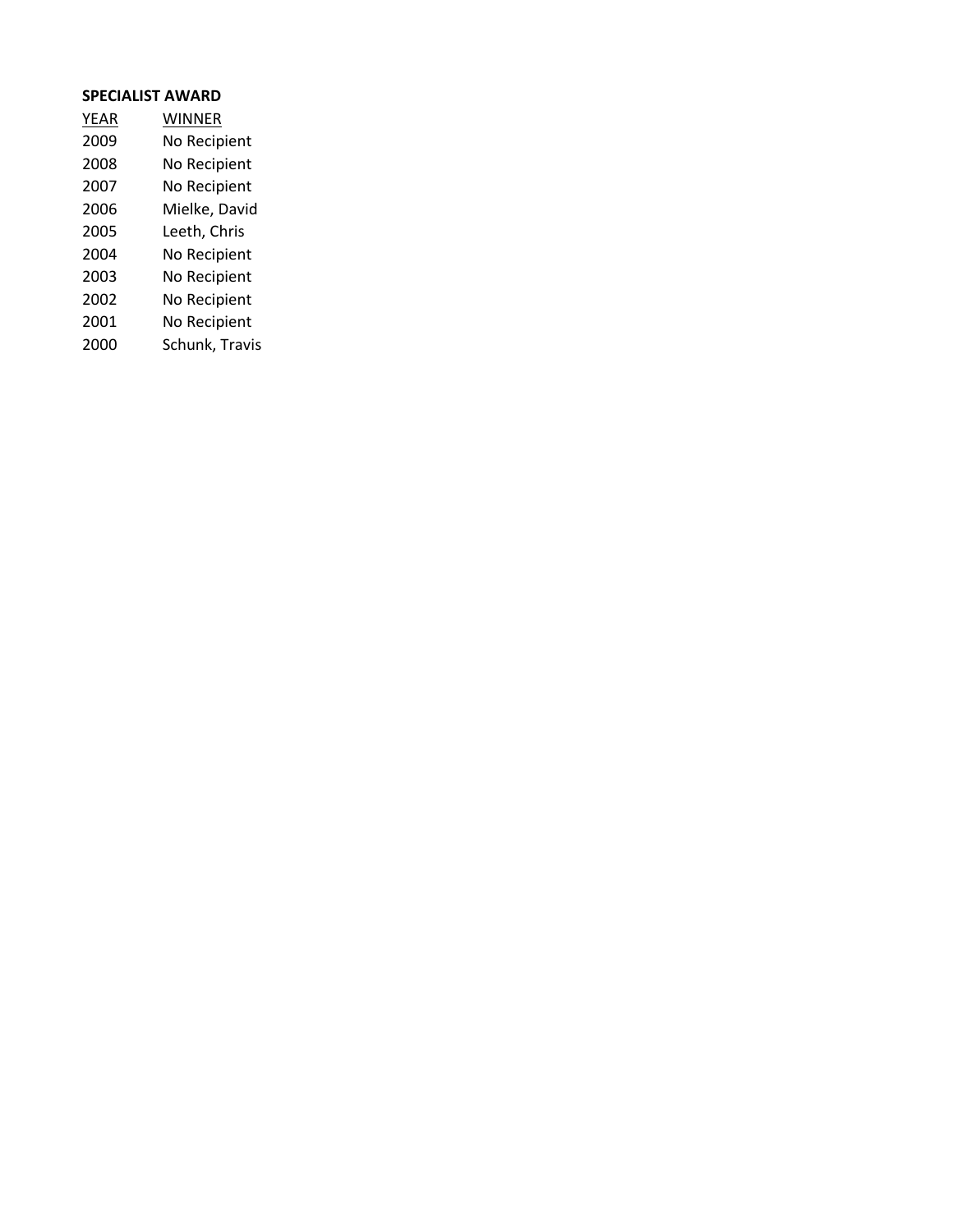**SPECIALIST AWARD**

| YEAR | WINNER |
| --- | --- |
| 2009 | No Recipient |
| 2008 | No Recipient |
| 2007 | No Recipient |
| 2006 | Mielke, David |
| 2005 | Leeth, Chris |
| 2004 | No Recipient |
| 2003 | No Recipient |
| 2002 | No Recipient |
| 2001 | No Recipient |
| 2000 | Schunk, Travis |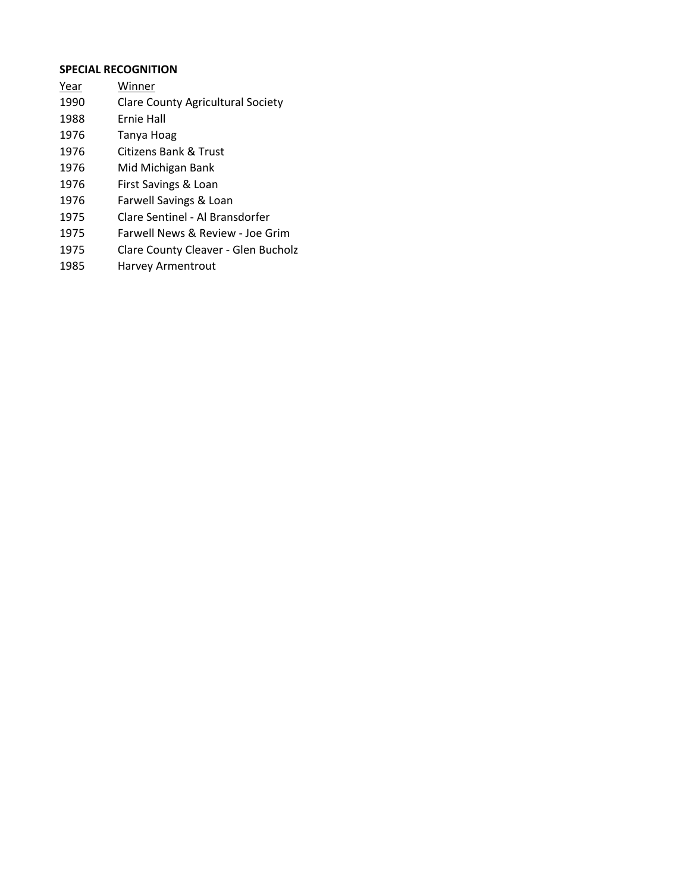**SPECIAL RECOGNITION**

| Year | Winner |
|---|---|
| 1990 | Clare County Agricultural Society |
| 1988 | Ernie Hall |
| 1976 | Tanya Hoag |
| 1976 | Citizens Bank & Trust |
| 1976 | Mid Michigan Bank |
| 1976 | First Savings & Loan |
| 1976 | Farwell Savings & Loan |
| 1975 | Clare Sentinel - Al Bransdorfer |
| 1975 | Farwell News & Review - Joe Grim |
| 1975 | Clare County Cleaver - Glen Bucholz |
| 1985 | Harvey Armentrout |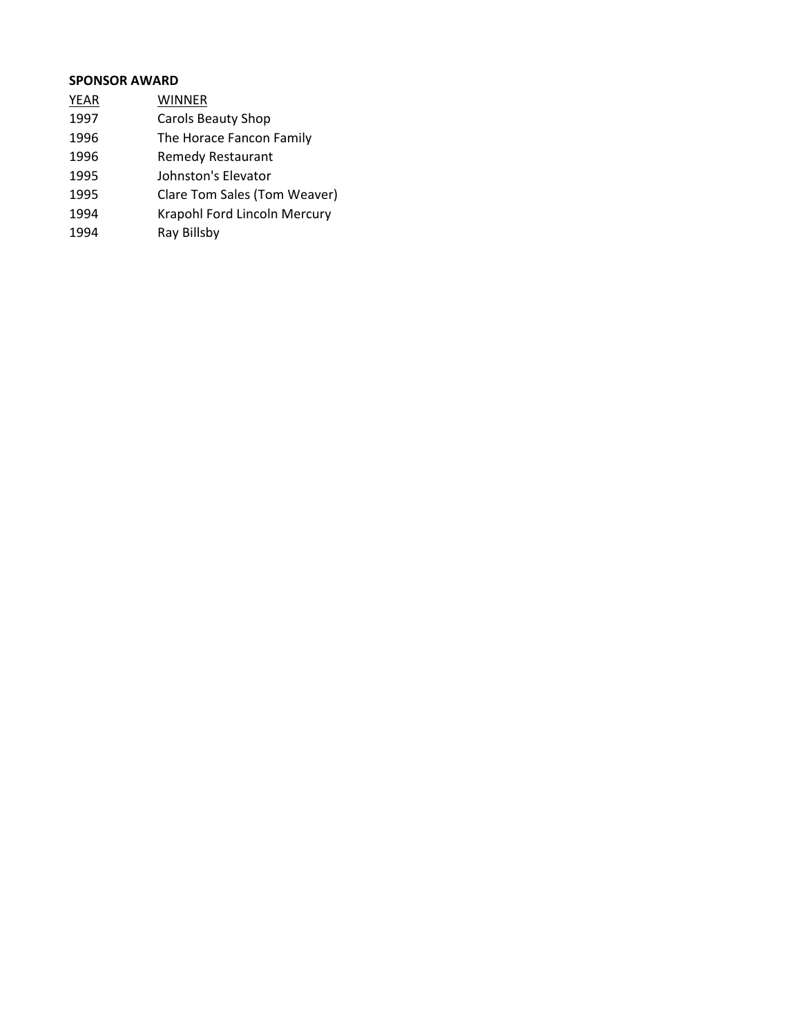**SPONSOR AWARD**

| YEAR | WINNER |
|---|---|
| 1997 | Carols Beauty Shop |
| 1996 | The Horace Fancon Family |
| 1996 | Remedy Restaurant |
| 1995 | Johnston's Elevator |
| 1995 | Clare Tom Sales (Tom Weaver) |
| 1994 | Krapohl Ford Lincoln Mercury |
| 1994 | Ray Billsby |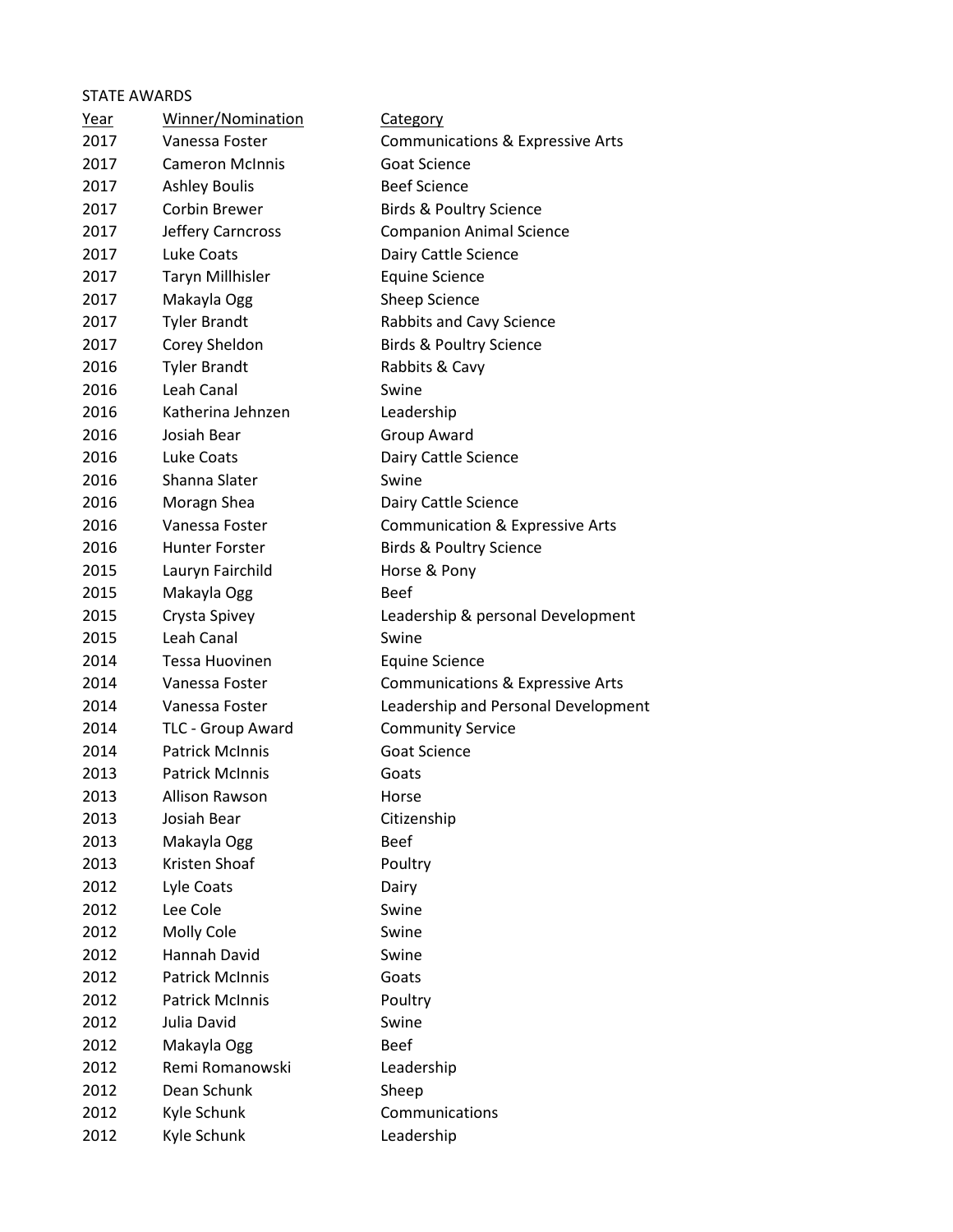STATE AWARDS

| Year | Winner/Nomination | Category |
|---|---|---|
| 2017 | Vanessa Foster | Communications & Expressive Arts |
| 2017 | Cameron McInnis | Goat Science |
| 2017 | Ashley Boulis | Beef Science |
| 2017 | Corbin Brewer | Birds & Poultry Science |
| 2017 | Jeffery Carncross | Companion Animal Science |
| 2017 | Luke Coats | Dairy Cattle Science |
| 2017 | Taryn Millhisler | Equine Science |
| 2017 | Makayla Ogg | Sheep Science |
| 2017 | Tyler Brandt | Rabbits and Cavy Science |
| 2017 | Corey Sheldon | Birds & Poultry Science |
| 2016 | Tyler Brandt | Rabbits & Cavy |
| 2016 | Leah Canal | Swine |
| 2016 | Katherina Jehnzen | Leadership |
| 2016 | Josiah Bear | Group Award |
| 2016 | Luke Coats | Dairy Cattle Science |
| 2016 | Shanna Slater | Swine |
| 2016 | Moragn Shea | Dairy Cattle Science |
| 2016 | Vanessa Foster | Communication & Expressive Arts |
| 2016 | Hunter Forster | Birds & Poultry Science |
| 2015 | Lauryn Fairchild | Horse & Pony |
| 2015 | Makayla Ogg | Beef |
| 2015 | Crysta Spivey | Leadership & personal Development |
| 2015 | Leah Canal | Swine |
| 2014 | Tessa Huovinen | Equine Science |
| 2014 | Vanessa Foster | Communications & Expressive Arts |
| 2014 | Vanessa Foster | Leadership and Personal Development |
| 2014 | TLC - Group Award | Community Service |
| 2014 | Patrick McInnis | Goat Science |
| 2013 | Patrick McInnis | Goats |
| 2013 | Allison Rawson | Horse |
| 2013 | Josiah Bear | Citizenship |
| 2013 | Makayla Ogg | Beef |
| 2013 | Kristen Shoaf | Poultry |
| 2012 | Lyle Coats | Dairy |
| 2012 | Lee Cole | Swine |
| 2012 | Molly Cole | Swine |
| 2012 | Hannah David | Swine |
| 2012 | Patrick McInnis | Goats |
| 2012 | Patrick McInnis | Poultry |
| 2012 | Julia David | Swine |
| 2012 | Makayla Ogg | Beef |
| 2012 | Remi Romanowski | Leadership |
| 2012 | Dean Schunk | Sheep |
| 2012 | Kyle Schunk | Communications |
| 2012 | Kyle Schunk | Leadership |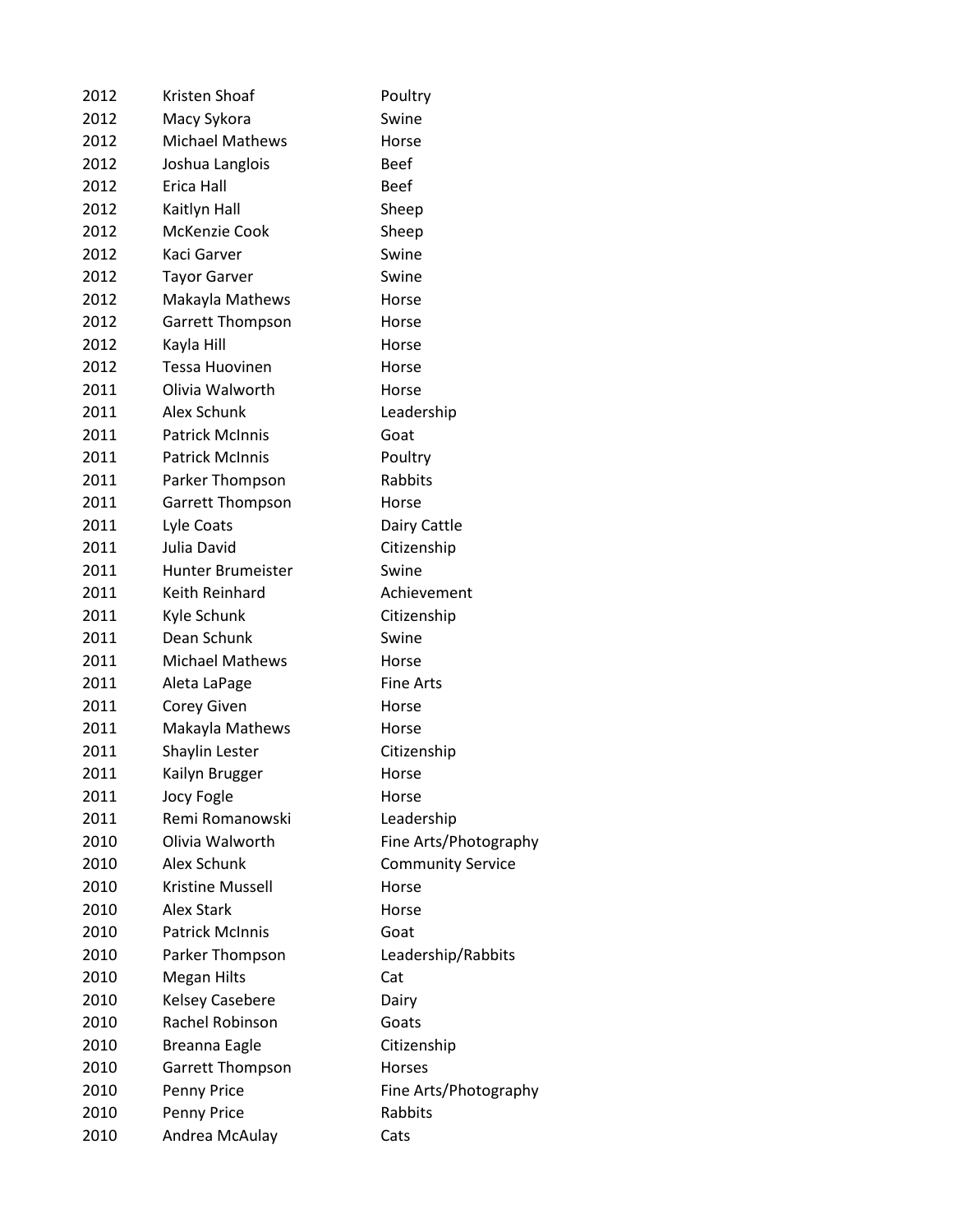| | | |
|---|---|---|
| 2012 | Kristen Shoaf | Poultry |
| 2012 | Macy Sykora | Swine |
| 2012 | Michael Mathews | Horse |
| 2012 | Joshua Langlois | Beef |
| 2012 | Erica Hall | Beef |
| 2012 | Kaitlyn Hall | Sheep |
| 2012 | McKenzie Cook | Sheep |
| 2012 | Kaci Garver | Swine |
| 2012 | Tayor Garver | Swine |
| 2012 | Makayla Mathews | Horse |
| 2012 | Garrett Thompson | Horse |
| 2012 | Kayla Hill | Horse |
| 2012 | Tessa Huovinen | Horse |
| 2011 | Olivia Walworth | Horse |
| 2011 | Alex Schunk | Leadership |
| 2011 | Patrick McInnis | Goat |
| 2011 | Patrick McInnis | Poultry |
| 2011 | Parker Thompson | Rabbits |
| 2011 | Garrett Thompson | Horse |
| 2011 | Lyle Coats | Dairy Cattle |
| 2011 | Julia David | Citizenship |
| 2011 | Hunter Brumeister | Swine |
| 2011 | Keith Reinhard | Achievement |
| 2011 | Kyle Schunk | Citizenship |
| 2011 | Dean Schunk | Swine |
| 2011 | Michael Mathews | Horse |
| 2011 | Aleta LaPage | Fine Arts |
| 2011 | Corey Given | Horse |
| 2011 | Makayla Mathews | Horse |
| 2011 | Shaylin Lester | Citizenship |
| 2011 | Kailyn Brugger | Horse |
| 2011 | Jocy Fogle | Horse |
| 2011 | Remi Romanowski | Leadership |
| 2010 | Olivia Walworth | Fine Arts/Photography |
| 2010 | Alex Schunk | Community Service |
| 2010 | Kristine Mussell | Horse |
| 2010 | Alex Stark | Horse |
| 2010 | Patrick McInnis | Goat |
| 2010 | Parker Thompson | Leadership/Rabbits |
| 2010 | Megan Hilts | Cat |
| 2010 | Kelsey Casebere | Dairy |
| 2010 | Rachel Robinson | Goats |
| 2010 | Breanna Eagle | Citizenship |
| 2010 | Garrett Thompson | Horses |
| 2010 | Penny Price | Fine Arts/Photography |
| 2010 | Penny Price | Rabbits |
| 2010 | Andrea McAulay | Cats |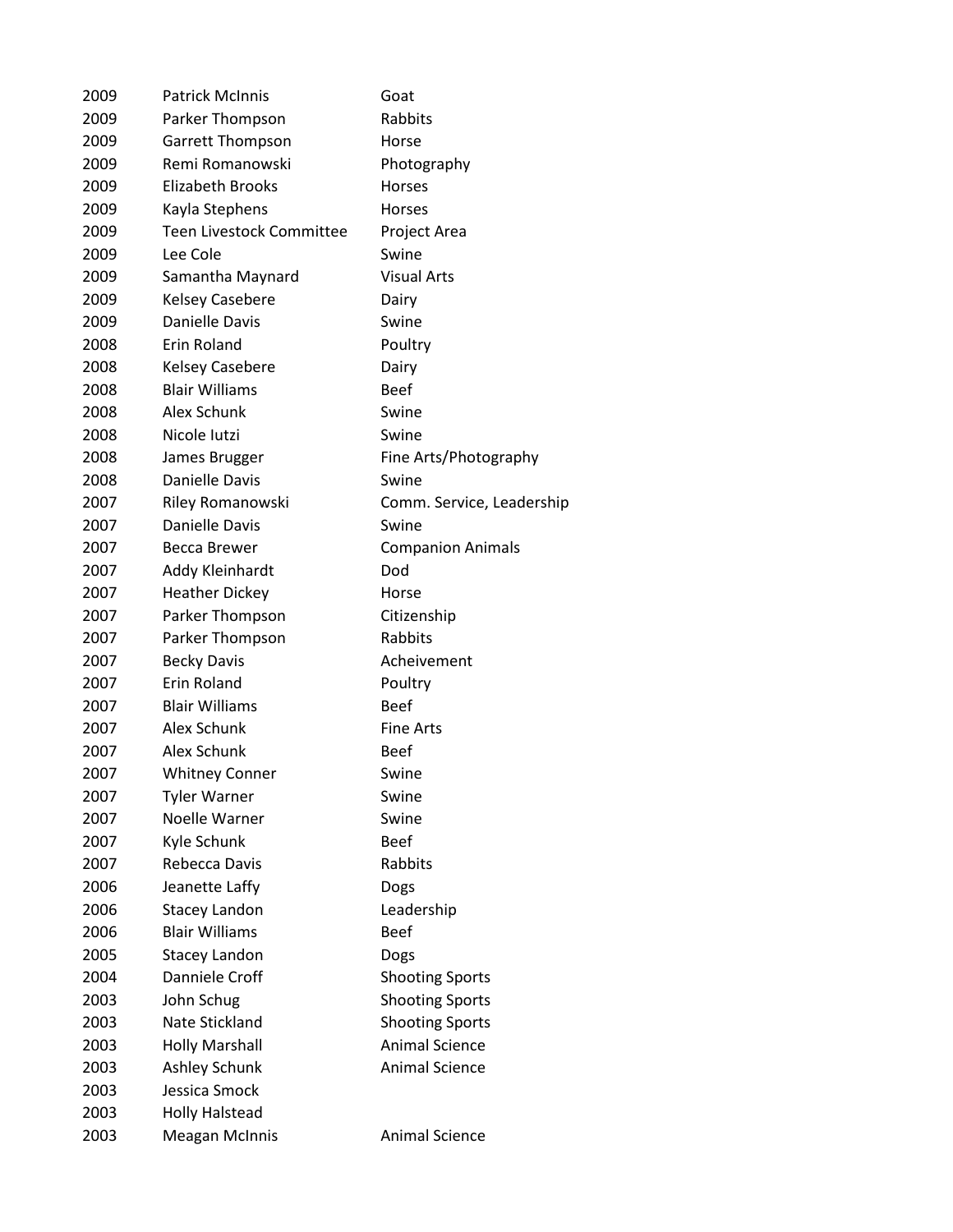| | | |
|---|---|---|
| 2009 | Patrick McInnis | Goat |
| 2009 | Parker Thompson | Rabbits |
| 2009 | Garrett Thompson | Horse |
| 2009 | Remi Romanowski | Photography |
| 2009 | Elizabeth Brooks | Horses |
| 2009 | Kayla Stephens | Horses |
| 2009 | Teen Livestock Committee | Project Area |
| 2009 | Lee Cole | Swine |
| 2009 | Samantha Maynard | Visual Arts |
| 2009 | Kelsey Casebere | Dairy |
| 2009 | Danielle Davis | Swine |
| 2008 | Erin Roland | Poultry |
| 2008 | Kelsey Casebere | Dairy |
| 2008 | Blair Williams | Beef |
| 2008 | Alex Schunk | Swine |
| 2008 | Nicole Iutzi | Swine |
| 2008 | James Brugger | Fine Arts/Photography |
| 2008 | Danielle Davis | Swine |
| 2007 | Riley Romanowski | Comm. Service, Leadership |
| 2007 | Danielle Davis | Swine |
| 2007 | Becca Brewer | Companion Animals |
| 2007 | Addy Kleinhardt | Dod |
| 2007 | Heather Dickey | Horse |
| 2007 | Parker Thompson | Citizenship |
| 2007 | Parker Thompson | Rabbits |
| 2007 | Becky Davis | Acheivement |
| 2007 | Erin Roland | Poultry |
| 2007 | Blair Williams | Beef |
| 2007 | Alex Schunk | Fine Arts |
| 2007 | Alex Schunk | Beef |
| 2007 | Whitney Conner | Swine |
| 2007 | Tyler Warner | Swine |
| 2007 | Noelle Warner | Swine |
| 2007 | Kyle Schunk | Beef |
| 2007 | Rebecca Davis | Rabbits |
| 2006 | Jeanette Laffy | Dogs |
| 2006 | Stacey Landon | Leadership |
| 2006 | Blair Williams | Beef |
| 2005 | Stacey Landon | Dogs |
| 2004 | Danniele Croff | Shooting Sports |
| 2003 | John Schug | Shooting Sports |
| 2003 | Nate Stickland | Shooting Sports |
| 2003 | Holly Marshall | Animal Science |
| 2003 | Ashley Schunk | Animal Science |
| 2003 | Jessica Smock | |
| 2003 | Holly Halstead | |
| 2003 | Meagan McInnis | Animal Science |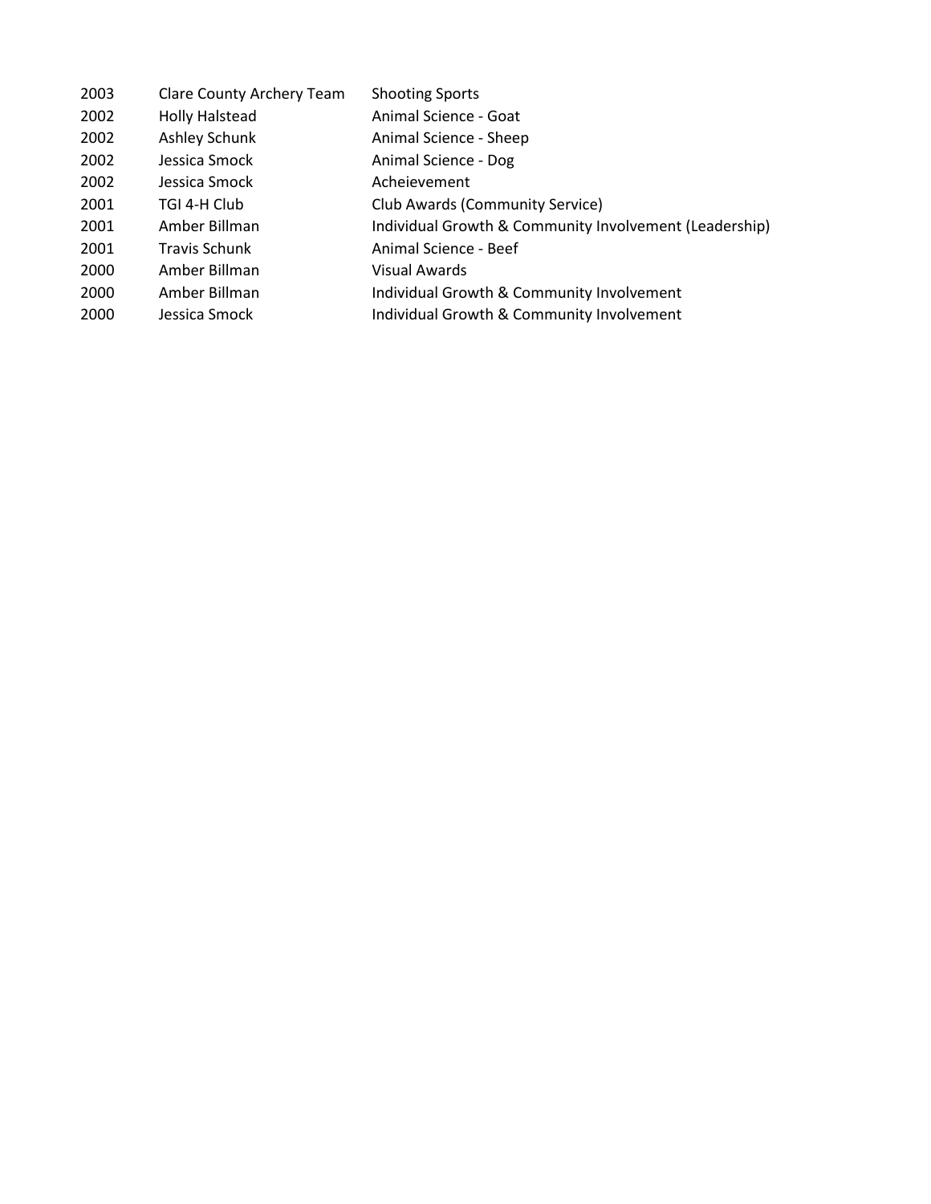| | | |
|---|---|---|
| 2003 | Clare County Archery Team | Shooting Sports |
| 2002 | Holly Halstead | Animal Science - Goat |
| 2002 | Ashley Schunk | Animal Science - Sheep |
| 2002 | Jessica Smock | Animal Science - Dog |
| 2002 | Jessica Smock | Acheievement |
| 2001 | TGI 4-H Club | Club Awards (Community Service) |
| 2001 | Amber Billman | Individual Growth & Community Involvement (Leadership) |
| 2001 | Travis Schunk | Animal Science - Beef |
| 2000 | Amber Billman | Visual Awards |
| 2000 | Amber Billman | Individual Growth & Community Involvement |
| 2000 | Jessica Smock | Individual Growth & Community Involvement |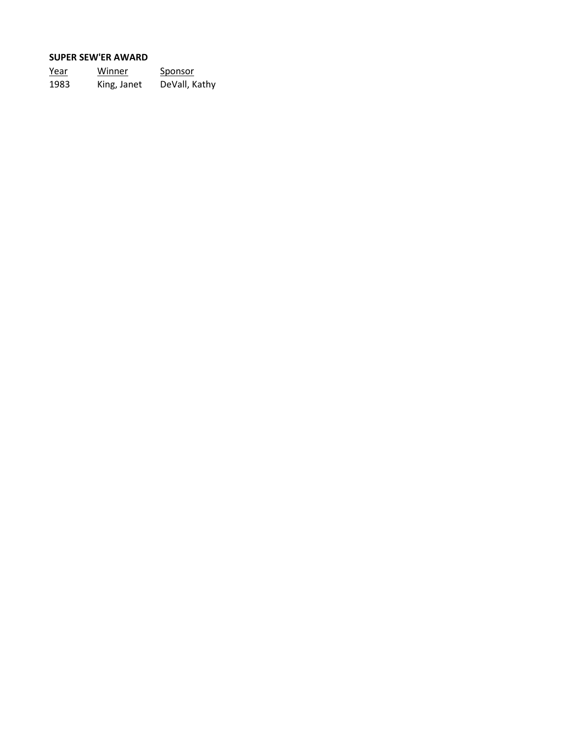**SUPER SEW'ER AWARD**

| Year | Winner | Sponsor |
|---|---|---|
| 1983 | King, Janet | DeVall, Kathy |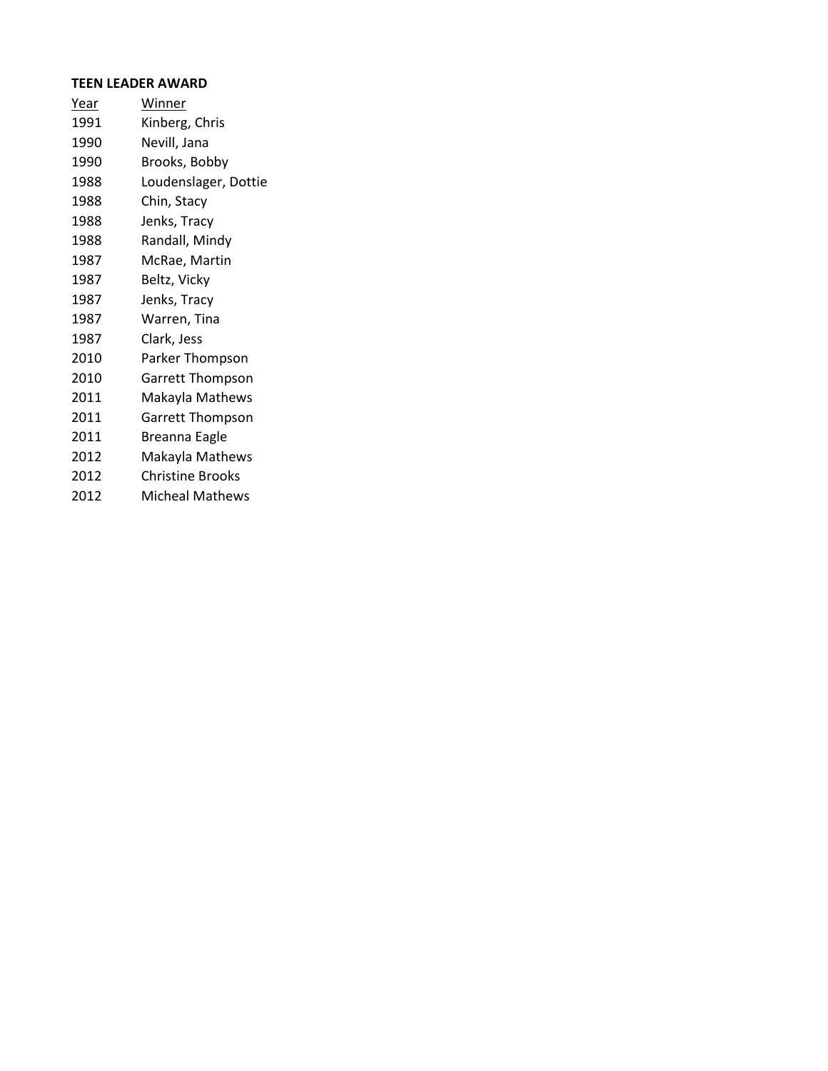**TEEN LEADER AWARD**

| Year | Winner |
|---|---|
| 1991 | Kinberg, Chris |
| 1990 | Nevill, Jana |
| 1990 | Brooks, Bobby |
| 1988 | Loudenslager, Dottie |
| 1988 | Chin, Stacy |
| 1988 | Jenks, Tracy |
| 1988 | Randall, Mindy |
| 1987 | McRae, Martin |
| 1987 | Beltz, Vicky |
| 1987 | Jenks, Tracy |
| 1987 | Warren, Tina |
| 1987 | Clark, Jess |
| 2010 | Parker Thompson |
| 2010 | Garrett Thompson |
| 2011 | Makayla Mathews |
| 2011 | Garrett Thompson |
| 2011 | Breanna Eagle |
| 2012 | Makayla Mathews |
| 2012 | Christine Brooks |
| 2012 | Micheal Mathews |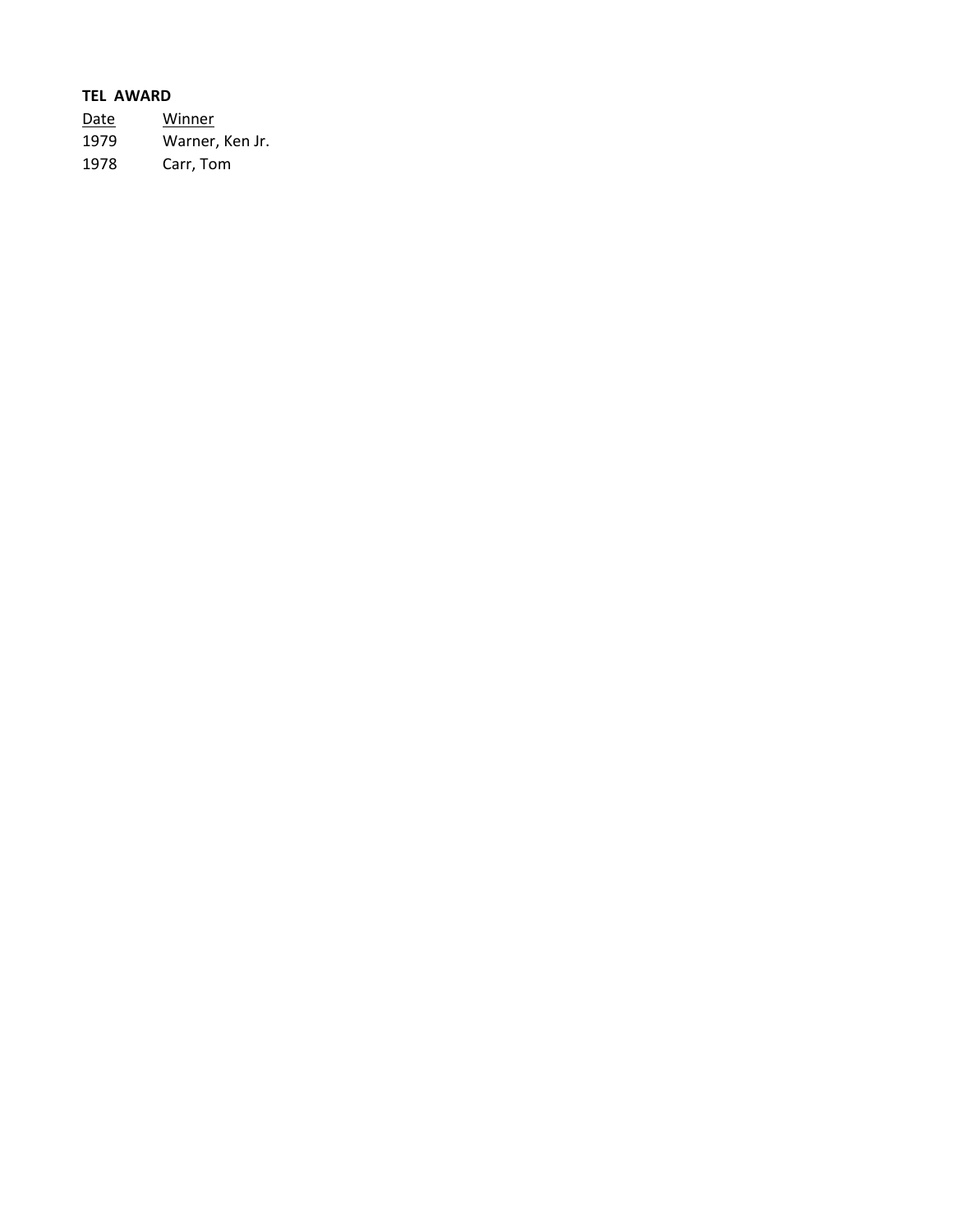**TEL AWARD**

| Date | Winner |
| --- | --- |
| 1979 | Warner, Ken Jr. |
| 1978 | Carr, Tom |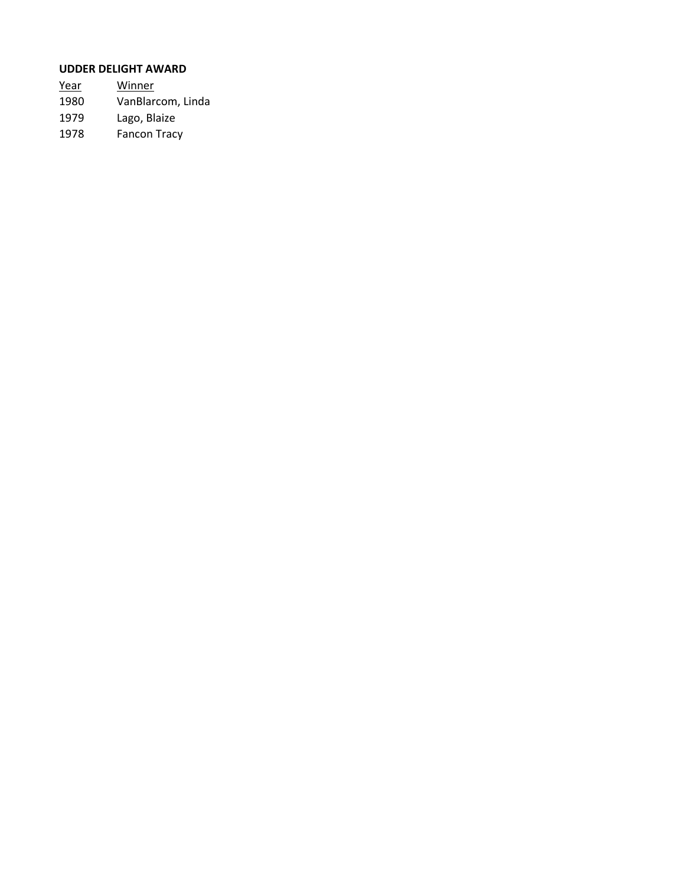**UDDER DELIGHT AWARD**

| Year | Winner |
|---|---|
| 1980 | VanBlarcom, Linda |
| 1979 | Lago, Blaize |
| 1978 | Fancon Tracy |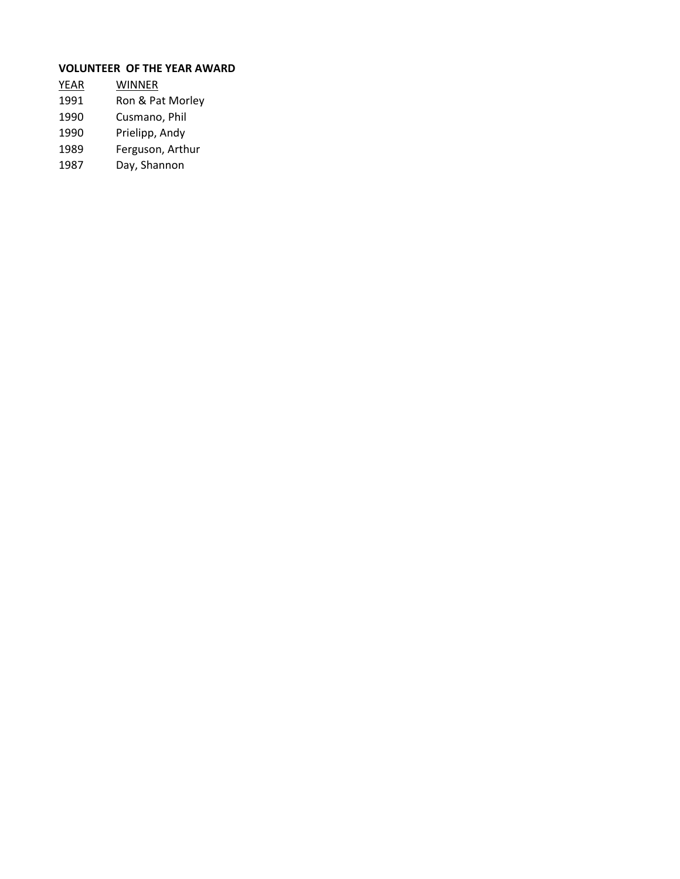**VOLUNTEER OF THE YEAR AWARD**

| YEAR | WINNER |
| --- | --- |
| 1991 | Ron & Pat Morley |
| 1990 | Cusmano, Phil |
| 1990 | Prielipp, Andy |
| 1989 | Ferguson, Arthur |
| 1987 | Day, Shannon |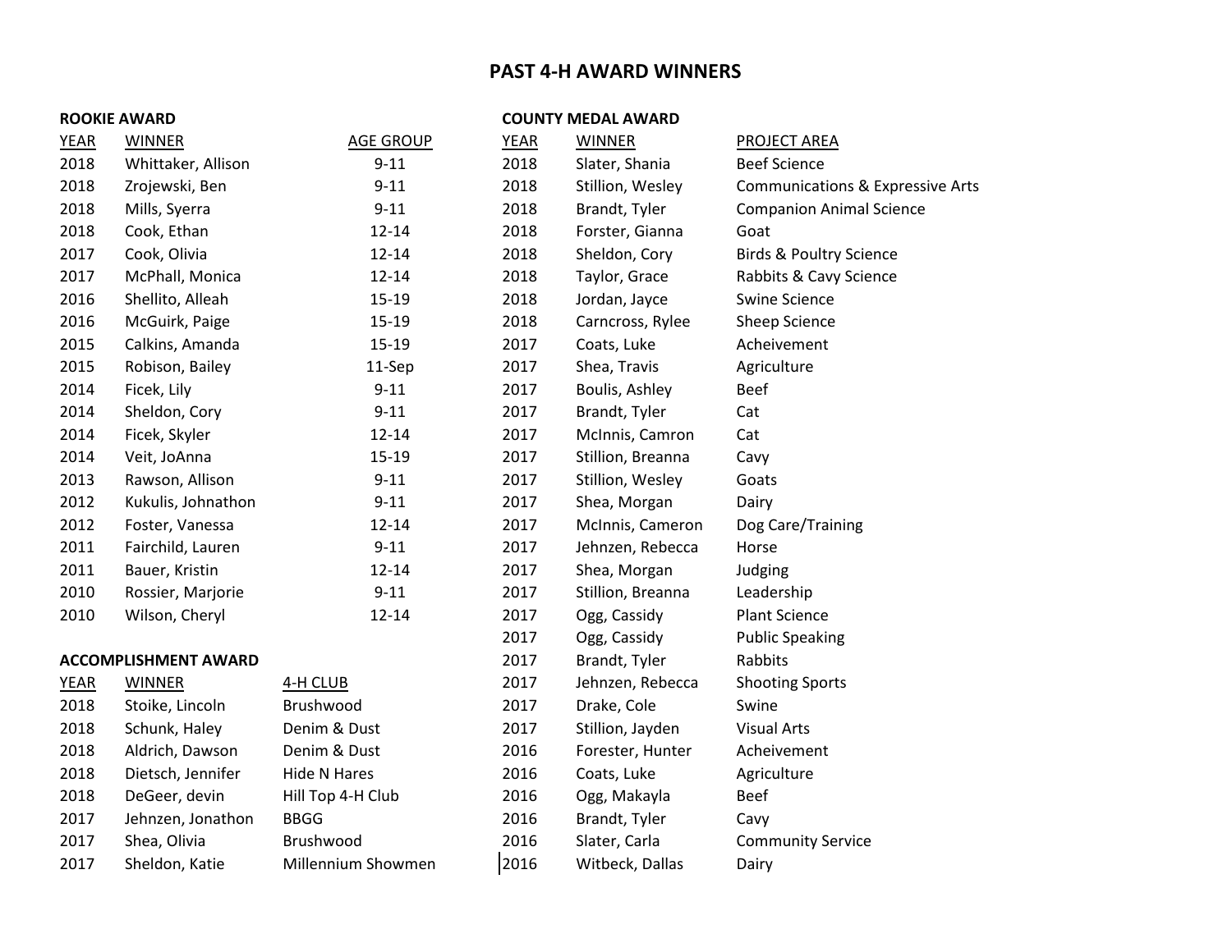# PAST 4-H AWARD WINNERS

**ROOKIE AWARD**

| YEAR | WINNER | AGE GROUP |
|---|---|---|
| 2018 | Whittaker, Allison | 9-11 |
| 2018 | Zrojewski, Ben | 9-11 |
| 2018 | Mills, Syerra | 9-11 |
| 2018 | Cook, Ethan | 12-14 |
| 2017 | Cook, Olivia | 12-14 |
| 2017 | McPhall, Monica | 12-14 |
| 2016 | Shellito, Alleah | 15-19 |
| 2016 | McGuirk, Paige | 15-19 |
| 2015 | Calkins, Amanda | 15-19 |
| 2015 | Robison, Bailey | 11-Sep |
| 2014 | Ficek, Lily | 9-11 |
| 2014 | Sheldon, Cory | 9-11 |
| 2014 | Ficek, Skyler | 12-14 |
| 2014 | Veit, JoAnna | 15-19 |
| 2013 | Rawson, Allison | 9-11 |
| 2012 | Kukulis, Johnathon | 9-11 |
| 2012 | Foster, Vanessa | 12-14 |
| 2011 | Fairchild, Lauren | 9-11 |
| 2011 | Bauer, Kristin | 12-14 |
| 2010 | Rossier, Marjorie | 9-11 |
| 2010 | Wilson, Cheryl | 12-14 |

**ACCOMPLISHMENT AWARD**

| YEAR | WINNER | 4-H CLUB |
|---|---|---|
| 2018 | Stoike, Lincoln | Brushwood |
| 2018 | Schunk, Haley | Denim & Dust |
| 2018 | Aldrich, Dawson | Denim & Dust |
| 2018 | Dietsch, Jennifer | Hide N Hares |
| 2018 | DeGeer, devin | Hill Top 4-H Club |
| 2017 | Jehnzen, Jonathon | BBGG |
| 2017 | Shea, Olivia | Brushwood |
| 2017 | Sheldon, Katie | Millennium Showmen |

**COUNTY MEDAL AWARD**

| YEAR | WINNER | PROJECT AREA |
|---|---|---|
| 2018 | Slater, Shania | Beef Science |
| 2018 | Stillion, Wesley | Communications & Expressive Arts |
| 2018 | Brandt, Tyler | Companion Animal Science |
| 2018 | Forster, Gianna | Goat |
| 2018 | Sheldon, Cory | Birds & Poultry Science |
| 2018 | Taylor, Grace | Rabbits & Cavy Science |
| 2018 | Jordan, Jayce | Swine Science |
| 2018 | Carncross, Rylee | Sheep Science |
| 2017 | Coats, Luke | Acheivement |
| 2017 | Shea, Travis | Agriculture |
| 2017 | Boulis, Ashley | Beef |
| 2017 | Brandt, Tyler | Cat |
| 2017 | McInnis, Camron | Cat |
| 2017 | Stillion, Breanna | Cavy |
| 2017 | Stillion, Wesley | Goats |
| 2017 | Shea, Morgan | Dairy |
| 2017 | McInnis, Cameron | Dog Care/Training |
| 2017 | Jehnzen, Rebecca | Horse |
| 2017 | Shea, Morgan | Judging |
| 2017 | Stillion, Breanna | Leadership |
| 2017 | Ogg, Cassidy | Plant Science |
| 2017 | Ogg, Cassidy | Public Speaking |
| 2017 | Brandt, Tyler | Rabbits |
| 2017 | Jehnzen, Rebecca | Shooting Sports |
| 2017 | Drake, Cole | Swine |
| 2017 | Stillion, Jayden | Visual Arts |
| 2016 | Forester, Hunter | Acheivement |
| 2016 | Coats, Luke | Agriculture |
| 2016 | Ogg, Makayla | Beef |
| 2016 | Brandt, Tyler | Cavy |
| 2016 | Slater, Carla | Community Service |
| 2016 | Witbeck, Dallas | Dairy |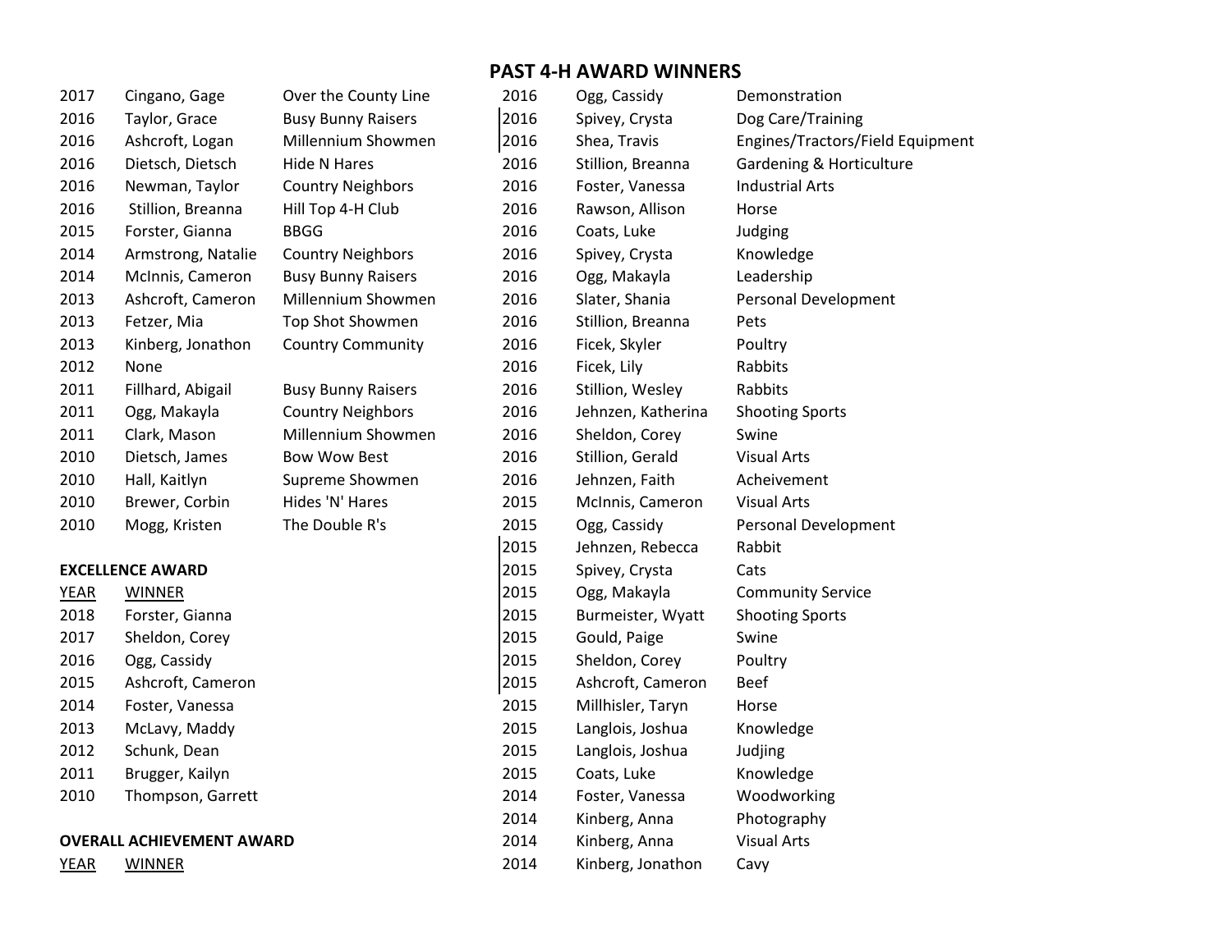# PAST 4-H AWARD WINNERS

| | | |
|---|---|---|
| 2017 | Cingano, Gage | Over the County Line |
| 2016 | Taylor, Grace | Busy Bunny Raisers |
| 2016 | Ashcroft, Logan | Millennium Showmen |
| 2016 | Dietsch, Dietsch | Hide N Hares |
| 2016 | Newman, Taylor | Country Neighbors |
| 2016 | Stillion, Breanna | Hill Top 4-H Club |
| 2015 | Forster, Gianna | BBGG |
| 2014 | Armstrong, Natalie | Country Neighbors |
| 2014 | McInnis, Cameron | Busy Bunny Raisers |
| 2013 | Ashcroft, Cameron | Millennium Showmen |
| 2013 | Fetzer, Mia | Top Shot Showmen |
| 2013 | Kinberg, Jonathon | Country Community |
| 2012 | None | |
| 2011 | Fillhard, Abigail | Busy Bunny Raisers |
| 2011 | Ogg, Makayla | Country Neighbors |
| 2011 | Clark, Mason | Millennium Showmen |
| 2010 | Dietsch, James | Bow Wow Best |
| 2010 | Hall, Kaitlyn | Supreme Showmen |
| 2010 | Brewer, Corbin | Hides 'N' Hares |
| 2010 | Mogg, Kristen | The Double R's |

**EXCELLENCE AWARD**

| YEAR | WINNER |
|---|---|
| 2018 | Forster, Gianna |
| 2017 | Sheldon, Corey |
| 2016 | Ogg, Cassidy |
| 2015 | Ashcroft, Cameron |
| 2014 | Foster, Vanessa |
| 2013 | McLavy, Maddy |
| 2012 | Schunk, Dean |
| 2011 | Brugger, Kailyn |
| 2010 | Thompson, Garrett |

**OVERALL ACHIEVEMENT AWARD**

| YEAR | WINNER |
|---|---|

| | | |
|---|---|---|
| 2016 | Ogg, Cassidy | Demonstration |
| 2016 | Spivey, Crysta | Dog Care/Training |
| 2016 | Shea, Travis | Engines/Tractors/Field Equipment |
| 2016 | Stillion, Breanna | Gardening & Horticulture |
| 2016 | Foster, Vanessa | Industrial Arts |
| 2016 | Rawson, Allison | Horse |
| 2016 | Coats, Luke | Judging |
| 2016 | Spivey, Crysta | Knowledge |
| 2016 | Ogg, Makayla | Leadership |
| 2016 | Slater, Shania | Personal Development |
| 2016 | Stillion, Breanna | Pets |
| 2016 | Ficek, Skyler | Poultry |
| 2016 | Ficek, Lily | Rabbits |
| 2016 | Stillion, Wesley | Rabbits |
| 2016 | Jehnzen, Katherina | Shooting Sports |
| 2016 | Sheldon, Corey | Swine |
| 2016 | Stillion, Gerald | Visual Arts |
| 2016 | Jehnzen, Faith | Acheivement |
| 2015 | McInnis, Cameron | Visual Arts |
| 2015 | Ogg, Cassidy | Personal Development |
| 2015 | Jehnzen, Rebecca | Rabbit |
| 2015 | Spivey, Crysta | Cats |
| 2015 | Ogg, Makayla | Community Service |
| 2015 | Burmeister, Wyatt | Shooting Sports |
| 2015 | Gould, Paige | Swine |
| 2015 | Sheldon, Corey | Poultry |
| 2015 | Ashcroft, Cameron | Beef |
| 2015 | Millhisler, Taryn | Horse |
| 2015 | Langlois, Joshua | Knowledge |
| 2015 | Langlois, Joshua | Judjing |
| 2015 | Coats, Luke | Knowledge |
| 2014 | Foster, Vanessa | Woodworking |
| 2014 | Kinberg, Anna | Photography |
| 2014 | Kinberg, Anna | Visual Arts |
| 2014 | Kinberg, Jonathon | Cavy |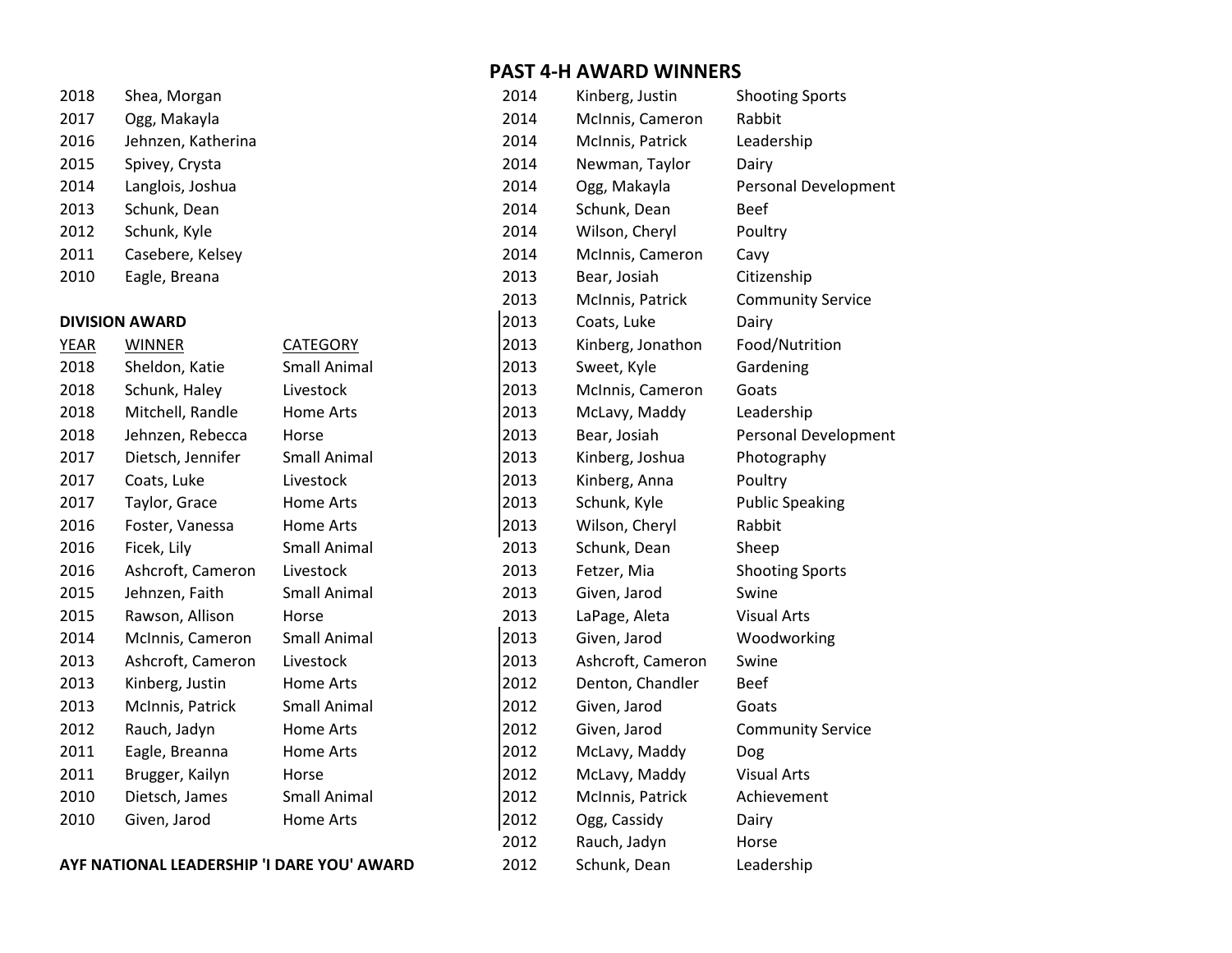# PAST 4-H AWARD WINNERS

| | |
|---|---|
| 2018 | Shea, Morgan |
| 2017 | Ogg, Makayla |
| 2016 | Jehnzen, Katherina |
| 2015 | Spivey, Crysta |
| 2014 | Langlois, Joshua |
| 2013 | Schunk, Dean |
| 2012 | Schunk, Kyle |
| 2011 | Casebere, Kelsey |
| 2010 | Eagle, Breana |

**DIVISION AWARD**

| YEAR | WINNER | CATEGORY |
|---|---|---|
| 2018 | Sheldon, Katie | Small Animal |
| 2018 | Schunk, Haley | Livestock |
| 2018 | Mitchell, Randle | Home Arts |
| 2018 | Jehnzen, Rebecca | Horse |
| 2017 | Dietsch, Jennifer | Small Animal |
| 2017 | Coats, Luke | Livestock |
| 2017 | Taylor, Grace | Home Arts |
| 2016 | Foster, Vanessa | Home Arts |
| 2016 | Ficek, Lily | Small Animal |
| 2016 | Ashcroft, Cameron | Livestock |
| 2015 | Jehnzen, Faith | Small Animal |
| 2015 | Rawson, Allison | Horse |
| 2014 | McInnis, Cameron | Small Animal |
| 2013 | Ashcroft, Cameron | Livestock |
| 2013 | Kinberg, Justin | Home Arts |
| 2013 | McInnis, Patrick | Small Animal |
| 2012 | Rauch, Jadyn | Home Arts |
| 2011 | Eagle, Breanna | Home Arts |
| 2011 | Brugger, Kailyn | Horse |
| 2010 | Dietsch, James | Small Animal |
| 2010 | Given, Jarod | Home Arts |

**AYF NATIONAL LEADERSHIP 'I DARE YOU' AWARD**

| | | |
|---|---|---|
| 2014 | Kinberg, Justin | Shooting Sports |
| 2014 | McInnis, Cameron | Rabbit |
| 2014 | McInnis, Patrick | Leadership |
| 2014 | Newman, Taylor | Dairy |
| 2014 | Ogg, Makayla | Personal Development |
| 2014 | Schunk, Dean | Beef |
| 2014 | Wilson, Cheryl | Poultry |
| 2014 | McInnis, Cameron | Cavy |
| 2013 | Bear, Josiah | Citizenship |
| 2013 | McInnis, Patrick | Community Service |
| 2013 | Coats, Luke | Dairy |
| 2013 | Kinberg, Jonathon | Food/Nutrition |
| 2013 | Sweet, Kyle | Gardening |
| 2013 | McInnis, Cameron | Goats |
| 2013 | McLavy, Maddy | Leadership |
| 2013 | Bear, Josiah | Personal Development |
| 2013 | Kinberg, Joshua | Photography |
| 2013 | Kinberg, Anna | Poultry |
| 2013 | Schunk, Kyle | Public Speaking |
| 2013 | Wilson, Cheryl | Rabbit |
| 2013 | Schunk, Dean | Sheep |
| 2013 | Fetzer, Mia | Shooting Sports |
| 2013 | Given, Jarod | Swine |
| 2013 | LaPage, Aleta | Visual Arts |
| 2013 | Given, Jarod | Woodworking |
| 2013 | Ashcroft, Cameron | Swine |
| 2012 | Denton, Chandler | Beef |
| 2012 | Given, Jarod | Goats |
| 2012 | Given, Jarod | Community Service |
| 2012 | McLavy, Maddy | Dog |
| 2012 | McLavy, Maddy | Visual Arts |
| 2012 | McInnis, Patrick | Achievement |
| 2012 | Ogg, Cassidy | Dairy |
| 2012 | Rauch, Jadyn | Horse |
| 2012 | Schunk, Dean | Leadership |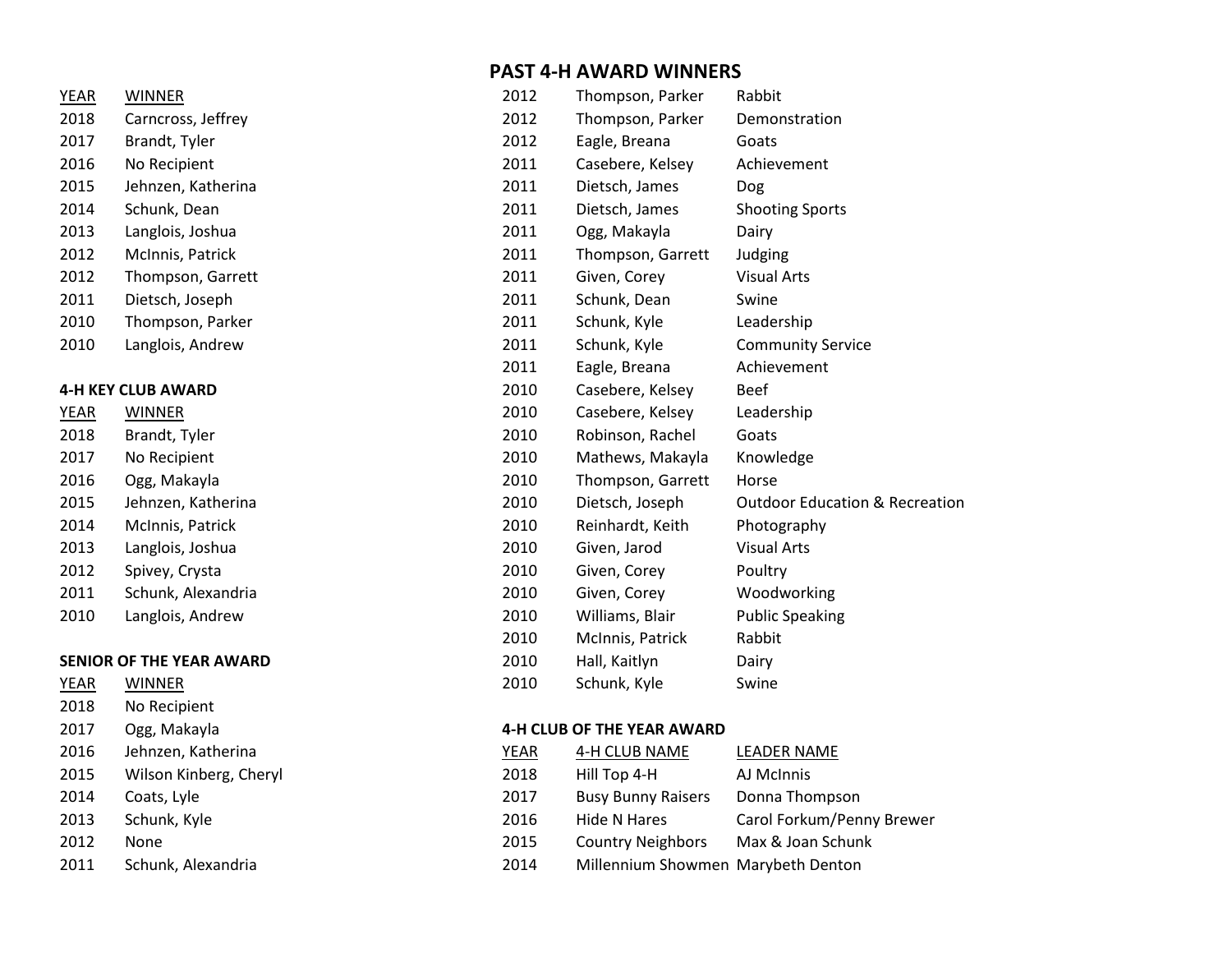# PAST 4-H AWARD WINNERS

| YEAR | WINNER |
|---|---|
| 2018 | Carncross, Jeffrey |
| 2017 | Brandt, Tyler |
| 2016 | No Recipient |
| 2015 | Jehnzen, Katherina |
| 2014 | Schunk, Dean |
| 2013 | Langlois, Joshua |
| 2012 | McInnis, Patrick |
| 2012 | Thompson, Garrett |
| 2011 | Dietsch, Joseph |
| 2010 | Thompson, Parker |
| 2010 | Langlois, Andrew |

**4-H KEY CLUB AWARD**

| YEAR | WINNER |
|---|---|
| 2018 | Brandt, Tyler |
| 2017 | No Recipient |
| 2016 | Ogg, Makayla |
| 2015 | Jehnzen, Katherina |
| 2014 | McInnis, Patrick |
| 2013 | Langlois, Joshua |
| 2012 | Spivey, Crysta |
| 2011 | Schunk, Alexandria |
| 2010 | Langlois, Andrew |

**SENIOR OF THE YEAR AWARD**

| YEAR | WINNER |
|---|---|
| 2018 | No Recipient |
| 2017 | Ogg, Makayla |
| 2016 | Jehnzen, Katherina |
| 2015 | Wilson Kinberg, Cheryl |
| 2014 | Coats, Lyle |
| 2013 | Schunk, Kyle |
| 2012 | None |
| 2011 | Schunk, Alexandria |

| | | |
|---|---|---|
| 2012 | Thompson, Parker | Rabbit |
| 2012 | Thompson, Parker | Demonstration |
| 2012 | Eagle, Breana | Goats |
| 2011 | Casebere, Kelsey | Achievement |
| 2011 | Dietsch, James | Dog |
| 2011 | Dietsch, James | Shooting Sports |
| 2011 | Ogg, Makayla | Dairy |
| 2011 | Thompson, Garrett | Judging |
| 2011 | Given, Corey | Visual Arts |
| 2011 | Schunk, Dean | Swine |
| 2011 | Schunk, Kyle | Leadership |
| 2011 | Schunk, Kyle | Community Service |
| 2011 | Eagle, Breana | Achievement |
| 2010 | Casebere, Kelsey | Beef |
| 2010 | Casebere, Kelsey | Leadership |
| 2010 | Robinson, Rachel | Goats |
| 2010 | Mathews, Makayla | Knowledge |
| 2010 | Thompson, Garrett | Horse |
| 2010 | Dietsch, Joseph | Outdoor Education & Recreation |
| 2010 | Reinhardt, Keith | Photography |
| 2010 | Given, Jarod | Visual Arts |
| 2010 | Given, Corey | Poultry |
| 2010 | Given, Corey | Woodworking |
| 2010 | Williams, Blair | Public Speaking |
| 2010 | McInnis, Patrick | Rabbit |
| 2010 | Hall, Kaitlyn | Dairy |
| 2010 | Schunk, Kyle | Swine |

**4-H CLUB OF THE YEAR AWARD**

| YEAR | 4-H CLUB NAME | LEADER NAME |
|---|---|---|
| 2018 | Hill Top 4-H | AJ McInnis |
| 2017 | Busy Bunny Raisers | Donna Thompson |
| 2016 | Hide N Hares | Carol Forkum/Penny Brewer |
| 2015 | Country Neighbors | Max & Joan Schunk |
| 2014 | Millennium Showmen | Marybeth Denton |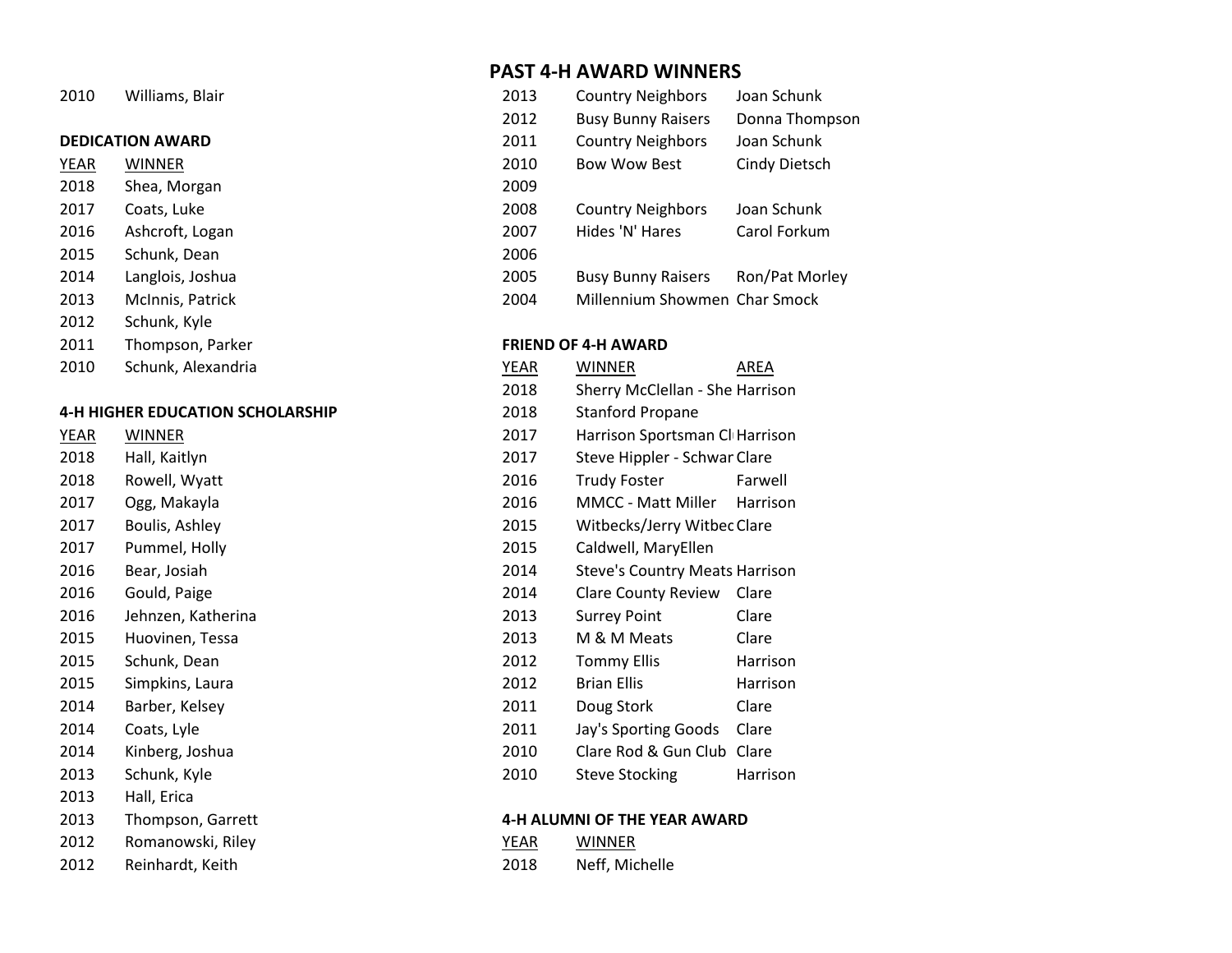# PAST 4-H AWARD WINNERS

| | |
|---|---|
| 2010 | Williams, Blair |

**DEDICATION AWARD**

| YEAR | WINNER |
|---|---|
| 2018 | Shea, Morgan |
| 2017 | Coats, Luke |
| 2016 | Ashcroft, Logan |
| 2015 | Schunk, Dean |
| 2014 | Langlois, Joshua |
| 2013 | McInnis, Patrick |
| 2012 | Schunk, Kyle |
| 2011 | Thompson, Parker |
| 2010 | Schunk, Alexandria |

**4-H HIGHER EDUCATION SCHOLARSHIP**

| YEAR | WINNER |
|---|---|
| 2018 | Hall, Kaitlyn |
| 2018 | Rowell, Wyatt |
| 2017 | Ogg, Makayla |
| 2017 | Boulis, Ashley |
| 2017 | Pummel, Holly |
| 2016 | Bear, Josiah |
| 2016 | Gould, Paige |
| 2016 | Jehnzen, Katherina |
| 2015 | Huovinen, Tessa |
| 2015 | Schunk, Dean |
| 2015 | Simpkins, Laura |
| 2014 | Barber, Kelsey |
| 2014 | Coats, Lyle |
| 2014 | Kinberg, Joshua |
| 2013 | Schunk, Kyle |
| 2013 | Hall, Erica |
| 2013 | Thompson, Garrett |
| 2012 | Romanowski, Riley |
| 2012 | Reinhardt, Keith |

| | | |
|---|---|---|
| 2013 | Country Neighbors | Joan Schunk |
| 2012 | Busy Bunny Raisers | Donna Thompson |
| 2011 | Country Neighbors | Joan Schunk |
| 2010 | Bow Wow Best | Cindy Dietsch |
| 2009 | | |
| 2008 | Country Neighbors | Joan Schunk |
| 2007 | Hides 'N' Hares | Carol Forkum |
| 2006 | | |
| 2005 | Busy Bunny Raisers | Ron/Pat Morley |
| 2004 | Millennium Showmen | Char Smock |

**FRIEND OF 4-H AWARD**

| YEAR | WINNER | AREA |
|---|---|---|
| 2018 | Sherry McClellan - She | Harrison |
| 2018 | Stanford Propane | |
| 2017 | Harrison Sportsman Cl | Harrison |
| 2017 | Steve Hippler - Schwar | Clare |
| 2016 | Trudy Foster | Farwell |
| 2016 | MMCC - Matt Miller | Harrison |
| 2015 | Witbecks/Jerry Witbec | Clare |
| 2015 | Caldwell, MaryEllen | |
| 2014 | Steve's Country Meats | Harrison |
| 2014 | Clare County Review | Clare |
| 2013 | Surrey Point | Clare |
| 2013 | M & M Meats | Clare |
| 2012 | Tommy Ellis | Harrison |
| 2012 | Brian Ellis | Harrison |
| 2011 | Doug Stork | Clare |
| 2011 | Jay's Sporting Goods | Clare |
| 2010 | Clare Rod & Gun Club | Clare |
| 2010 | Steve Stocking | Harrison |

**4-H ALUMNI OF THE YEAR AWARD**

| YEAR | WINNER |
|---|---|
| 2018 | Neff, Michelle |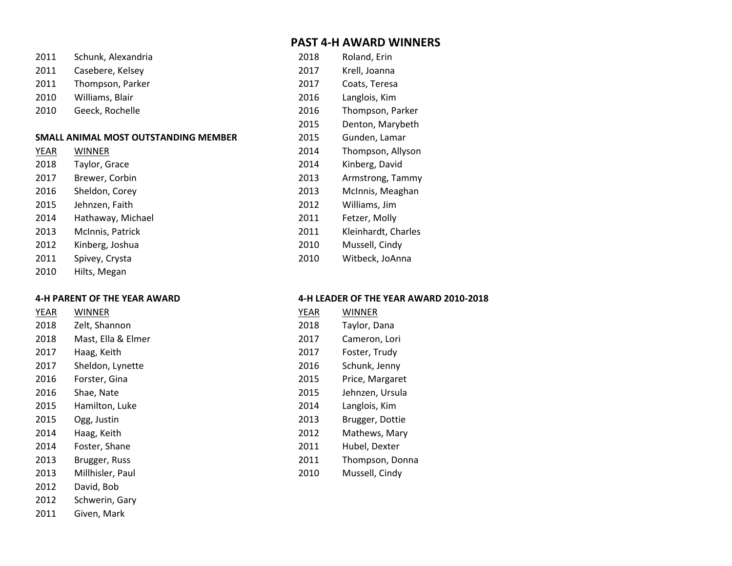# PAST 4-H AWARD WINNERS

| | |
|---|---|
| 2011 | Schunk, Alexandria |
| 2011 | Casebere, Kelsey |
| 2011 | Thompson, Parker |
| 2010 | Williams, Blair |
| 2010 | Geeck, Rochelle |

**SMALL ANIMAL MOST OUTSTANDING MEMBER**

| YEAR | WINNER |
|---|---|
| 2018 | Taylor, Grace |
| 2017 | Brewer, Corbin |
| 2016 | Sheldon, Corey |
| 2015 | Jehnzen, Faith |
| 2014 | Hathaway, Michael |
| 2013 | McInnis, Patrick |
| 2012 | Kinberg, Joshua |
| 2011 | Spivey, Crysta |
| 2010 | Hilts, Megan |

**4-H PARENT OF THE YEAR AWARD**

| YEAR | WINNER |
|---|---|
| 2018 | Zelt, Shannon |
| 2018 | Mast, Ella & Elmer |
| 2017 | Haag, Keith |
| 2017 | Sheldon, Lynette |
| 2016 | Forster, Gina |
| 2016 | Shae, Nate |
| 2015 | Hamilton, Luke |
| 2015 | Ogg, Justin |
| 2014 | Haag, Keith |
| 2014 | Foster, Shane |
| 2013 | Brugger, Russ |
| 2013 | Millhisler, Paul |
| 2012 | David, Bob |
| 2012 | Schwerin, Gary |
| 2011 | Given, Mark |

| | |
|---|---|
| 2018 | Roland, Erin |
| 2017 | Krell, Joanna |
| 2017 | Coats, Teresa |
| 2016 | Langlois, Kim |
| 2016 | Thompson, Parker |
| 2015 | Denton, Marybeth |
| 2015 | Gunden, Lamar |
| 2014 | Thompson, Allyson |
| 2014 | Kinberg, David |
| 2013 | Armstrong, Tammy |
| 2013 | McInnis, Meaghan |
| 2012 | Williams, Jim |
| 2011 | Fetzer, Molly |
| 2011 | Kleinhardt, Charles |
| 2010 | Mussell, Cindy |
| 2010 | Witbeck, JoAnna |

**4-H LEADER OF THE YEAR AWARD 2010-2018**

| YEAR | WINNER |
|---|---|
| 2018 | Taylor, Dana |
| 2017 | Cameron, Lori |
| 2017 | Foster, Trudy |
| 2016 | Schunk, Jenny |
| 2015 | Price, Margaret |
| 2015 | Jehnzen, Ursula |
| 2014 | Langlois, Kim |
| 2013 | Brugger, Dottie |
| 2012 | Mathews, Mary |
| 2011 | Hubel, Dexter |
| 2011 | Thompson, Donna |
| 2010 | Mussell, Cindy |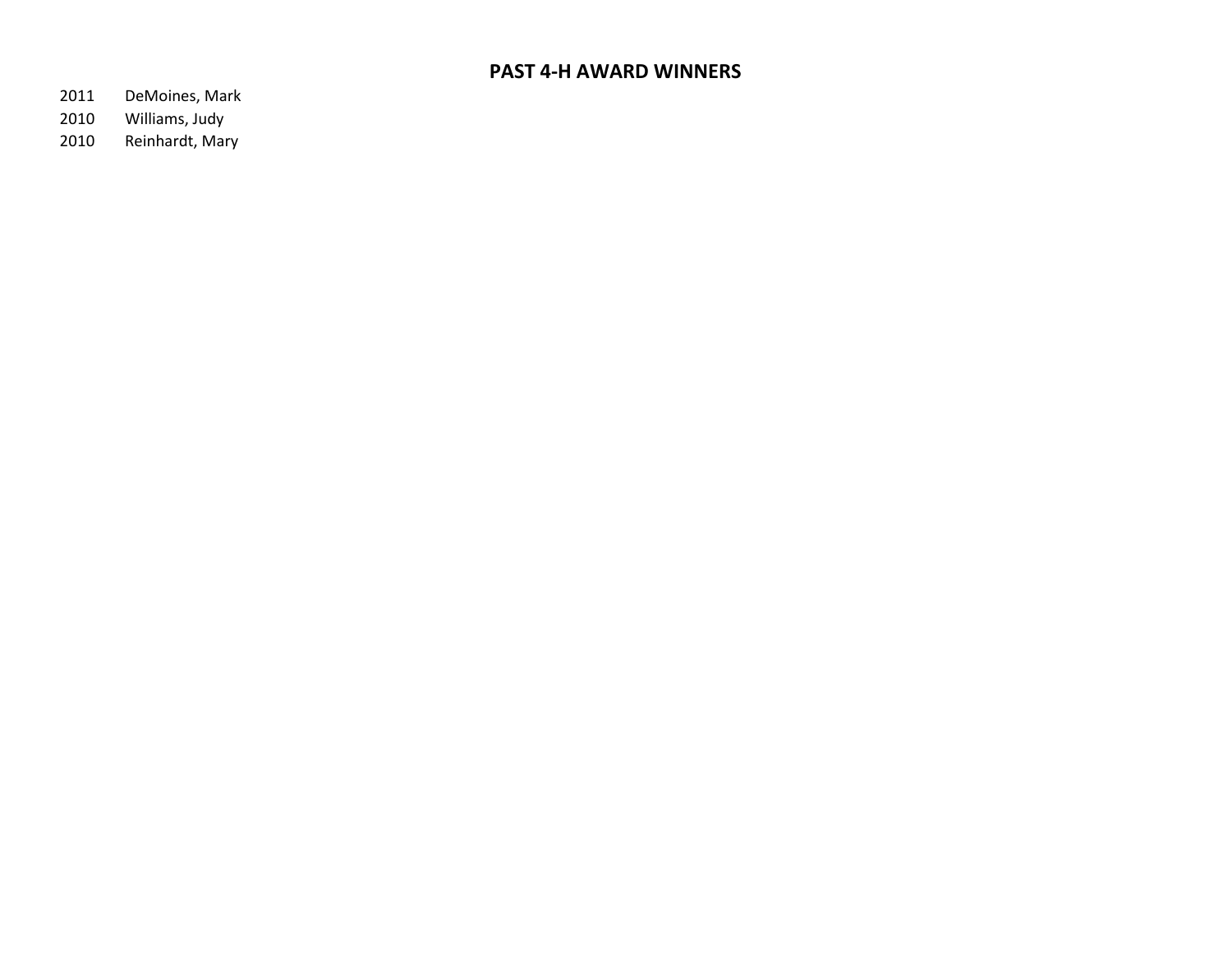# PAST 4-H AWARD WINNERS

| | |
|---|---|
| 2011 | DeMoines, Mark |
| 2010 | Williams, Judy |
| 2010 | Reinhardt, Mary |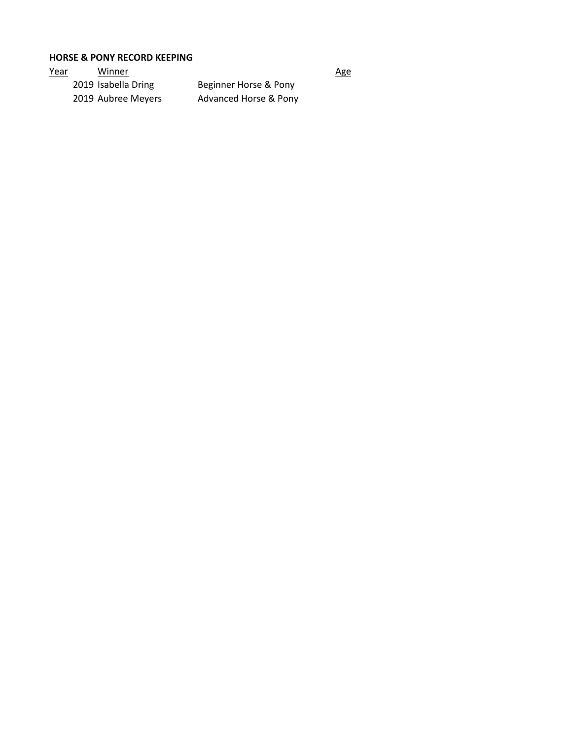**HORSE & PONY RECORD KEEPING**

| Year | Winner | | Age |
|---|---|---|---|
| 2019 | Isabella Dring | Beginner Horse & Pony | |
| 2019 | Aubree Meyers | Advanced Horse & Pony | |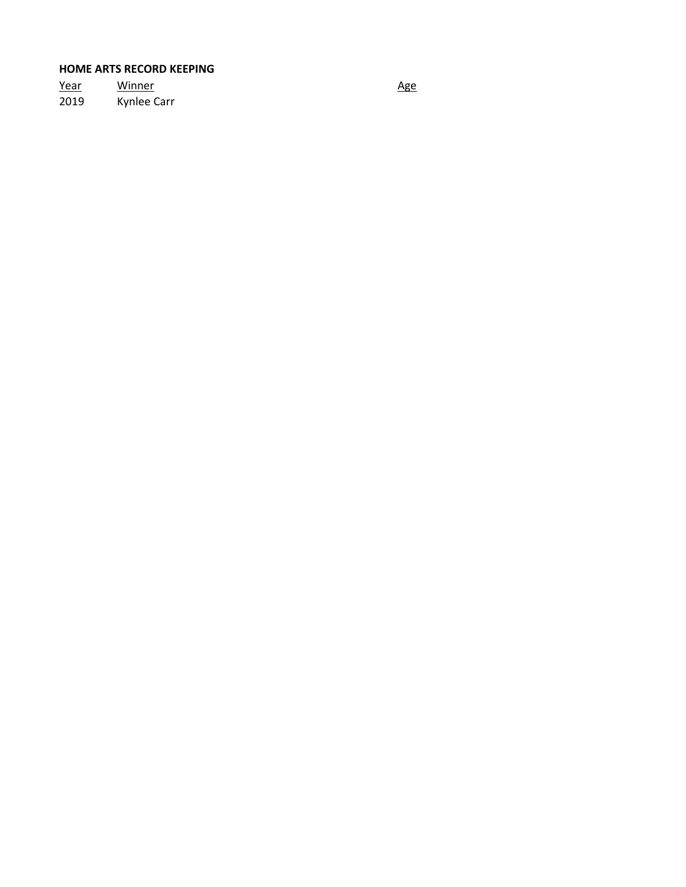**HOME ARTS RECORD KEEPING**

| Year | Winner | Age |
|---|---|---|
| 2019 | Kynlee Carr | |